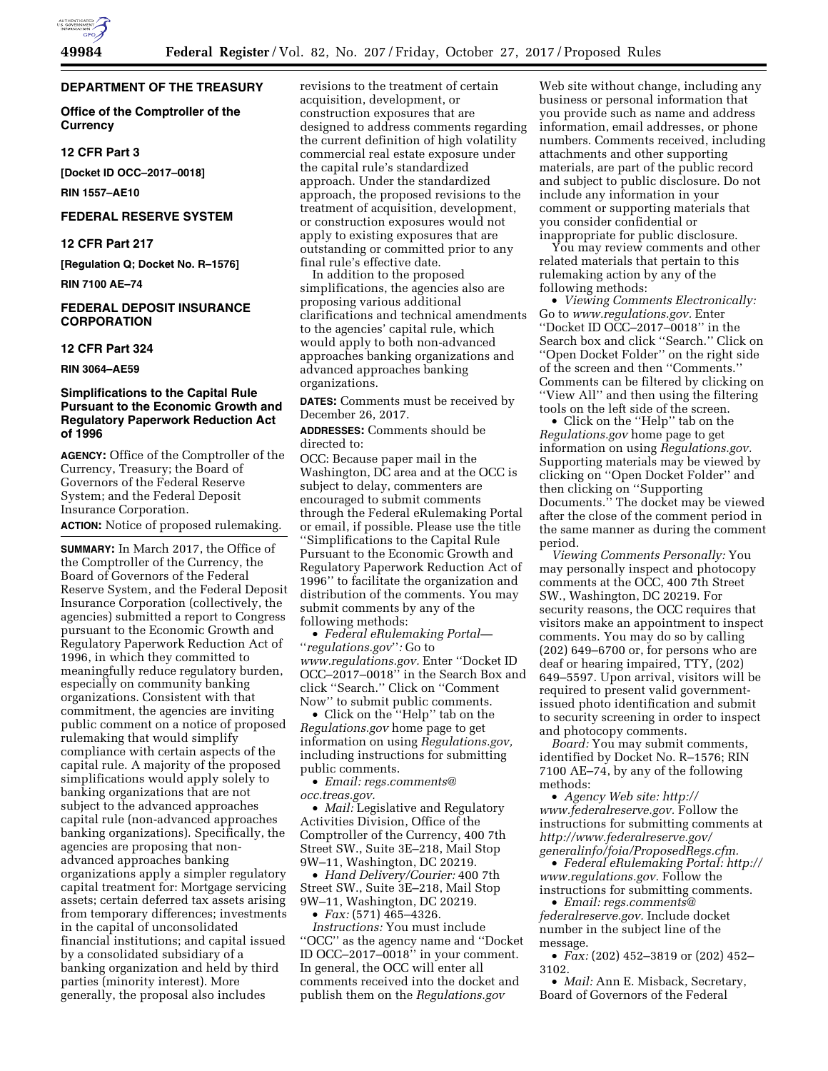## DEPARTMENT OF THE TREASURY

### Office of the Comptroller of the Currency

### 12 CFR Part 3

**[Docket ID OCC–2017–0018]**

**RIN 1557–AE10**

## FEDERAL RESERVE SYSTEM

### 12 CFR Part 217

**[Regulation Q; Docket No. R–1576]**

**RIN 7100 AE–74**

## FEDERAL DEPOSIT INSURANCE CORPORATION

### 12 CFR Part 324

**RIN 3064–AE59**

## Simplifications to the Capital Rule Pursuant to the Economic Growth and Regulatory Paperwork Reduction Act of 1996

**AGENCY:** Office of the Comptroller of the Currency, Treasury; the Board of Governors of the Federal Reserve System; and the Federal Deposit Insurance Corporation.

**ACTION:** Notice of proposed rulemaking.

**SUMMARY:** In March 2017, the Office of the Comptroller of the Currency, the Board of Governors of the Federal Reserve System, and the Federal Deposit Insurance Corporation (collectively, the agencies) submitted a report to Congress pursuant to the Economic Growth and Regulatory Paperwork Reduction Act of 1996, in which they committed to meaningfully reduce regulatory burden, especially on community banking organizations. Consistent with that commitment, the agencies are inviting public comment on a notice of proposed rulemaking that would simplify compliance with certain aspects of the capital rule. A majority of the proposed simplifications would apply solely to banking organizations that are not subject to the advanced approaches capital rule (non-advanced approaches banking organizations). Specifically, the agencies are proposing that non-advanced approaches banking organizations apply a simpler regulatory capital treatment for: Mortgage servicing assets; certain deferred tax assets arising from temporary differences; investments in the capital of unconsolidated financial institutions; and capital issued by a consolidated subsidiary of a banking organization and held by third parties (minority interest). More generally, the proposal also includes revisions to the treatment of certain acquisition, development, or construction exposures that are designed to address comments regarding the current definition of high volatility commercial real estate exposure under the capital rule's standardized approach. Under the standardized approach, the proposed revisions to the treatment of acquisition, development, or construction exposures would not apply to existing exposures that are outstanding or committed prior to any final rule's effective date.

In addition to the proposed simplifications, the agencies also are proposing various additional clarifications and technical amendments to the agencies' capital rule, which would apply to both non-advanced approaches banking organizations and advanced approaches banking organizations.

**DATES:** Comments must be received by December 26, 2017.

**ADDRESSES:** Comments should be directed to:

OCC: Because paper mail in the Washington, DC area and at the OCC is subject to delay, commenters are encouraged to submit comments through the Federal eRulemaking Portal or email, if possible. Please use the title ''Simplifications to the Capital Rule Pursuant to the Economic Growth and Regulatory Paperwork Reduction Act of 1996'' to facilitate the organization and distribution of the comments. You may submit comments by any of the following methods:

- *Federal eRulemaking Portal— ''regulations.gov'':* Go to *www.regulations.gov.* Enter ''Docket ID OCC–2017–0018'' in the Search Box and click ''Search.'' Click on ''Comment Now'' to submit public comments.
- Click on the ''Help'' tab on the *Regulations.gov* home page to get information on using *Regulations.gov,* including instructions for submitting public comments.
- *Email: regs.comments@occ.treas.gov.*
- *Mail:* Legislative and Regulatory Activities Division, Office of the Comptroller of the Currency, 400 7th Street SW., Suite 3E–218, Mail Stop 9W–11, Washington, DC 20219.
- *Hand Delivery/Courier:* 400 7th Street SW., Suite 3E–218, Mail Stop 9W–11, Washington, DC 20219.
- *Fax:* (571) 465–4326.

*Instructions:* You must include ''OCC'' as the agency name and ''Docket ID OCC–2017–0018'' in your comment. In general, the OCC will enter all comments received into the docket and publish them on the *Regulations.gov* Web site without change, including any business or personal information that you provide such as name and address information, email addresses, or phone numbers. Comments received, including attachments and other supporting materials, are part of the public record and subject to public disclosure. Do not include any information in your comment or supporting materials that you consider confidential or inappropriate for public disclosure.

You may review comments and other related materials that pertain to this rulemaking action by any of the following methods:

- *Viewing Comments Electronically:* Go to *www.regulations.gov.* Enter ''Docket ID OCC–2017–0018'' in the Search box and click ''Search.'' Click on ''Open Docket Folder'' on the right side of the screen and then ''Comments.'' Comments can be filtered by clicking on ''View All'' and then using the filtering tools on the left side of the screen.
- Click on the ''Help'' tab on the *Regulations.gov* home page to get information on using *Regulations.gov.* Supporting materials may be viewed by clicking on ''Open Docket Folder'' and then clicking on ''Supporting Documents.'' The docket may be viewed after the close of the comment period in the same manner as during the comment period.

*Viewing Comments Personally:* You may personally inspect and photocopy comments at the OCC, 400 7th Street SW., Washington, DC 20219. For security reasons, the OCC requires that visitors make an appointment to inspect comments. You may do so by calling (202) 649–6700 or, for persons who are deaf or hearing impaired, TTY, (202) 649–5597. Upon arrival, visitors will be required to present valid government-issued photo identification and submit to security screening in order to inspect and photocopy comments.

*Board:* You may submit comments, identified by Docket No. R–1576; RIN 7100 AE–74, by any of the following methods:

- *Agency Web site: http://www.federalreserve.gov.* Follow the instructions for submitting comments at *http://www.federalreserve.gov/generalinfo/foia/ProposedRegs.cfm.*
- *Federal eRulemaking Portal: http://www.regulations.gov.* Follow the instructions for submitting comments.
- *Email: regs.comments@federalreserve.gov.* Include docket number in the subject line of the message.
- *Fax:* (202) 452–3819 or (202) 452–3102.
- *Mail:* Ann E. Misback, Secretary, Board of Governors of the Federal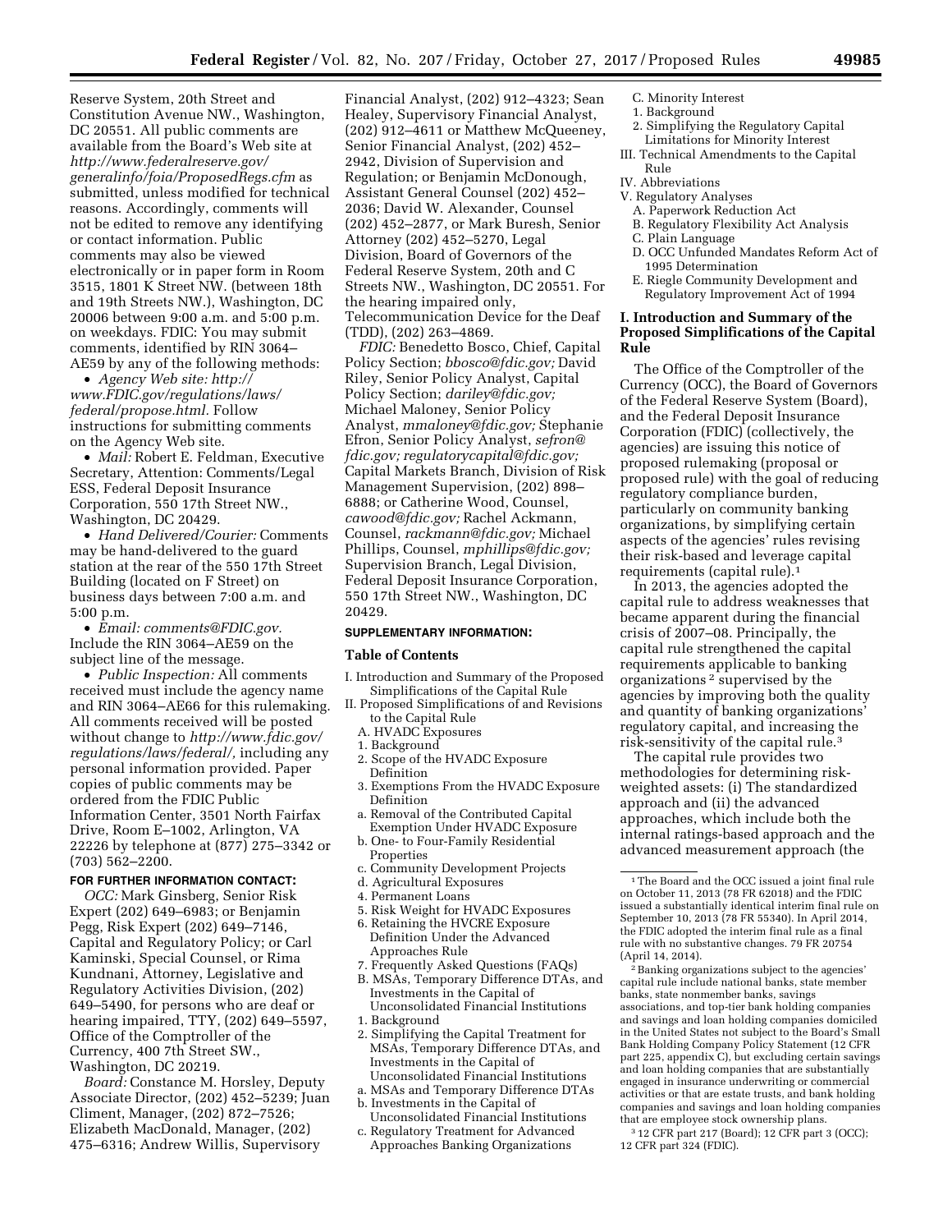Reserve System, 20th Street and Constitution Avenue NW., Washington, DC 20551. All public comments are available from the Board's Web site at *http://www.federalreserve.gov/generalinfo/foia/ProposedRegs.cfm* as submitted, unless modified for technical reasons. Accordingly, comments will not be edited to remove any identifying or contact information. Public comments may also be viewed electronically or in paper form in Room 3515, 1801 K Street NW. (between 18th and 19th Streets NW.), Washington, DC 20006 between 9:00 a.m. and 5:00 p.m. on weekdays. FDIC: You may submit comments, identified by RIN 3064–AE59 by any of the following methods:

- *Agency Web site: http://www.FDIC.gov/regulations/laws/federal/propose.html.* Follow instructions for submitting comments on the Agency Web site.
- *Mail:* Robert E. Feldman, Executive Secretary, Attention: Comments/Legal ESS, Federal Deposit Insurance Corporation, 550 17th Street NW., Washington, DC 20429.
- *Hand Delivered/Courier:* Comments may be hand-delivered to the guard station at the rear of the 550 17th Street Building (located on F Street) on business days between 7:00 a.m. and 5:00 p.m.
- *Email: comments@FDIC.gov.* Include the RIN 3064–AE59 on the subject line of the message.
- *Public Inspection:* All comments received must include the agency name and RIN 3064–AE66 for this rulemaking. All comments received will be posted without change to *http://www.fdic.gov/regulations/laws/federal/,* including any personal information provided. Paper copies of public comments may be ordered from the FDIC Public Information Center, 3501 North Fairfax Drive, Room E–1002, Arlington, VA 22226 by telephone at (877) 275–3342 or (703) 562–2200.

**FOR FURTHER INFORMATION CONTACT:**

*OCC:* Mark Ginsberg, Senior Risk Expert (202) 649–6983; or Benjamin Pegg, Risk Expert (202) 649–7146, Capital and Regulatory Policy; or Carl Kaminski, Special Counsel, or Rima Kundnani, Attorney, Legislative and Regulatory Activities Division, (202) 649–5490, for persons who are deaf or hearing impaired, TTY, (202) 649–5597, Office of the Comptroller of the Currency, 400 7th Street SW., Washington, DC 20219.

*Board:* Constance M. Horsley, Deputy Associate Director, (202) 452–5239; Juan Climent, Manager, (202) 872–7526; Elizabeth MacDonald, Manager, (202) 475–6316; Andrew Willis, Supervisory Financial Analyst, (202) 912–4323; Sean Healey, Supervisory Financial Analyst, (202) 912–4611 or Matthew McQueeney, Senior Financial Analyst, (202) 452–2942, Division of Supervision and Regulation; or Benjamin McDonough, Assistant General Counsel (202) 452–2036; David W. Alexander, Counsel (202) 452–2877, or Mark Buresh, Senior Attorney (202) 452–5270, Legal Division, Board of Governors of the Federal Reserve System, 20th and C Streets NW., Washington, DC 20551. For the hearing impaired only, Telecommunication Device for the Deaf (TDD), (202) 263–4869.

*FDIC:* Benedetto Bosco, Chief, Capital Policy Section; *bbosco@fdic.gov;* David Riley, Senior Policy Analyst, Capital Policy Section; *dariley@fdic.gov;* Michael Maloney, Senior Policy Analyst, *mmaloney@fdic.gov;* Stephanie Efron, Senior Policy Analyst, *sefron@fdic.gov; regulatorycapital@fdic.gov;* Capital Markets Branch, Division of Risk Management Supervision, (202) 898–6888; or Catherine Wood, Counsel, *cawood@fdic.gov;* Rachel Ackmann, Counsel, *rackmann@fdic.gov;* Michael Phillips, Counsel, *mphillips@fdic.gov;* Supervision Branch, Legal Division, Federal Deposit Insurance Corporation, 550 17th Street NW., Washington, DC 20429.

**SUPPLEMENTARY INFORMATION:**

**Table of Contents**

I. Introduction and Summary of the Proposed Simplifications of the Capital Rule
II. Proposed Simplifications of and Revisions to the Capital Rule
  A. HVADC Exposures
    1. Background
    2. Scope of the HVADC Exposure Definition
    3. Exemptions From the HVADC Exposure Definition
      a. Removal of the Contributed Capital Exemption Under HVADC Exposure
      b. One- to Four-Family Residential Properties
      c. Community Development Projects
      d. Agricultural Exposures
    4. Permanent Loans
    5. Risk Weight for HVADC Exposures
    6. Retaining the HVCRE Exposure Definition Under the Advanced Approaches Rule
    7. Frequently Asked Questions (FAQs)
  B. MSAs, Temporary Difference DTAs, and Investments in the Capital of Unconsolidated Financial Institutions
    1. Background
    2. Simplifying the Capital Treatment for MSAs, Temporary Difference DTAs, and Investments in the Capital of Unconsolidated Financial Institutions
      a. MSAs and Temporary Difference DTAs
      b. Investments in the Capital of Unconsolidated Financial Institutions
      c. Regulatory Treatment for Advanced Approaches Banking Organizations
  C. Minority Interest
    1. Background
    2. Simplifying the Regulatory Capital Limitations for Minority Interest
III. Technical Amendments to the Capital Rule
IV. Abbreviations
V. Regulatory Analyses
  A. Paperwork Reduction Act
  B. Regulatory Flexibility Act Analysis
  C. Plain Language
  D. OCC Unfunded Mandates Reform Act of 1995 Determination
  E. Riegle Community Development and Regulatory Improvement Act of 1994

## I. Introduction and Summary of the Proposed Simplifications of the Capital Rule

The Office of the Comptroller of the Currency (OCC), the Board of Governors of the Federal Reserve System (Board), and the Federal Deposit Insurance Corporation (FDIC) (collectively, the agencies) are issuing this notice of proposed rulemaking (proposal or proposed rule) with the goal of reducing regulatory compliance burden, particularly on community banking organizations, by simplifying certain aspects of the agencies' rules revising their risk-based and leverage capital requirements (capital rule).[1]

In 2013, the agencies adopted the capital rule to address weaknesses that became apparent during the financial crisis of 2007–08. Principally, the capital rule strengthened the capital requirements applicable to banking organizations[2] supervised by the agencies by improving both the quality and quantity of banking organizations' regulatory capital, and increasing the risk-sensitivity of the capital rule.[3]

The capital rule provides two methodologies for determining risk-weighted assets: (i) The standardized approach and (ii) the advanced approaches, which include both the internal ratings-based approach and the advanced measurement approach (the

---

[1] The Board and the OCC issued a joint final rule on October 11, 2013 (78 FR 62018) and the FDIC issued a substantially identical interim final rule on September 10, 2013 (78 FR 55340). In April 2014, the FDIC adopted the interim final rule as a final rule with no substantive changes. 79 FR 20754 (April 14, 2014).

[2] Banking organizations subject to the agencies' capital rule include national banks, state member banks, state nonmember banks, savings associations, and top-tier bank holding companies and savings and loan holding companies domiciled in the United States not subject to the Board's Small Bank Holding Company Policy Statement (12 CFR part 225, appendix C), but excluding certain savings and loan holding companies that are substantially engaged in insurance underwriting or commercial activities or that are estate trusts, and bank holding companies and savings and loan holding companies that are employee stock ownership plans.

[3] 12 CFR part 217 (Board); 12 CFR part 3 (OCC); 12 CFR part 324 (FDIC).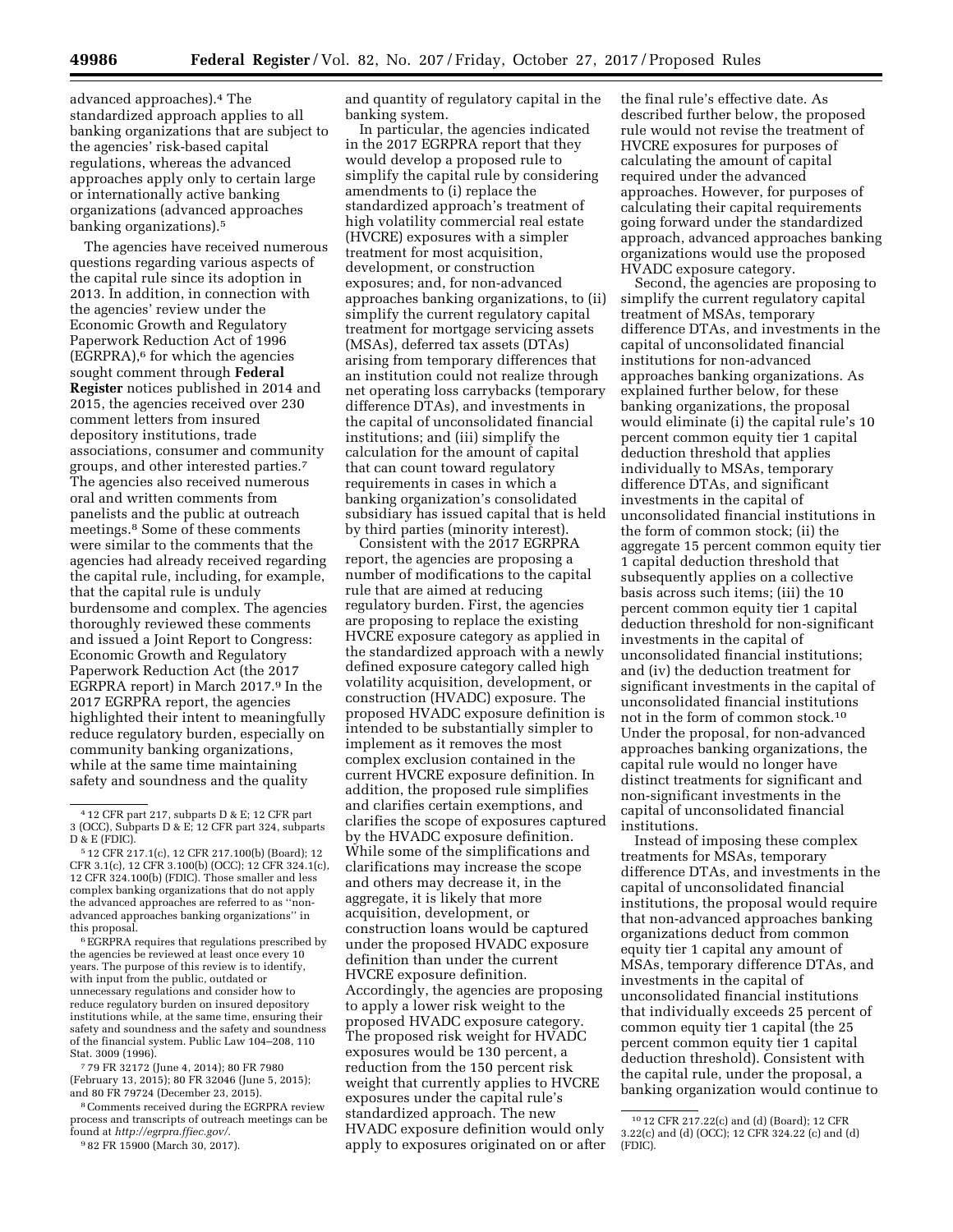advanced approaches).[4] The standardized approach applies to all banking organizations that are subject to the agencies' risk-based capital regulations, whereas the advanced approaches apply only to certain large or internationally active banking organizations (advanced approaches banking organizations).[5]

The agencies have received numerous questions regarding various aspects of the capital rule since its adoption in 2013. In addition, in connection with the agencies' review under the Economic Growth and Regulatory Paperwork Reduction Act of 1996 (EGRPRA),[6] for which the agencies sought comment through **Federal Register** notices published in 2014 and 2015, the agencies received over 230 comment letters from insured depository institutions, trade associations, consumer and community groups, and other interested parties.[7] The agencies also received numerous oral and written comments from panelists and the public at outreach meetings.[8] Some of these comments were similar to the comments that the agencies had already received regarding the capital rule, including, for example, that the capital rule is unduly burdensome and complex. The agencies thoroughly reviewed these comments and issued a Joint Report to Congress: Economic Growth and Regulatory Paperwork Reduction Act (the 2017 EGRPRA report) in March 2017.[9] In the 2017 EGRPRA report, the agencies highlighted their intent to meaningfully reduce regulatory burden, especially on community banking organizations, while at the same time maintaining safety and soundness and the quality and quantity of regulatory capital in the banking system.

In particular, the agencies indicated in the 2017 EGRPRA report that they would develop a proposed rule to simplify the capital rule by considering amendments to (i) replace the standardized approach's treatment of high volatility commercial real estate (HVCRE) exposures with a simpler treatment for most acquisition, development, or construction exposures; and, for non-advanced approaches banking organizations, to (ii) simplify the current regulatory capital treatment for mortgage servicing assets (MSAs), deferred tax assets (DTAs) arising from temporary differences that an institution could not realize through net operating loss carrybacks (temporary difference DTAs), and investments in the capital of unconsolidated financial institutions; and (iii) simplify the calculation for the amount of capital that can count toward regulatory requirements in cases in which a banking organization's consolidated subsidiary has issued capital that is held by third parties (minority interest).

Consistent with the 2017 EGRPRA report, the agencies are proposing a number of modifications to the capital rule that are aimed at reducing regulatory burden. First, the agencies are proposing to replace the existing HVCRE exposure category as applied in the standardized approach with a newly defined exposure category called high volatility acquisition, development, or construction (HVADC) exposure. The proposed HVADC exposure definition is intended to be substantially simpler to implement as it removes the most complex exclusion contained in the current HVCRE exposure definition. In addition, the proposed rule simplifies and clarifies certain exemptions, and clarifies the scope of exposures captured by the HVADC exposure definition. While some of the simplifications and clarifications may increase the scope and others may decrease it, in the aggregate, it is likely that more acquisition, development, or construction loans would be captured under the proposed HVADC exposure definition than under the current HVCRE exposure definition. Accordingly, the agencies are proposing to apply a lower risk weight to the proposed HVADC exposure category. The proposed risk weight for HVADC exposures would be 130 percent, a reduction from the 150 percent risk weight that currently applies to HVCRE exposures under the capital rule's standardized approach. The new HVADC exposure definition would only apply to exposures originated on or after the final rule's effective date. As described further below, the proposed rule would not revise the treatment of HVCRE exposures for purposes of calculating the amount of capital required under the advanced approaches. However, for purposes of calculating their capital requirements going forward under the standardized approach, advanced approaches banking organizations would use the proposed HVADC exposure category.

Second, the agencies are proposing to simplify the current regulatory capital treatment of MSAs, temporary difference DTAs, and investments in the capital of unconsolidated financial institutions for non-advanced approaches banking organizations. As explained further below, for these banking organizations, the proposal would eliminate (i) the capital rule's 10 percent common equity tier 1 capital deduction threshold that applies individually to MSAs, temporary difference DTAs, and significant investments in the capital of unconsolidated financial institutions in the form of common stock; (ii) the aggregate 15 percent common equity tier 1 capital deduction threshold that subsequently applies on a collective basis across such items; (iii) the 10 percent common equity tier 1 capital deduction threshold for non-significant investments in the capital of unconsolidated financial institutions; and (iv) the deduction treatment for significant investments in the capital of unconsolidated financial institutions not in the form of common stock.[10] Under the proposal, for non-advanced approaches banking organizations, the capital rule would no longer have distinct treatments for significant and non-significant investments in the capital of unconsolidated financial institutions.

Instead of imposing these complex treatments for MSAs, temporary difference DTAs, and investments in the capital of unconsolidated financial institutions, the proposal would require that non-advanced approaches banking organizations deduct from common equity tier 1 capital any amount of MSAs, temporary difference DTAs, and investments in the capital of unconsolidated financial institutions that individually exceeds 25 percent of common equity tier 1 capital (the 25 percent common equity tier 1 capital deduction threshold). Consistent with the capital rule, under the proposal, a banking organization would continue to

---

[4] 12 CFR part 217, subparts D & E; 12 CFR part 3 (OCC), Subparts D & E; 12 CFR part 324, subparts D & E (FDIC).

[5] 12 CFR 217.1(c), 12 CFR 217.100(b) (Board); 12 CFR 3.1(c), 12 CFR 3.100(b) (OCC); 12 CFR 324.1(c), 12 CFR 324.100(b) (FDIC). Those smaller and less complex banking organizations that do not apply the advanced approaches are referred to as ''non-advanced approaches banking organizations'' in this proposal.

[6] EGRPRA requires that regulations prescribed by the agencies be reviewed at least once every 10 years. The purpose of this review is to identify, with input from the public, outdated or unnecessary regulations and consider how to reduce regulatory burden on insured depository institutions while, at the same time, ensuring their safety and soundness and the safety and soundness of the financial system. Public Law 104–208, 110 Stat. 3009 (1996).

[7] 79 FR 32172 (June 4, 2014); 80 FR 7980 (February 13, 2015); 80 FR 32046 (June 5, 2015); and 80 FR 79724 (December 23, 2015).

[8] Comments received during the EGRPRA review process and transcripts of outreach meetings can be found at *http://egrpra.ffiec.gov/*.

[9] 82 FR 15900 (March 30, 2017).

[10] 12 CFR 217.22(c) and (d) (Board); 12 CFR 3.22(c) and (d) (OCC); 12 CFR 324.22 (c) and (d) (FDIC).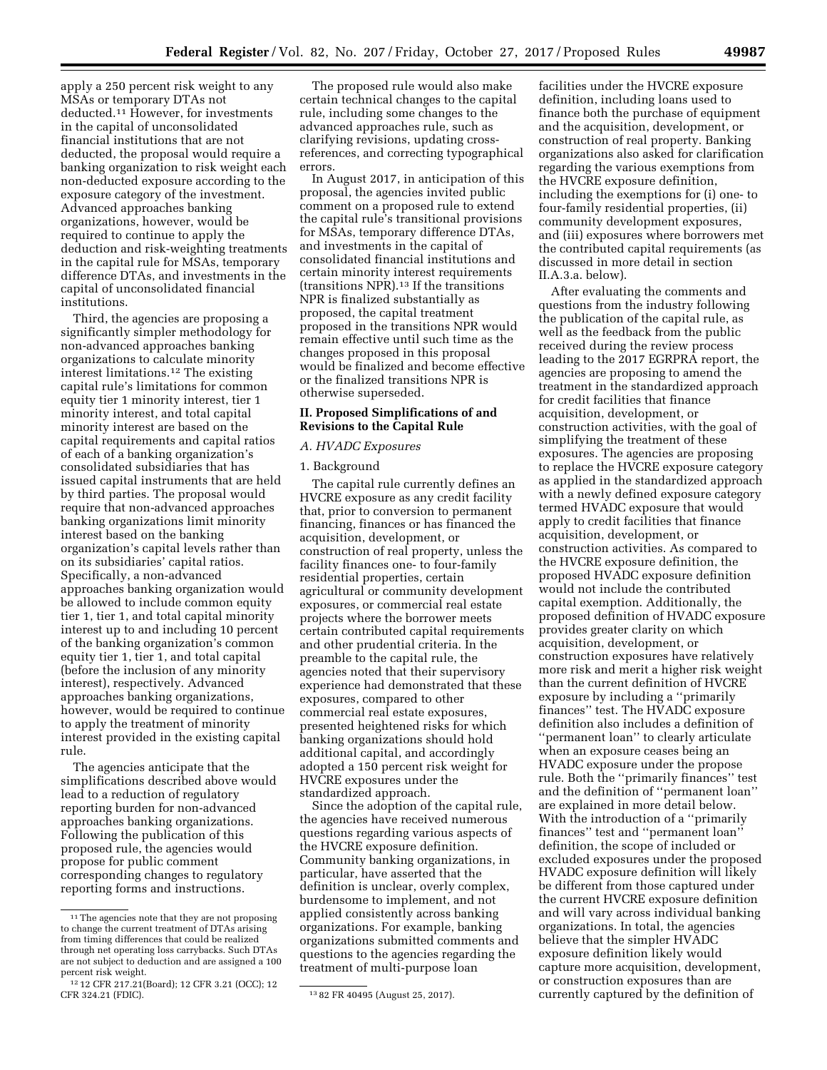apply a 250 percent risk weight to any MSAs or temporary DTAs not deducted.[11] However, for investments in the capital of unconsolidated financial institutions that are not deducted, the proposal would require a banking organization to risk weight each non-deducted exposure according to the exposure category of the investment. Advanced approaches banking organizations, however, would be required to continue to apply the deduction and risk-weighting treatments in the capital rule for MSAs, temporary difference DTAs, and investments in the capital of unconsolidated financial institutions.

Third, the agencies are proposing a significantly simpler methodology for non-advanced approaches banking organizations to calculate minority interest limitations.[12] The existing capital rule's limitations for common equity tier 1 minority interest, tier 1 minority interest, and total capital minority interest are based on the capital requirements and capital ratios of each of a banking organization's consolidated subsidiaries that has issued capital instruments that are held by third parties. The proposal would require that non-advanced approaches banking organizations limit minority interest based on the banking organization's capital levels rather than on its subsidiaries' capital ratios. Specifically, a non-advanced approaches banking organization would be allowed to include common equity tier 1, tier 1, and total capital minority interest up to and including 10 percent of the banking organization's common equity tier 1, tier 1, and total capital (before the inclusion of any minority interest), respectively. Advanced approaches banking organizations, however, would be required to continue to apply the treatment of minority interest provided in the existing capital rule.

The agencies anticipate that the simplifications described above would lead to a reduction of regulatory reporting burden for non-advanced approaches banking organizations. Following the publication of this proposed rule, the agencies would propose for public comment corresponding changes to regulatory reporting forms and instructions.

The proposed rule would also make certain technical changes to the capital rule, including some changes to the advanced approaches rule, such as clarifying revisions, updating cross-references, and correcting typographical errors.

In August 2017, in anticipation of this proposal, the agencies invited public comment on a proposed rule to extend the capital rule's transitional provisions for MSAs, temporary difference DTAs, and investments in the capital of consolidated financial institutions and certain minority interest requirements (transitions NPR).[13] If the transitions NPR is finalized substantially as proposed, the capital treatment proposed in the transitions NPR would remain effective until such time as the changes proposed in this proposal would be finalized and become effective or the finalized transitions NPR is otherwise superseded.

## II. Proposed Simplifications of and Revisions to the Capital Rule

### *A. HVADC Exposures*

#### 1. Background

The capital rule currently defines an HVCRE exposure as any credit facility that, prior to conversion to permanent financing, finances or has financed the acquisition, development, or construction of real property, unless the facility finances one- to four-family residential properties, certain agricultural or community development exposures, or commercial real estate projects where the borrower meets certain contributed capital requirements and other prudential criteria. In the preamble to the capital rule, the agencies noted that their supervisory experience had demonstrated that these exposures, compared to other commercial real estate exposures, presented heightened risks for which banking organizations should hold additional capital, and accordingly adopted a 150 percent risk weight for HVCRE exposures under the standardized approach.

Since the adoption of the capital rule, the agencies have received numerous questions regarding various aspects of the HVCRE exposure definition. Community banking organizations, in particular, have asserted that the definition is unclear, overly complex, burdensome to implement, and not applied consistently across banking organizations. For example, banking organizations submitted comments and questions to the agencies regarding the treatment of multi-purpose loan facilities under the HVCRE exposure definition, including loans used to finance both the purchase of equipment and the acquisition, development, or construction of real property. Banking organizations also asked for clarification regarding the various exemptions from the HVCRE exposure definition, including the exemptions for (i) one- to four-family residential properties, (ii) community development exposures, and (iii) exposures where borrowers met the contributed capital requirements (as discussed in more detail in section II.A.3.a. below).

After evaluating the comments and questions from the industry following the publication of the capital rule, as well as the feedback from the public received during the review process leading to the 2017 EGRPRA report, the agencies are proposing to amend the treatment in the standardized approach for credit facilities that finance acquisition, development, or construction activities, with the goal of simplifying the treatment of these exposures. The agencies are proposing to replace the HVCRE exposure category as applied in the standardized approach with a newly defined exposure category termed HVADC exposure that would apply to credit facilities that finance acquisition, development, or construction activities. As compared to the HVCRE exposure definition, the proposed HVADC exposure definition would not include the contributed capital exemption. Additionally, the proposed definition of HVADC exposure provides greater clarity on which acquisition, development, or construction exposures have relatively more risk and merit a higher risk weight than the current definition of HVCRE exposure by including a ''primarily finances'' test. The HVADC exposure definition also includes a definition of ''permanent loan'' to clearly articulate when an exposure ceases being an HVADC exposure under the propose rule. Both the ''primarily finances'' test and the definition of ''permanent loan'' are explained in more detail below. With the introduction of a ''primarily finances'' test and ''permanent loan'' definition, the scope of included or excluded exposures under the proposed HVADC exposure definition will likely be different from those captured under the current HVCRE exposure definition and will vary across individual banking organizations. In total, the agencies believe that the simpler HVADC exposure definition likely would capture more acquisition, development, or construction exposures than are currently captured by the definition of

---

[11] The agencies note that they are not proposing to change the current treatment of DTAs arising from timing differences that could be realized through net operating loss carrybacks. Such DTAs are not subject to deduction and are assigned a 100 percent risk weight.

[12] 12 CFR 217.21(Board); 12 CFR 3.21 (OCC); 12 CFR 324.21 (FDIC).

[13] 82 FR 40495 (August 25, 2017).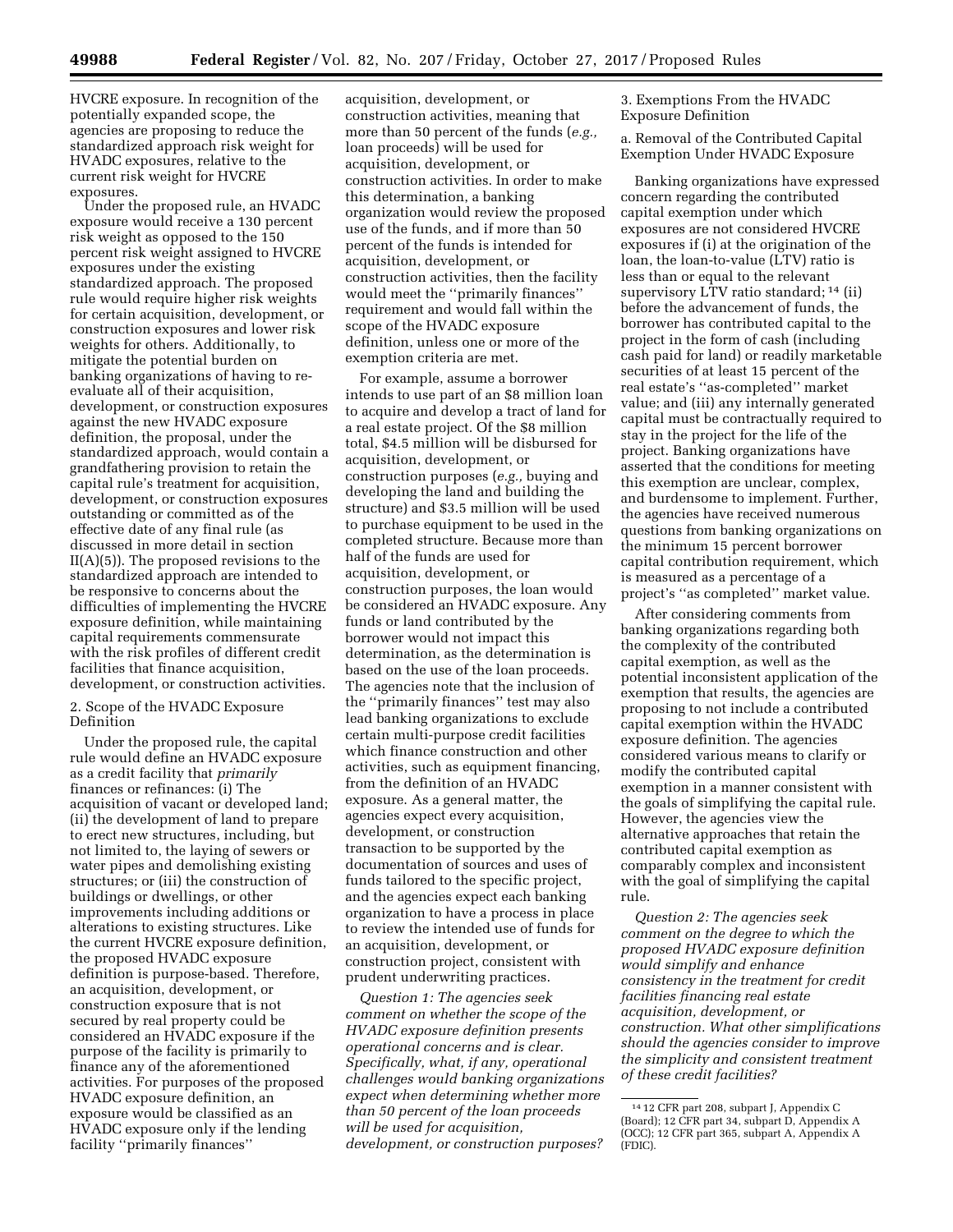HVCRE exposure. In recognition of the potentially expanded scope, the agencies are proposing to reduce the standardized approach risk weight for HVADC exposures, relative to the current risk weight for HVCRE exposures.

Under the proposed rule, an HVADC exposure would receive a 130 percent risk weight as opposed to the 150 percent risk weight assigned to HVCRE exposures under the existing standardized approach. The proposed rule would require higher risk weights for certain acquisition, development, or construction exposures and lower risk weights for others. Additionally, to mitigate the potential burden on banking organizations of having to re-evaluate all of their acquisition, development, or construction exposures against the new HVADC exposure definition, the proposal, under the standardized approach, would contain a grandfathering provision to retain the capital rule's treatment for acquisition, development, or construction exposures outstanding or committed as of the effective date of any final rule (as discussed in more detail in section II(A)(5)). The proposed revisions to the standardized approach are intended to be responsive to concerns about the difficulties of implementing the HVCRE exposure definition, while maintaining capital requirements commensurate with the risk profiles of different credit facilities that finance acquisition, development, or construction activities.

2. Scope of the HVADC Exposure Definition

Under the proposed rule, the capital rule would define an HVADC exposure as a credit facility that *primarily* finances or refinances: (i) The acquisition of vacant or developed land; (ii) the development of land to prepare to erect new structures, including, but not limited to, the laying of sewers or water pipes and demolishing existing structures; or (iii) the construction of buildings or dwellings, or other improvements including additions or alterations to existing structures. Like the current HVCRE exposure definition, the proposed HVADC exposure definition is purpose-based. Therefore, an acquisition, development, or construction exposure that is not secured by real property could be considered an HVADC exposure if the purpose of the facility is primarily to finance any of the aforementioned activities. For purposes of the proposed HVADC exposure definition, an exposure would be classified as an HVADC exposure only if the lending facility "primarily finances" acquisition, development, or construction activities, meaning that more than 50 percent of the funds (*e.g.,* loan proceeds) will be used for acquisition, development, or construction activities. In order to make this determination, a banking organization would review the proposed use of the funds, and if more than 50 percent of the funds is intended for acquisition, development, or construction activities, then the facility would meet the "primarily finances" requirement and would fall within the scope of the HVADC exposure definition, unless one or more of the exemption criteria are met.

For example, assume a borrower intends to use part of an $8 million loan to acquire and develop a tract of land for a real estate project. Of the $8 million total, $4.5 million will be disbursed for acquisition, development, or construction purposes (*e.g.,* buying and developing the land and building the structure) and $3.5 million will be used to purchase equipment to be used in the completed structure. Because more than half of the funds are used for acquisition, development, or construction purposes, the loan would be considered an HVADC exposure. Any funds or land contributed by the borrower would not impact this determination, as the determination is based on the use of the loan proceeds. The agencies note that the inclusion of the "primarily finances" test may also lead banking organizations to exclude certain multi-purpose credit facilities which finance construction and other activities, such as equipment financing, from the definition of an HVADC exposure. As a general matter, the agencies expect every acquisition, development, or construction transaction to be supported by the documentation of sources and uses of funds tailored to the specific project, and the agencies expect each banking organization to have a process in place to review the intended use of funds for an acquisition, development, or construction project, consistent with prudent underwriting practices.

*Question 1: The agencies seek comment on whether the scope of the HVADC exposure definition presents operational concerns and is clear. Specifically, what, if any, operational challenges would banking organizations expect when determining whether more than 50 percent of the loan proceeds will be used for acquisition, development, or construction purposes?*

3. Exemptions From the HVADC Exposure Definition

a. Removal of the Contributed Capital Exemption Under HVADC Exposure

Banking organizations have expressed concern regarding the contributed capital exemption under which exposures are not considered HVCRE exposures if (i) at the origination of the loan, the loan-to-value (LTV) ratio is less than or equal to the relevant supervisory LTV ratio standard;[14] (ii) before the advancement of funds, the borrower has contributed capital to the project in the form of cash (including cash paid for land) or readily marketable securities of at least 15 percent of the real estate's "as-completed" market value; and (iii) any internally generated capital must be contractually required to stay in the project for the life of the project. Banking organizations have asserted that the conditions for meeting this exemption are unclear, complex, and burdensome to implement. Further, the agencies have received numerous questions from banking organizations on the minimum 15 percent borrower capital contribution requirement, which is measured as a percentage of a project's "as completed" market value.

After considering comments from banking organizations regarding both the complexity of the contributed capital exemption, as well as the potential inconsistent application of the exemption that results, the agencies are proposing to not include a contributed capital exemption within the HVADC exposure definition. The agencies considered various means to clarify or modify the contributed capital exemption in a manner consistent with the goals of simplifying the capital rule. However, the agencies view the alternative approaches that retain the contributed capital exemption as comparably complex and inconsistent with the goal of simplifying the capital rule.

*Question 2: The agencies seek comment on the degree to which the proposed HVADC exposure definition would simplify and enhance consistency in the treatment for credit facilities financing real estate acquisition, development, or construction. What other simplifications should the agencies consider to improve the simplicity and consistent treatment of these credit facilities?*

[14] 12 CFR part 208, subpart J, Appendix C (Board); 12 CFR part 34, subpart D, Appendix A (OCC); 12 CFR part 365, subpart A, Appendix A (FDIC).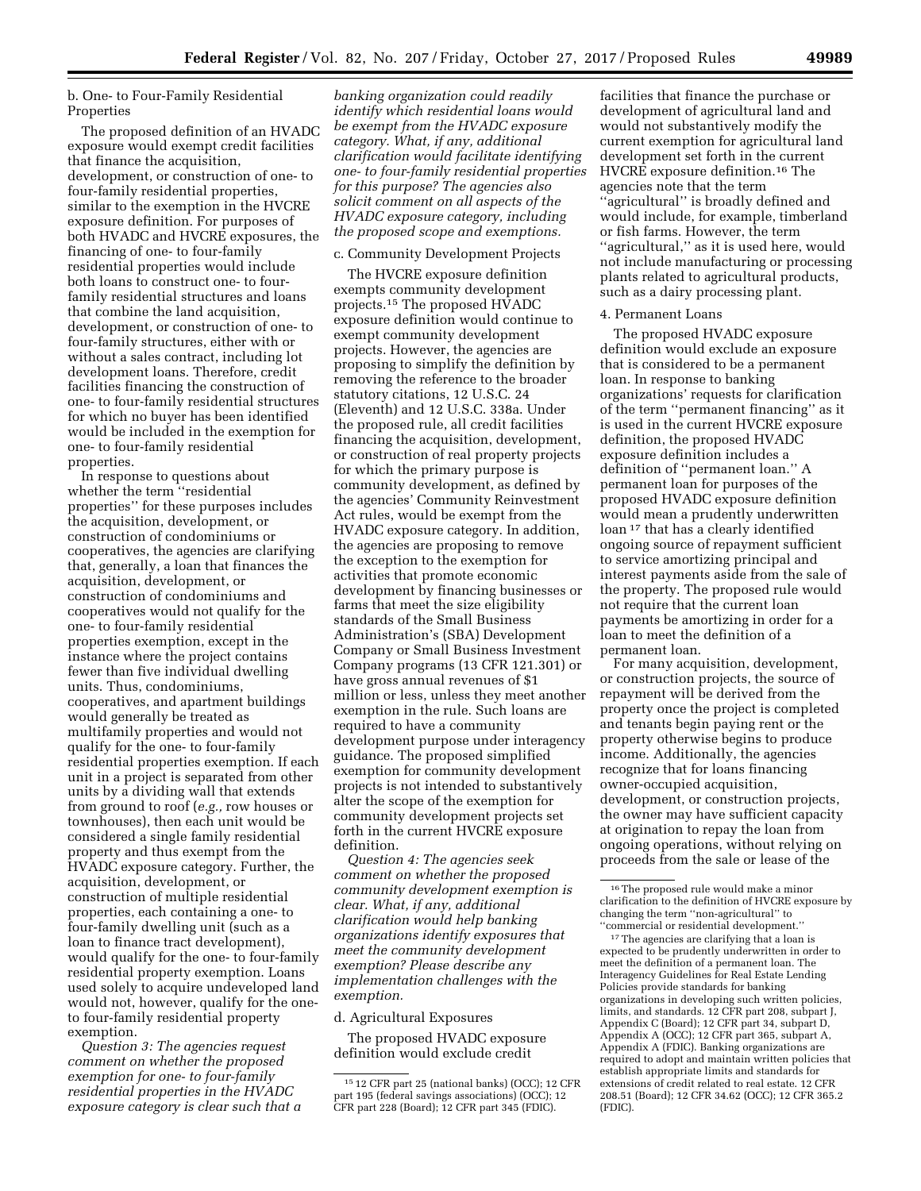b. One- to Four-Family Residential Properties

The proposed definition of an HVADC exposure would exempt credit facilities that finance the acquisition, development, or construction of one- to four-family residential properties, similar to the exemption in the HVCRE exposure definition. For purposes of both HVADC and HVCRE exposures, the financing of one- to four-family residential properties would include both loans to construct one- to four-family residential structures and loans that combine the land acquisition, development, or construction of one- to four-family structures, either with or without a sales contract, including lot development loans. Therefore, credit facilities financing the construction of one- to four-family residential structures for which no buyer has been identified would be included in the exemption for one- to four-family residential properties.

In response to questions about whether the term ''residential properties'' for these purposes includes the acquisition, development, or construction of condominiums or cooperatives, the agencies are clarifying that, generally, a loan that finances the acquisition, development, or construction of condominiums and cooperatives would not qualify for the one- to four-family residential properties exemption, except in the instance where the project contains fewer than five individual dwelling units. Thus, condominiums, cooperatives, and apartment buildings would generally be treated as multifamily properties and would not qualify for the one- to four-family residential properties exemption. If each unit in a project is separated from other units by a dividing wall that extends from ground to roof (*e.g.,* row houses or townhouses), then each unit would be considered a single family residential property and thus exempt from the HVADC exposure category. Further, the acquisition, development, or construction of multiple residential properties, each containing a one- to four-family dwelling unit (such as a loan to finance tract development), would qualify for the one- to four-family residential property exemption. Loans used solely to acquire undeveloped land would not, however, qualify for the one- to four-family residential property exemption.

*Question 3: The agencies request comment on whether the proposed exemption for one- to four-family residential properties in the HVADC exposure category is clear such that a banking organization could readily identify which residential loans would be exempt from the HVADC exposure category. What, if any, additional clarification would facilitate identifying one- to four-family residential properties for this purpose? The agencies also solicit comment on all aspects of the HVADC exposure category, including the proposed scope and exemptions.*

c. Community Development Projects

The HVCRE exposure definition exempts community development projects.[15] The proposed HVADC exposure definition would continue to exempt community development projects. However, the agencies are proposing to simplify the definition by removing the reference to the broader statutory citations, 12 U.S.C. 24 (Eleventh) and 12 U.S.C. 338a. Under the proposed rule, all credit facilities financing the acquisition, development, or construction of real property projects for which the primary purpose is community development, as defined by the agencies' Community Reinvestment Act rules, would be exempt from the HVADC exposure category. In addition, the agencies are proposing to remove the exception to the exemption for activities that promote economic development by financing businesses or farms that meet the size eligibility standards of the Small Business Administration's (SBA) Development Company or Small Business Investment Company programs (13 CFR 121.301) or have gross annual revenues of $1 million or less, unless they meet another exemption in the rule. Such loans are required to have a community development purpose under interagency guidance. The proposed simplified exemption for community development projects is not intended to substantively alter the scope of the exemption for community development projects set forth in the current HVCRE exposure definition.

*Question 4: The agencies seek comment on whether the proposed community development exemption is clear. What, if any, additional clarification would help banking organizations identify exposures that meet the community development exemption? Please describe any implementation challenges with the exemption.*

d. Agricultural Exposures

The proposed HVADC exposure definition would exclude credit facilities that finance the purchase or development of agricultural land and would not substantively modify the current exemption for agricultural land development set forth in the current HVCRE exposure definition.[16] The agencies note that the term ''agricultural'' is broadly defined and would include, for example, timberland or fish farms. However, the term ''agricultural,'' as it is used here, would not include manufacturing or processing plants related to agricultural products, such as a dairy processing plant.

4. Permanent Loans

The proposed HVADC exposure definition would exclude an exposure that is considered to be a permanent loan. In response to banking organizations' requests for clarification of the term ''permanent financing'' as it is used in the current HVCRE exposure definition, the proposed HVADC exposure definition includes a definition of ''permanent loan.'' A permanent loan for purposes of the proposed HVADC exposure definition would mean a prudently underwritten loan[17] that has a clearly identified ongoing source of repayment sufficient to service amortizing principal and interest payments aside from the sale of the property. The proposed rule would not require that the current loan payments be amortizing in order for a loan to meet the definition of a permanent loan.

For many acquisition, development, or construction projects, the source of repayment will be derived from the property once the project is completed and tenants begin paying rent or the property otherwise begins to produce income. Additionally, the agencies recognize that for loans financing owner-occupied acquisition, development, or construction projects, the owner may have sufficient capacity at origination to repay the loan from ongoing operations, without relying on proceeds from the sale or lease of the

---

[15] 12 CFR part 25 (national banks) (OCC); 12 CFR part 195 (federal savings associations) (OCC); 12 CFR part 228 (Board); 12 CFR part 345 (FDIC).

[16] The proposed rule would make a minor clarification to the definition of HVCRE exposure by changing the term ''non-agricultural'' to ''commercial or residential development.''

[17] The agencies are clarifying that a loan is expected to be prudently underwritten in order to meet the definition of a permanent loan. The Interagency Guidelines for Real Estate Lending Policies provide standards for banking organizations in developing such written policies, limits, and standards. 12 CFR part 208, subpart J, Appendix C (Board); 12 CFR part 34, subpart D, Appendix A (OCC); 12 CFR part 365, subpart A, Appendix A (FDIC). Banking organizations are required to adopt and maintain written policies that establish appropriate limits and standards for extensions of credit related to real estate. 12 CFR 208.51 (Board); 12 CFR 34.62 (OCC); 12 CFR 365.2 (FDIC).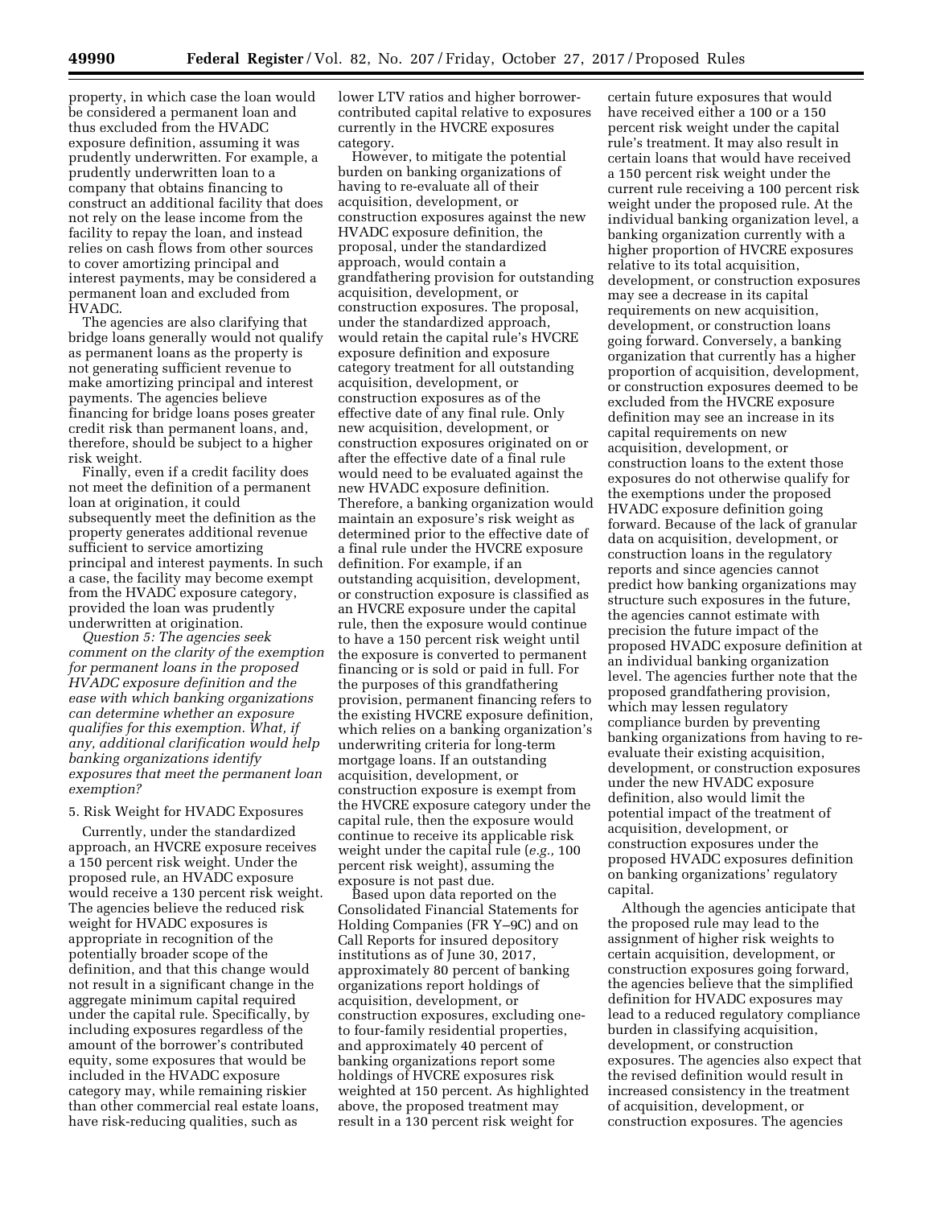property, in which case the loan would be considered a permanent loan and thus excluded from the HVADC exposure definition, assuming it was prudently underwritten. For example, a prudently underwritten loan to a company that obtains financing to construct an additional facility that does not rely on the lease income from the facility to repay the loan, and instead relies on cash flows from other sources to cover amortizing principal and interest payments, may be considered a permanent loan and excluded from HVADC.

The agencies are also clarifying that bridge loans generally would not qualify as permanent loans as the property is not generating sufficient revenue to make amortizing principal and interest payments. The agencies believe financing for bridge loans poses greater credit risk than permanent loans, and, therefore, should be subject to a higher risk weight.

Finally, even if a credit facility does not meet the definition of a permanent loan at origination, it could subsequently meet the definition as the property generates additional revenue sufficient to service amortizing principal and interest payments. In such a case, the facility may become exempt from the HVADC exposure category, provided the loan was prudently underwritten at origination.

*Question 5: The agencies seek comment on the clarity of the exemption for permanent loans in the proposed HVADC exposure definition and the ease with which banking organizations can determine whether an exposure qualifies for this exemption. What, if any, additional clarification would help banking organizations identify exposures that meet the permanent loan exemption?*

### 5. Risk Weight for HVADC Exposures

Currently, under the standardized approach, an HVCRE exposure receives a 150 percent risk weight. Under the proposed rule, an HVADC exposure would receive a 130 percent risk weight. The agencies believe the reduced risk weight for HVADC exposures is appropriate in recognition of the potentially broader scope of the definition, and that this change would not result in a significant change in the aggregate minimum capital required under the capital rule. Specifically, by including exposures regardless of the amount of the borrower's contributed equity, some exposures that would be included in the HVADC exposure category may, while remaining riskier than other commercial real estate loans, have risk-reducing qualities, such as lower LTV ratios and higher borrower-contributed capital relative to exposures currently in the HVCRE exposures category.

However, to mitigate the potential burden on banking organizations of having to re-evaluate all of their acquisition, development, or construction exposures against the new HVADC exposure definition, the proposal, under the standardized approach, would contain a grandfathering provision for outstanding acquisition, development, or construction exposures. The proposal, under the standardized approach, would retain the capital rule's HVCRE exposure definition and exposure category treatment for all outstanding acquisition, development, or construction exposures as of the effective date of any final rule. Only new acquisition, development, or construction exposures originated on or after the effective date of a final rule would need to be evaluated against the new HVADC exposure definition. Therefore, a banking organization would maintain an exposure's risk weight as determined prior to the effective date of a final rule under the HVCRE exposure definition. For example, if an outstanding acquisition, development, or construction exposure is classified as an HVCRE exposure under the capital rule, then the exposure would continue to have a 150 percent risk weight until the exposure is converted to permanent financing or is sold or paid in full. For the purposes of this grandfathering provision, permanent financing refers to the existing HVCRE exposure definition, which relies on a banking organization's underwriting criteria for long-term mortgage loans. If an outstanding acquisition, development, or construction exposure is exempt from the HVCRE exposure category under the capital rule, then the exposure would continue to receive its applicable risk weight under the capital rule (*e.g.,* 100 percent risk weight), assuming the exposure is not past due.

Based upon data reported on the Consolidated Financial Statements for Holding Companies (FR Y–9C) and on Call Reports for insured depository institutions as of June 30, 2017, approximately 80 percent of banking organizations report holdings of acquisition, development, or construction exposures, excluding one- to four-family residential properties, and approximately 40 percent of banking organizations report some holdings of HVCRE exposures risk weighted at 150 percent. As highlighted above, the proposed treatment may result in a 130 percent risk weight for certain future exposures that would have received either a 100 or a 150 percent risk weight under the capital rule's treatment. It may also result in certain loans that would have received a 150 percent risk weight under the current rule receiving a 100 percent risk weight under the proposed rule. At the individual banking organization level, a banking organization currently with a higher proportion of HVCRE exposures relative to its total acquisition, development, or construction exposures may see a decrease in its capital requirements on new acquisition, development, or construction loans going forward. Conversely, a banking organization that currently has a higher proportion of acquisition, development, or construction exposures deemed to be excluded from the HVCRE exposure definition may see an increase in its capital requirements on new acquisition, development, or construction loans to the extent those exposures do not otherwise qualify for the exemptions under the proposed HVADC exposure definition going forward. Because of the lack of granular data on acquisition, development, or construction loans in the regulatory reports and since agencies cannot predict how banking organizations may structure such exposures in the future, the agencies cannot estimate with precision the future impact of the proposed HVADC exposure definition at an individual banking organization level. The agencies further note that the proposed grandfathering provision, which may lessen regulatory compliance burden by preventing banking organizations from having to re-evaluate their existing acquisition, development, or construction exposures under the new HVADC exposure definition, also would limit the potential impact of the treatment of acquisition, development, or construction exposures under the proposed HVADC exposures definition on banking organizations' regulatory capital.

Although the agencies anticipate that the proposed rule may lead to the assignment of higher risk weights to certain acquisition, development, or construction exposures going forward, the agencies believe that the simplified definition for HVADC exposures may lead to a reduced regulatory compliance burden in classifying acquisition, development, or construction exposures. The agencies also expect that the revised definition would result in increased consistency in the treatment of acquisition, development, or construction exposures. The agencies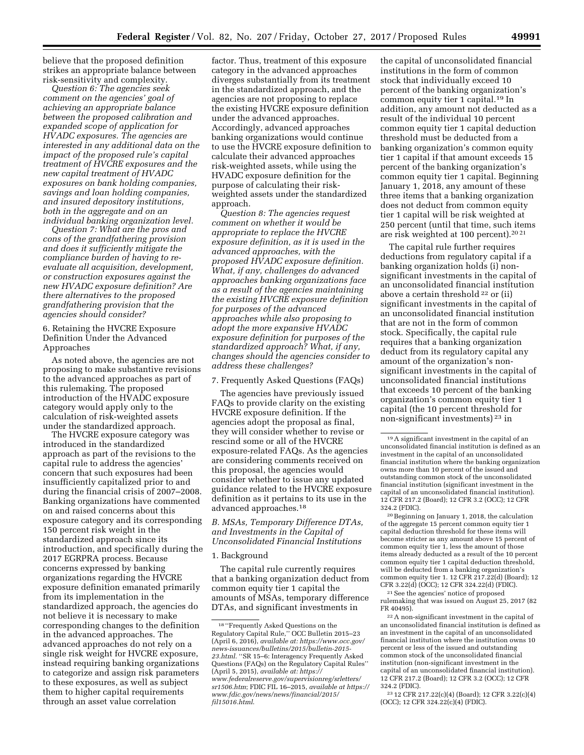believe that the proposed definition strikes an appropriate balance between risk-sensitivity and complexity.

*Question 6: The agencies seek comment on the agencies' goal of achieving an appropriate balance between the proposed calibration and expanded scope of application for HVADC exposures. The agencies are interested in any additional data on the impact of the proposed rule's capital treatment of HVCRE exposures and the new capital treatment of HVADC exposures on bank holding companies, savings and loan holding companies, and insured depository institutions, both in the aggregate and on an individual banking organization level.*

*Question 7: What are the pros and cons of the grandfathering provision and does it sufficiently mitigate the compliance burden of having to re-evaluate all acquisition, development, or construction exposures against the new HVADC exposure definition? Are there alternatives to the proposed grandfathering provision that the agencies should consider?*

6. Retaining the HVCRE Exposure Definition Under the Advanced Approaches

As noted above, the agencies are not proposing to make substantive revisions to the advanced approaches as part of this rulemaking. The proposed introduction of the HVADC exposure category would apply only to the calculation of risk-weighted assets under the standardized approach.

The HVCRE exposure category was introduced in the standardized approach as part of the revisions to the capital rule to address the agencies' concern that such exposures had been insufficiently capitalized prior to and during the financial crisis of 2007–2008. Banking organizations have commented on and raised concerns about this exposure category and its corresponding 150 percent risk weight in the standardized approach since its introduction, and specifically during the 2017 EGRPRA process. Because concerns expressed by banking organizations regarding the HVCRE exposure definition emanated primarily from its implementation in the standardized approach, the agencies do not believe it is necessary to make corresponding changes to the definition in the advanced approaches. The advanced approaches do not rely on a single risk weight for HVCRE exposure, instead requiring banking organizations to categorize and assign risk parameters to these exposures, as well as subject them to higher capital requirements through an asset value correlation factor. Thus, treatment of this exposure category in the advanced approaches diverges substantially from its treatment in the standardized approach, and the agencies are not proposing to replace the existing HVCRE exposure definition under the advanced approaches. Accordingly, advanced approaches banking organizations would continue to use the HVCRE exposure definition to calculate their advanced approaches risk-weighted assets, while using the HVADC exposure definition for the purpose of calculating their risk-weighted assets under the standardized approach.

*Question 8: The agencies request comment on whether it would be appropriate to replace the HVCRE exposure definition, as it is used in the advanced approaches, with the proposed HVADC exposure definition. What, if any, challenges do advanced approaches banking organizations face as a result of the agencies maintaining the existing HVCRE exposure definition for purposes of the advanced approaches while also proposing to adopt the more expansive HVADC exposure definition for purposes of the standardized approach? What, if any, changes should the agencies consider to address these challenges?*

7. Frequently Asked Questions (FAQs)

The agencies have previously issued FAQs to provide clarity on the existing HVCRE exposure definition. If the agencies adopt the proposal as final, they will consider whether to revise or rescind some or all of the HVCRE exposure-related FAQs. As the agencies are considering comments received on this proposal, the agencies would consider whether to issue any updated guidance related to the HVCRE exposure definition as it pertains to its use in the advanced approaches.[18]

### *B. MSAs, Temporary Difference DTAs, and Investments in the Capital of Unconsolidated Financial Institutions*

1. Background

The capital rule currently requires that a banking organization deduct from common equity tier 1 capital the amounts of MSAs, temporary difference DTAs, and significant investments in the capital of unconsolidated financial institutions in the form of common stock that individually exceed 10 percent of the banking organization's common equity tier 1 capital.[19] In addition, any amount not deducted as a result of the individual 10 percent common equity tier 1 capital deduction threshold must be deducted from a banking organization's common equity tier 1 capital if that amount exceeds 15 percent of the banking organization's common equity tier 1 capital. Beginning January 1, 2018, any amount of these three items that a banking organization does not deduct from common equity tier 1 capital will be risk weighted at 250 percent (until that time, such items are risk weighted at 100 percent).[20] [21]

The capital rule further requires deductions from regulatory capital if a banking organization holds (i) non-significant investments in the capital of an unconsolidated financial institution above a certain threshold [22] or (ii) significant investments in the capital of an unconsolidated financial institution that are not in the form of common stock. Specifically, the capital rule requires that a banking organization deduct from its regulatory capital any amount of the organization's non-significant investments in the capital of unconsolidated financial institutions that exceeds 10 percent of the banking organization's common equity tier 1 capital (the 10 percent threshold for non-significant investments) [23] in

---

[18] "Frequently Asked Questions on the Regulatory Capital Rule," OCC Bulletin 2015–23 (April 6, 2016), *available at: https://www.occ.gov/news-issuances/bulletins/2015/bulletin-2015-23.html.* "SR 15–6: Interagency Frequently Asked Questions (FAQs) on the Regulatory Capital Rules" (April 5, 2015), *available at: https://www.federalreserve.gov/supervisionreg/srletters/sr1506.htm*; FDIC FIL 16–2015, *available at https://www.fdic.gov/news/news/financial/2015/fil15016.html.*

[19] A significant investment in the capital of an unconsolidated financial institution is defined as an investment in the capital of an unconsolidated financial institution where the banking organization owns more than 10 percent of the issued and outstanding common stock of the unconsolidated financial institution (significant investment in the capital of an unconsolidated financial institution). 12 CFR 217.2 (Board); 12 CFR 3.2 (OCC); 12 CFR 324.2 (FDIC).

[20] Beginning on January 1, 2018, the calculation of the aggregate 15 percent common equity tier 1 capital deduction threshold for these items will become stricter as any amount above 15 percent of common equity tier 1, less the amount of those items already deducted as a result of the 10 percent common equity tier 1 capital deduction threshold, will be deducted from a banking organization's common equity tier 1. 12 CFR 217.22(d) (Board); 12 CFR 3.22(d) (OCC); 12 CFR 324.22(d) (FDIC).

[21] See the agencies' notice of proposed rulemaking that was issued on August 25, 2017 (82 FR 40495).

[22] A non-significant investment in the capital of an unconsolidated financial institution is defined as an investment in the capital of an unconsolidated financial institution where the institution owns 10 percent or less of the issued and outstanding common stock of the unconsolidated financial institution (non-significant investment in the capital of an unconsolidated financial institution). 12 CFR 217.2 (Board); 12 CFR 3.2 (OCC); 12 CFR 324.2 (FDIC).

[23] 12 CFR 217.22(c)(4) (Board); 12 CFR 3.22(c)(4) (OCC); 12 CFR 324.22(c)(4) (FDIC).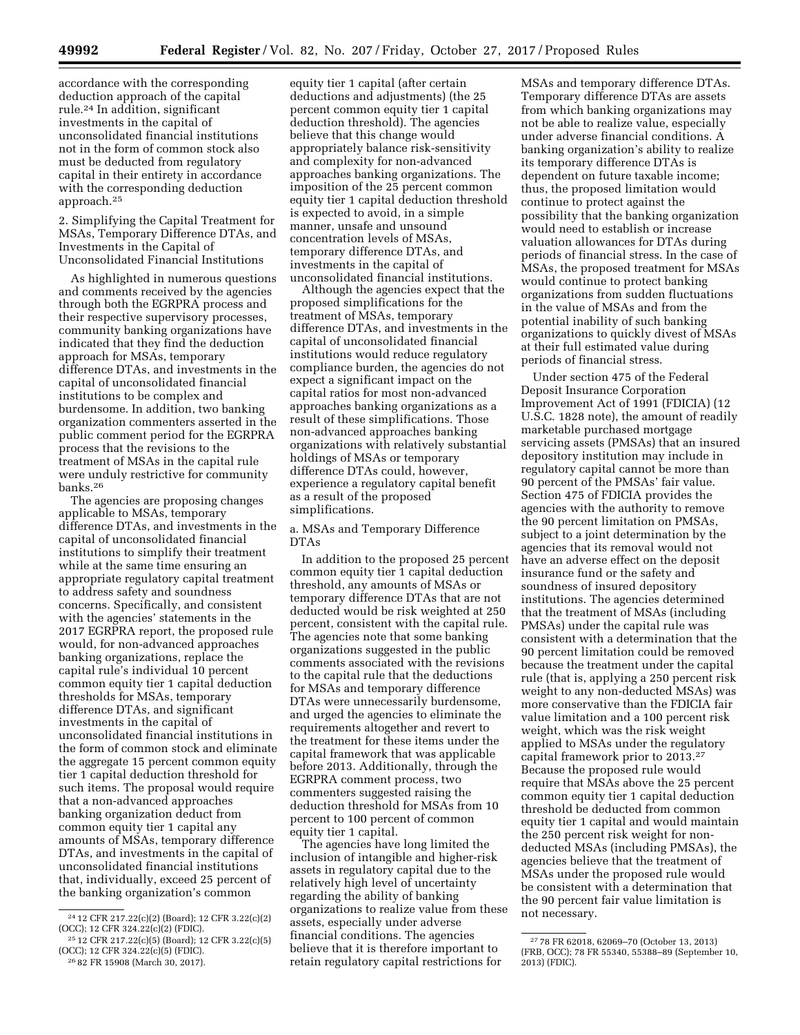accordance with the corresponding deduction approach of the capital rule.[24] In addition, significant investments in the capital of unconsolidated financial institutions not in the form of common stock also must be deducted from regulatory capital in their entirety in accordance with the corresponding deduction approach.[25]

2. Simplifying the Capital Treatment for MSAs, Temporary Difference DTAs, and Investments in the Capital of Unconsolidated Financial Institutions

As highlighted in numerous questions and comments received by the agencies through both the EGRPRA process and their respective supervisory processes, community banking organizations have indicated that they find the deduction approach for MSAs, temporary difference DTAs, and investments in the capital of unconsolidated financial institutions to be complex and burdensome. In addition, two banking organization commenters asserted in the public comment period for the EGRPRA process that the revisions to the treatment of MSAs in the capital rule were unduly restrictive for community banks.[26]

The agencies are proposing changes applicable to MSAs, temporary difference DTAs, and investments in the capital of unconsolidated financial institutions to simplify their treatment while at the same time ensuring an appropriate regulatory capital treatment to address safety and soundness concerns. Specifically, and consistent with the agencies' statements in the 2017 EGRPRA report, the proposed rule would, for non-advanced approaches banking organizations, replace the capital rule's individual 10 percent common equity tier 1 capital deduction thresholds for MSAs, temporary difference DTAs, and significant investments in the capital of unconsolidated financial institutions in the form of common stock and eliminate the aggregate 15 percent common equity tier 1 capital deduction threshold for such items. The proposal would require that a non-advanced approaches banking organization deduct from common equity tier 1 capital any amounts of MSAs, temporary difference DTAs, and investments in the capital of unconsolidated financial institutions that, individually, exceed 25 percent of the banking organization's common equity tier 1 capital (after certain deductions and adjustments) (the 25 percent common equity tier 1 capital deduction threshold). The agencies believe that this change would appropriately balance risk-sensitivity and complexity for non-advanced approaches banking organizations. The imposition of the 25 percent common equity tier 1 capital deduction threshold is expected to avoid, in a simple manner, unsafe and unsound concentration levels of MSAs, temporary difference DTAs, and investments in the capital of unconsolidated financial institutions.

Although the agencies expect that the proposed simplifications for the treatment of MSAs, temporary difference DTAs, and investments in the capital of unconsolidated financial institutions would reduce regulatory compliance burden, the agencies do not expect a significant impact on the capital ratios for most non-advanced approaches banking organizations as a result of these simplifications. Those non-advanced approaches banking organizations with relatively substantial holdings of MSAs or temporary difference DTAs could, however, experience a regulatory capital benefit as a result of the proposed simplifications.

a. MSAs and Temporary Difference DTAs

In addition to the proposed 25 percent common equity tier 1 capital deduction threshold, any amounts of MSAs or temporary difference DTAs that are not deducted would be risk weighted at 250 percent, consistent with the capital rule. The agencies note that some banking organizations suggested in the public comments associated with the revisions to the capital rule that the deductions for MSAs and temporary difference DTAs were unnecessarily burdensome, and urged the agencies to eliminate the requirements altogether and revert to the treatment for these items under the capital framework that was applicable before 2013. Additionally, through the EGRPRA comment process, two commenters suggested raising the deduction threshold for MSAs from 10 percent to 100 percent of common equity tier 1 capital.

The agencies have long limited the inclusion of intangible and higher-risk assets in regulatory capital due to the relatively high level of uncertainty regarding the ability of banking organizations to realize value from these assets, especially under adverse financial conditions. The agencies believe that it is therefore important to retain regulatory capital restrictions for MSAs and temporary difference DTAs. Temporary difference DTAs are assets from which banking organizations may not be able to realize value, especially under adverse financial conditions. A banking organization's ability to realize its temporary difference DTAs is dependent on future taxable income; thus, the proposed limitation would continue to protect against the possibility that the banking organization would need to establish or increase valuation allowances for DTAs during periods of financial stress. In the case of MSAs, the proposed treatment for MSAs would continue to protect banking organizations from sudden fluctuations in the value of MSAs and from the potential inability of such banking organizations to quickly divest of MSAs at their full estimated value during periods of financial stress.

Under section 475 of the Federal Deposit Insurance Corporation Improvement Act of 1991 (FDICIA) (12 U.S.C. 1828 note), the amount of readily marketable purchased mortgage servicing assets (PMSAs) that an insured depository institution may include in regulatory capital cannot be more than 90 percent of the PMSAs' fair value. Section 475 of FDICIA provides the agencies with the authority to remove the 90 percent limitation on PMSAs, subject to a joint determination by the agencies that its removal would not have an adverse effect on the deposit insurance fund or the safety and soundness of insured depository institutions. The agencies determined that the treatment of MSAs (including PMSAs) under the capital rule was consistent with a determination that the 90 percent limitation could be removed because the treatment under the capital rule (that is, applying a 250 percent risk weight to any non-deducted MSAs) was more conservative than the FDICIA fair value limitation and a 100 percent risk weight, which was the risk weight applied to MSAs under the regulatory capital framework prior to 2013.[27] Because the proposed rule would require that MSAs above the 25 percent common equity tier 1 capital deduction threshold be deducted from common equity tier 1 capital and would maintain the 250 percent risk weight for non-deducted MSAs (including PMSAs), the agencies believe that the treatment of MSAs under the proposed rule would be consistent with a determination that the 90 percent fair value limitation is not necessary.

[24] 12 CFR 217.22(c)(2) (Board); 12 CFR 3.22(c)(2) (OCC); 12 CFR 324.22(c)(2) (FDIC).

[25] 12 CFR 217.22(c)(5) (Board); 12 CFR 3.22(c)(5) (OCC); 12 CFR 324.22(c)(5) (FDIC).

[26] 82 FR 15908 (March 30, 2017).

[27] 78 FR 62018, 62069–70 (October 13, 2013) (FRB, OCC); 78 FR 55340, 55388–89 (September 10, 2013) (FDIC).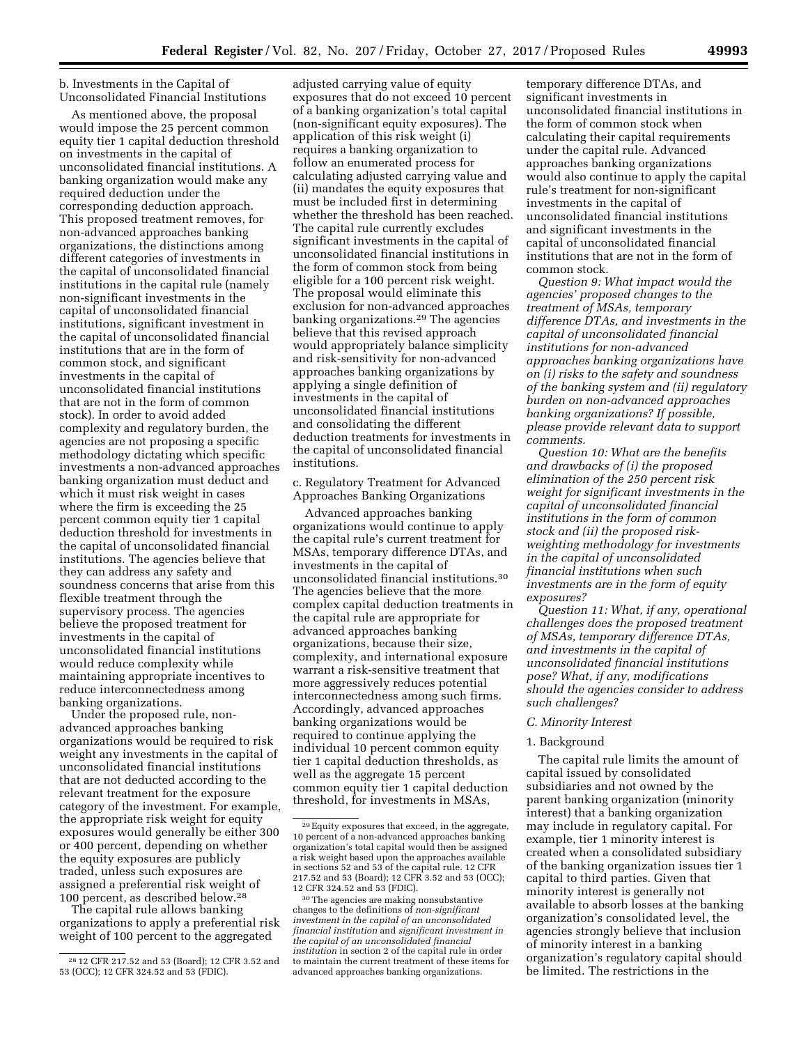b. Investments in the Capital of Unconsolidated Financial Institutions

As mentioned above, the proposal would impose the 25 percent common equity tier 1 capital deduction threshold on investments in the capital of unconsolidated financial institutions. A banking organization would make any required deduction under the corresponding deduction approach. This proposed treatment removes, for non-advanced approaches banking organizations, the distinctions among different categories of investments in the capital of unconsolidated financial institutions in the capital rule (namely non-significant investments in the capital of unconsolidated financial institutions, significant investment in the capital of unconsolidated financial institutions that are in the form of common stock, and significant investments in the capital of unconsolidated financial institutions that are not in the form of common stock). In order to avoid added complexity and regulatory burden, the agencies are not proposing a specific methodology dictating which specific investments a non-advanced approaches banking organization must deduct and which it must risk weight in cases where the firm is exceeding the 25 percent common equity tier 1 capital deduction threshold for investments in the capital of unconsolidated financial institutions. The agencies believe that they can address any safety and soundness concerns that arise from this flexible treatment through the supervisory process. The agencies believe the proposed treatment for investments in the capital of unconsolidated financial institutions would reduce complexity while maintaining appropriate incentives to reduce interconnectedness among banking organizations.

Under the proposed rule, non-advanced approaches banking organizations would be required to risk weight any investments in the capital of unconsolidated financial institutions that are not deducted according to the relevant treatment for the exposure category of the investment. For example, the appropriate risk weight for equity exposures would generally be either 300 or 400 percent, depending on whether the equity exposures are publicly traded, unless such exposures are assigned a preferential risk weight of 100 percent, as described below.[28]

The capital rule allows banking organizations to apply a preferential risk weight of 100 percent to the aggregated adjusted carrying value of equity exposures that do not exceed 10 percent of a banking organization's total capital (non-significant equity exposures). The application of this risk weight (i) requires a banking organization to follow an enumerated process for calculating adjusted carrying value and (ii) mandates the equity exposures that must be included first in determining whether the threshold has been reached. The capital rule currently excludes significant investments in the capital of unconsolidated financial institutions in the form of common stock from being eligible for a 100 percent risk weight. The proposal would eliminate this exclusion for non-advanced approaches banking organizations.[29] The agencies believe that this revised approach would appropriately balance simplicity and risk-sensitivity for non-advanced approaches banking organizations by applying a single definition of investments in the capital of unconsolidated financial institutions and consolidating the different deduction treatments for investments in the capital of unconsolidated financial institutions.

c. Regulatory Treatment for Advanced Approaches Banking Organizations

Advanced approaches banking organizations would continue to apply the capital rule's current treatment for MSAs, temporary difference DTAs, and investments in the capital of unconsolidated financial institutions.[30] The agencies believe that the more complex capital deduction treatments in the capital rule are appropriate for advanced approaches banking organizations, because their size, complexity, and international exposure warrant a risk-sensitive treatment that more aggressively reduces potential interconnectedness among such firms. Accordingly, advanced approaches banking organizations would be required to continue applying the individual 10 percent common equity tier 1 capital deduction thresholds, as well as the aggregate 15 percent common equity tier 1 capital deduction threshold, for investments in MSAs, temporary difference DTAs, and significant investments in unconsolidated financial institutions in the form of common stock when calculating their capital requirements under the capital rule. Advanced approaches banking organizations would also continue to apply the capital rule's treatment for non-significant investments in the capital of unconsolidated financial institutions and significant investments in the capital of unconsolidated financial institutions that are not in the form of common stock.

*Question 9: What impact would the agencies' proposed changes to the treatment of MSAs, temporary difference DTAs, and investments in the capital of unconsolidated financial institutions for non-advanced approaches banking organizations have on (i) risks to the safety and soundness of the banking system and (ii) regulatory burden on non-advanced approaches banking organizations? If possible, please provide relevant data to support comments.*

*Question 10: What are the benefits and drawbacks of (i) the proposed elimination of the 250 percent risk weight for significant investments in the capital of unconsolidated financial institutions in the form of common stock and (ii) the proposed risk-weighting methodology for investments in the capital of unconsolidated financial institutions when such investments are in the form of equity exposures?*

*Question 11: What, if any, operational challenges does the proposed treatment of MSAs, temporary difference DTAs, and investments in the capital of unconsolidated financial institutions pose? What, if any, modifications should the agencies consider to address such challenges?*

*C. Minority Interest*

1. Background

The capital rule limits the amount of capital issued by consolidated subsidiaries and not owned by the parent banking organization (minority interest) that a banking organization may include in regulatory capital. For example, tier 1 minority interest is created when a consolidated subsidiary of the banking organization issues tier 1 capital to third parties. Given that minority interest is generally not available to absorb losses at the banking organization's consolidated level, the agencies strongly believe that inclusion of minority interest in a banking organization's regulatory capital should be limited. The restrictions in the

---

[28] 12 CFR 217.52 and 53 (Board); 12 CFR 3.52 and 53 (OCC); 12 CFR 324.52 and 53 (FDIC).

[29] Equity exposures that exceed, in the aggregate, 10 percent of a non-advanced approaches banking organization's total capital would then be assigned a risk weight based upon the approaches available in sections 52 and 53 of the capital rule. 12 CFR 217.52 and 53 (Board); 12 CFR 3.52 and 53 (OCC); 12 CFR 324.52 and 53 (FDIC).

[30] The agencies are making nonsubstantive changes to the definitions of *non-significant investment in the capital of an unconsolidated financial institution* and *significant investment in the capital of an unconsolidated financial institution* in section 2 of the capital rule in order to maintain the current treatment of these items for advanced approaches banking organizations.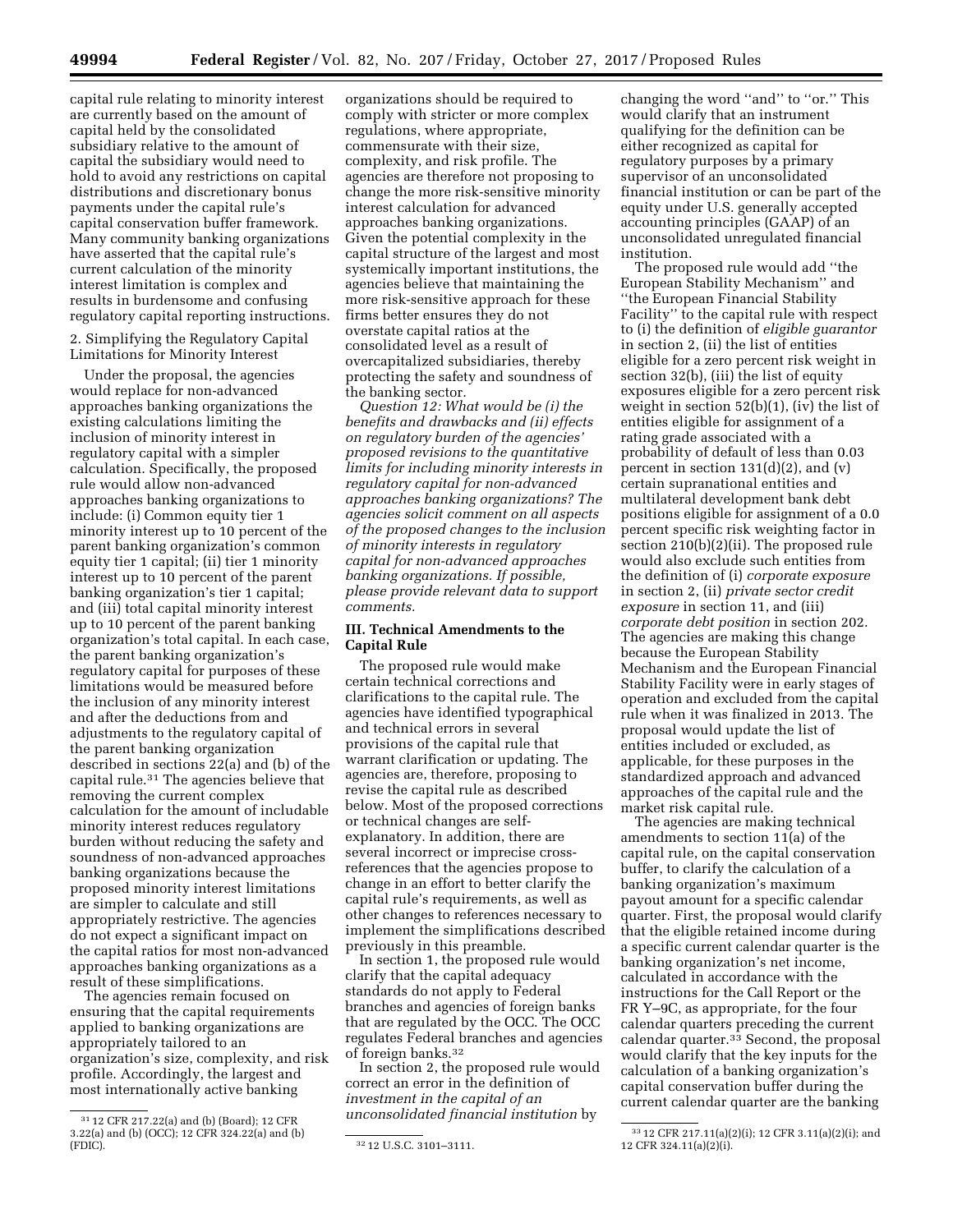capital rule relating to minority interest are currently based on the amount of capital held by the consolidated subsidiary relative to the amount of capital the subsidiary would need to hold to avoid any restrictions on capital distributions and discretionary bonus payments under the capital rule's capital conservation buffer framework. Many community banking organizations have asserted that the capital rule's current calculation of the minority interest limitation is complex and results in burdensome and confusing regulatory capital reporting instructions.

2. Simplifying the Regulatory Capital Limitations for Minority Interest

Under the proposal, the agencies would replace for non-advanced approaches banking organizations the existing calculations limiting the inclusion of minority interest in regulatory capital with a simpler calculation. Specifically, the proposed rule would allow non-advanced approaches banking organizations to include: (i) Common equity tier 1 minority interest up to 10 percent of the parent banking organization's common equity tier 1 capital; (ii) tier 1 minority interest up to 10 percent of the parent banking organization's tier 1 capital; and (iii) total capital minority interest up to 10 percent of the parent banking organization's total capital. In each case, the parent banking organization's regulatory capital for purposes of these limitations would be measured before the inclusion of any minority interest and after the deductions from and adjustments to the regulatory capital of the parent banking organization described in sections 22(a) and (b) of the capital rule.[31] The agencies believe that removing the current complex calculation for the amount of includable minority interest reduces regulatory burden without reducing the safety and soundness of non-advanced approaches banking organizations because the proposed minority interest limitations are simpler to calculate and still appropriately restrictive. The agencies do not expect a significant impact on the capital ratios for most non-advanced approaches banking organizations as a result of these simplifications.

The agencies remain focused on ensuring that the capital requirements applied to banking organizations are appropriately tailored to an organization's size, complexity, and risk profile. Accordingly, the largest and most internationally active banking organizations should be required to comply with stricter or more complex regulations, where appropriate, commensurate with their size, complexity, and risk profile. The agencies are therefore not proposing to change the more risk-sensitive minority interest calculation for advanced approaches banking organizations. Given the potential complexity in the capital structure of the largest and most systemically important institutions, the agencies believe that maintaining the more risk-sensitive approach for these firms better ensures they do not overstate capital ratios at the consolidated level as a result of overcapitalized subsidiaries, thereby protecting the safety and soundness of the banking sector.

*Question 12: What would be (i) the benefits and drawbacks and (ii) effects on regulatory burden of the agencies' proposed revisions to the quantitative limits for including minority interests in regulatory capital for non-advanced approaches banking organizations? The agencies solicit comment on all aspects of the proposed changes to the inclusion of minority interests in regulatory capital for non-advanced approaches banking organizations. If possible, please provide relevant data to support comments.*

### III. Technical Amendments to the Capital Rule

The proposed rule would make certain technical corrections and clarifications to the capital rule. The agencies have identified typographical and technical errors in several provisions of the capital rule that warrant clarification or updating. The agencies are, therefore, proposing to revise the capital rule as described below. Most of the proposed corrections or technical changes are self-explanatory. In addition, there are several incorrect or imprecise cross-references that the agencies propose to change in an effort to better clarify the capital rule's requirements, as well as other changes to references necessary to implement the simplifications described previously in this preamble.

In section 1, the proposed rule would clarify that the capital adequacy standards do not apply to Federal branches and agencies of foreign banks that are regulated by the OCC. The OCC regulates Federal branches and agencies of foreign banks.[32]

In section 2, the proposed rule would correct an error in the definition of *investment in the capital of an unconsolidated financial institution* by changing the word ''and'' to ''or.'' This would clarify that an instrument qualifying for the definition can be either recognized as capital for regulatory purposes by a primary supervisor of an unconsolidated financial institution or can be part of the equity under U.S. generally accepted accounting principles (GAAP) of an unconsolidated unregulated financial institution.

The proposed rule would add ''the European Stability Mechanism'' and ''the European Financial Stability Facility'' to the capital rule with respect to (i) the definition of *eligible guarantor* in section 2, (ii) the list of entities eligible for a zero percent risk weight in section 32(b), (iii) the list of equity exposures eligible for a zero percent risk weight in section 52(b)(1), (iv) the list of entities eligible for assignment of a rating grade associated with a probability of default of less than 0.03 percent in section 131(d)(2), and (v) certain supranational entities and multilateral development bank debt positions eligible for assignment of a 0.0 percent specific risk weighting factor in section 210(b)(2)(ii). The proposed rule would also exclude such entities from the definition of (i) *corporate exposure* in section 2, (ii) *private sector credit exposure* in section 11, and (iii) *corporate debt position* in section 202. The agencies are making this change because the European Stability Mechanism and the European Financial Stability Facility were in early stages of operation and excluded from the capital rule when it was finalized in 2013. The proposal would update the list of entities included or excluded, as applicable, for these purposes in the standardized approach and advanced approaches of the capital rule and the market risk capital rule.

The agencies are making technical amendments to section 11(a) of the capital rule, on the capital conservation buffer, to clarify the calculation of a banking organization's maximum payout amount for a specific calendar quarter. First, the proposal would clarify that the eligible retained income during a specific current calendar quarter is the banking organization's net income, calculated in accordance with the instructions for the Call Report or the FR Y–9C, as appropriate, for the four calendar quarters preceding the current calendar quarter.[33] Second, the proposal would clarify that the key inputs for the calculation of a banking organization's capital conservation buffer during the current calendar quarter are the banking

---

[31] 12 CFR 217.22(a) and (b) (Board); 12 CFR 3.22(a) and (b) (OCC); 12 CFR 324.22(a) and (b) (FDIC).

[32] 12 U.S.C. 3101–3111.

[33] 12 CFR 217.11(a)(2)(i); 12 CFR 3.11(a)(2)(i); and 12 CFR 324.11(a)(2)(i).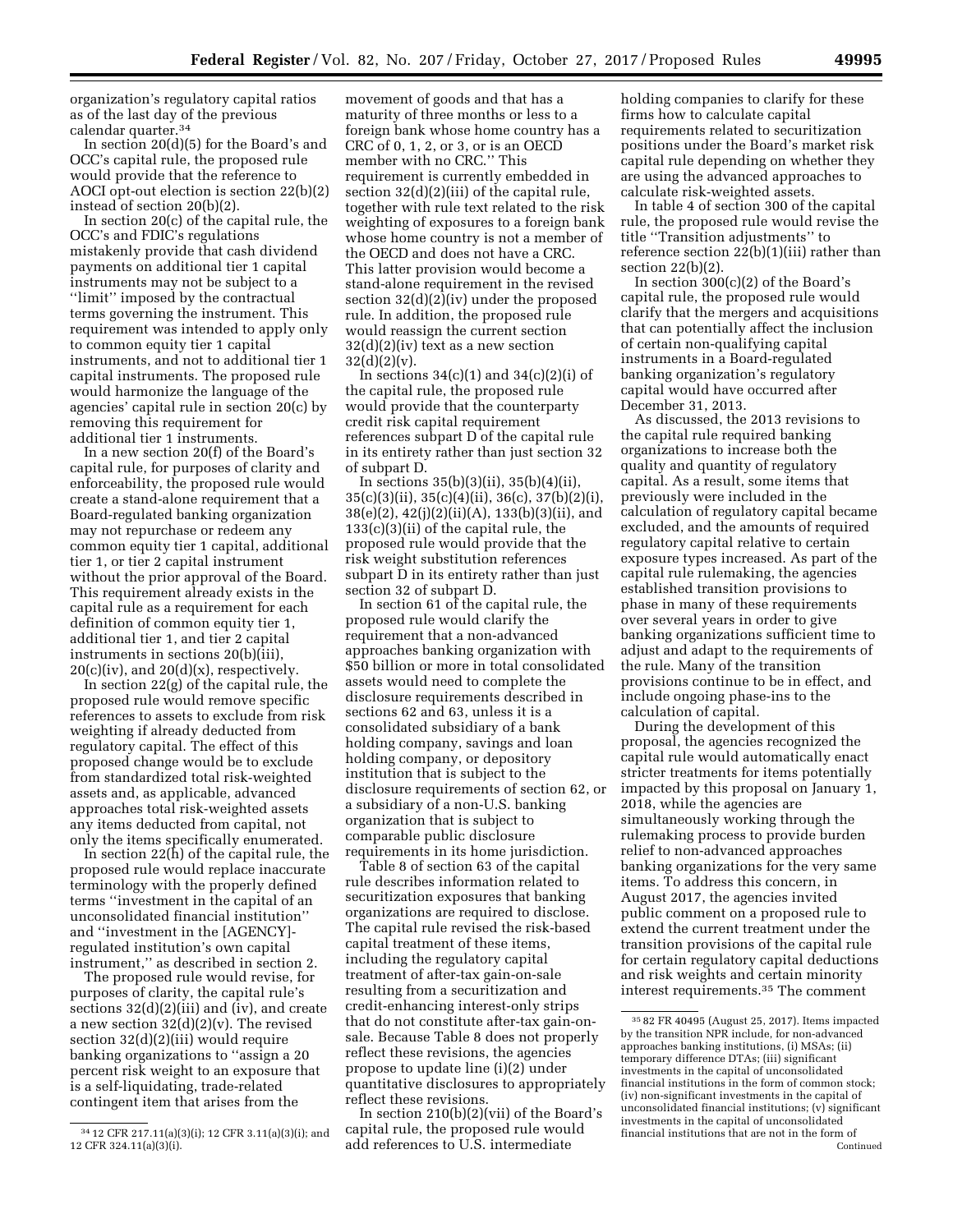organization's regulatory capital ratios as of the last day of the previous calendar quarter.[34]

In section 20(d)(5) for the Board's and OCC's capital rule, the proposed rule would provide that the reference to AOCI opt-out election is section 22(b)(2) instead of section 20(b)(2).

In section 20(c) of the capital rule, the OCC's and FDIC's regulations mistakenly provide that cash dividend payments on additional tier 1 capital instruments may not be subject to a ''limit'' imposed by the contractual terms governing the instrument. This requirement was intended to apply only to common equity tier 1 capital instruments, and not to additional tier 1 capital instruments. The proposed rule would harmonize the language of the agencies' capital rule in section 20(c) by removing this requirement for additional tier 1 instruments.

In a new section 20(f) of the Board's capital rule, for purposes of clarity and enforceability, the proposed rule would create a stand-alone requirement that a Board-regulated banking organization may not repurchase or redeem any common equity tier 1 capital, additional tier 1, or tier 2 capital instrument without the prior approval of the Board. This requirement already exists in the capital rule as a requirement for each definition of common equity tier 1, additional tier 1, and tier 2 capital instruments in sections 20(b)(iii), 20(c)(iv), and 20(d)(x), respectively.

In section 22(g) of the capital rule, the proposed rule would remove specific references to assets to exclude from risk weighting if already deducted from regulatory capital. The effect of this proposed change would be to exclude from standardized total risk-weighted assets and, as applicable, advanced approaches total risk-weighted assets any items deducted from capital, not only the items specifically enumerated.

In section 22(h) of the capital rule, the proposed rule would replace inaccurate terminology with the properly defined terms ''investment in the capital of an unconsolidated financial institution'' and ''investment in the [AGENCY]-regulated institution's own capital instrument,'' as described in section 2.

The proposed rule would revise, for purposes of clarity, the capital rule's sections 32(d)(2)(iii) and (iv), and create a new section 32(d)(2)(v). The revised section 32(d)(2)(iii) would require banking organizations to ''assign a 20 percent risk weight to an exposure that is a self-liquidating, trade-related contingent item that arises from the movement of goods and that has a maturity of three months or less to a foreign bank whose home country has a CRC of 0, 1, 2, or 3, or is an OECD member with no CRC.'' This requirement is currently embedded in section 32(d)(2)(iii) of the capital rule, together with rule text related to the risk weighting of exposures to a foreign bank whose home country is not a member of the OECD and does not have a CRC. This latter provision would become a stand-alone requirement in the revised section 32(d)(2)(iv) under the proposed rule. In addition, the proposed rule would reassign the current section 32(d)(2)(iv) text as a new section 32(d)(2)(v).

In sections 34(c)(1) and 34(c)(2)(i) of the capital rule, the proposed rule would provide that the counterparty credit risk capital requirement references subpart D of the capital rule in its entirety rather than just section 32 of subpart D.

In sections 35(b)(3)(ii), 35(b)(4)(ii), 35(c)(3)(ii), 35(c)(4)(ii), 36(c), 37(b)(2)(i), 38(e)(2), 42(j)(2)(ii)(A), 133(b)(3)(ii), and 133(c)(3)(ii) of the capital rule, the proposed rule would provide that the risk weight substitution references subpart D in its entirety rather than just section 32 of subpart D.

In section 61 of the capital rule, the proposed rule would clarify the requirement that a non-advanced approaches banking organization with $50 billion or more in total consolidated assets would need to complete the disclosure requirements described in sections 62 and 63, unless it is a consolidated subsidiary of a bank holding company, savings and loan holding company, or depository institution that is subject to the disclosure requirements of section 62, or a subsidiary of a non-U.S. banking organization that is subject to comparable public disclosure requirements in its home jurisdiction.

Table 8 of section 63 of the capital rule describes information related to securitization exposures that banking organizations are required to disclose. The capital rule revised the risk-based capital treatment of these items, including the regulatory capital treatment of after-tax gain-on-sale resulting from a securitization and credit-enhancing interest-only strips that do not constitute after-tax gain-on-sale. Because Table 8 does not properly reflect these revisions, the agencies propose to update line (i)(2) under quantitative disclosures to appropriately reflect these revisions.

In section 210(b)(2)(vii) of the Board's capital rule, the proposed rule would add references to U.S. intermediate holding companies to clarify for these firms how to calculate capital requirements related to securitization positions under the Board's market risk capital rule depending on whether they are using the advanced approaches to calculate risk-weighted assets.

In table 4 of section 300 of the capital rule, the proposed rule would revise the title ''Transition adjustments'' to reference section 22(b)(1)(iii) rather than section 22(b)(2).

In section 300(c)(2) of the Board's capital rule, the proposed rule would clarify that the mergers and acquisitions that can potentially affect the inclusion of certain non-qualifying capital instruments in a Board-regulated banking organization's regulatory capital would have occurred after December 31, 2013.

As discussed, the 2013 revisions to the capital rule required banking organizations to increase both the quality and quantity of regulatory capital. As a result, some items that previously were included in the calculation of regulatory capital became excluded, and the amounts of required regulatory capital relative to certain exposure types increased. As part of the capital rule rulemaking, the agencies established transition provisions to phase in many of these requirements over several years in order to give banking organizations sufficient time to adjust and adapt to the requirements of the rule. Many of the transition provisions continue to be in effect, and include ongoing phase-ins to the calculation of capital.

During the development of this proposal, the agencies recognized the capital rule would automatically enact stricter treatments for items potentially impacted by this proposal on January 1, 2018, while the agencies are simultaneously working through the rulemaking process to provide burden relief to non-advanced approaches banking organizations for the very same items. To address this concern, in August 2017, the agencies invited public comment on a proposed rule to extend the current treatment under the transition provisions of the capital rule for certain regulatory capital deductions and risk weights and certain minority interest requirements.[35] The comment

---

[34] 12 CFR 217.11(a)(3)(i); 12 CFR 3.11(a)(3)(i); and 12 CFR 324.11(a)(3)(i).

[35] 82 FR 40495 (August 25, 2017). Items impacted by the transition NPR include, for non-advanced approaches banking institutions, (i) MSAs; (ii) temporary difference DTAs; (iii) significant investments in the capital of unconsolidated financial institutions in the form of common stock; (iv) non-significant investments in the capital of unconsolidated financial institutions; (v) significant investments in the capital of unconsolidated financial institutions that are not in the form of

Continued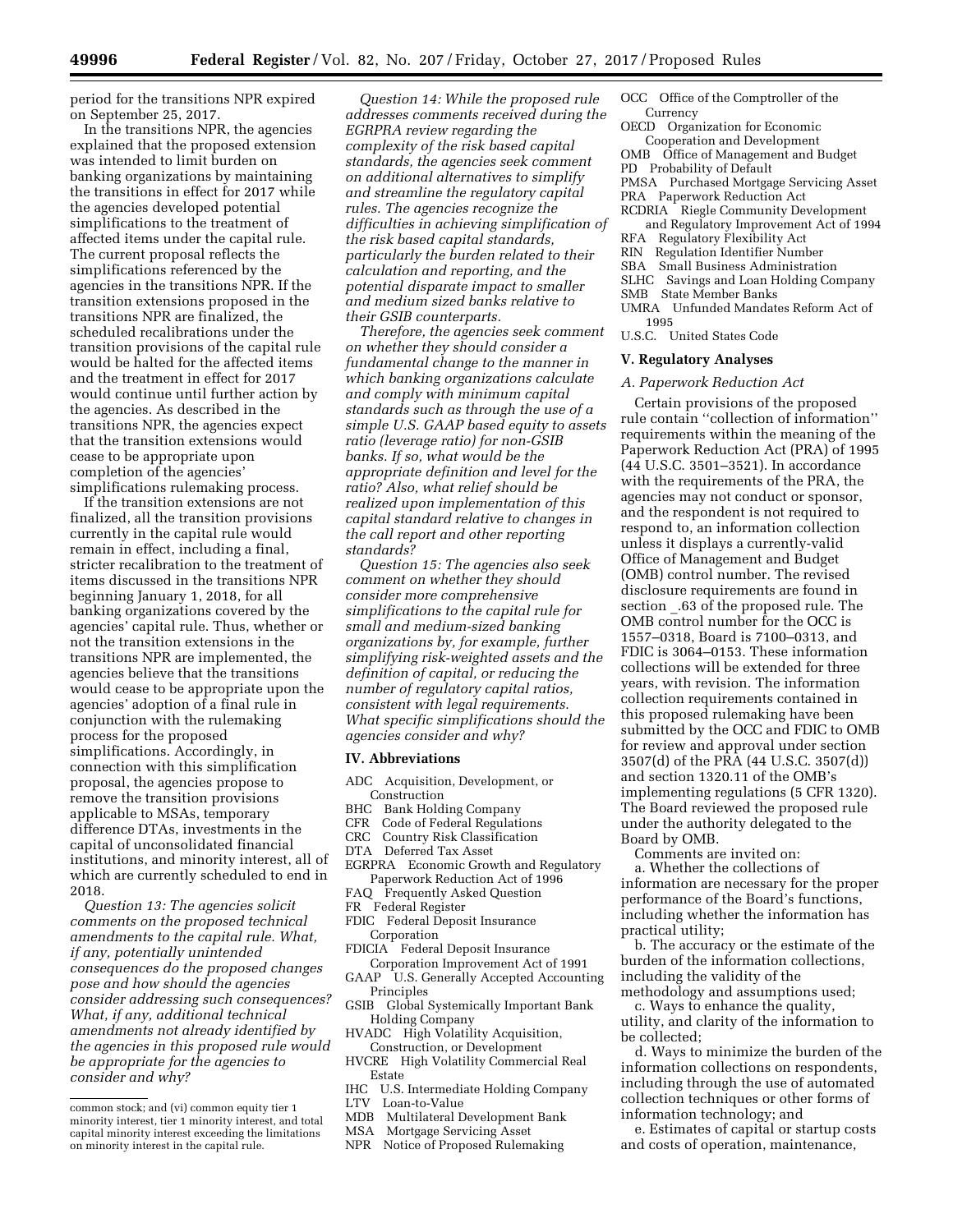period for the transitions NPR expired on September 25, 2017.

In the transitions NPR, the agencies explained that the proposed extension was intended to limit burden on banking organizations by maintaining the transitions in effect for 2017 while the agencies developed potential simplifications to the treatment of affected items under the capital rule. The current proposal reflects the simplifications referenced by the agencies in the transitions NPR. If the transition extensions proposed in the transitions NPR are finalized, the scheduled recalibrations under the transition provisions of the capital rule would be halted for the affected items and the treatment in effect for 2017 would continue until further action by the agencies. As described in the transitions NPR, the agencies expect that the transition extensions would cease to be appropriate upon completion of the agencies' simplifications rulemaking process.

If the transition extensions are not finalized, all the transition provisions currently in the capital rule would remain in effect, including a final, stricter recalibration to the treatment of items discussed in the transitions NPR beginning January 1, 2018, for all banking organizations covered by the agencies' capital rule. Thus, whether or not the transition extensions in the transitions NPR are implemented, the agencies believe that the transitions would cease to be appropriate upon the agencies' adoption of a final rule in conjunction with the rulemaking process for the proposed simplifications. Accordingly, in connection with this simplification proposal, the agencies propose to remove the transition provisions applicable to MSAs, temporary difference DTAs, investments in the capital of unconsolidated financial institutions, and minority interest, all of which are currently scheduled to end in 2018.

*Question 13: The agencies solicit comments on the proposed technical amendments to the capital rule. What, if any, potentially unintended consequences do the proposed changes pose and how should the agencies consider addressing such consequences? What, if any, additional technical amendments not already identified by the agencies in this proposed rule would be appropriate for the agencies to consider and why?*

*Question 14: While the proposed rule addresses comments received during the EGRPRA review regarding the complexity of the risk based capital standards, the agencies seek comment on additional alternatives to simplify and streamline the regulatory capital rules. The agencies recognize the difficulties in achieving simplification of the risk based capital standards, particularly the burden related to their calculation and reporting, and the potential disparate impact to smaller and medium sized banks relative to their GSIB counterparts.*

*Therefore, the agencies seek comment on whether they should consider a fundamental change to the manner in which banking organizations calculate and comply with minimum capital standards such as through the use of a simple U.S. GAAP based equity to assets ratio (leverage ratio) for non-GSIB banks. If so, what would be the appropriate definition and level for the ratio? Also, what relief should be realized upon implementation of this capital standard relative to changes in the call report and other reporting standards?*

*Question 15: The agencies also seek comment on whether they should consider more comprehensive simplifications to the capital rule for small and medium-sized banking organizations by, for example, further simplifying risk-weighted assets and the definition of capital, or reducing the number of regulatory capital ratios, consistent with legal requirements. What specific simplifications should the agencies consider and why?*

## IV. Abbreviations

ADC Acquisition, Development, or Construction
BHC Bank Holding Company
CFR Code of Federal Regulations
CRC Country Risk Classification
DTA Deferred Tax Asset
EGRPRA Economic Growth and Regulatory Paperwork Reduction Act of 1996
FAQ Frequently Asked Question
FR Federal Register
FDIC Federal Deposit Insurance Corporation
FDICIA Federal Deposit Insurance Corporation Improvement Act of 1991
GAAP U.S. Generally Accepted Accounting Principles
GSIB Global Systemically Important Bank Holding Company
HVADC High Volatility Acquisition, Construction, or Development
HVCRE High Volatility Commercial Real Estate
IHC U.S. Intermediate Holding Company
LTV Loan-to-Value
MDB Multilateral Development Bank
MSA Mortgage Servicing Asset
NPR Notice of Proposed Rulemaking
OCC Office of the Comptroller of the Currency
OECD Organization for Economic Cooperation and Development
OMB Office of Management and Budget
PD Probability of Default
PMSA Purchased Mortgage Servicing Asset
PRA Paperwork Reduction Act
RCDRIA Riegle Community Development and Regulatory Improvement Act of 1994
RFA Regulatory Flexibility Act
RIN Regulation Identifier Number
SBA Small Business Administration
SLHC Savings and Loan Holding Company
SMB State Member Banks
UMRA Unfunded Mandates Reform Act of 1995
U.S.C. United States Code

## V. Regulatory Analyses

### *A. Paperwork Reduction Act*

Certain provisions of the proposed rule contain ''collection of information'' requirements within the meaning of the Paperwork Reduction Act (PRA) of 1995 (44 U.S.C. 3501–3521). In accordance with the requirements of the PRA, the agencies may not conduct or sponsor, and the respondent is not required to respond to, an information collection unless it displays a currently-valid Office of Management and Budget (OMB) control number. The revised disclosure requirements are found in section _.63 of the proposed rule. The OMB control number for the OCC is 1557–0318, Board is 7100–0313, and FDIC is 3064–0153. These information collections will be extended for three years, with revision. The information collection requirements contained in this proposed rulemaking have been submitted by the OCC and FDIC to OMB for review and approval under section 3507(d) of the PRA (44 U.S.C. 3507(d)) and section 1320.11 of the OMB's implementing regulations (5 CFR 1320). The Board reviewed the proposed rule under the authority delegated to the Board by OMB.

Comments are invited on:

a. Whether the collections of information are necessary for the proper performance of the Board's functions, including whether the information has practical utility;

b. The accuracy or the estimate of the burden of the information collections, including the validity of the methodology and assumptions used;

c. Ways to enhance the quality, utility, and clarity of the information to be collected;

d. Ways to minimize the burden of the information collections on respondents, including through the use of automated collection techniques or other forms of information technology; and

e. Estimates of capital or startup costs and costs of operation, maintenance,

---

common stock; and (vi) common equity tier 1 minority interest, tier 1 minority interest, and total capital minority interest exceeding the limitations on minority interest in the capital rule.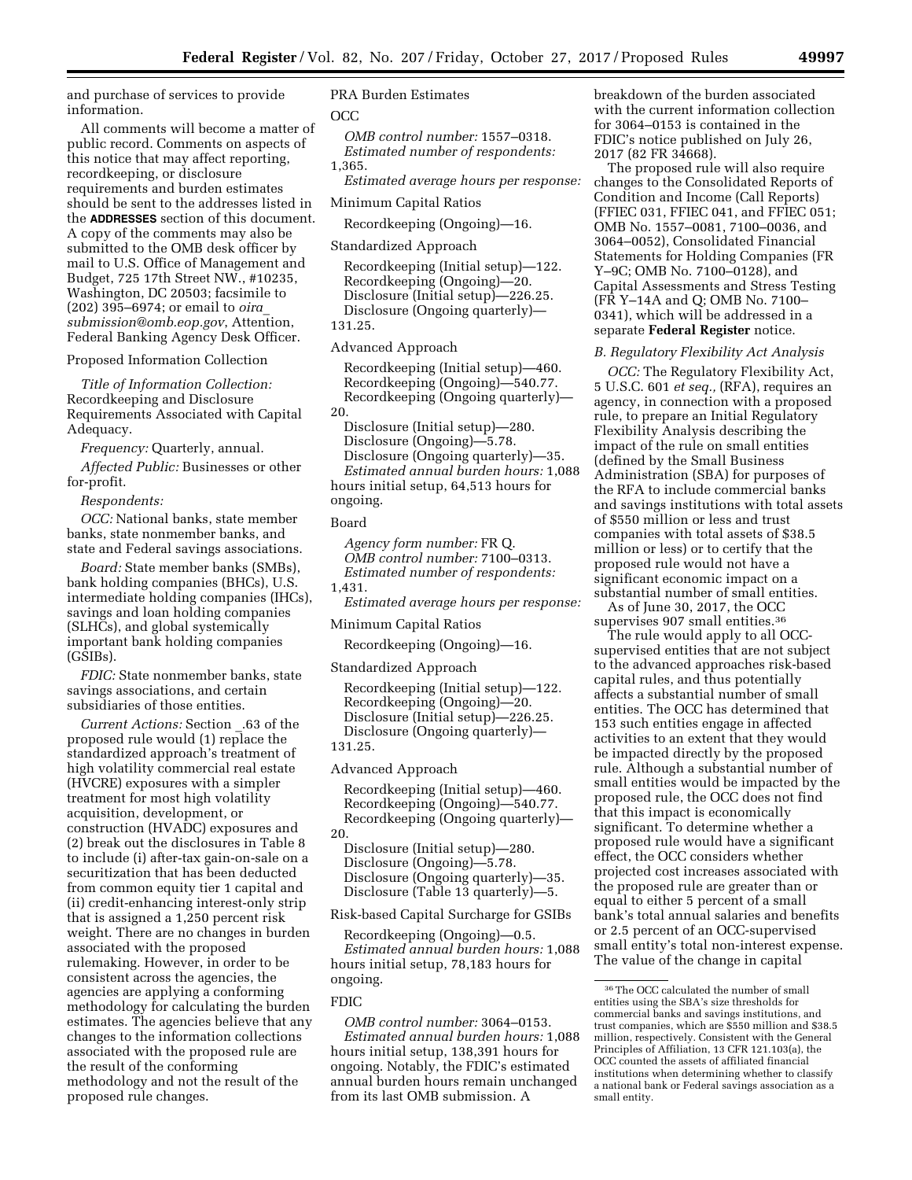and purchase of services to provide information.

All comments will become a matter of public record. Comments on aspects of this notice that may affect reporting, recordkeeping, or disclosure requirements and burden estimates should be sent to the addresses listed in the **ADDRESSES** section of this document. A copy of the comments may also be submitted to the OMB desk officer by mail to U.S. Office of Management and Budget, 725 17th Street NW., #10235, Washington, DC 20503; facsimile to (202) 395–6974; or email to *oira_submission@omb.eop.gov*, Attention, Federal Banking Agency Desk Officer.

Proposed Information Collection

*Title of Information Collection:* Recordkeeping and Disclosure Requirements Associated with Capital Adequacy.

*Frequency:* Quarterly, annual.

*Affected Public:* Businesses or other for-profit.

*Respondents:*

*OCC:* National banks, state member banks, state nonmember banks, and state and Federal savings associations.

*Board:* State member banks (SMBs), bank holding companies (BHCs), U.S. intermediate holding companies (IHCs), savings and loan holding companies (SLHCs), and global systemically important bank holding companies (GSIBs).

*FDIC:* State nonmember banks, state savings associations, and certain subsidiaries of those entities.

*Current Actions:* Section _.63 of the proposed rule would (1) replace the standardized approach's treatment of high volatility commercial real estate (HVCRE) exposures with a simpler treatment for most high volatility acquisition, development, or construction (HVADC) exposures and (2) break out the disclosures in Table 8 to include (i) after-tax gain-on-sale on a securitization that has been deducted from common equity tier 1 capital and (ii) credit-enhancing interest-only strip that is assigned a 1,250 percent risk weight. There are no changes in burden associated with the proposed rulemaking. However, in order to be consistent across the agencies, the agencies are applying a conforming methodology for calculating the burden estimates. The agencies believe that any changes to the information collections associated with the proposed rule are the result of the conforming methodology and not the result of the proposed rule changes.

PRA Burden Estimates

OCC

*OMB control number:* 1557–0318.
*Estimated number of respondents:* 1,365.
*Estimated average hours per response:*

Minimum Capital Ratios

Recordkeeping (Ongoing)—16.

Standardized Approach

Recordkeeping (Initial setup)—122.
Recordkeeping (Ongoing)—20.
Disclosure (Initial setup)—226.25.
Disclosure (Ongoing quarterly)—131.25.

Advanced Approach

Recordkeeping (Initial setup)—460.
Recordkeeping (Ongoing)—540.77.
Recordkeeping (Ongoing quarterly)—20.
Disclosure (Initial setup)—280.
Disclosure (Ongoing)—5.78.
Disclosure (Ongoing quarterly)—35.
*Estimated annual burden hours:* 1,088 hours initial setup, 64,513 hours for ongoing.

Board

*Agency form number:* FR Q.
*OMB control number:* 7100–0313.
*Estimated number of respondents:* 1,431.
*Estimated average hours per response:*

Minimum Capital Ratios

Recordkeeping (Ongoing)—16.

Standardized Approach

Recordkeeping (Initial setup)—122.
Recordkeeping (Ongoing)—20.
Disclosure (Initial setup)—226.25.
Disclosure (Ongoing quarterly)—131.25.

Advanced Approach

Recordkeeping (Initial setup)—460.
Recordkeeping (Ongoing)—540.77.
Recordkeeping (Ongoing quarterly)—20.
Disclosure (Initial setup)—280.
Disclosure (Ongoing)—5.78.
Disclosure (Ongoing quarterly)—35.
Disclosure (Table 13 quarterly)—5.

Risk-based Capital Surcharge for GSIBs

Recordkeeping (Ongoing)—0.5.
*Estimated annual burden hours:* 1,088 hours initial setup, 78,183 hours for ongoing.

FDIC

*OMB control number:* 3064–0153.
*Estimated annual burden hours:* 1,088 hours initial setup, 138,391 hours for ongoing. Notably, the FDIC's estimated annual burden hours remain unchanged from its last OMB submission. A breakdown of the burden associated with the current information collection for 3064–0153 is contained in the FDIC's notice published on July 26, 2017 (82 FR 34668).

The proposed rule will also require changes to the Consolidated Reports of Condition and Income (Call Reports) (FFIEC 031, FFIEC 041, and FFIEC 051; OMB No. 1557–0081, 7100–0036, and 3064–0052), Consolidated Financial Statements for Holding Companies (FR Y–9C; OMB No. 7100–0128), and Capital Assessments and Stress Testing (FR Y–14A and Q; OMB No. 7100–0341), which will be addressed in a separate **Federal Register** notice.

*B. Regulatory Flexibility Act Analysis*

*OCC:* The Regulatory Flexibility Act, 5 U.S.C. 601 *et seq.,* (RFA), requires an agency, in connection with a proposed rule, to prepare an Initial Regulatory Flexibility Analysis describing the impact of the rule on small entities (defined by the Small Business Administration (SBA) for purposes of the RFA to include commercial banks and savings institutions with total assets of $550 million or less and trust companies with total assets of $38.5 million or less) or to certify that the proposed rule would not have a significant economic impact on a substantial number of small entities.

As of June 30, 2017, the OCC supervises 907 small entities.[36]

The rule would apply to all OCC-supervised entities that are not subject to the advanced approaches risk-based capital rules, and thus potentially affects a substantial number of small entities. The OCC has determined that 153 such entities engage in affected activities to an extent that they would be impacted directly by the proposed rule. Although a substantial number of small entities would be impacted by the proposed rule, the OCC does not find that this impact is economically significant. To determine whether a proposed rule would have a significant effect, the OCC considers whether projected cost increases associated with the proposed rule are greater than or equal to either 5 percent of a small bank's total annual salaries and benefits or 2.5 percent of an OCC-supervised small entity's total non-interest expense. The value of the change in capital

[36] The OCC calculated the number of small entities using the SBA's size thresholds for commercial banks and savings institutions, and trust companies, which are $550 million and $38.5 million, respectively. Consistent with the General Principles of Affiliation, 13 CFR 121.103(a), the OCC counted the assets of affiliated financial institutions when determining whether to classify a national bank or Federal savings association as a small entity.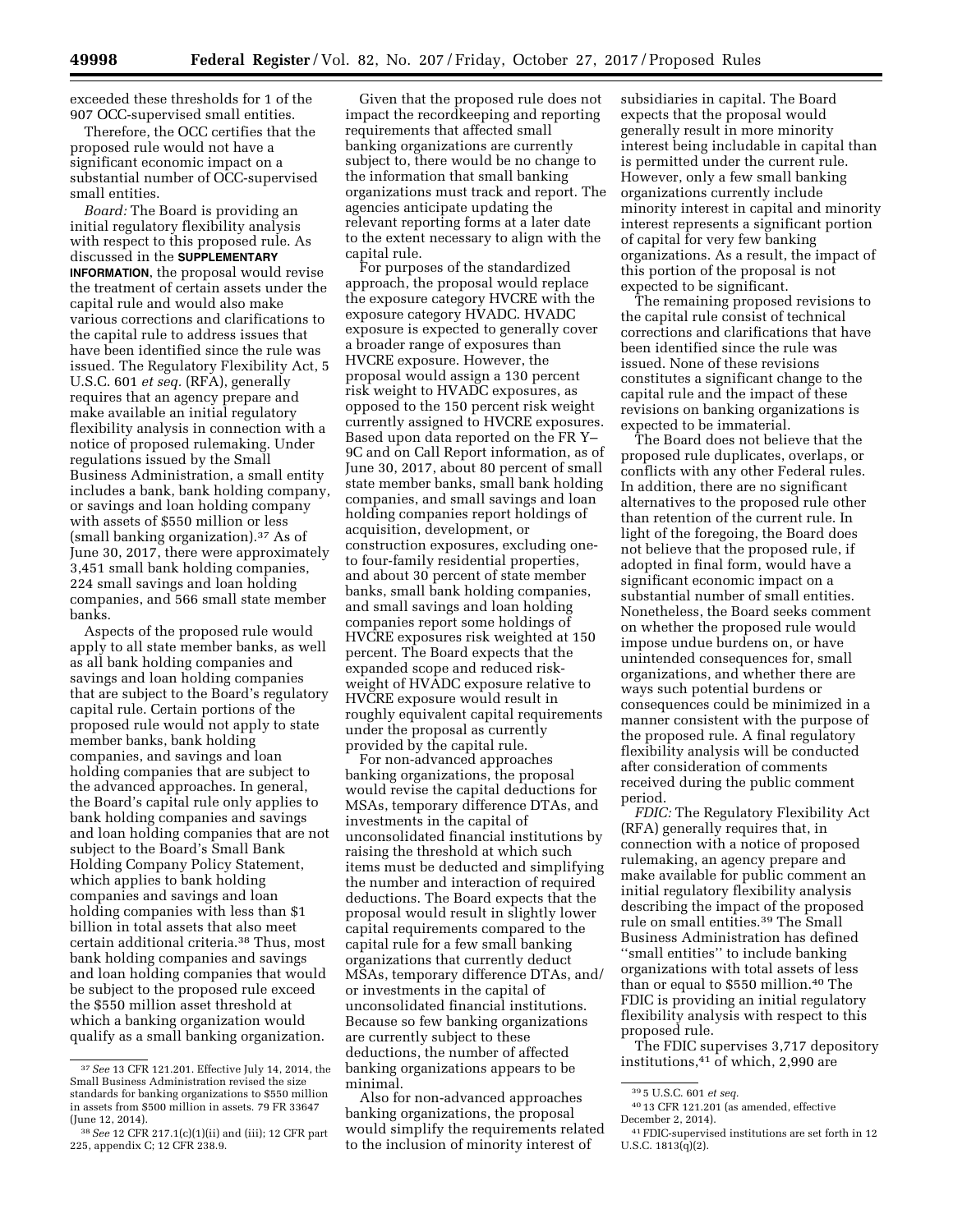exceeded these thresholds for 1 of the 907 OCC-supervised small entities.

Therefore, the OCC certifies that the proposed rule would not have a significant economic impact on a substantial number of OCC-supervised small entities.

*Board:* The Board is providing an initial regulatory flexibility analysis with respect to this proposed rule. As discussed in the **SUPPLEMENTARY INFORMATION**, the proposal would revise the treatment of certain assets under the capital rule and would also make various corrections and clarifications to the capital rule to address issues that have been identified since the rule was issued. The Regulatory Flexibility Act, 5 U.S.C. 601 *et seq.* (RFA), generally requires that an agency prepare and make available an initial regulatory flexibility analysis in connection with a notice of proposed rulemaking. Under regulations issued by the Small Business Administration, a small entity includes a bank, bank holding company, or savings and loan holding company with assets of $550 million or less (small banking organization).[37] As of June 30, 2017, there were approximately 3,451 small bank holding companies, 224 small savings and loan holding companies, and 566 small state member banks.

Aspects of the proposed rule would apply to all state member banks, as well as all bank holding companies and savings and loan holding companies that are subject to the Board's regulatory capital rule. Certain portions of the proposed rule would not apply to state member banks, bank holding companies, and savings and loan holding companies that are subject to the advanced approaches. In general, the Board's capital rule only applies to bank holding companies and savings and loan holding companies that are not subject to the Board's Small Bank Holding Company Policy Statement, which applies to bank holding companies and savings and loan holding companies with less than $1 billion in total assets that also meet certain additional criteria.[38] Thus, most bank holding companies and savings and loan holding companies that would be subject to the proposed rule exceed the $550 million asset threshold at which a banking organization would qualify as a small banking organization.

Given that the proposed rule does not impact the recordkeeping and reporting requirements that affected small banking organizations are currently subject to, there would be no change to the information that small banking organizations must track and report. The agencies anticipate updating the relevant reporting forms at a later date to the extent necessary to align with the capital rule.

For purposes of the standardized approach, the proposal would replace the exposure category HVCRE with the exposure category HVADC. HVADC exposure is expected to generally cover a broader range of exposures than HVCRE exposure. However, the proposal would assign a 130 percent risk weight to HVADC exposures, as opposed to the 150 percent risk weight currently assigned to HVCRE exposures. Based upon data reported on the FR Y–9C and on Call Report information, as of June 30, 2017, about 80 percent of small state member banks, small bank holding companies, and small savings and loan holding companies report holdings of acquisition, development, or construction exposures, excluding one- to four-family residential properties, and about 30 percent of state member banks, small bank holding companies, and small savings and loan holding companies report some holdings of HVCRE exposures risk weighted at 150 percent. The Board expects that the expanded scope and reduced risk-weight of HVADC exposure relative to HVCRE exposure would result in roughly equivalent capital requirements under the proposal as currently provided by the capital rule.

For non-advanced approaches banking organizations, the proposal would revise the capital deductions for MSAs, temporary difference DTAs, and investments in the capital of unconsolidated financial institutions by raising the threshold at which such items must be deducted and simplifying the number and interaction of required deductions. The Board expects that the proposal would result in slightly lower capital requirements compared to the capital rule for a few small banking organizations that currently deduct MSAs, temporary difference DTAs, and/or investments in the capital of unconsolidated financial institutions. Because so few banking organizations are currently subject to these deductions, the number of affected banking organizations appears to be minimal.

Also for non-advanced approaches banking organizations, the proposal would simplify the requirements related to the inclusion of minority interest of subsidiaries in capital. The Board expects that the proposal would generally result in more minority interest being includable in capital than is permitted under the current rule. However, only a few small banking organizations currently include minority interest in capital and minority interest represents a significant portion of capital for very few banking organizations. As a result, the impact of this portion of the proposal is not expected to be significant.

The remaining proposed revisions to the capital rule consist of technical corrections and clarifications that have been identified since the rule was issued. None of these revisions constitutes a significant change to the capital rule and the impact of these revisions on banking organizations is expected to be immaterial.

The Board does not believe that the proposed rule duplicates, overlaps, or conflicts with any other Federal rules. In addition, there are no significant alternatives to the proposed rule other than retention of the current rule. In light of the foregoing, the Board does not believe that the proposed rule, if adopted in final form, would have a significant economic impact on a substantial number of small entities. Nonetheless, the Board seeks comment on whether the proposed rule would impose undue burdens on, or have unintended consequences for, small organizations, and whether there are ways such potential burdens or consequences could be minimized in a manner consistent with the purpose of the proposed rule. A final regulatory flexibility analysis will be conducted after consideration of comments received during the public comment period.

*FDIC:* The Regulatory Flexibility Act (RFA) generally requires that, in connection with a notice of proposed rulemaking, an agency prepare and make available for public comment an initial regulatory flexibility analysis describing the impact of the proposed rule on small entities.[39] The Small Business Administration has defined ''small entities'' to include banking organizations with total assets of less than or equal to $550 million.[40] The FDIC is providing an initial regulatory flexibility analysis with respect to this proposed rule.

The FDIC supervises 3,717 depository institutions,[41] of which, 2,990 are

---

[37] *See* 13 CFR 121.201. Effective July 14, 2014, the Small Business Administration revised the size standards for banking organizations to $550 million in assets from $500 million in assets. 79 FR 33647 (June 12, 2014).

[38] *See* 12 CFR 217.1(c)(1)(ii) and (iii); 12 CFR part 225, appendix C; 12 CFR 238.9.

[39] 5 U.S.C. 601 *et seq.*

[40] 13 CFR 121.201 (as amended, effective December 2, 2014).

[41] FDIC-supervised institutions are set forth in 12 U.S.C. 1813(q)(2).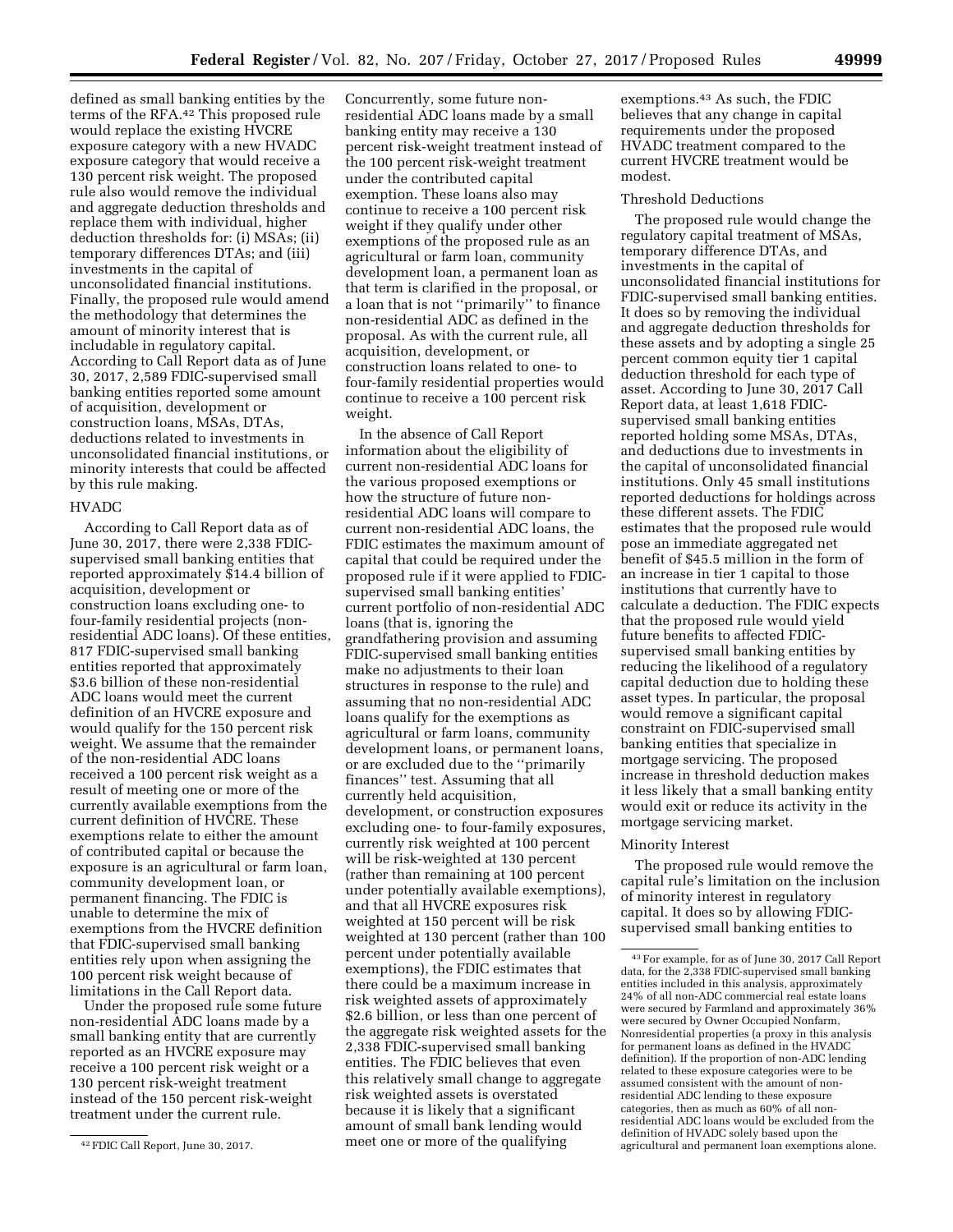defined as small banking entities by the terms of the RFA.[42] This proposed rule would replace the existing HVCRE exposure category with a new HVADC exposure category that would receive a 130 percent risk weight. The proposed rule also would remove the individual and aggregate deduction thresholds and replace them with individual, higher deduction thresholds for: (i) MSAs; (ii) temporary differences DTAs; and (iii) investments in the capital of unconsolidated financial institutions. Finally, the proposed rule would amend the methodology that determines the amount of minority interest that is includable in regulatory capital. According to Call Report data as of June 30, 2017, 2,589 FDIC-supervised small banking entities reported some amount of acquisition, development or construction loans, MSAs, DTAs, deductions related to investments in unconsolidated financial institutions, or minority interests that could be affected by this rule making.

HVADC

According to Call Report data as of June 30, 2017, there were 2,338 FDIC-supervised small banking entities that reported approximately $14.4 billion of acquisition, development or construction loans excluding one- to four-family residential projects (non-residential ADC loans). Of these entities, 817 FDIC-supervised small banking entities reported that approximately $3.6 billion of these non-residential ADC loans would meet the current definition of an HVCRE exposure and would qualify for the 150 percent risk weight. We assume that the remainder of the non-residential ADC loans received a 100 percent risk weight as a result of meeting one or more of the currently available exemptions from the current definition of HVCRE. These exemptions relate to either the amount of contributed capital or because the exposure is an agricultural or farm loan, community development loan, or permanent financing. The FDIC is unable to determine the mix of exemptions from the HVCRE definition that FDIC-supervised small banking entities rely upon when assigning the 100 percent risk weight because of limitations in the Call Report data.

Under the proposed rule some future non-residential ADC loans made by a small banking entity that are currently reported as an HVCRE exposure may receive a 100 percent risk weight or a 130 percent risk-weight treatment instead of the 150 percent risk-weight treatment under the current rule.

Concurrently, some future non-residential ADC loans made by a small banking entity may receive a 130 percent risk-weight treatment instead of the 100 percent risk-weight treatment under the contributed capital exemption. These loans also may continue to receive a 100 percent risk weight if they qualify under other exemptions of the proposed rule as an agricultural or farm loan, community development loan, a permanent loan as that term is clarified in the proposal, or a loan that is not ''primarily'' to finance non-residential ADC as defined in the proposal. As with the current rule, all acquisition, development, or construction loans related to one- to four-family residential properties would continue to receive a 100 percent risk weight.

In the absence of Call Report information about the eligibility of current non-residential ADC loans for the various proposed exemptions or how the structure of future non-residential ADC loans will compare to current non-residential ADC loans, the FDIC estimates the maximum amount of capital that could be required under the proposed rule if it were applied to FDIC-supervised small banking entities' current portfolio of non-residential ADC loans (that is, ignoring the grandfathering provision and assuming FDIC-supervised small banking entities make no adjustments to their loan structures in response to the rule) and assuming that no non-residential ADC loans qualify for the exemptions as agricultural or farm loans, community development loans, or permanent loans, or are excluded due to the ''primarily finances'' test. Assuming that all currently held acquisition, development, or construction exposures excluding one- to four-family exposures, currently risk weighted at 100 percent will be risk-weighted at 130 percent (rather than remaining at 100 percent under potentially available exemptions), and that all HVCRE exposures risk weighted at 150 percent will be risk weighted at 130 percent (rather than 100 percent under potentially available exemptions), the FDIC estimates that there could be a maximum increase in risk weighted assets of approximately $2.6 billion, or less than one percent of the aggregate risk weighted assets for the 2,338 FDIC-supervised small banking entities. The FDIC believes that even this relatively small change to aggregate risk weighted assets is overstated because it is likely that a significant amount of small bank lending would meet one or more of the qualifying exemptions.[43] As such, the FDIC believes that any change in capital requirements under the proposed HVADC treatment compared to the current HVCRE treatment would be modest.

Threshold Deductions

The proposed rule would change the regulatory capital treatment of MSAs, temporary difference DTAs, and investments in the capital of unconsolidated financial institutions for FDIC-supervised small banking entities. It does so by removing the individual and aggregate deduction thresholds for these assets and by adopting a single 25 percent common equity tier 1 capital deduction threshold for each type of asset. According to June 30, 2017 Call Report data, at least 1,618 FDIC-supervised small banking entities reported holding some MSAs, DTAs, and deductions due to investments in the capital of unconsolidated financial institutions. Only 45 small institutions reported deductions for holdings across these different assets. The FDIC estimates that the proposed rule would pose an immediate aggregated net benefit of $45.5 million in the form of an increase in tier 1 capital to those institutions that currently have to calculate a deduction. The FDIC expects that the proposed rule would yield future benefits to affected FDIC-supervised small banking entities by reducing the likelihood of a regulatory capital deduction due to holding these asset types. In particular, the proposal would remove a significant capital constraint on FDIC-supervised small banking entities that specialize in mortgage servicing. The proposed increase in threshold deduction makes it less likely that a small banking entity would exit or reduce its activity in the mortgage servicing market.

Minority Interest

The proposed rule would remove the capital rule's limitation on the inclusion of minority interest in regulatory capital. It does so by allowing FDIC-supervised small banking entities to

[42] FDIC Call Report, June 30, 2017.

[43] For example, for as of June 30, 2017 Call Report data, for the 2,338 FDIC-supervised small banking entities included in this analysis, approximately 24% of all non-ADC commercial real estate loans were secured by Farmland and approximately 36% were secured by Owner Occupied Nonfarm, Nonresidential properties (a proxy in this analysis for permanent loans as defined in the HVADC definition). If the proportion of non-ADC lending related to these exposure categories were to be assumed consistent with the amount of non-residential ADC lending to these exposure categories, then as much as 60% of all non-residential ADC loans would be excluded from the definition of HVADC solely based upon the agricultural and permanent loan exemptions alone.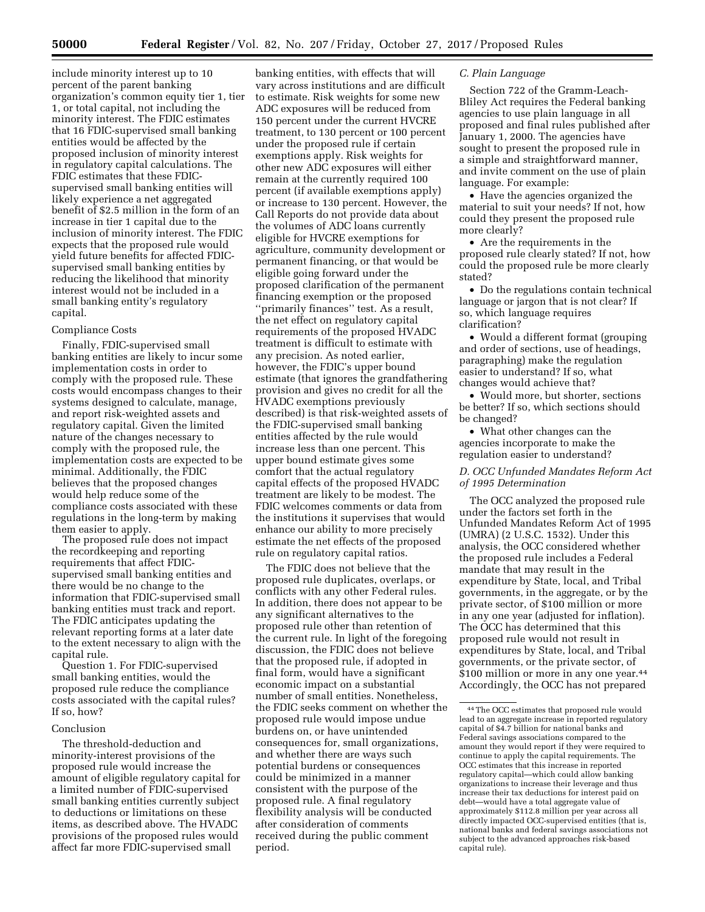include minority interest up to 10 percent of the parent banking organization's common equity tier 1, tier 1, or total capital, not including the minority interest. The FDIC estimates that 16 FDIC-supervised small banking entities would be affected by the proposed inclusion of minority interest in regulatory capital calculations. The FDIC estimates that these FDIC-supervised small banking entities will likely experience a net aggregated benefit of $2.5 million in the form of an increase in tier 1 capital due to the inclusion of minority interest. The FDIC expects that the proposed rule would yield future benefits for affected FDIC-supervised small banking entities by reducing the likelihood that minority interest would not be included in a small banking entity's regulatory capital.

Compliance Costs

Finally, FDIC-supervised small banking entities are likely to incur some implementation costs in order to comply with the proposed rule. These costs would encompass changes to their systems designed to calculate, manage, and report risk-weighted assets and regulatory capital. Given the limited nature of the changes necessary to comply with the proposed rule, the implementation costs are expected to be minimal. Additionally, the FDIC believes that the proposed changes would help reduce some of the compliance costs associated with these regulations in the long-term by making them easier to apply.

The proposed rule does not impact the recordkeeping and reporting requirements that affect FDIC-supervised small banking entities and there would be no change to the information that FDIC-supervised small banking entities must track and report. The FDIC anticipates updating the relevant reporting forms at a later date to the extent necessary to align with the capital rule.

Question 1. For FDIC-supervised small banking entities, would the proposed rule reduce the compliance costs associated with the capital rules? If so, how?

Conclusion

The threshold-deduction and minority-interest provisions of the proposed rule would increase the amount of eligible regulatory capital for a limited number of FDIC-supervised small banking entities currently subject to deductions or limitations on these items, as described above. The HVADC provisions of the proposed rules would affect far more FDIC-supervised small banking entities, with effects that will vary across institutions and are difficult to estimate. Risk weights for some new ADC exposures will be reduced from 150 percent under the current HVCRE treatment, to 130 percent or 100 percent under the proposed rule if certain exemptions apply. Risk weights for other new ADC exposures will either remain at the currently required 100 percent (if available exemptions apply) or increase to 130 percent. However, the Call Reports do not provide data about the volumes of ADC loans currently eligible for HVCRE exemptions for agriculture, community development or permanent financing, or that would be eligible going forward under the proposed clarification of the permanent financing exemption or the proposed "primarily finances" test. As a result, the net effect on regulatory capital requirements of the proposed HVADC treatment is difficult to estimate with any precision. As noted earlier, however, the FDIC's upper bound estimate (that ignores the grandfathering provision and gives no credit for all the HVADC exemptions previously described) is that risk-weighted assets of the FDIC-supervised small banking entities affected by the rule would increase less than one percent. This upper bound estimate gives some comfort that the actual regulatory capital effects of the proposed HVADC treatment are likely to be modest. The FDIC welcomes comments or data from the institutions it supervises that would enhance our ability to more precisely estimate the net effects of the proposed rule on regulatory capital ratios.

The FDIC does not believe that the proposed rule duplicates, overlaps, or conflicts with any other Federal rules. In addition, there does not appear to be any significant alternatives to the proposed rule other than retention of the current rule. In light of the foregoing discussion, the FDIC does not believe that the proposed rule, if adopted in final form, would have a significant economic impact on a substantial number of small entities. Nonetheless, the FDIC seeks comment on whether the proposed rule would impose undue burdens on, or have unintended consequences for, small organizations, and whether there are ways such potential burdens or consequences could be minimized in a manner consistent with the purpose of the proposed rule. A final regulatory flexibility analysis will be conducted after consideration of comments received during the public comment period.

### *C. Plain Language*

Section 722 of the Gramm-Leach-Bliley Act requires the Federal banking agencies to use plain language in all proposed and final rules published after January 1, 2000. The agencies have sought to present the proposed rule in a simple and straightforward manner, and invite comment on the use of plain language. For example:

- Have the agencies organized the material to suit your needs? If not, how could they present the proposed rule more clearly?
- Are the requirements in the proposed rule clearly stated? If not, how could the proposed rule be more clearly stated?
- Do the regulations contain technical language or jargon that is not clear? If so, which language requires clarification?
- Would a different format (grouping and order of sections, use of headings, paragraphing) make the regulation easier to understand? If so, what changes would achieve that?
- Would more, but shorter, sections be better? If so, which sections should be changed?
- What other changes can the agencies incorporate to make the regulation easier to understand?

### *D. OCC Unfunded Mandates Reform Act of 1995 Determination*

The OCC analyzed the proposed rule under the factors set forth in the Unfunded Mandates Reform Act of 1995 (UMRA) (2 U.S.C. 1532). Under this analysis, the OCC considered whether the proposed rule includes a Federal mandate that may result in the expenditure by State, local, and Tribal governments, in the aggregate, or by the private sector, of $100 million or more in any one year (adjusted for inflation). The OCC has determined that this proposed rule would not result in expenditures by State, local, and Tribal governments, or the private sector, of $100 million or more in any one year.[44] Accordingly, the OCC has not prepared

---

[44] The OCC estimates that proposed rule would lead to an aggregate increase in reported regulatory capital of $4.7 billion for national banks and Federal savings associations compared to the amount they would report if they were required to continue to apply the capital requirements. The OCC estimates that this increase in reported regulatory capital—which could allow banking organizations to increase their leverage and thus increase their tax deductions for interest paid on debt—would have a total aggregate value of approximately $112.8 million per year across all directly impacted OCC-supervised entities (that is, national banks and federal savings associations not subject to the advanced approaches risk-based capital rule).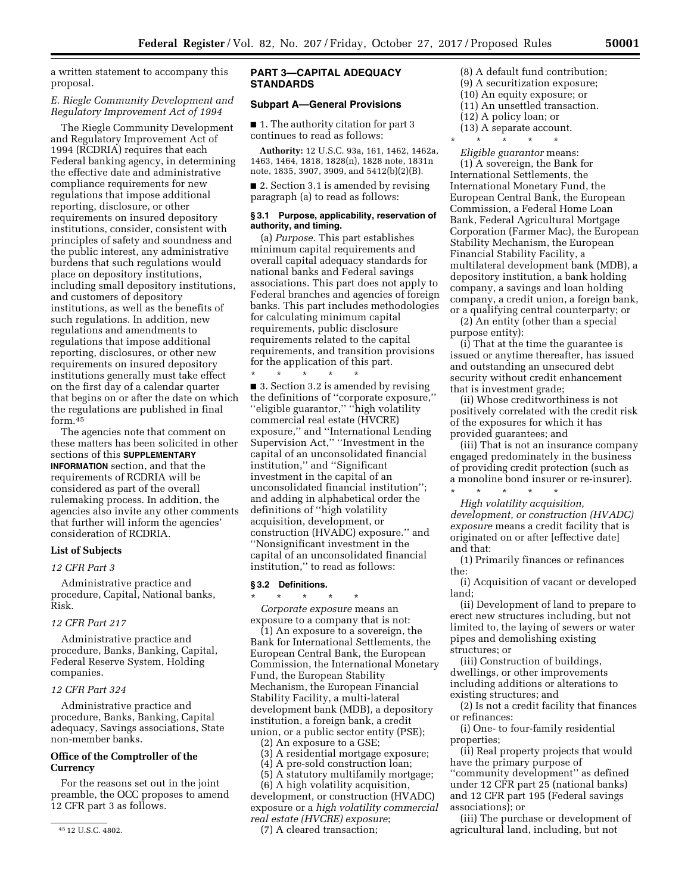a written statement to accompany this proposal.

### E. Riegle Community Development and Regulatory Improvement Act of 1994

The Riegle Community Development and Regulatory Improvement Act of 1994 (RCDRIA) requires that each Federal banking agency, in determining the effective date and administrative compliance requirements for new regulations that impose additional reporting, disclosure, or other requirements on insured depository institutions, consider, consistent with principles of safety and soundness and the public interest, any administrative burdens that such regulations would place on depository institutions, including small depository institutions, and customers of depository institutions, as well as the benefits of such regulations. In addition, new regulations and amendments to regulations that impose additional reporting, disclosures, or other new requirements on insured depository institutions generally must take effect on the first day of a calendar quarter that begins on or after the date on which the regulations are published in final form.[45]

The agencies note that comment on these matters has been solicited in other sections of this **SUPPLEMENTARY INFORMATION** section, and that the requirements of RCDRIA will be considered as part of the overall rulemaking process. In addition, the agencies also invite any other comments that further will inform the agencies' consideration of RCDRIA.

## List of Subjects

*12 CFR Part 3*

Administrative practice and procedure, Capital, National banks, Risk.

*12 CFR Part 217*

Administrative practice and procedure, Banks, Banking, Capital, Federal Reserve System, Holding companies.

*12 CFR Part 324*

Administrative practice and procedure, Banks, Banking, Capital adequacy, Savings associations, State non-member banks.

## Office of the Comptroller of the Currency

For the reasons set out in the joint preamble, the OCC proposes to amend 12 CFR part 3 as follows.

[45] 12 U.S.C. 4802.

## PART 3—CAPITAL ADEQUACY STANDARDS

### Subpart A—General Provisions

■ 1. The authority citation for part 3 continues to read as follows:

**Authority:** 12 U.S.C. 93a, 161, 1462, 1462a, 1463, 1464, 1818, 1828(n), 1828 note, 1831n note, 1835, 3907, 3909, and 5412(b)(2)(B).

■ 2. Section 3.1 is amended by revising paragraph (a) to read as follows:

#### § 3.1 Purpose, applicability, reservation of authority, and timing.

(a) *Purpose.* This part establishes minimum capital requirements and overall capital adequacy standards for national banks and Federal savings associations. This part does not apply to Federal branches and agencies of foreign banks. This part includes methodologies for calculating minimum capital requirements, public disclosure requirements related to the capital requirements, and transition provisions for the application of this part.

\* \* \* \* \*

■ 3. Section 3.2 is amended by revising the definitions of "corporate exposure," "eligible guarantor," "high volatility commercial real estate (HVCRE) exposure," and "International Lending Supervision Act," "Investment in the capital of an unconsolidated financial institution," and "Significant investment in the capital of an unconsolidated financial institution"; and adding in alphabetical order the definitions of "high volatility acquisition, development, or construction (HVADC) exposure." and "Nonsignificant investment in the capital of an unconsolidated financial institution," to read as follows:

#### § 3.2 Definitions.

\* \* \* \* \*

*Corporate exposure* means an exposure to a company that is not:

(1) An exposure to a sovereign, the Bank for International Settlements, the European Central Bank, the European Commission, the International Monetary Fund, the European Stability Mechanism, the European Financial Stability Facility, a multi-lateral development bank (MDB), a depository institution, a foreign bank, a credit union, or a public sector entity (PSE);

(2) An exposure to a GSE;

(3) A residential mortgage exposure;

(4) A pre-sold construction loan;

(5) A statutory multifamily mortgage;

(6) A high volatility acquisition, development, or construction (HVADC) exposure or a *high volatility commercial real estate (HVCRE) exposure*;

(7) A cleared transaction;

(8) A default fund contribution;

(9) A securitization exposure;

(10) An equity exposure; or

(11) An unsettled transaction.

(12) A policy loan; or

(13) A separate account.

\* \* \* \* \*

*Eligible guarantor* means:

(1) A sovereign, the Bank for International Settlements, the International Monetary Fund, the European Central Bank, the European Commission, a Federal Home Loan Bank, Federal Agricultural Mortgage Corporation (Farmer Mac), the European Stability Mechanism, the European Financial Stability Facility, a multilateral development bank (MDB), a depository institution, a bank holding company, a savings and loan holding company, a credit union, a foreign bank, or a qualifying central counterparty; or

(2) An entity (other than a special purpose entity):

(i) That at the time the guarantee is issued or anytime thereafter, has issued and outstanding an unsecured debt security without credit enhancement that is investment grade;

(ii) Whose creditworthiness is not positively correlated with the credit risk of the exposures for which it has provided guarantees; and

(iii) That is not an insurance company engaged predominately in the business of providing credit protection (such as a monoline bond insurer or re-insurer).

\* \* \* \* \*

*High volatility acquisition, development, or construction (HVADC) exposure* means a credit facility that is originated on or after [effective date] and that:

(1) Primarily finances or refinances the:

(i) Acquisition of vacant or developed land;

(ii) Development of land to prepare to erect new structures including, but not limited to, the laying of sewers or water pipes and demolishing existing structures; or

(iii) Construction of buildings, dwellings, or other improvements including additions or alterations to existing structures; and

(2) Is not a credit facility that finances or refinances:

(i) One- to four-family residential properties;

(ii) Real property projects that would have the primary purpose of "community development" as defined under 12 CFR part 25 (national banks) and 12 CFR part 195 (Federal savings associations); or

(iii) The purchase or development of agricultural land, including, but not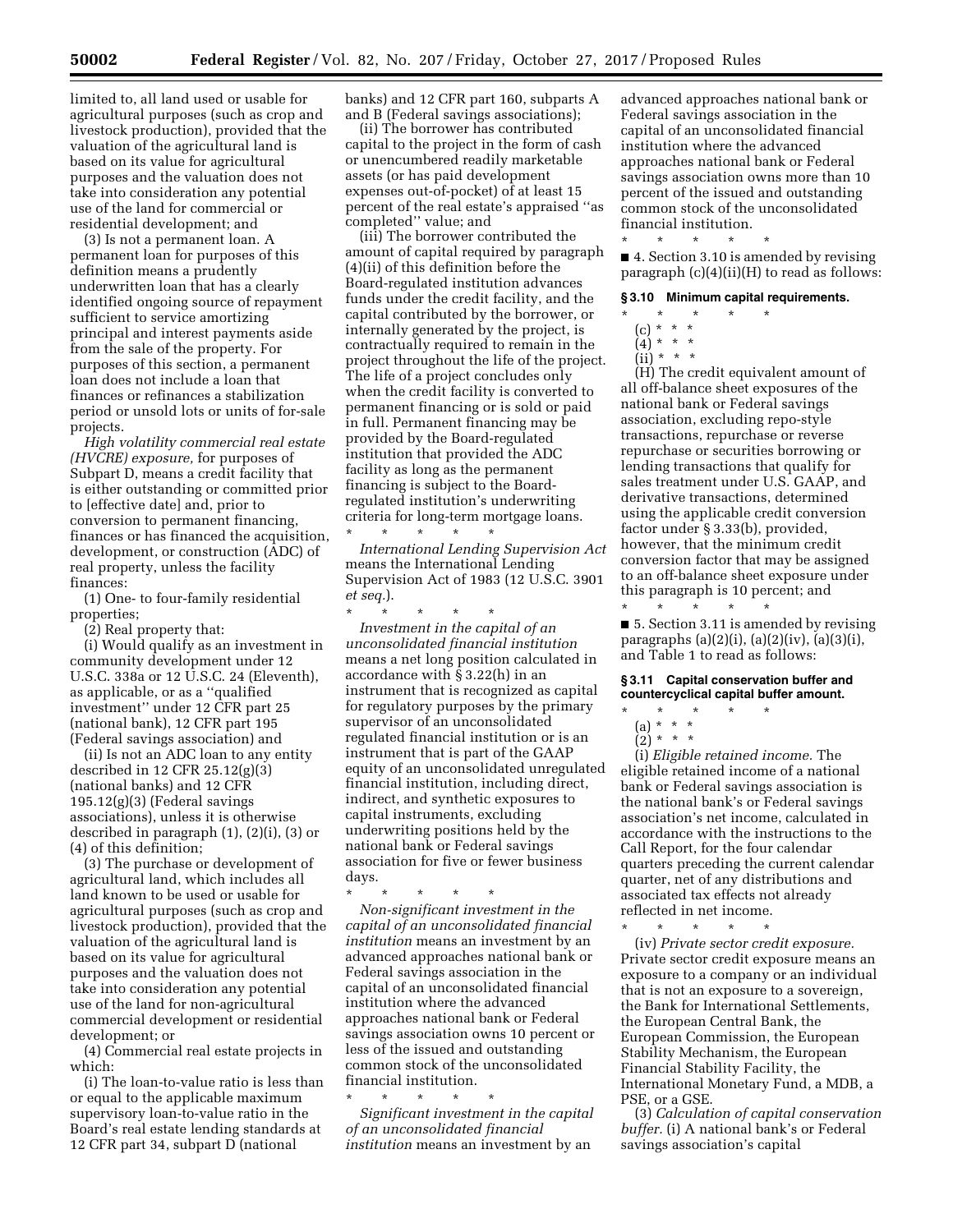limited to, all land used or usable for agricultural purposes (such as crop and livestock production), provided that the valuation of the agricultural land is based on its value for agricultural purposes and the valuation does not take into consideration any potential use of the land for commercial or residential development; and

(3) Is not a permanent loan. A permanent loan for purposes of this definition means a prudently underwritten loan that has a clearly identified ongoing source of repayment sufficient to service amortizing principal and interest payments aside from the sale of the property. For purposes of this section, a permanent loan does not include a loan that finances or refinances a stabilization period or unsold lots or units of for-sale projects.

*High volatility commercial real estate (HVCRE) exposure,* for purposes of Subpart D, means a credit facility that is either outstanding or committed prior to [effective date] and, prior to conversion to permanent financing, finances or has financed the acquisition, development, or construction (ADC) of real property, unless the facility finances:

(1) One- to four-family residential properties;

(2) Real property that:

(i) Would qualify as an investment in community development under 12 U.S.C. 338a or 12 U.S.C. 24 (Eleventh), as applicable, or as a ''qualified investment'' under 12 CFR part 25 (national bank), 12 CFR part 195 (Federal savings association) and

(ii) Is not an ADC loan to any entity described in 12 CFR 25.12(g)(3) (national banks) and 12 CFR 195.12(g)(3) (Federal savings associations), unless it is otherwise described in paragraph (1), (2)(i), (3) or (4) of this definition;

(3) The purchase or development of agricultural land, which includes all land known to be used or usable for agricultural purposes (such as crop and livestock production), provided that the valuation of the agricultural land is based on its value for agricultural purposes and the valuation does not take into consideration any potential use of the land for non-agricultural commercial development or residential development; or

(4) Commercial real estate projects in which:

(i) The loan-to-value ratio is less than or equal to the applicable maximum supervisory loan-to-value ratio in the Board's real estate lending standards at 12 CFR part 34, subpart D (national banks) and 12 CFR part 160, subparts A and B (Federal savings associations);

(ii) The borrower has contributed capital to the project in the form of cash or unencumbered readily marketable assets (or has paid development expenses out-of-pocket) of at least 15 percent of the real estate's appraised ''as completed'' value; and

(iii) The borrower contributed the amount of capital required by paragraph (4)(ii) of this definition before the Board-regulated institution advances funds under the credit facility, and the capital contributed by the borrower, or internally generated by the project, is contractually required to remain in the project throughout the life of the project. The life of a project concludes only when the credit facility is converted to permanent financing or is sold or paid in full. Permanent financing may be provided by the Board-regulated institution that provided the ADC facility as long as the permanent financing is subject to the Board-regulated institution's underwriting criteria for long-term mortgage loans.

\* \* \* \* \*

*International Lending Supervision Act* means the International Lending Supervision Act of 1983 (12 U.S.C. 3901 *et seq.*).

\* \* \* \* \*

*Investment in the capital of an unconsolidated financial institution* means a net long position calculated in accordance with § 3.22(h) in an instrument that is recognized as capital for regulatory purposes by the primary supervisor of an unconsolidated regulated financial institution or is an instrument that is part of the GAAP equity of an unconsolidated unregulated financial institution, including direct, indirect, and synthetic exposures to capital instruments, excluding underwriting positions held by the national bank or Federal savings association for five or fewer business days.

\* \* \* \* \*

*Non-significant investment in the capital of an unconsolidated financial institution* means an investment by an advanced approaches national bank or Federal savings association in the capital of an unconsolidated financial institution where the advanced approaches national bank or Federal savings association owns 10 percent or less of the issued and outstanding common stock of the unconsolidated financial institution.

\* \* \* \* \*

*Significant investment in the capital of an unconsolidated financial institution* means an investment by an advanced approaches national bank or Federal savings association in the capital of an unconsolidated financial institution where the advanced approaches national bank or Federal savings association owns more than 10 percent of the issued and outstanding common stock of the unconsolidated financial institution.

\* \* \* \* \*

■ 4. Section 3.10 is amended by revising paragraph (c)(4)(ii)(H) to read as follows:

**§ 3.10 Minimum capital requirements.**

\* \* \* \* \*

(c) \* \* \*

(4) \* \* \*

(ii) \* \* \*

(H) The credit equivalent amount of all off-balance sheet exposures of the national bank or Federal savings association, excluding repo-style transactions, repurchase or reverse repurchase or securities borrowing or lending transactions that qualify for sales treatment under U.S. GAAP, and derivative transactions, determined using the applicable credit conversion factor under § 3.33(b), provided, however, that the minimum credit conversion factor that may be assigned to an off-balance sheet exposure under this paragraph is 10 percent; and

\* \* \* \* \*

■ 5. Section 3.11 is amended by revising paragraphs (a)(2)(i), (a)(2)(iv), (a)(3)(i), and Table 1 to read as follows:

**§ 3.11 Capital conservation buffer and countercyclical capital buffer amount.**

\* \* \* \* \*

(a) \* \* \*

(2) \* \* \*

(i) *Eligible retained income.* The eligible retained income of a national bank or Federal savings association is the national bank's or Federal savings association's net income, calculated in accordance with the instructions to the Call Report, for the four calendar quarters preceding the current calendar quarter, net of any distributions and associated tax effects not already reflected in net income.

\* \* \* \* \*

(iv) *Private sector credit exposure.* Private sector credit exposure means an exposure to a company or an individual that is not an exposure to a sovereign, the Bank for International Settlements, the European Central Bank, the European Commission, the European Stability Mechanism, the European Financial Stability Facility, the International Monetary Fund, a MDB, a PSE, or a GSE.

(3) *Calculation of capital conservation buffer.* (i) A national bank's or Federal savings association's capital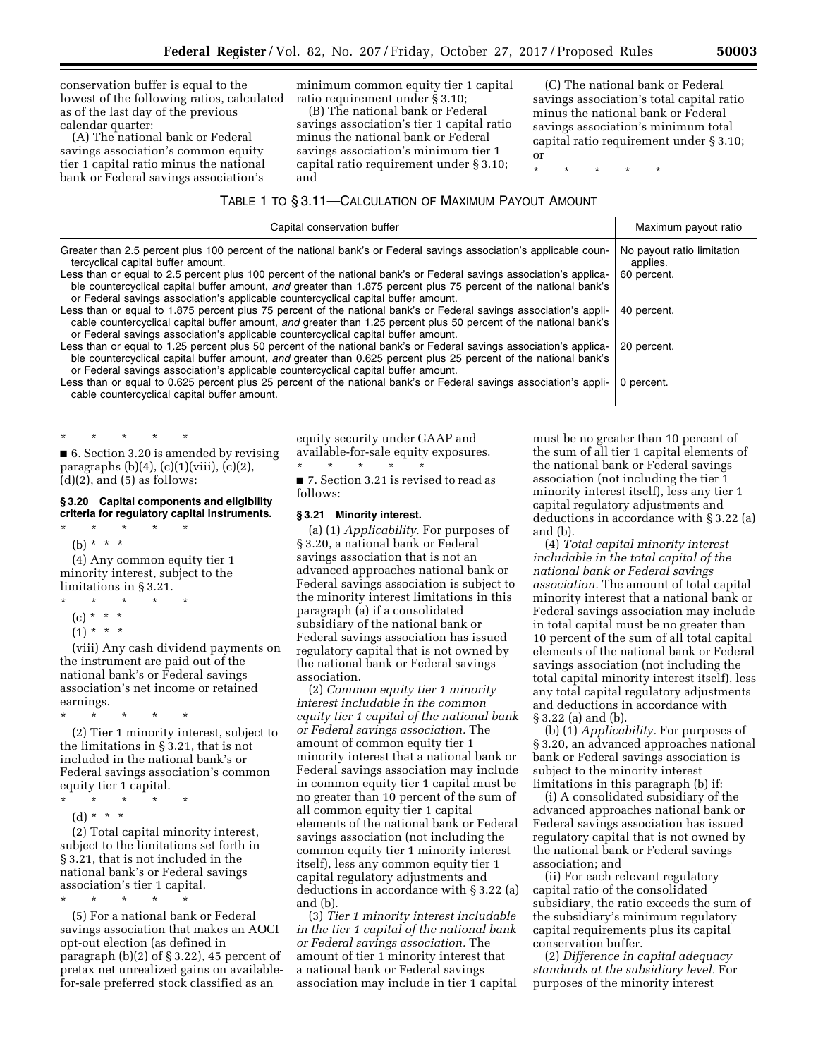conservation buffer is equal to the lowest of the following ratios, calculated as of the last day of the previous calendar quarter:

(A) The national bank or Federal savings association's common equity tier 1 capital ratio minus the national bank or Federal savings association's minimum common equity tier 1 capital ratio requirement under § 3.10;

(B) The national bank or Federal savings association's tier 1 capital ratio minus the national bank or Federal savings association's minimum tier 1 capital ratio requirement under § 3.10; and

(C) The national bank or Federal savings association's total capital ratio minus the national bank or Federal savings association's minimum total capital ratio requirement under § 3.10; or

\* \* \* \* \*

TABLE 1 TO § 3.11—CALCULATION OF MAXIMUM PAYOUT AMOUNT

| Capital conservation buffer | Maximum payout ratio |
|---|---|
| Greater than 2.5 percent plus 100 percent of the national bank's or Federal savings association's applicable countercyclical capital buffer amount. | No payout ratio limitation applies. |
| Less than or equal to 2.5 percent plus 100 percent of the national bank's or Federal savings association's applicable countercyclical capital buffer amount, *and* greater than 1.875 percent plus 75 percent of the national bank's or Federal savings association's applicable countercyclical capital buffer amount. | 60 percent. |
| Less than or equal to 1.875 percent plus 75 percent of the national bank's or Federal savings association's applicable countercyclical capital buffer amount, *and* greater than 1.25 percent plus 50 percent of the national bank's or Federal savings association's applicable countercyclical capital buffer amount. | 40 percent. |
| Less than or equal to 1.25 percent plus 50 percent of the national bank's or Federal savings association's applicable countercyclical capital buffer amount, *and* greater than 0.625 percent plus 25 percent of the national bank's or Federal savings association's applicable countercyclical capital buffer amount. | 20 percent. |
| Less than or equal to 0.625 percent plus 25 percent of the national bank's or Federal savings association's applicable countercyclical capital buffer amount. | 0 percent. |

\* \* \* \* \*

■ 6. Section 3.20 is amended by revising paragraphs (b)(4), (c)(1)(viii), (c)(2), (d)(2), and (5) as follows:

**§ 3.20 Capital components and eligibility criteria for regulatory capital instruments.**

\* \* \* \* \*

(b) \* \* \*

(4) Any common equity tier 1 minority interest, subject to the limitations in § 3.21.

\* \* \* \* \*

(c) \* \* \*

(1) \* \* \*

(viii) Any cash dividend payments on the instrument are paid out of the national bank's or Federal savings association's net income or retained earnings.

\* \* \* \* \*

(2) Tier 1 minority interest, subject to the limitations in § 3.21, that is not included in the national bank's or Federal savings association's common equity tier 1 capital.

\* \* \* \* \*

(d) \* \* \*

(2) Total capital minority interest, subject to the limitations set forth in § 3.21, that is not included in the national bank's or Federal savings association's tier 1 capital.

\* \* \* \* \*

(5) For a national bank or Federal savings association that makes an AOCI opt-out election (as defined in paragraph (b)(2) of § 3.22), 45 percent of pretax net unrealized gains on available-for-sale preferred stock classified as an equity security under GAAP and available-for-sale equity exposures.

\* \* \* \* \*

■ 7. Section 3.21 is revised to read as follows:

**§ 3.21 Minority interest.**

(a) (1) *Applicability.* For purposes of § 3.20, a national bank or Federal savings association that is not an advanced approaches national bank or Federal savings association is subject to the minority interest limitations in this paragraph (a) if a consolidated subsidiary of the national bank or Federal savings association has issued regulatory capital that is not owned by the national bank or Federal savings association.

(2) *Common equity tier 1 minority interest includable in the common equity tier 1 capital of the national bank or Federal savings association.* The amount of common equity tier 1 minority interest that a national bank or Federal savings association may include in common equity tier 1 capital must be no greater than 10 percent of the sum of all common equity tier 1 capital elements of the national bank or Federal savings association (not including the common equity tier 1 minority interest itself), less any common equity tier 1 capital regulatory adjustments and deductions in accordance with § 3.22 (a) and (b).

(3) *Tier 1 minority interest includable in the tier 1 capital of the national bank or Federal savings association.* The amount of tier 1 minority interest that a national bank or Federal savings association may include in tier 1 capital must be no greater than 10 percent of the sum of all tier 1 capital elements of the national bank or Federal savings association (not including the tier 1 minority interest itself), less any tier 1 capital regulatory adjustments and deductions in accordance with § 3.22 (a) and (b).

(4) *Total capital minority interest includable in the total capital of the national bank or Federal savings association.* The amount of total capital minority interest that a national bank or Federal savings association may include in total capital must be no greater than 10 percent of the sum of all total capital elements of the national bank or Federal savings association (not including the total capital minority interest itself), less any total capital regulatory adjustments and deductions in accordance with § 3.22 (a) and (b).

(b) (1) *Applicability.* For purposes of § 3.20, an advanced approaches national bank or Federal savings association is subject to the minority interest limitations in this paragraph (b) if:

(i) A consolidated subsidiary of the advanced approaches national bank or Federal savings association has issued regulatory capital that is not owned by the national bank or Federal savings association; and

(ii) For each relevant regulatory capital ratio of the consolidated subsidiary, the ratio exceeds the sum of the subsidiary's minimum regulatory capital requirements plus its capital conservation buffer.

(2) *Difference in capital adequacy standards at the subsidiary level.* For purposes of the minority interest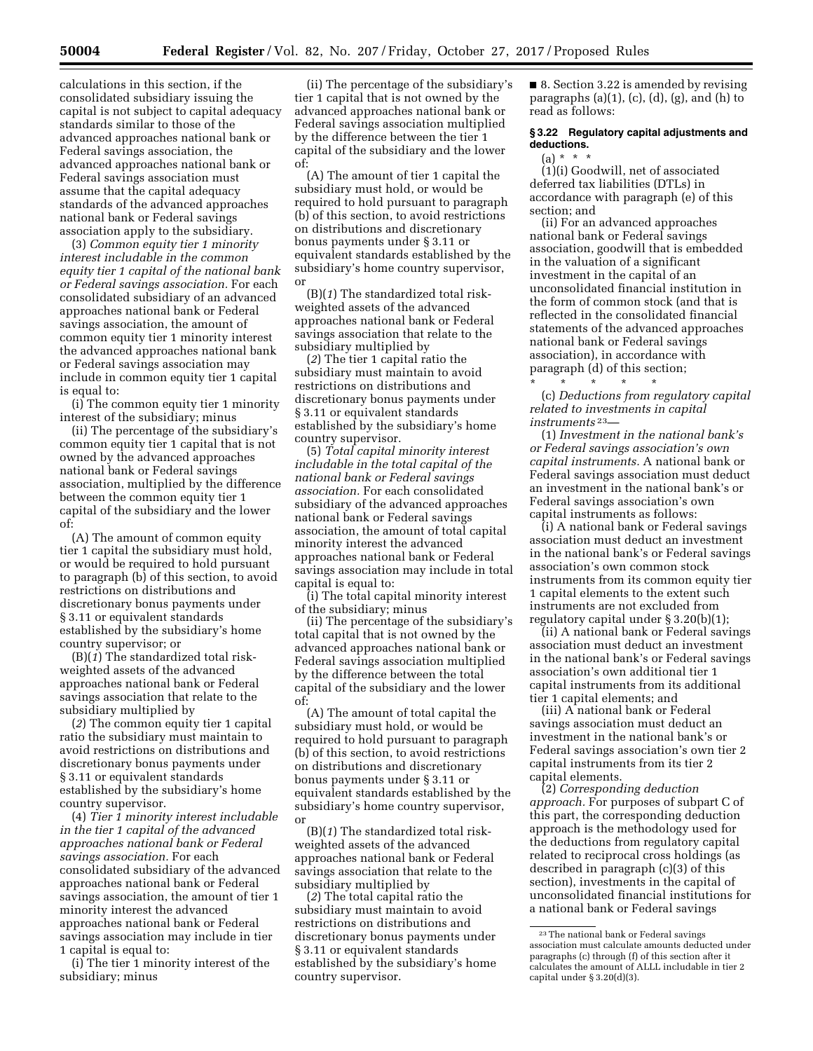calculations in this section, if the consolidated subsidiary issuing the capital is not subject to capital adequacy standards similar to those of the advanced approaches national bank or Federal savings association, the advanced approaches national bank or Federal savings association must assume that the capital adequacy standards of the advanced approaches national bank or Federal savings association apply to the subsidiary.

(3) *Common equity tier 1 minority interest includable in the common equity tier 1 capital of the national bank or Federal savings association.* For each consolidated subsidiary of an advanced approaches national bank or Federal savings association, the amount of common equity tier 1 minority interest the advanced approaches national bank or Federal savings association may include in common equity tier 1 capital is equal to:

(i) The common equity tier 1 minority interest of the subsidiary; minus

(ii) The percentage of the subsidiary's common equity tier 1 capital that is not owned by the advanced approaches national bank or Federal savings association, multiplied by the difference between the common equity tier 1 capital of the subsidiary and the lower of:

(A) The amount of common equity tier 1 capital the subsidiary must hold, or would be required to hold pursuant to paragraph (b) of this section, to avoid restrictions on distributions and discretionary bonus payments under § 3.11 or equivalent standards established by the subsidiary's home country supervisor; or

(B)(*1*) The standardized total risk-weighted assets of the advanced approaches national bank or Federal savings association that relate to the subsidiary multiplied by

(*2*) The common equity tier 1 capital ratio the subsidiary must maintain to avoid restrictions on distributions and discretionary bonus payments under § 3.11 or equivalent standards established by the subsidiary's home country supervisor.

(4) *Tier 1 minority interest includable in the tier 1 capital of the advanced approaches national bank or Federal savings association.* For each consolidated subsidiary of the advanced approaches national bank or Federal savings association, the amount of tier 1 minority interest the advanced approaches national bank or Federal savings association may include in tier 1 capital is equal to:

(i) The tier 1 minority interest of the subsidiary; minus

(ii) The percentage of the subsidiary's tier 1 capital that is not owned by the advanced approaches national bank or Federal savings association multiplied by the difference between the tier 1 capital of the subsidiary and the lower of:

(A) The amount of tier 1 capital the subsidiary must hold, or would be required to hold pursuant to paragraph (b) of this section, to avoid restrictions on distributions and discretionary bonus payments under § 3.11 or equivalent standards established by the subsidiary's home country supervisor, or

(B)(*1*) The standardized total risk-weighted assets of the advanced approaches national bank or Federal savings association that relate to the subsidiary multiplied by

(*2*) The tier 1 capital ratio the subsidiary must maintain to avoid restrictions on distributions and discretionary bonus payments under § 3.11 or equivalent standards established by the subsidiary's home country supervisor.

(5) *Total capital minority interest includable in the total capital of the national bank or Federal savings association.* For each consolidated subsidiary of the advanced approaches national bank or Federal savings association, the amount of total capital minority interest the advanced approaches national bank or Federal savings association may include in total capital is equal to:

(i) The total capital minority interest of the subsidiary; minus

(ii) The percentage of the subsidiary's total capital that is not owned by the advanced approaches national bank or Federal savings association multiplied by the difference between the total capital of the subsidiary and the lower of:

(A) The amount of total capital the subsidiary must hold, or would be required to hold pursuant to paragraph (b) of this section, to avoid restrictions on distributions and discretionary bonus payments under § 3.11 or equivalent standards established by the subsidiary's home country supervisor, or

(B)(*1*) The standardized total risk-weighted assets of the advanced approaches national bank or Federal savings association that relate to the subsidiary multiplied by

(*2*) The total capital ratio the subsidiary must maintain to avoid restrictions on distributions and discretionary bonus payments under § 3.11 or equivalent standards established by the subsidiary's home country supervisor.

■ 8. Section 3.22 is amended by revising paragraphs (a)(1), (c), (d), (g), and (h) to read as follows:

**§ 3.22 Regulatory capital adjustments and deductions.**

(a) * * *

(1)(i) Goodwill, net of associated deferred tax liabilities (DTLs) in accordance with paragraph (e) of this section; and

(ii) For an advanced approaches national bank or Federal savings association, goodwill that is embedded in the valuation of a significant investment in the capital of an unconsolidated financial institution in the form of common stock (and that is reflected in the consolidated financial statements of the advanced approaches national bank or Federal savings association), in accordance with paragraph (d) of this section;

\* \* \* \* \*

(c) *Deductions from regulatory capital related to investments in capital instruments* [23]—

(1) *Investment in the national bank's or Federal savings association's own capital instruments.* A national bank or Federal savings association must deduct an investment in the national bank's or Federal savings association's own capital instruments as follows:

(i) A national bank or Federal savings association must deduct an investment in the national bank's or Federal savings association's own common stock instruments from its common equity tier 1 capital elements to the extent such instruments are not excluded from regulatory capital under § 3.20(b)(1);

(ii) A national bank or Federal savings association must deduct an investment in the national bank's or Federal savings association's own additional tier 1 capital instruments from its additional tier 1 capital elements; and

(iii) A national bank or Federal savings association must deduct an investment in the national bank's or Federal savings association's own tier 2 capital instruments from its tier 2 capital elements.

(2) *Corresponding deduction approach.* For purposes of subpart C of this part, the corresponding deduction approach is the methodology used for the deductions from regulatory capital related to reciprocal cross holdings (as described in paragraph (c)(3) of this section), investments in the capital of unconsolidated financial institutions for a national bank or Federal savings

[23] The national bank or Federal savings association must calculate amounts deducted under paragraphs (c) through (f) of this section after it calculates the amount of ALLL includable in tier 2 capital under § 3.20(d)(3).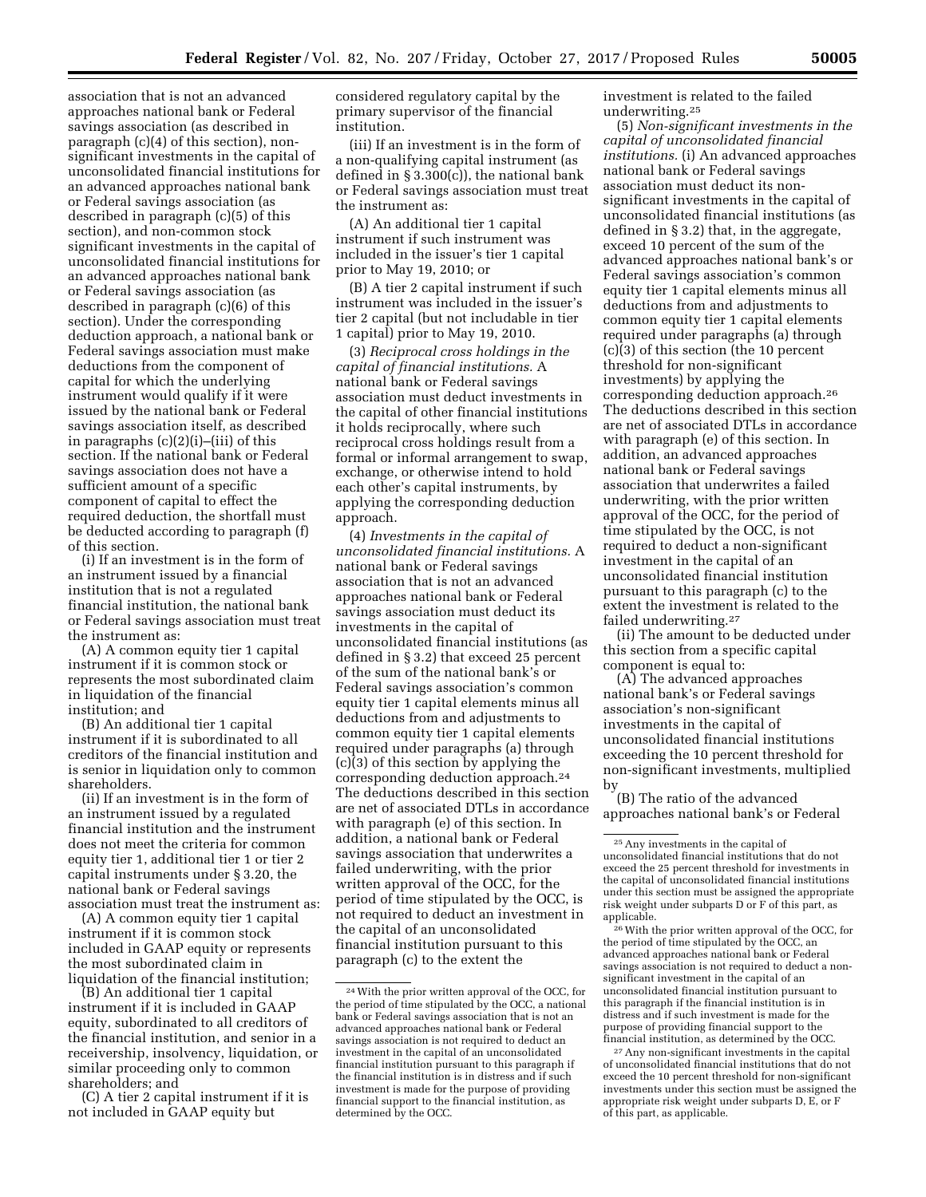association that is not an advanced approaches national bank or Federal savings association (as described in paragraph (c)(4) of this section), non-significant investments in the capital of unconsolidated financial institutions for an advanced approaches national bank or Federal savings association (as described in paragraph (c)(5) of this section), and non-common stock significant investments in the capital of unconsolidated financial institutions for an advanced approaches national bank or Federal savings association (as described in paragraph (c)(6) of this section). Under the corresponding deduction approach, a national bank or Federal savings association must make deductions from the component of capital for which the underlying instrument would qualify if it were issued by the national bank or Federal savings association itself, as described in paragraphs (c)(2)(i)–(iii) of this section. If the national bank or Federal savings association does not have a sufficient amount of a specific component of capital to effect the required deduction, the shortfall must be deducted according to paragraph (f) of this section.

(i) If an investment is in the form of an instrument issued by a financial institution that is not a regulated financial institution, the national bank or Federal savings association must treat the instrument as:

(A) A common equity tier 1 capital instrument if it is common stock or represents the most subordinated claim in liquidation of the financial institution; and

(B) An additional tier 1 capital instrument if it is subordinated to all creditors of the financial institution and is senior in liquidation only to common shareholders.

(ii) If an investment is in the form of an instrument issued by a regulated financial institution and the instrument does not meet the criteria for common equity tier 1, additional tier 1 or tier 2 capital instruments under § 3.20, the national bank or Federal savings association must treat the instrument as:

(A) A common equity tier 1 capital instrument if it is common stock included in GAAP equity or represents the most subordinated claim in liquidation of the financial institution;

(B) An additional tier 1 capital instrument if it is included in GAAP equity, subordinated to all creditors of the financial institution, and senior in a receivership, insolvency, liquidation, or similar proceeding only to common shareholders; and

(C) A tier 2 capital instrument if it is not included in GAAP equity but considered regulatory capital by the primary supervisor of the financial institution.

(iii) If an investment is in the form of a non-qualifying capital instrument (as defined in § 3.300(c)), the national bank or Federal savings association must treat the instrument as:

(A) An additional tier 1 capital instrument if such instrument was included in the issuer's tier 1 capital prior to May 19, 2010; or

(B) A tier 2 capital instrument if such instrument was included in the issuer's tier 2 capital (but not includable in tier 1 capital) prior to May 19, 2010.

(3) *Reciprocal cross holdings in the capital of financial institutions.* A national bank or Federal savings association must deduct investments in the capital of other financial institutions it holds reciprocally, where such reciprocal cross holdings result from a formal or informal arrangement to swap, exchange, or otherwise intend to hold each other's capital instruments, by applying the corresponding deduction approach.

(4) *Investments in the capital of unconsolidated financial institutions.* A national bank or Federal savings association that is not an advanced approaches national bank or Federal savings association must deduct its investments in the capital of unconsolidated financial institutions (as defined in § 3.2) that exceed 25 percent of the sum of the national bank's or Federal savings association's common equity tier 1 capital elements minus all deductions from and adjustments to common equity tier 1 capital elements required under paragraphs (a) through (c)(3) of this section by applying the corresponding deduction approach.[24] The deductions described in this section are net of associated DTLs in accordance with paragraph (e) of this section. In addition, a national bank or Federal savings association that underwrites a failed underwriting, with the prior written approval of the OCC, for the period of time stipulated by the OCC, is not required to deduct an investment in the capital of an unconsolidated financial institution pursuant to this paragraph (c) to the extent the investment is related to the failed underwriting.[25]

(5) *Non-significant investments in the capital of unconsolidated financial institutions.* (i) An advanced approaches national bank or Federal savings association must deduct its non-significant investments in the capital of unconsolidated financial institutions (as defined in § 3.2) that, in the aggregate, exceed 10 percent of the sum of the advanced approaches national bank's or Federal savings association's common equity tier 1 capital elements minus all deductions from and adjustments to common equity tier 1 capital elements required under paragraphs (a) through (c)(3) of this section (the 10 percent threshold for non-significant investments) by applying the corresponding deduction approach.[26] The deductions described in this section are net of associated DTLs in accordance with paragraph (e) of this section. In addition, an advanced approaches national bank or Federal savings association that underwrites a failed underwriting, with the prior written approval of the OCC, for the period of time stipulated by the OCC, is not required to deduct a non-significant investment in the capital of an unconsolidated financial institution pursuant to this paragraph (c) to the extent the investment is related to the failed underwriting.[27]

(ii) The amount to be deducted under this section from a specific capital component is equal to:

(A) The advanced approaches national bank's or Federal savings association's non-significant investments in the capital of unconsolidated financial institutions exceeding the 10 percent threshold for non-significant investments, multiplied by

(B) The ratio of the advanced approaches national bank's or Federal

---

[24] With the prior written approval of the OCC, for the period of time stipulated by the OCC, a national bank or Federal savings association that is not an advanced approaches national bank or Federal savings association is not required to deduct an investment in the capital of an unconsolidated financial institution pursuant to this paragraph if the financial institution is in distress and if such investment is made for the purpose of providing financial support to the financial institution, as determined by the OCC.

[25] Any investments in the capital of unconsolidated financial institutions that do not exceed the 25 percent threshold for investments in the capital of unconsolidated financial institutions under this section must be assigned the appropriate risk weight under subparts D or F of this part, as applicable.

[26] With the prior written approval of the OCC, for the period of time stipulated by the OCC, an advanced approaches national bank or Federal savings association is not required to deduct a non-significant investment in the capital of an unconsolidated financial institution pursuant to this paragraph if the financial institution is in distress and if such investment is made for the purpose of providing financial support to the financial institution, as determined by the OCC.

[27] Any non-significant investments in the capital of unconsolidated financial institutions that do not exceed the 10 percent threshold for non-significant investments under this section must be assigned the appropriate risk weight under subparts D, E, or F of this part, as applicable.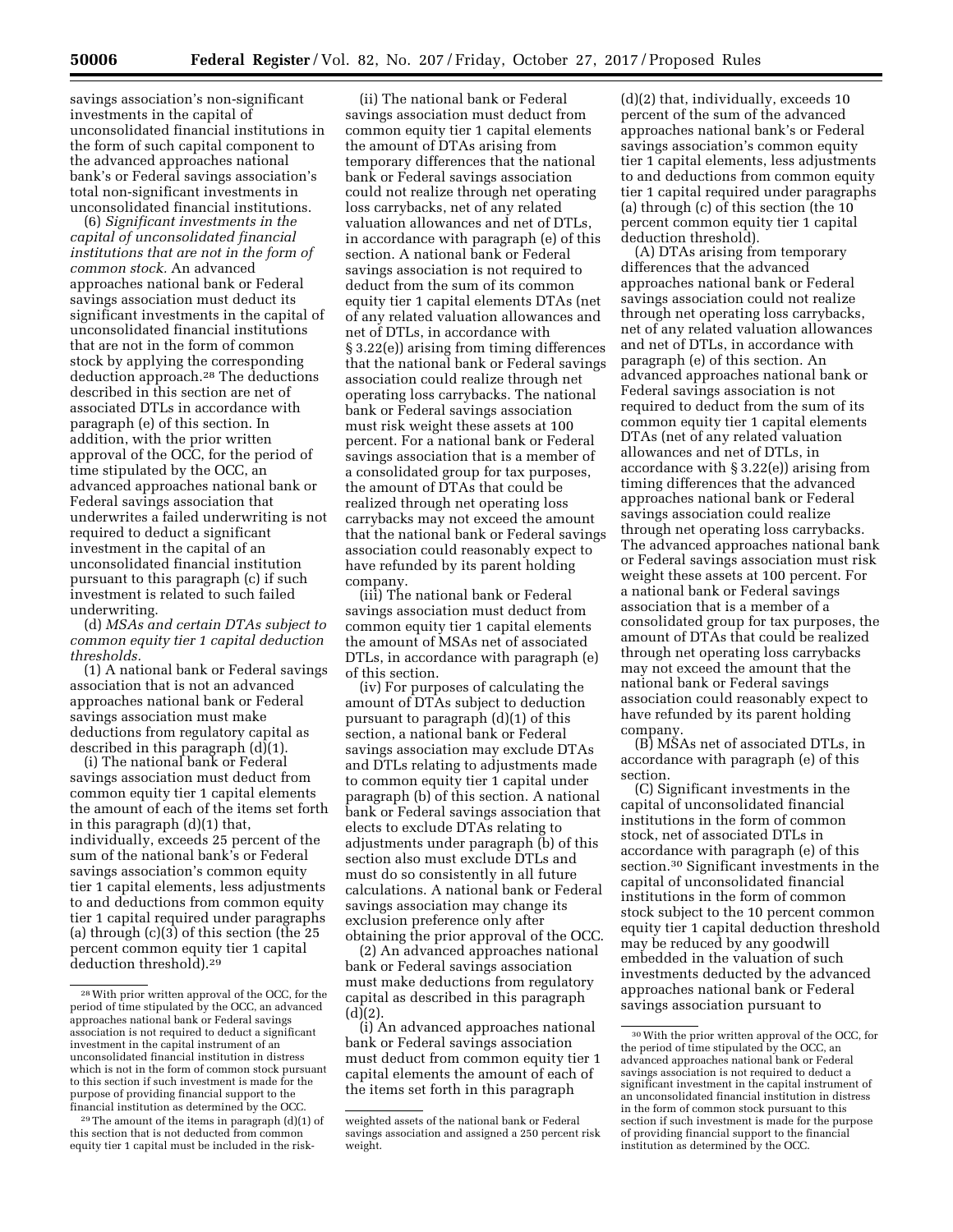savings association's non-significant investments in the capital of unconsolidated financial institutions in the form of such capital component to the advanced approaches national bank's or Federal savings association's total non-significant investments in unconsolidated financial institutions.

(6) *Significant investments in the capital of unconsolidated financial institutions that are not in the form of common stock.* An advanced approaches national bank or Federal savings association must deduct its significant investments in the capital of unconsolidated financial institutions that are not in the form of common stock by applying the corresponding deduction approach.[28] The deductions described in this section are net of associated DTLs in accordance with paragraph (e) of this section. In addition, with the prior written approval of the OCC, for the period of time stipulated by the OCC, an advanced approaches national bank or Federal savings association that underwrites a failed underwriting is not required to deduct a significant investment in the capital of an unconsolidated financial institution pursuant to this paragraph (c) if such investment is related to such failed underwriting.

(d) *MSAs and certain DTAs subject to common equity tier 1 capital deduction thresholds.*

(1) A national bank or Federal savings association that is not an advanced approaches national bank or Federal savings association must make deductions from regulatory capital as described in this paragraph (d)(1).

(i) The national bank or Federal savings association must deduct from common equity tier 1 capital elements the amount of each of the items set forth in this paragraph (d)(1) that, individually, exceeds 25 percent of the sum of the national bank's or Federal savings association's common equity tier 1 capital elements, less adjustments to and deductions from common equity tier 1 capital required under paragraphs (a) through (c)(3) of this section (the 25 percent common equity tier 1 capital deduction threshold).[29]

(ii) The national bank or Federal savings association must deduct from common equity tier 1 capital elements the amount of DTAs arising from temporary differences that the national bank or Federal savings association could not realize through net operating loss carrybacks, net of any related valuation allowances and net of DTLs, in accordance with paragraph (e) of this section. A national bank or Federal savings association is not required to deduct from the sum of its common equity tier 1 capital elements DTAs (net of any related valuation allowances and net of DTLs, in accordance with § 3.22(e)) arising from timing differences that the national bank or Federal savings association could realize through net operating loss carrybacks. The national bank or Federal savings association must risk weight these assets at 100 percent. For a national bank or Federal savings association that is a member of a consolidated group for tax purposes, the amount of DTAs that could be realized through net operating loss carrybacks may not exceed the amount that the national bank or Federal savings association could reasonably expect to have refunded by its parent holding company.

(iii) The national bank or Federal savings association must deduct from common equity tier 1 capital elements the amount of MSAs net of associated DTLs, in accordance with paragraph (e) of this section.

(iv) For purposes of calculating the amount of DTAs subject to deduction pursuant to paragraph (d)(1) of this section, a national bank or Federal savings association may exclude DTAs and DTLs relating to adjustments made to common equity tier 1 capital under paragraph (b) of this section. A national bank or Federal savings association that elects to exclude DTAs relating to adjustments under paragraph (b) of this section also must exclude DTLs and must do so consistently in all future calculations. A national bank or Federal savings association may change its exclusion preference only after obtaining the prior approval of the OCC.

(2) An advanced approaches national bank or Federal savings association must make deductions from regulatory capital as described in this paragraph (d)(2).

(i) An advanced approaches national bank or Federal savings association must deduct from common equity tier 1 capital elements the amount of each of the items set forth in this paragraph (d)(2) that, individually, exceeds 10 percent of the sum of the advanced approaches national bank's or Federal savings association's common equity tier 1 capital elements, less adjustments to and deductions from common equity tier 1 capital required under paragraphs (a) through (c) of this section (the 10 percent common equity tier 1 capital deduction threshold).

(A) DTAs arising from temporary differences that the advanced approaches national bank or Federal savings association could not realize through net operating loss carrybacks, net of any related valuation allowances and net of DTLs, in accordance with paragraph (e) of this section. An advanced approaches national bank or Federal savings association is not required to deduct from the sum of its common equity tier 1 capital elements DTAs (net of any related valuation allowances and net of DTLs, in accordance with § 3.22(e)) arising from timing differences that the advanced approaches national bank or Federal savings association could realize through net operating loss carrybacks. The advanced approaches national bank or Federal savings association must risk weight these assets at 100 percent. For a national bank or Federal savings association that is a member of a consolidated group for tax purposes, the amount of DTAs that could be realized through net operating loss carrybacks may not exceed the amount that the national bank or Federal savings association could reasonably expect to have refunded by its parent holding company.

(B) MSAs net of associated DTLs, in accordance with paragraph (e) of this section.

(C) Significant investments in the capital of unconsolidated financial institutions in the form of common stock, net of associated DTLs in accordance with paragraph (e) of this section.[30] Significant investments in the capital of unconsolidated financial institutions in the form of common stock subject to the 10 percent common equity tier 1 capital deduction threshold may be reduced by any goodwill embedded in the valuation of such investments deducted by the advanced approaches national bank or Federal savings association pursuant to

---

[28] With prior written approval of the OCC, for the period of time stipulated by the OCC, an advanced approaches national bank or Federal savings association is not required to deduct a significant investment in the capital instrument of an unconsolidated financial institution in distress which is not in the form of common stock pursuant to this section if such investment is made for the purpose of providing financial support to the financial institution as determined by the OCC.

[29] The amount of the items in paragraph (d)(1) of this section that is not deducted from common equity tier 1 capital must be included in the risk-weighted assets of the national bank or Federal savings association and assigned a 250 percent risk weight.

[30] With the prior written approval of the OCC, for the period of time stipulated by the OCC, an advanced approaches national bank or Federal savings association is not required to deduct a significant investment in the capital instrument of an unconsolidated financial institution in distress in the form of common stock pursuant to this section if such investment is made for the purpose of providing financial support to the financial institution as determined by the OCC.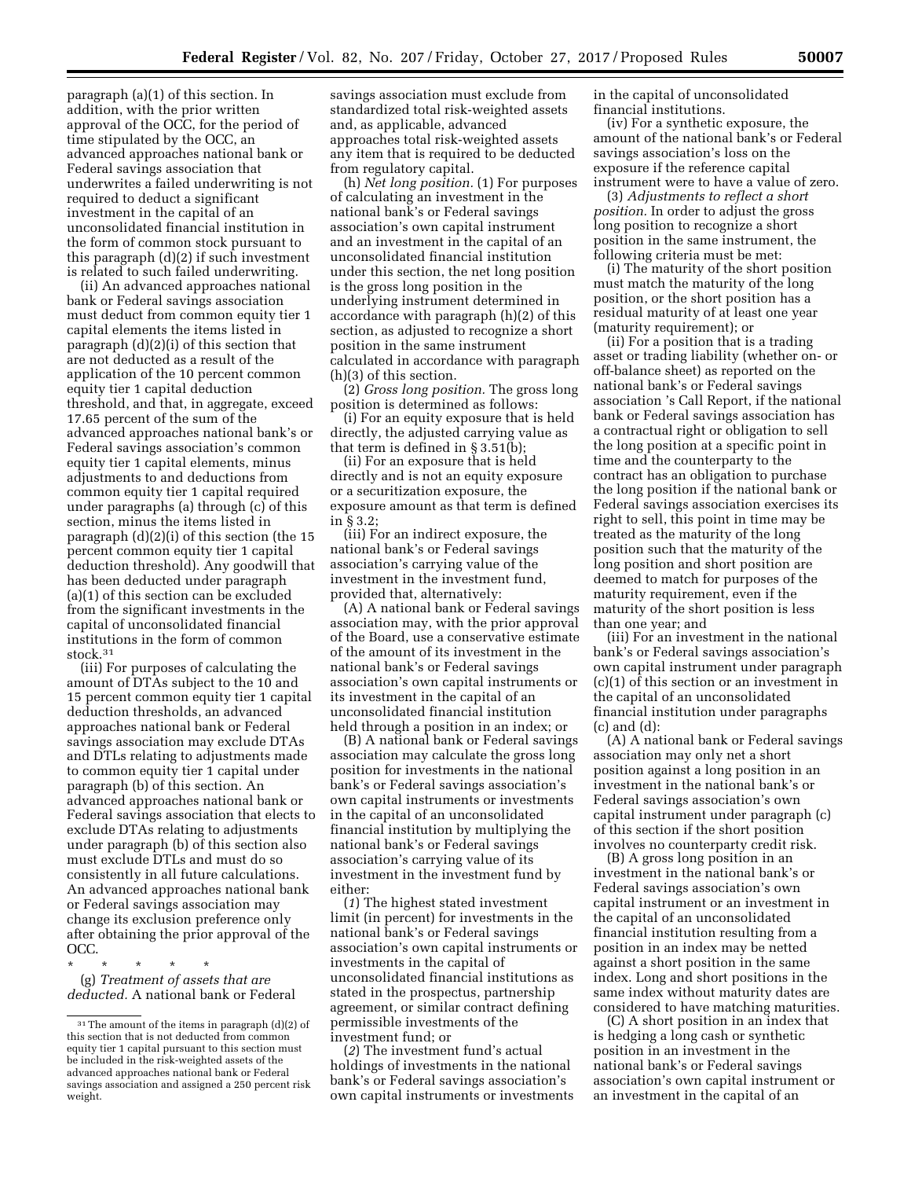paragraph (a)(1) of this section. In addition, with the prior written approval of the OCC, for the period of time stipulated by the OCC, an advanced approaches national bank or Federal savings association that underwrites a failed underwriting is not required to deduct a significant investment in the capital of an unconsolidated financial institution in the form of common stock pursuant to this paragraph (d)(2) if such investment is related to such failed underwriting.

(ii) An advanced approaches national bank or Federal savings association must deduct from common equity tier 1 capital elements the items listed in paragraph (d)(2)(i) of this section that are not deducted as a result of the application of the 10 percent common equity tier 1 capital deduction threshold, and that, in aggregate, exceed 17.65 percent of the sum of the advanced approaches national bank's or Federal savings association's common equity tier 1 capital elements, minus adjustments to and deductions from common equity tier 1 capital required under paragraphs (a) through (c) of this section, minus the items listed in paragraph (d)(2)(i) of this section (the 15 percent common equity tier 1 capital deduction threshold). Any goodwill that has been deducted under paragraph (a)(1) of this section can be excluded from the significant investments in the capital of unconsolidated financial institutions in the form of common stock.[31]

(iii) For purposes of calculating the amount of DTAs subject to the 10 and 15 percent common equity tier 1 capital deduction thresholds, an advanced approaches national bank or Federal savings association may exclude DTAs and DTLs relating to adjustments made to common equity tier 1 capital under paragraph (b) of this section. An advanced approaches national bank or Federal savings association that elects to exclude DTAs relating to adjustments under paragraph (b) of this section also must exclude DTLs and must do so consistently in all future calculations. An advanced approaches national bank or Federal savings association may change its exclusion preference only after obtaining the prior approval of the OCC.

\* \* \* \* \*

(g) *Treatment of assets that are deducted.* A national bank or Federal savings association must exclude from standardized total risk-weighted assets and, as applicable, advanced approaches total risk-weighted assets any item that is required to be deducted from regulatory capital.

(h) *Net long position.* (1) For purposes of calculating an investment in the national bank's or Federal savings association's own capital instrument and an investment in the capital of an unconsolidated financial institution under this section, the net long position is the gross long position in the underlying instrument determined in accordance with paragraph (h)(2) of this section, as adjusted to recognize a short position in the same instrument calculated in accordance with paragraph (h)(3) of this section.

(2) *Gross long position.* The gross long position is determined as follows:

(i) For an equity exposure that is held directly, the adjusted carrying value as that term is defined in § 3.51(b);

(ii) For an exposure that is held directly and is not an equity exposure or a securitization exposure, the exposure amount as that term is defined in § 3.2;

(iii) For an indirect exposure, the national bank's or Federal savings association's carrying value of the investment in the investment fund, provided that, alternatively:

(A) A national bank or Federal savings association may, with the prior approval of the Board, use a conservative estimate of the amount of its investment in the national bank's or Federal savings association's own capital instruments or its investment in the capital of an unconsolidated financial institution held through a position in an index; or

(B) A national bank or Federal savings association may calculate the gross long position for investments in the national bank's or Federal savings association's own capital instruments or investments in the capital of an unconsolidated financial institution by multiplying the national bank's or Federal savings association's carrying value of its investment in the investment fund by either:

(*1*) The highest stated investment limit (in percent) for investments in the national bank's or Federal savings association's own capital instruments or investments in the capital of unconsolidated financial institutions as stated in the prospectus, partnership agreement, or similar contract defining permissible investments of the investment fund; or

(*2*) The investment fund's actual holdings of investments in the national bank's or Federal savings association's own capital instruments or investments in the capital of unconsolidated financial institutions.

(iv) For a synthetic exposure, the amount of the national bank's or Federal savings association's loss on the exposure if the reference capital instrument were to have a value of zero.

(3) *Adjustments to reflect a short position.* In order to adjust the gross long position to recognize a short position in the same instrument, the following criteria must be met:

(i) The maturity of the short position must match the maturity of the long position, or the short position has a residual maturity of at least one year (maturity requirement); or

(ii) For a position that is a trading asset or trading liability (whether on- or off-balance sheet) as reported on the national bank's or Federal savings association 's Call Report, if the national bank or Federal savings association has a contractual right or obligation to sell the long position at a specific point in time and the counterparty to the contract has an obligation to purchase the long position if the national bank or Federal savings association exercises its right to sell, this point in time may be treated as the maturity of the long position such that the maturity of the long position and short position are deemed to match for purposes of the maturity requirement, even if the maturity of the short position is less than one year; and

(iii) For an investment in the national bank's or Federal savings association's own capital instrument under paragraph (c)(1) of this section or an investment in the capital of an unconsolidated financial institution under paragraphs (c) and (d):

(A) A national bank or Federal savings association may only net a short position against a long position in an investment in the national bank's or Federal savings association's own capital instrument under paragraph (c) of this section if the short position involves no counterparty credit risk.

(B) A gross long position in an investment in the national bank's or Federal savings association's own capital instrument or an investment in the capital of an unconsolidated financial institution resulting from a position in an index may be netted against a short position in the same index. Long and short positions in the same index without maturity dates are considered to have matching maturities.

(C) A short position in an index that is hedging a long cash or synthetic position in an investment in the national bank's or Federal savings association's own capital instrument or an investment in the capital of an

---

[31] The amount of the items in paragraph (d)(2) of this section that is not deducted from common equity tier 1 capital pursuant to this section must be included in the risk-weighted assets of the advanced approaches national bank or Federal savings association and assigned a 250 percent risk weight.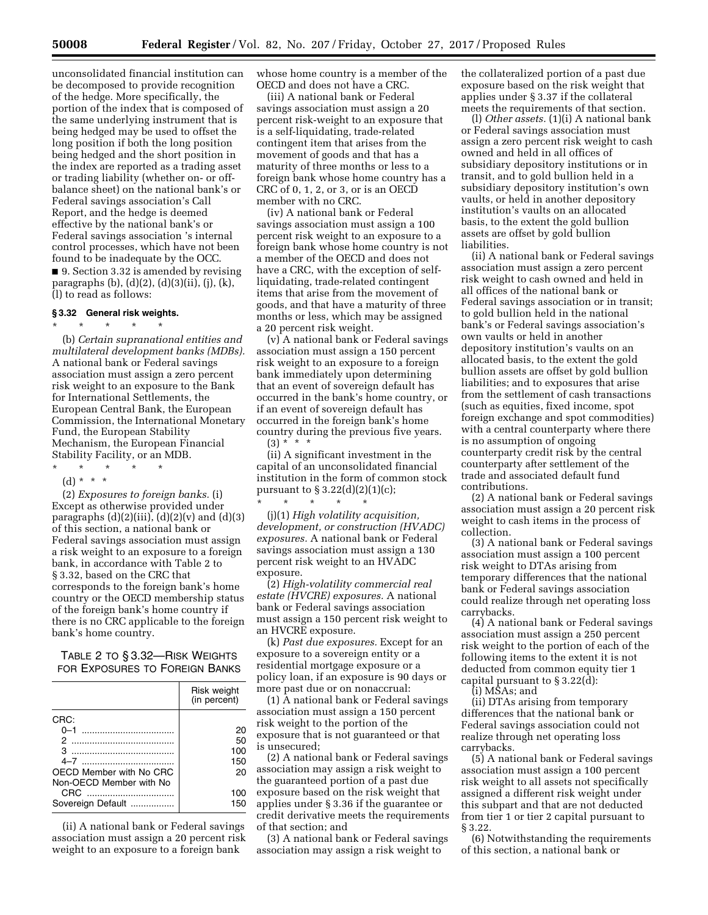unconsolidated financial institution can be decomposed to provide recognition of the hedge. More specifically, the portion of the index that is composed of the same underlying instrument that is being hedged may be used to offset the long position if both the long position being hedged and the short position in the index are reported as a trading asset or trading liability (whether on- or off-balance sheet) on the national bank's or Federal savings association's Call Report, and the hedge is deemed effective by the national bank's or Federal savings association 's internal control processes, which have not been found to be inadequate by the OCC.

■ 9. Section 3.32 is amended by revising paragraphs (b), (d)(2), (d)(3)(ii), (j), (k), (l) to read as follows:

### § 3.32 General risk weights.

\* \* \* \* \*

(b) *Certain supranational entities and multilateral development banks (MDBs).* A national bank or Federal savings association must assign a zero percent risk weight to an exposure to the Bank for International Settlements, the European Central Bank, the European Commission, the International Monetary Fund, the European Stability Mechanism, the European Financial Stability Facility, or an MDB.

\* \* \* \* \*

(d) \* \* \*

(2) *Exposures to foreign banks.* (i) Except as otherwise provided under paragraphs (d)(2)(iii), (d)(2)(v) and (d)(3) of this section, a national bank or Federal savings association must assign a risk weight to an exposure to a foreign bank, in accordance with Table 2 to § 3.32, based on the CRC that corresponds to the foreign bank's home country or the OECD membership status of the foreign bank's home country if there is no CRC applicable to the foreign bank's home country.

TABLE 2 TO § 3.32—RISK WEIGHTS FOR EXPOSURES TO FOREIGN BANKS

| | Risk weight (in percent) |
|---|---|
| CRC: | |
| 0–1 | 20 |
| 2 | 50 |
| 3 | 100 |
| 4–7 | 150 |
| OECD Member with No CRC | 20 |
| Non-OECD Member with No CRC | 100 |
| Sovereign Default | 150 |

(ii) A national bank or Federal savings association must assign a 20 percent risk weight to an exposure to a foreign bank whose home country is a member of the OECD and does not have a CRC.

(iii) A national bank or Federal savings association must assign a 20 percent risk-weight to an exposure that is a self-liquidating, trade-related contingent item that arises from the movement of goods and that has a maturity of three months or less to a foreign bank whose home country has a CRC of 0, 1, 2, or 3, or is an OECD member with no CRC.

(iv) A national bank or Federal savings association must assign a 100 percent risk weight to an exposure to a foreign bank whose home country is not a member of the OECD and does not have a CRC, with the exception of self-liquidating, trade-related contingent items that arise from the movement of goods, and that have a maturity of three months or less, which may be assigned a 20 percent risk weight.

(v) A national bank or Federal savings association must assign a 150 percent risk weight to an exposure to a foreign bank immediately upon determining that an event of sovereign default has occurred in the bank's home country, or if an event of sovereign default has occurred in the foreign bank's home country during the previous five years.

(3) \* \* \*

(ii) A significant investment in the capital of an unconsolidated financial institution in the form of common stock pursuant to § 3.22(d)(2)(1)(c);

\* \* \* \* \*

(j)(1) *High volatility acquisition, development, or construction (HVADC) exposures.* A national bank or Federal savings association must assign a 130 percent risk weight to an HVADC exposure.

(2) *High-volatility commercial real estate (HVCRE) exposures.* A national bank or Federal savings association must assign a 150 percent risk weight to an HVCRE exposure.

(k) *Past due exposures.* Except for an exposure to a sovereign entity or a residential mortgage exposure or a policy loan, if an exposure is 90 days or more past due or on nonaccrual:

(1) A national bank or Federal savings association must assign a 150 percent risk weight to the portion of the exposure that is not guaranteed or that is unsecured;

(2) A national bank or Federal savings association may assign a risk weight to the guaranteed portion of a past due exposure based on the risk weight that applies under § 3.36 if the guarantee or credit derivative meets the requirements of that section; and

(3) A national bank or Federal savings association may assign a risk weight to the collateralized portion of a past due exposure based on the risk weight that applies under § 3.37 if the collateral meets the requirements of that section.

(l) *Other assets.* (1)(i) A national bank or Federal savings association must assign a zero percent risk weight to cash owned and held in all offices of subsidiary depository institutions or in transit, and to gold bullion held in a subsidiary depository institution's own vaults, or held in another depository institution's vaults on an allocated basis, to the extent the gold bullion assets are offset by gold bullion liabilities.

(ii) A national bank or Federal savings association must assign a zero percent risk weight to cash owned and held in all offices of the national bank or Federal savings association or in transit; to gold bullion held in the national bank's or Federal savings association's own vaults or held in another depository institution's vaults on an allocated basis, to the extent the gold bullion assets are offset by gold bullion liabilities; and to exposures that arise from the settlement of cash transactions (such as equities, fixed income, spot foreign exchange and spot commodities) with a central counterparty where there is no assumption of ongoing counterparty credit risk by the central counterparty after settlement of the trade and associated default fund contributions.

(2) A national bank or Federal savings association must assign a 20 percent risk weight to cash items in the process of collection.

(3) A national bank or Federal savings association must assign a 100 percent risk weight to DTAs arising from temporary differences that the national bank or Federal savings association could realize through net operating loss carrybacks.

(4) A national bank or Federal savings association must assign a 250 percent risk weight to the portion of each of the following items to the extent it is not deducted from common equity tier 1 capital pursuant to § 3.22(d):

(i) MSAs; and

(ii) DTAs arising from temporary differences that the national bank or Federal savings association could not realize through net operating loss carrybacks.

(5) A national bank or Federal savings association must assign a 100 percent risk weight to all assets not specifically assigned a different risk weight under this subpart and that are not deducted from tier 1 or tier 2 capital pursuant to § 3.22.

(6) Notwithstanding the requirements of this section, a national bank or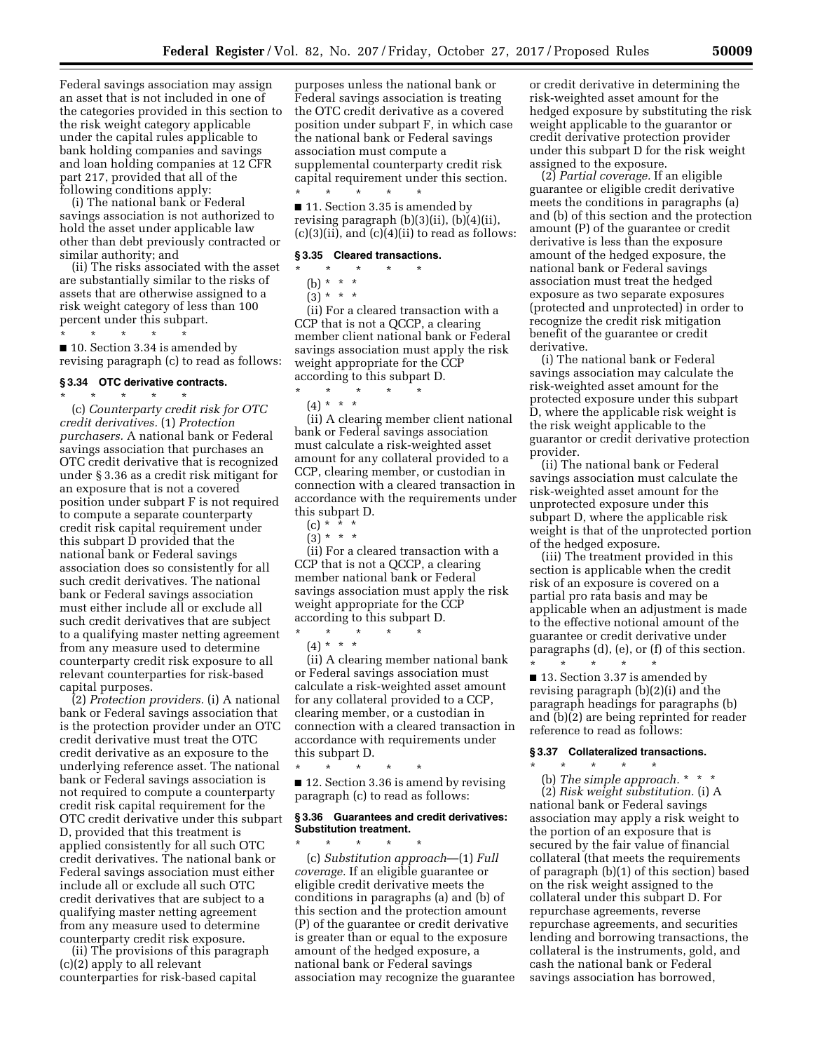Federal savings association may assign an asset that is not included in one of the categories provided in this section to the risk weight category applicable under the capital rules applicable to bank holding companies and savings and loan holding companies at 12 CFR part 217, provided that all of the following conditions apply:

(i) The national bank or Federal savings association is not authorized to hold the asset under applicable law other than debt previously contracted or similar authority; and

(ii) The risks associated with the asset are substantially similar to the risks of assets that are otherwise assigned to a risk weight category of less than 100 percent under this subpart.

\* \* \* \* \*

■ 10. Section 3.34 is amended by revising paragraph (c) to read as follows:

### § 3.34 OTC derivative contracts.

\* \* \* \* \*

(c) *Counterparty credit risk for OTC credit derivatives.* (1) *Protection purchasers.* A national bank or Federal savings association that purchases an OTC credit derivative that is recognized under § 3.36 as a credit risk mitigant for an exposure that is not a covered position under subpart F is not required to compute a separate counterparty credit risk capital requirement under this subpart D provided that the national bank or Federal savings association does so consistently for all such credit derivatives. The national bank or Federal savings association must either include all or exclude all such credit derivatives that are subject to a qualifying master netting agreement from any measure used to determine counterparty credit risk exposure to all relevant counterparties for risk-based capital purposes.

(2) *Protection providers.* (i) A national bank or Federal savings association that is the protection provider under an OTC credit derivative must treat the OTC credit derivative as an exposure to the underlying reference asset. The national bank or Federal savings association is not required to compute a counterparty credit risk capital requirement for the OTC credit derivative under this subpart D, provided that this treatment is applied consistently for all such OTC credit derivatives. The national bank or Federal savings association must either include all or exclude all such OTC credit derivatives that are subject to a qualifying master netting agreement from any measure used to determine counterparty credit risk exposure.

(ii) The provisions of this paragraph (c)(2) apply to all relevant counterparties for risk-based capital purposes unless the national bank or Federal savings association is treating the OTC credit derivative as a covered position under subpart F, in which case the national bank or Federal savings association must compute a supplemental counterparty credit risk capital requirement under this section.

\* \* \* \* \*

■ 11. Section 3.35 is amended by revising paragraph (b)(3)(ii), (b)(4)(ii), (c)(3)(ii), and (c)(4)(ii) to read as follows:

### § 3.35 Cleared transactions.

\* \* \* \* \*

(b) \* \* \*

(3) \* \* \*

(ii) For a cleared transaction with a CCP that is not a QCCP, a clearing member client national bank or Federal savings association must apply the risk weight appropriate for the CCP according to this subpart D.

\* \* \* \* \*

(4) \* \* \*

(ii) A clearing member client national bank or Federal savings association must calculate a risk-weighted asset amount for any collateral provided to a CCP, clearing member, or custodian in connection with a cleared transaction in accordance with the requirements under this subpart D.

(c) \* \* \*

(3) \* \* \*

(ii) For a cleared transaction with a CCP that is not a QCCP, a clearing member national bank or Federal savings association must apply the risk weight appropriate for the CCP according to this subpart D.

\* \* \* \* \*

(4) \* \* \*

(ii) A clearing member national bank or Federal savings association must calculate a risk-weighted asset amount for any collateral provided to a CCP, clearing member, or a custodian in connection with a cleared transaction in accordance with requirements under this subpart D.

\* \* \* \* \*

■ 12. Section 3.36 is amend by revising paragraph (c) to read as follows:

### § 3.36 Guarantees and credit derivatives: Substitution treatment.

\* \* \* \* \*

(c) *Substitution approach*—(1) *Full coverage.* If an eligible guarantee or eligible credit derivative meets the conditions in paragraphs (a) and (b) of this section and the protection amount (P) of the guarantee or credit derivative is greater than or equal to the exposure amount of the hedged exposure, a national bank or Federal savings association may recognize the guarantee or credit derivative in determining the risk-weighted asset amount for the hedged exposure by substituting the risk weight applicable to the guarantor or credit derivative protection provider under this subpart D for the risk weight assigned to the exposure.

(2) *Partial coverage.* If an eligible guarantee or eligible credit derivative meets the conditions in paragraphs (a) and (b) of this section and the protection amount (P) of the guarantee or credit derivative is less than the exposure amount of the hedged exposure, the national bank or Federal savings association must treat the hedged exposure as two separate exposures (protected and unprotected) in order to recognize the credit risk mitigation benefit of the guarantee or credit derivative.

(i) The national bank or Federal savings association may calculate the risk-weighted asset amount for the protected exposure under this subpart D, where the applicable risk weight is the risk weight applicable to the guarantor or credit derivative protection provider.

(ii) The national bank or Federal savings association must calculate the risk-weighted asset amount for the unprotected exposure under this subpart D, where the applicable risk weight is that of the unprotected portion of the hedged exposure.

(iii) The treatment provided in this section is applicable when the credit risk of an exposure is covered on a partial pro rata basis and may be applicable when an adjustment is made to the effective notional amount of the guarantee or credit derivative under paragraphs (d), (e), or (f) of this section.

\* \* \* \* \*

■ 13. Section 3.37 is amended by revising paragraph (b)(2)(i) and the paragraph headings for paragraphs (b) and (b)(2) are being reprinted for reader reference to read as follows:

### § 3.37 Collateralized transactions.

\* \* \* \* \*

(b) *The simple approach.* \* \* \*

(2) *Risk weight substitution.* (i) A national bank or Federal savings association may apply a risk weight to the portion of an exposure that is secured by the fair value of financial collateral (that meets the requirements of paragraph (b)(1) of this section) based on the risk weight assigned to the collateral under this subpart D. For repurchase agreements, reverse repurchase agreements, and securities lending and borrowing transactions, the collateral is the instruments, gold, and cash the national bank or Federal savings association has borrowed,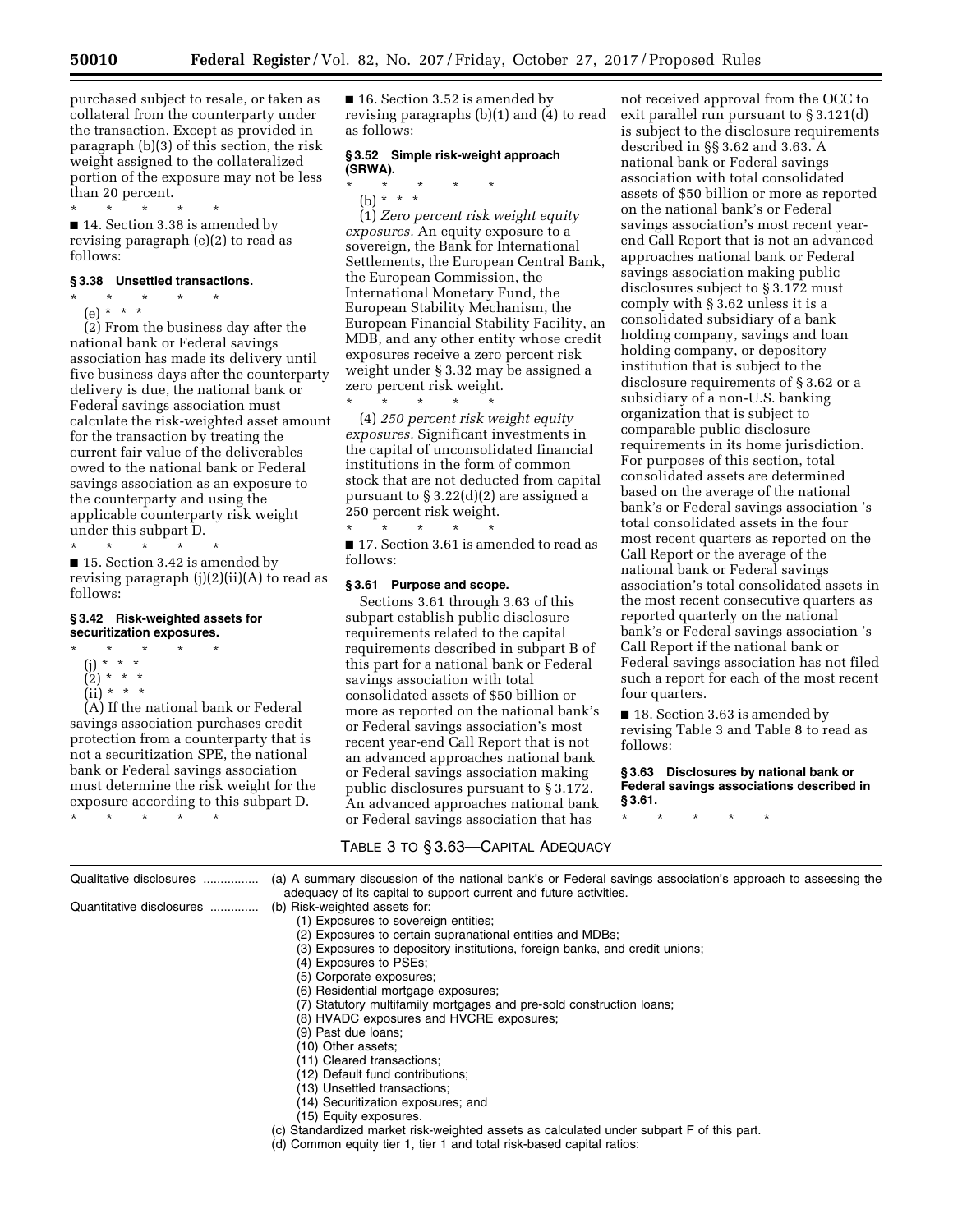purchased subject to resale, or taken as collateral from the counterparty under the transaction. Except as provided in paragraph (b)(3) of this section, the risk weight assigned to the collateralized portion of the exposure may not be less than 20 percent.

\* \* \* \* \*

■ 14. Section 3.38 is amended by revising paragraph (e)(2) to read as follows:

### § 3.38 Unsettled transactions.

\* \* \* \* \*

(e) \* \* \*

(2) From the business day after the national bank or Federal savings association has made its delivery until five business days after the counterparty delivery is due, the national bank or Federal savings association must calculate the risk-weighted asset amount for the transaction by treating the current fair value of the deliverables owed to the national bank or Federal savings association as an exposure to the counterparty and using the applicable counterparty risk weight under this subpart D.

\* \* \* \* \*

■ 15. Section 3.42 is amended by revising paragraph (j)(2)(ii)(A) to read as follows:

### § 3.42 Risk-weighted assets for securitization exposures.

\* \* \* \* \*

(j) \* \* \*

(2) \* \* \*

(ii) \* \* \*

(A) If the national bank or Federal savings association purchases credit protection from a counterparty that is not a securitization SPE, the national bank or Federal savings association must determine the risk weight for the exposure according to this subpart D.

\* \* \* \* \*

■ 16. Section 3.52 is amended by revising paragraphs (b)(1) and (4) to read as follows:

### § 3.52 Simple risk-weight approach (SRWA).

\* \* \* \* \*

(b) \* \* \*

(1) *Zero percent risk weight equity exposures.* An equity exposure to a sovereign, the Bank for International Settlements, the European Central Bank, the European Commission, the International Monetary Fund, the European Stability Mechanism, the European Financial Stability Facility, an MDB, and any other entity whose credit exposures receive a zero percent risk weight under § 3.32 may be assigned a zero percent risk weight.

\* \* \* \* \*

(4) *250 percent risk weight equity exposures.* Significant investments in the capital of unconsolidated financial institutions in the form of common stock that are not deducted from capital pursuant to § 3.22(d)(2) are assigned a 250 percent risk weight.

\* \* \* \* \*

■ 17. Section 3.61 is amended to read as follows:

### § 3.61 Purpose and scope.

Sections 3.61 through 3.63 of this subpart establish public disclosure requirements related to the capital requirements described in subpart B of this part for a national bank or Federal savings association with total consolidated assets of $50 billion or more as reported on the national bank's or Federal savings association's most recent year-end Call Report that is not an advanced approaches national bank or Federal savings association making public disclosures pursuant to § 3.172. An advanced approaches national bank or Federal savings association that has not received approval from the OCC to exit parallel run pursuant to § 3.121(d) is subject to the disclosure requirements described in §§ 3.62 and 3.63. A national bank or Federal savings association with total consolidated assets of $50 billion or more as reported on the national bank's or Federal savings association's most recent year-end Call Report that is not an advanced approaches national bank or Federal savings association making public disclosures subject to § 3.172 must comply with § 3.62 unless it is a consolidated subsidiary of a bank holding company, savings and loan holding company, or depository institution that is subject to the disclosure requirements of § 3.62 or a subsidiary of a non-U.S. banking organization that is subject to comparable public disclosure requirements in its home jurisdiction. For purposes of this section, total consolidated assets are determined based on the average of the national bank's or Federal savings association 's total consolidated assets in the four most recent quarters as reported on the Call Report or the average of the national bank's or Federal savings association's total consolidated assets in the most recent consecutive quarters as reported quarterly on the national bank's or Federal savings association 's Call Report if the national bank or Federal savings association has not filed such a report for each of the most recent four quarters.

■ 18. Section 3.63 is amended by revising Table 3 and Table 8 to read as follows:

### § 3.63 Disclosures by national bank or Federal savings associations described in § 3.61.

\* \* \* \* \*

TABLE 3 TO § 3.63—CAPITAL ADEQUACY

| | |
|---|---|
| Qualitative disclosures | (a) A summary discussion of the national bank's or Federal savings association's approach to assessing the adequacy of its capital to support current and future activities. |
| Quantitative disclosures | (b) Risk-weighted assets for:<br>(1) Exposures to sovereign entities;<br>(2) Exposures to certain supranational entities and MDBs;<br>(3) Exposures to depository institutions, foreign banks, and credit unions;<br>(4) Exposures to PSEs;<br>(5) Corporate exposures;<br>(6) Residential mortgage exposures;<br>(7) Statutory multifamily mortgages and pre-sold construction loans;<br>(8) HVADC exposures and HVCRE exposures;<br>(9) Past due loans;<br>(10) Other assets;<br>(11) Cleared transactions;<br>(12) Default fund contributions;<br>(13) Unsettled transactions;<br>(14) Securitization exposures; and<br>(15) Equity exposures. |
| | (c) Standardized market risk-weighted assets as calculated under subpart F of this part. |
| | (d) Common equity tier 1, tier 1 and total risk-based capital ratios: |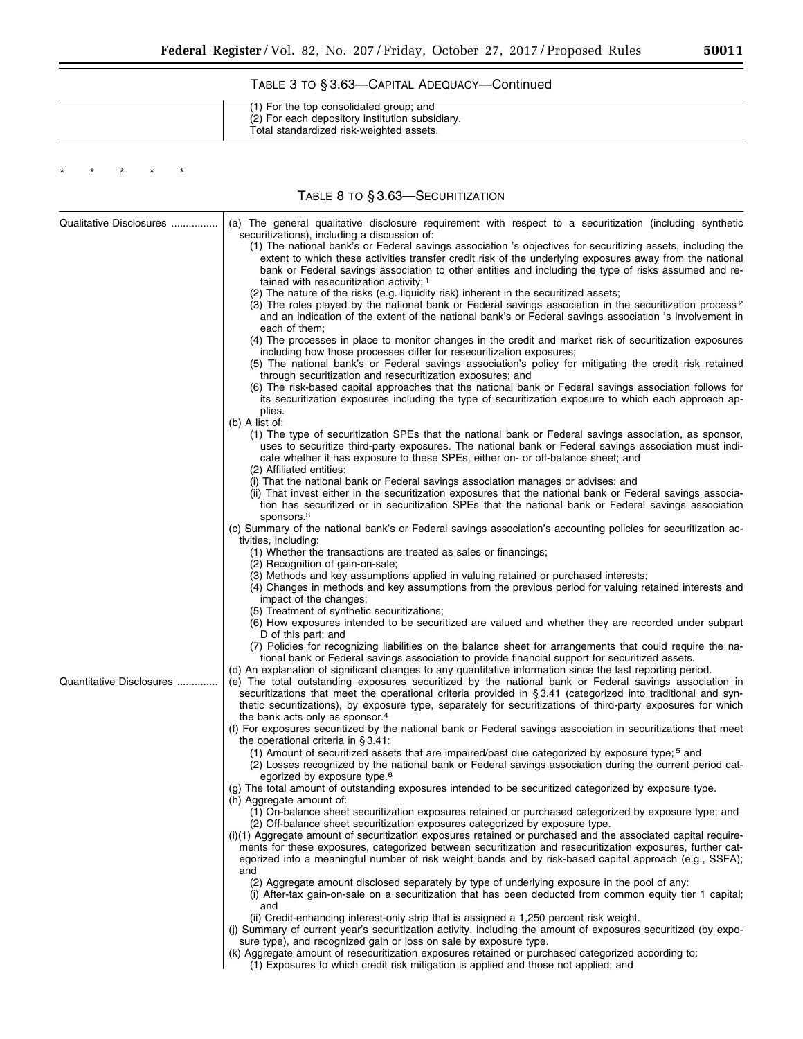TABLE 3 TO § 3.63—CAPITAL ADEQUACY—Continued

| | |
|---|---|
| | (1) For the top consolidated group; and<br>(2) For each depository institution subsidiary.<br>Total standardized risk-weighted assets. |

\* \* \* \* \*

TABLE 8 TO § 3.63—SECURITIZATION

| | |
|---|---|
| Qualitative Disclosures | (a) The general qualitative disclosure requirement with respect to a securitization (including synthetic securitizations), including a discussion of:<br>(1) The national bank's or Federal savings association 's objectives for securitizing assets, including the extent to which these activities transfer credit risk of the underlying exposures away from the national bank or Federal savings association to other entities and including the type of risks assumed and retained with resecuritization activity; [1]<br>(2) The nature of the risks (e.g. liquidity risk) inherent in the securitized assets;<br>(3) The roles played by the national bank or Federal savings association in the securitization process [2] and an indication of the extent of the national bank's or Federal savings association 's involvement in each of them;<br>(4) The processes in place to monitor changes in the credit and market risk of securitization exposures including how those processes differ for resecuritization exposures;<br>(5) The national bank's or Federal savings association's policy for mitigating the credit risk retained through securitization and resecuritization exposures; and<br>(6) The risk-based capital approaches that the national bank or Federal savings association follows for its securitization exposures including the type of securitization exposure to which each approach applies.<br>(b) A list of:<br>(1) The type of securitization SPEs that the national bank or Federal savings association, as sponsor, uses to securitize third-party exposures. The national bank or Federal savings association must indicate whether it has exposure to these SPEs, either on- or off-balance sheet; and<br>(2) Affiliated entities:<br>(i) That the national bank or Federal savings association manages or advises; and<br>(ii) That invest either in the securitization exposures that the national bank or Federal savings association has securitized or in securitization SPEs that the national bank or Federal savings association sponsors.[3]<br>(c) Summary of the national bank's or Federal savings association's accounting policies for securitization activities, including:<br>(1) Whether the transactions are treated as sales or financings;<br>(2) Recognition of gain-on-sale;<br>(3) Methods and key assumptions applied in valuing retained or purchased interests;<br>(4) Changes in methods and key assumptions from the previous period for valuing retained interests and impact of the changes;<br>(5) Treatment of synthetic securitizations;<br>(6) How exposures intended to be securitized are valued and whether they are recorded under subpart D of this part; and<br>(7) Policies for recognizing liabilities on the balance sheet for arrangements that could require the national bank or Federal savings association to provide financial support for securitized assets.<br>(d) An explanation of significant changes to any quantitative information since the last reporting period. |
| Quantitative Disclosures | (e) The total outstanding exposures securitized by the national bank or Federal savings association in securitizations that meet the operational criteria provided in § 3.41 (categorized into traditional and synthetic securitizations), by exposure type, separately for securitizations of third-party exposures for which the bank acts only as sponsor.[4]<br>(f) For exposures securitized by the national bank or Federal savings association in securitizations that meet the operational criteria in § 3.41:<br>(1) Amount of securitized assets that are impaired/past due categorized by exposure type; [5] and<br>(2) Losses recognized by the national bank or Federal savings association during the current period categorized by exposure type.[6]<br>(g) The total amount of outstanding exposures intended to be securitized categorized by exposure type.<br>(h) Aggregate amount of:<br>(1) On-balance sheet securitization exposures retained or purchased categorized by exposure type; and<br>(2) Off-balance sheet securitization exposures categorized by exposure type.<br>(i)(1) Aggregate amount of securitization exposures retained or purchased and the associated capital requirements for these exposures, categorized between securitization and resecuritization exposures, further categorized into a meaningful number of risk weight bands and by risk-based capital approach (e.g., SSFA); and<br>(2) Aggregate amount disclosed separately by type of underlying exposure in the pool of any:<br>(i) After-tax gain-on-sale on a securitization that has been deducted from common equity tier 1 capital; and<br>(ii) Credit-enhancing interest-only strip that is assigned a 1,250 percent risk weight.<br>(j) Summary of current year's securitization activity, including the amount of exposures securitized (by exposure type), and recognized gain or loss on sale by exposure type.<br>(k) Aggregate amount of resecuritization exposures retained or purchased categorized according to:<br>(1) Exposures to which credit risk mitigation is applied and those not applied; and |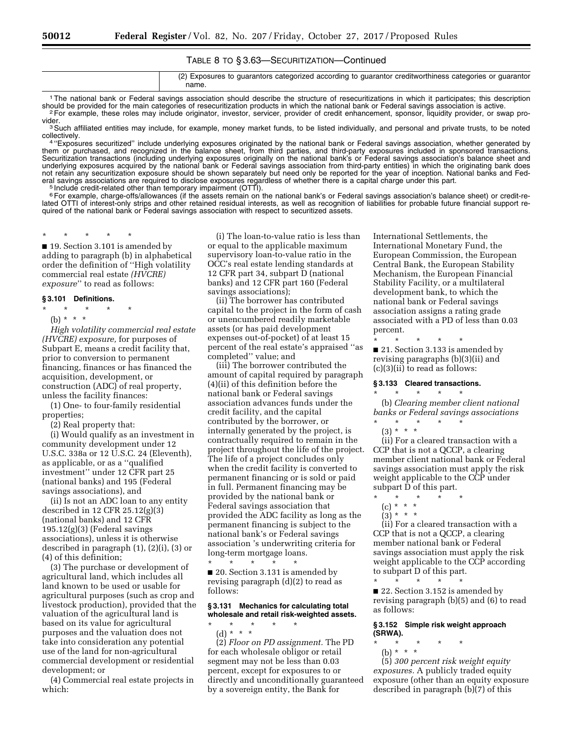TABLE 8 TO § 3.63—SECURITIZATION—Continued

| | |
|---|---|
| | (2) Exposures to guarantors categorized according to guarantor creditworthiness categories or guarantor name. |

[1] The national bank or Federal savings association should describe the structure of resecuritizations in which it participates; this description should be provided for the main categories of resecuritization products in which the national bank or Federal savings association is active.

[2] For example, these roles may include originator, investor, servicer, provider of credit enhancement, sponsor, liquidity provider, or swap provider.

[3] Such affiliated entities may include, for example, money market funds, to be listed individually, and personal and private trusts, to be noted collectively.

[4] ''Exposures securitized'' include underlying exposures originated by the national bank or Federal savings association, whether generated by them or purchased, and recognized in the balance sheet, from third parties, and third-party exposures included in sponsored transactions. Securitization transactions (including underlying exposures originally on the national bank's or Federal savings association's balance sheet and underlying exposures acquired by the national bank or Federal savings association from third-party entities) in which the originating bank does not retain any securitization exposure should be shown separately but need only be reported for the year of inception. National banks and Federal savings associations are required to disclose exposures regardless of whether there is a capital charge under this part.

[5] Include credit-related other than temporary impairment (OTTI).

[6] For example, charge-offs/allowances (if the assets remain on the national bank's or Federal savings association's balance sheet) or credit-related OTTI of interest-only strips and other retained residual interests, as well as recognition of liabilities for probable future financial support required of the national bank or Federal savings association with respect to securitized assets.

\* \* \* \* \*

■ 19. Section 3.101 is amended by adding to paragraph (b) in alphabetical order the definition of ''High volatility commercial real estate *(HVCRE) exposure*'' to read as follows:

**§ 3.101 Definitions.**

\* \* \* \* \*

(b) \* \* \*

*High volatility commercial real estate (HVCRE) exposure,* for purposes of Subpart E, means a credit facility that, prior to conversion to permanent financing, finances or has financed the acquisition, development, or construction (ADC) of real property, unless the facility finances:

(1) One- to four-family residential properties;

(2) Real property that:

(i) Would qualify as an investment in community development under 12 U.S.C. 338a or 12 U.S.C. 24 (Eleventh), as applicable, or as a ''qualified investment'' under 12 CFR part 25 (national banks) and 195 (Federal savings associations), and

(ii) Is not an ADC loan to any entity described in 12 CFR 25.12(g)(3) (national banks) and 12 CFR 195.12(g)(3) (Federal savings associations), unless it is otherwise described in paragraph (1), (2)(i), (3) or (4) of this definition;

(3) The purchase or development of agricultural land, which includes all land known to be used or usable for agricultural purposes (such as crop and livestock production), provided that the valuation of the agricultural land is based on its value for agricultural purposes and the valuation does not take into consideration any potential use of the land for non-agricultural commercial development or residential development; or

(4) Commercial real estate projects in which:

(i) The loan-to-value ratio is less than or equal to the applicable maximum supervisory loan-to-value ratio in the OCC's real estate lending standards at 12 CFR part 34, subpart D (national banks) and 12 CFR part 160 (Federal savings associations);

(ii) The borrower has contributed capital to the project in the form of cash or unencumbered readily marketable assets (or has paid development expenses out-of-pocket) of at least 15 percent of the real estate's appraised ''as completed'' value; and

(iii) The borrower contributed the amount of capital required by paragraph (4)(ii) of this definition before the national bank or Federal savings association advances funds under the credit facility, and the capital contributed by the borrower, or internally generated by the project, is contractually required to remain in the project throughout the life of the project. The life of a project concludes only when the credit facility is converted to permanent financing or is sold or paid in full. Permanent financing may be provided by the national bank or Federal savings association that provided the ADC facility as long as the permanent financing is subject to the national bank's or Federal savings association 's underwriting criteria for long-term mortgage loans.

\* \* \* \* \*

■ 20. Section 3.131 is amended by revising paragraph (d)(2) to read as follows:

**§ 3.131 Mechanics for calculating total wholesale and retail risk-weighted assets.**

\* \* \* \* \*

(d) \* \* \*

(2) *Floor on PD assignment.* The PD for each wholesale obligor or retail segment may not be less than 0.03 percent, except for exposures to or directly and unconditionally guaranteed by a sovereign entity, the Bank for International Settlements, the International Monetary Fund, the European Commission, the European Central Bank, the European Stability Mechanism, the European Financial Stability Facility, or a multilateral development bank, to which the national bank or Federal savings association assigns a rating grade associated with a PD of less than 0.03 percent.

\* \* \* \* \*

■ 21. Section 3.133 is amended by revising paragraphs (b)(3)(ii) and (c)(3)(ii) to read as follows:

**§ 3.133 Cleared transactions.**

\* \* \* \* \*

(b) *Clearing member client national banks or Federal savings associations*

\* \* \* \* \*

(3) \* \* \*

(ii) For a cleared transaction with a CCP that is not a QCCP, a clearing member client national bank or Federal savings association must apply the risk weight applicable to the CCP under subpart D of this part.

\* \* \* \* \*

(c) \* \* \*

(3) \* \* \*

(ii) For a cleared transaction with a CCP that is not a QCCP, a clearing member national bank or Federal savings association must apply the risk weight applicable to the CCP according to subpart D of this part.

\* \* \* \* \*

■ 22. Section 3.152 is amended by revising paragraph (b)(5) and (6) to read as follows:

**§ 3.152 Simple risk weight approach (SRWA).**

\* \* \* \* \*

(b) \* \* \*

(5) *300 percent risk weight equity exposures.* A publicly traded equity exposure (other than an equity exposure described in paragraph (b)(7) of this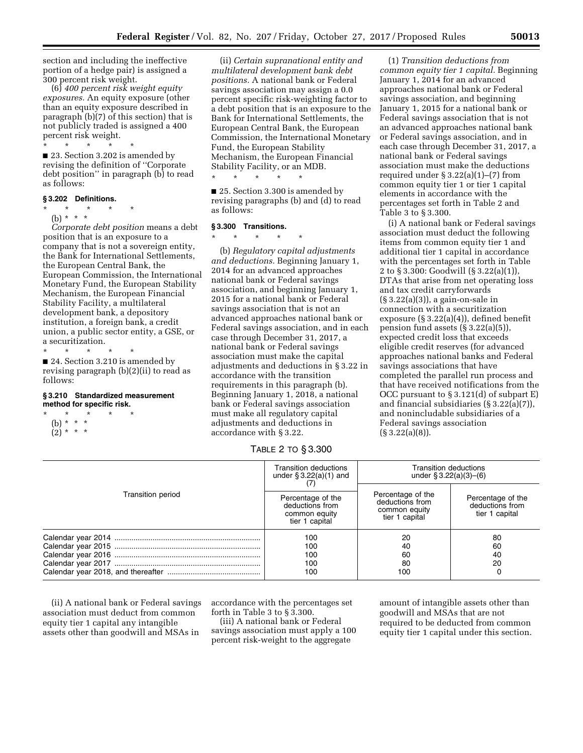section and including the ineffective portion of a hedge pair) is assigned a 300 percent risk weight.

(6) *400 percent risk weight equity exposures.* An equity exposure (other than an equity exposure described in paragraph (b)(7) of this section) that is not publicly traded is assigned a 400 percent risk weight.

\* \* \* \* \*

■ 23. Section 3.202 is amended by revising the definition of ''Corporate debt position'' in paragraph (b) to read as follows:

**§ 3.202 Definitions.**

\* \* \* \* \*

(b) \* \* \*

*Corporate debt position* means a debt position that is an exposure to a company that is not a sovereign entity, the Bank for International Settlements, the European Central Bank, the European Commission, the International Monetary Fund, the European Stability Mechanism, the European Financial Stability Facility, a multilateral development bank, a depository institution, a foreign bank, a credit union, a public sector entity, a GSE, or a securitization.

\* \* \* \* \*

■ 24. Section 3.210 is amended by revising paragraph (b)(2)(ii) to read as follows:

**§ 3.210 Standardized measurement method for specific risk.**

\* \* \* \* \*

(b) \* \* \*

(2) \* \* \*

(ii) *Certain supranational entity and multilateral development bank debt positions.* A national bank or Federal savings association may assign a 0.0 percent specific risk-weighting factor to a debt position that is an exposure to the Bank for International Settlements, the European Central Bank, the European Commission, the International Monetary Fund, the European Stability Mechanism, the European Financial Stability Facility, or an MDB.

\* \* \* \* \*

■ 25. Section 3.300 is amended by revising paragraphs (b) and (d) to read as follows:

**§ 3.300 Transitions.**

\* \* \* \* \*

(b) *Regulatory capital adjustments and deductions.* Beginning January 1, 2014 for an advanced approaches national bank or Federal savings association, and beginning January 1, 2015 for a national bank or Federal savings association that is not an advanced approaches national bank or Federal savings association, and in each case through December 31, 2017, a national bank or Federal savings association must make the capital adjustments and deductions in § 3.22 in accordance with the transition requirements in this paragraph (b). Beginning January 1, 2018, a national bank or Federal savings association must make all regulatory capital adjustments and deductions in accordance with § 3.22.

(1) *Transition deductions from common equity tier 1 capital.* Beginning January 1, 2014 for an advanced approaches national bank or Federal savings association, and beginning January 1, 2015 for a national bank or Federal savings association that is not an advanced approaches national bank or Federal savings association, and in each case through December 31, 2017, a national bank or Federal savings association must make the deductions required under § 3.22(a)(1)–(7) from common equity tier 1 or tier 1 capital elements in accordance with the percentages set forth in Table 2 and Table 3 to § 3.300.

(i) A national bank or Federal savings association must deduct the following items from common equity tier 1 and additional tier 1 capital in accordance with the percentages set forth in Table 2 to § 3.300: Goodwill (§ 3.22(a)(1)), DTAs that arise from net operating loss and tax credit carryforwards (§ 3.22(a)(3)), a gain-on-sale in connection with a securitization exposure (§ 3.22(a)(4)), defined benefit pension fund assets (§ 3.22(a)(5)), expected credit loss that exceeds eligible credit reserves (for advanced approaches national banks and Federal savings associations that have completed the parallel run process and that have received notifications from the OCC pursuant to § 3.121(d) of subpart E) and financial subsidiaries (§ 3.22(a)(7)), and nonincludable subsidiaries of a Federal savings association (§ 3.22(a)(8)).

TABLE 2 TO § 3.300

| Transition period | Transition deductions under § 3.22(a)(1) and (7) | Transition deductions under § 3.22(a)(3)–(6) | |
|---|---|---|---|
| | Percentage of the deductions from common equity tier 1 capital | Percentage of the deductions from common equity tier 1 capital | Percentage of the deductions from tier 1 capital |
| Calendar year 2014 | 100 | 20 | 80 |
| Calendar year 2015 | 100 | 40 | 60 |
| Calendar year 2016 | 100 | 60 | 40 |
| Calendar year 2017 | 100 | 80 | 20 |
| Calendar year 2018, and thereafter | 100 | 100 | 0 |

(ii) A national bank or Federal savings association must deduct from common equity tier 1 capital any intangible assets other than goodwill and MSAs in accordance with the percentages set forth in Table 3 to § 3.300.

(iii) A national bank or Federal savings association must apply a 100 percent risk-weight to the aggregate amount of intangible assets other than goodwill and MSAs that are not required to be deducted from common equity tier 1 capital under this section.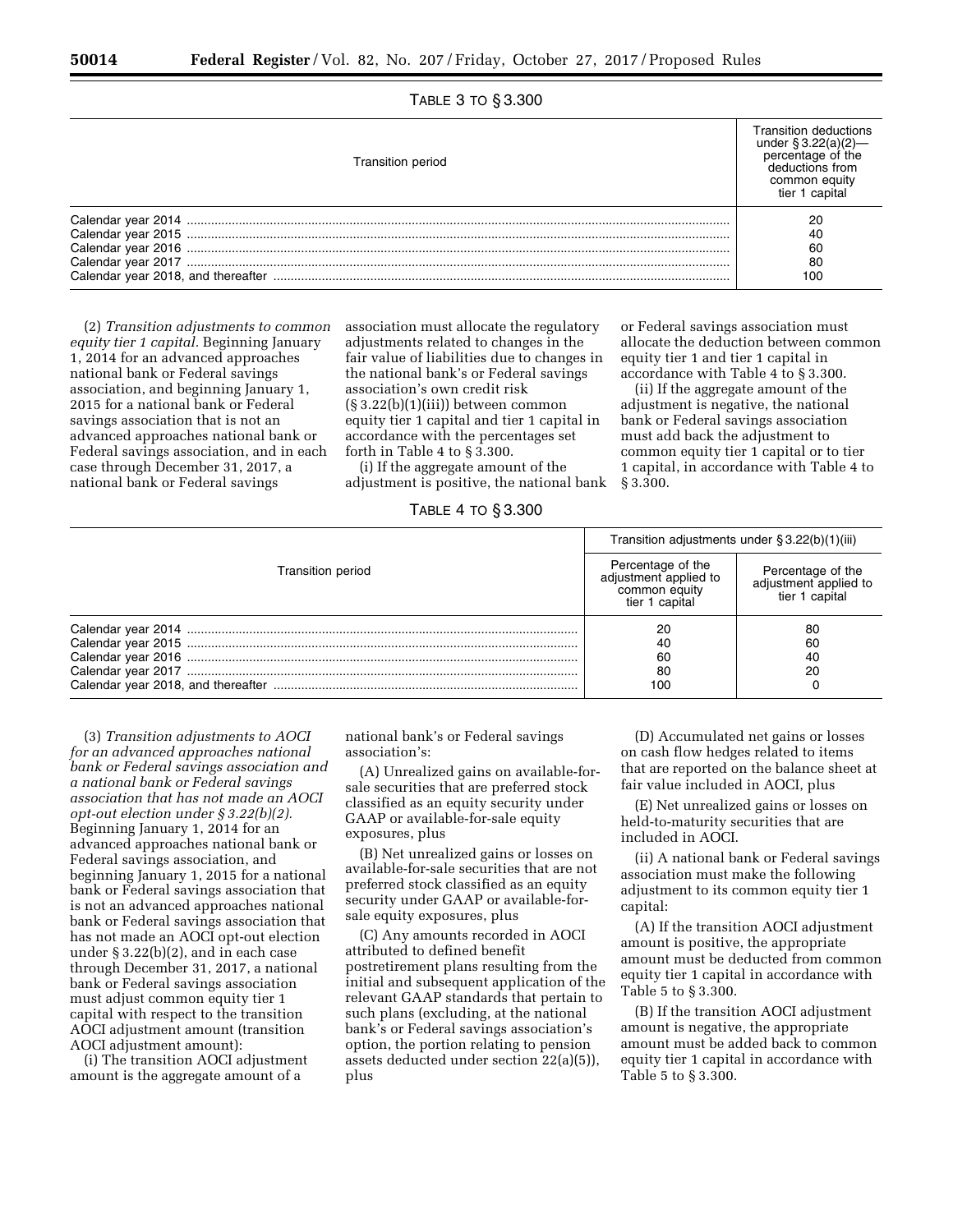TABLE 3 TO § 3.300

| Transition period | Transition deductions under § 3.22(a)(2)—percentage of the deductions from common equity tier 1 capital |
|---|---|
| Calendar year 2014 | 20 |
| Calendar year 2015 | 40 |
| Calendar year 2016 | 60 |
| Calendar year 2017 | 80 |
| Calendar year 2018, and thereafter | 100 |

(2) *Transition adjustments to common equity tier 1 capital.* Beginning January 1, 2014 for an advanced approaches national bank or Federal savings association, and beginning January 1, 2015 for a national bank or Federal savings association that is not an advanced approaches national bank or Federal savings association, and in each case through December 31, 2017, a national bank or Federal savings association must allocate the regulatory adjustments related to changes in the fair value of liabilities due to changes in the national bank's or Federal savings association's own credit risk (§ 3.22(b)(1)(iii)) between common equity tier 1 capital and tier 1 capital in accordance with the percentages set forth in Table 4 to § 3.300.

(i) If the aggregate amount of the adjustment is positive, the national bank or Federal savings association must allocate the deduction between common equity tier 1 and tier 1 capital in accordance with Table 4 to § 3.300.

(ii) If the aggregate amount of the adjustment is negative, the national bank or Federal savings association must add back the adjustment to common equity tier 1 capital or to tier 1 capital, in accordance with Table 4 to § 3.300.

TABLE 4 TO § 3.300

| Transition period | Transition adjustments under § 3.22(b)(1)(iii) | |
|---|---|---|
| | Percentage of the adjustment applied to common equity tier 1 capital | Percentage of the adjustment applied to tier 1 capital |
| Calendar year 2014 | 20 | 80 |
| Calendar year 2015 | 40 | 60 |
| Calendar year 2016 | 60 | 40 |
| Calendar year 2017 | 80 | 20 |
| Calendar year 2018, and thereafter | 100 | 0 |

(3) *Transition adjustments to AOCI for an advanced approaches national bank or Federal savings association and a national bank or Federal savings association that has not made an AOCI opt-out election under § 3.22(b)(2).* Beginning January 1, 2014 for an advanced approaches national bank or Federal savings association, and beginning January 1, 2015 for a national bank or Federal savings association that is not an advanced approaches national bank or Federal savings association that has not made an AOCI opt-out election under § 3.22(b)(2), and in each case through December 31, 2017, a national bank or Federal savings association must adjust common equity tier 1 capital with respect to the transition AOCI adjustment amount (transition AOCI adjustment amount):

(i) The transition AOCI adjustment amount is the aggregate amount of a national bank's or Federal savings association's:

(A) Unrealized gains on available-for-sale securities that are preferred stock classified as an equity security under GAAP or available-for-sale equity exposures, plus

(B) Net unrealized gains or losses on available-for-sale securities that are not preferred stock classified as an equity security under GAAP or available-for-sale equity exposures, plus

(C) Any amounts recorded in AOCI attributed to defined benefit postretirement plans resulting from the initial and subsequent application of the relevant GAAP standards that pertain to such plans (excluding, at the national bank's or Federal savings association's option, the portion relating to pension assets deducted under section 22(a)(5)), plus

(D) Accumulated net gains or losses on cash flow hedges related to items that are reported on the balance sheet at fair value included in AOCI, plus

(E) Net unrealized gains or losses on held-to-maturity securities that are included in AOCI.

(ii) A national bank or Federal savings association must make the following adjustment to its common equity tier 1 capital:

(A) If the transition AOCI adjustment amount is positive, the appropriate amount must be deducted from common equity tier 1 capital in accordance with Table 5 to § 3.300.

(B) If the transition AOCI adjustment amount is negative, the appropriate amount must be added back to common equity tier 1 capital in accordance with Table 5 to § 3.300.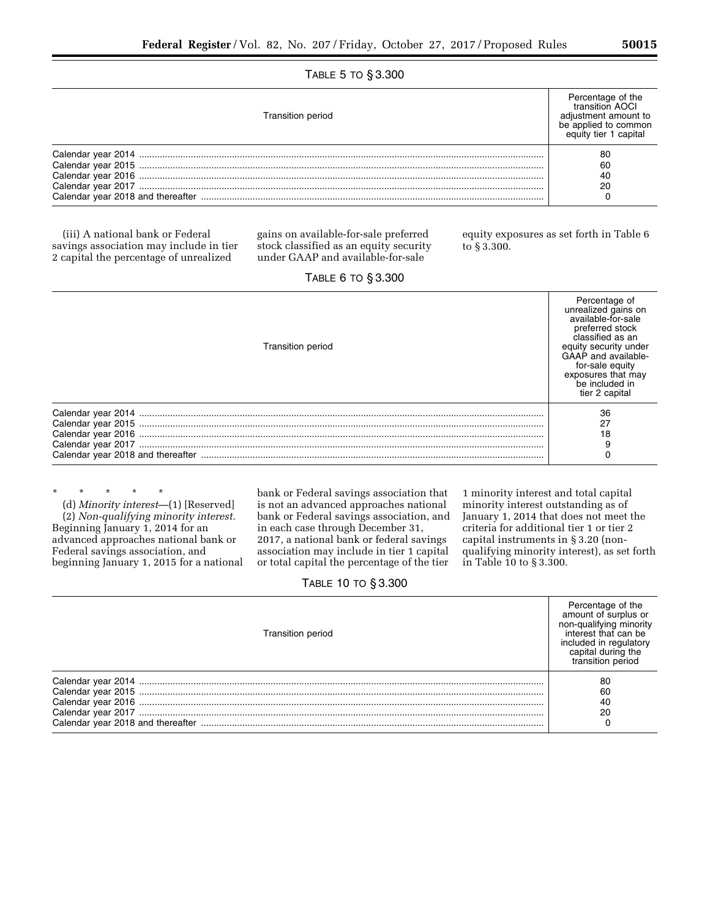TABLE 5 TO § 3.300

| Transition period | Percentage of the transition AOCI adjustment amount to be applied to common equity tier 1 capital |
|---|---|
| Calendar year 2014 | 80 |
| Calendar year 2015 | 60 |
| Calendar year 2016 | 40 |
| Calendar year 2017 | 20 |
| Calendar year 2018 and thereafter | 0 |

(iii) A national bank or Federal savings association may include in tier 2 capital the percentage of unrealized gains on available-for-sale preferred stock classified as an equity security under GAAP and available-for-sale equity exposures as set forth in Table 6 to § 3.300.

TABLE 6 TO § 3.300

| Transition period | Percentage of unrealized gains on available-for-sale preferred stock classified as an equity security under GAAP and available-for-sale equity exposures that may be included in tier 2 capital |
|---|---|
| Calendar year 2014 | 36 |
| Calendar year 2015 | 27 |
| Calendar year 2016 | 18 |
| Calendar year 2017 | 9 |
| Calendar year 2018 and thereafter | 0 |

\* \* \* \* \*

(d) *Minority interest*—(1) [Reserved]

(2) *Non-qualifying minority interest.* Beginning January 1, 2014 for an advanced approaches national bank or Federal savings association, and beginning January 1, 2015 for a national bank or Federal savings association that is not an advanced approaches national bank or Federal savings association, and in each case through December 31, 2017, a national bank or federal savings association may include in tier 1 capital or total capital the percentage of the tier 1 minority interest and total capital minority interest outstanding as of January 1, 2014 that does not meet the criteria for additional tier 1 or tier 2 capital instruments in § 3.20 (non-qualifying minority interest), as set forth in Table 10 to § 3.300.

TABLE 10 TO § 3.300

| Transition period | Percentage of the amount of surplus or non-qualifying minority interest that can be included in regulatory capital during the transition period |
|---|---|
| Calendar year 2014 | 80 |
| Calendar year 2015 | 60 |
| Calendar year 2016 | 40 |
| Calendar year 2017 | 20 |
| Calendar year 2018 and thereafter | 0 |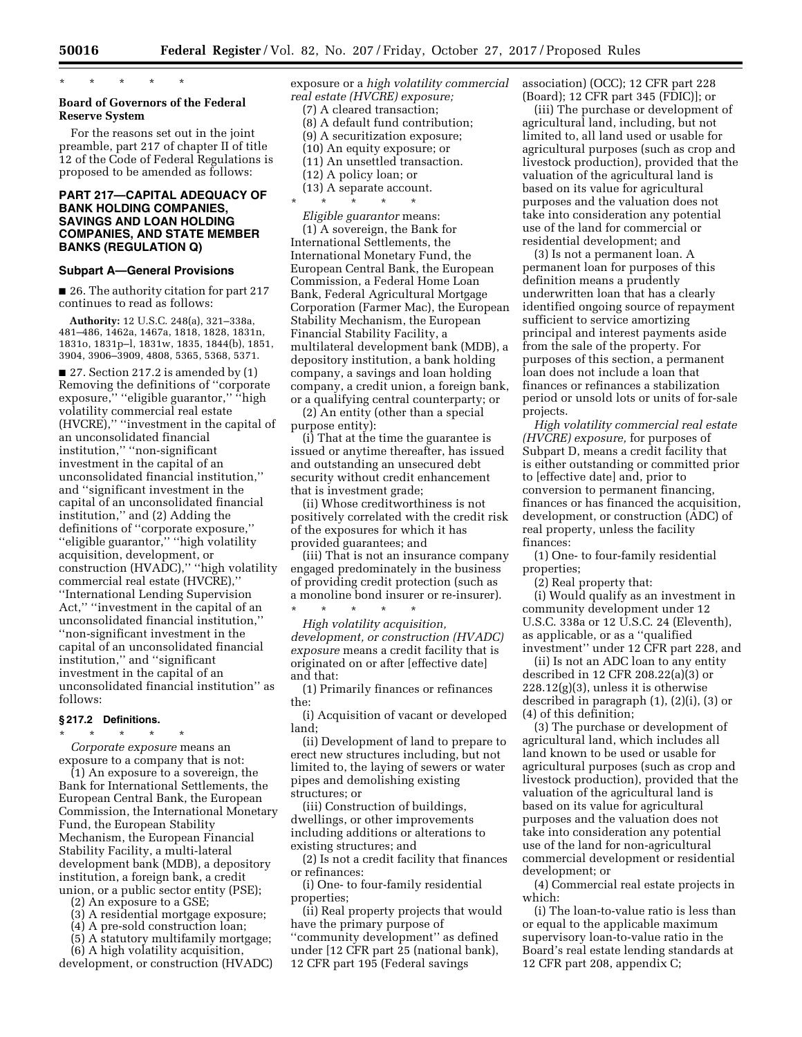\* \* \* \* \*

**Board of Governors of the Federal Reserve System**

For the reasons set out in the joint preamble, part 217 of chapter II of title 12 of the Code of Federal Regulations is proposed to be amended as follows:

## PART 217—CAPITAL ADEQUACY OF BANK HOLDING COMPANIES, SAVINGS AND LOAN HOLDING COMPANIES, AND STATE MEMBER BANKS (REGULATION Q)

### Subpart A—General Provisions

■ 26. The authority citation for part 217 continues to read as follows:

**Authority:** 12 U.S.C. 248(a), 321–338a, 481–486, 1462a, 1467a, 1818, 1828, 1831n, 1831o, 1831p–l, 1831w, 1835, 1844(b), 1851, 3904, 3906–3909, 4808, 5365, 5368, 5371.

■ 27. Section 217.2 is amended by (1) Removing the definitions of ''corporate exposure,'' ''eligible guarantor,'' ''high volatility commercial real estate (HVCRE),'' ''investment in the capital of an unconsolidated financial institution,'' ''non-significant investment in the capital of an unconsolidated financial institution,'' and ''significant investment in the capital of an unconsolidated financial institution,'' and (2) Adding the definitions of ''corporate exposure,'' ''eligible guarantor,'' ''high volatility acquisition, development, or construction (HVADC),'' ''high volatility commercial real estate (HVCRE),'' ''International Lending Supervision Act,'' ''investment in the capital of an unconsolidated financial institution,'' ''non-significant investment in the capital of an unconsolidated financial institution'' and ''significant investment in the capital of an unconsolidated financial institution'' as follows:

#### § 217.2 Definitions.

\* \* \* \* \*

*Corporate exposure* means an exposure to a company that is not:

(1) An exposure to a sovereign, the Bank for International Settlements, the European Central Bank, the European Commission, the International Monetary Fund, the European Stability Mechanism, the European Financial Stability Facility, a multi-lateral development bank (MDB), a depository institution, a foreign bank, a credit union, or a public sector entity (PSE);

(2) An exposure to a GSE;

(3) A residential mortgage exposure;

(4) A pre-sold construction loan;

(5) A statutory multifamily mortgage;

(6) A high volatility acquisition, development, or construction (HVADC) exposure or a *high volatility commercial real estate (HVCRE) exposure;*

(7) A cleared transaction;

(8) A default fund contribution;

(9) A securitization exposure;

(10) An equity exposure; or

(11) An unsettled transaction.

(12) A policy loan; or

(13) A separate account.

\* \* \* \* \*

*Eligible guarantor* means:

(1) A sovereign, the Bank for International Settlements, the International Monetary Fund, the European Central Bank, the European Commission, a Federal Home Loan Bank, Federal Agricultural Mortgage Corporation (Farmer Mac), the European Stability Mechanism, the European Financial Stability Facility, a multilateral development bank (MDB), a depository institution, a bank holding company, a savings and loan holding company, a credit union, a foreign bank, or a qualifying central counterparty; or

(2) An entity (other than a special purpose entity):

(i) That at the time the guarantee is issued or anytime thereafter, has issued and outstanding an unsecured debt security without credit enhancement that is investment grade;

(ii) Whose creditworthiness is not positively correlated with the credit risk of the exposures for which it has provided guarantees; and

(iii) That is not an insurance company engaged predominately in the business of providing credit protection (such as a monoline bond insurer or re-insurer).

\* \* \* \* \*

*High volatility acquisition, development, or construction (HVADC) exposure* means a credit facility that is originated on or after [effective date] and that:

(1) Primarily finances or refinances the:

(i) Acquisition of vacant or developed land;

(ii) Development of land to prepare to erect new structures including, but not limited to, the laying of sewers or water pipes and demolishing existing structures; or

(iii) Construction of buildings, dwellings, or other improvements including additions or alterations to existing structures; and

(2) Is not a credit facility that finances or refinances:

(i) One- to four-family residential properties;

(ii) Real property projects that would have the primary purpose of ''community development'' as defined under [12 CFR part 25 (national bank), 12 CFR part 195 (Federal savings association) (OCC); 12 CFR part 228 (Board); 12 CFR part 345 (FDIC)]; or

(iii) The purchase or development of agricultural land, including, but not limited to, all land used or usable for agricultural purposes (such as crop and livestock production), provided that the valuation of the agricultural land is based on its value for agricultural purposes and the valuation does not take into consideration any potential use of the land for commercial or residential development; and

(3) Is not a permanent loan. A permanent loan for purposes of this definition means a prudently underwritten loan that has a clearly identified ongoing source of repayment sufficient to service amortizing principal and interest payments aside from the sale of the property. For purposes of this section, a permanent loan does not include a loan that finances or refinances a stabilization period or unsold lots or units of for-sale projects.

*High volatility commercial real estate (HVCRE) exposure,* for purposes of Subpart D, means a credit facility that is either outstanding or committed prior to [effective date] and, prior to conversion to permanent financing, finances or has financed the acquisition, development, or construction (ADC) of real property, unless the facility finances:

(1) One- to four-family residential properties;

(2) Real property that:

(i) Would qualify as an investment in community development under 12 U.S.C. 338a or 12 U.S.C. 24 (Eleventh), as applicable, or as a ''qualified investment'' under 12 CFR part 228, and

(ii) Is not an ADC loan to any entity described in 12 CFR 208.22(a)(3) or 228.12(g)(3), unless it is otherwise described in paragraph (1), (2)(i), (3) or (4) of this definition;

(3) The purchase or development of agricultural land, which includes all land known to be used or usable for agricultural purposes (such as crop and livestock production), provided that the valuation of the agricultural land is based on its value for agricultural purposes and the valuation does not take into consideration any potential use of the land for non-agricultural commercial development or residential development; or

(4) Commercial real estate projects in which:

(i) The loan-to-value ratio is less than or equal to the applicable maximum supervisory loan-to-value ratio in the Board's real estate lending standards at 12 CFR part 208, appendix C;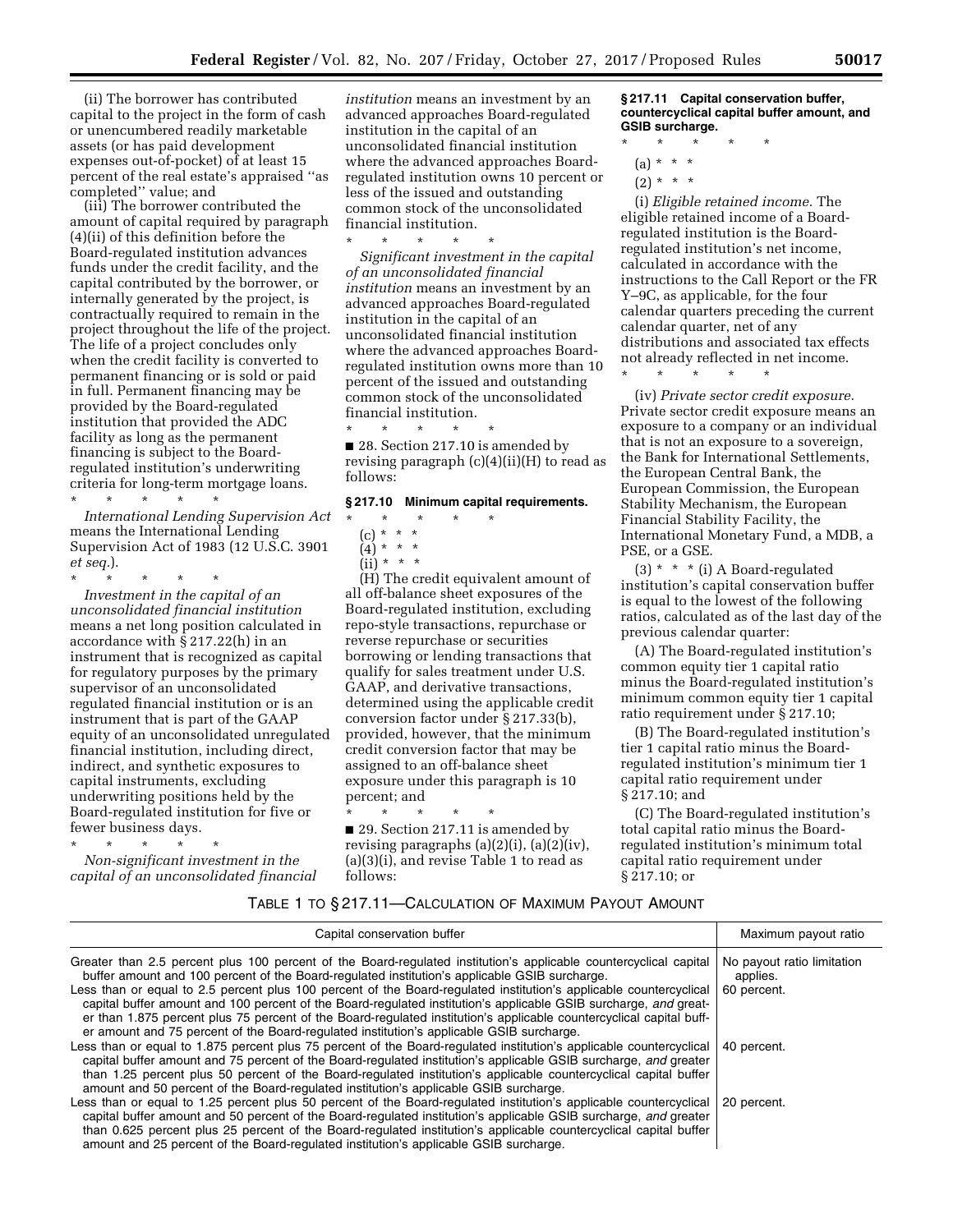(ii) The borrower has contributed capital to the project in the form of cash or unencumbered readily marketable assets (or has paid development expenses out-of-pocket) of at least 15 percent of the real estate's appraised ''as completed'' value; and

(iii) The borrower contributed the amount of capital required by paragraph (4)(ii) of this definition before the Board-regulated institution advances funds under the credit facility, and the capital contributed by the borrower, or internally generated by the project, is contractually required to remain in the project throughout the life of the project. The life of a project concludes only when the credit facility is converted to permanent financing or is sold or paid in full. Permanent financing may be provided by the Board-regulated institution that provided the ADC facility as long as the permanent financing is subject to the Board-regulated institution's underwriting criteria for long-term mortgage loans.

\* \* \* \* \*

*International Lending Supervision Act* means the International Lending Supervision Act of 1983 (12 U.S.C. 3901 *et seq.*).

\* \* \* \* \*

*Investment in the capital of an unconsolidated financial institution* means a net long position calculated in accordance with § 217.22(h) in an instrument that is recognized as capital for regulatory purposes by the primary supervisor of an unconsolidated regulated financial institution or is an instrument that is part of the GAAP equity of an unconsolidated unregulated financial institution, including direct, indirect, and synthetic exposures to capital instruments, excluding underwriting positions held by the Board-regulated institution for five or fewer business days.

\* \* \* \* \*

*Non-significant investment in the capital of an unconsolidated financial institution* means an investment by an advanced approaches Board-regulated institution in the capital of an unconsolidated financial institution where the advanced approaches Board-regulated institution owns 10 percent or less of the issued and outstanding common stock of the unconsolidated financial institution.

\* \* \* \* \*

*Significant investment in the capital of an unconsolidated financial institution* means an investment by an advanced approaches Board-regulated institution in the capital of an unconsolidated financial institution where the advanced approaches Board-regulated institution owns more than 10 percent of the issued and outstanding common stock of the unconsolidated financial institution.

\* \* \* \* \*

■ 28. Section 217.10 is amended by revising paragraph (c)(4)(ii)(H) to read as follows:

### § 217.10 Minimum capital requirements.

\* \* \* \* \*

(c) \* \* \*

(4) \* \* \*

(ii) \* \* \*

(H) The credit equivalent amount of all off-balance sheet exposures of the Board-regulated institution, excluding repo-style transactions, repurchase or reverse repurchase or securities borrowing or lending transactions that qualify for sales treatment under U.S. GAAP, and derivative transactions, determined using the applicable credit conversion factor under § 217.33(b), provided, however, that the minimum credit conversion factor that may be assigned to an off-balance sheet exposure under this paragraph is 10 percent; and

\* \* \* \* \*

■ 29. Section 217.11 is amended by revising paragraphs (a)(2)(i), (a)(2)(iv), (a)(3)(i), and revise Table 1 to read as follows:

### § 217.11 Capital conservation buffer, countercyclical capital buffer amount, and GSIB surcharge.

\* \* \* \* \*

(a) \* \* \*

(2) \* \* \*

(i) *Eligible retained income.* The eligible retained income of a Board-regulated institution is the Board-regulated institution's net income, calculated in accordance with the instructions to the Call Report or the FR Y–9C, as applicable, for the four calendar quarters preceding the current calendar quarter, net of any distributions and associated tax effects not already reflected in net income.

\* \* \* \* \*

(iv) *Private sector credit exposure.* Private sector credit exposure means an exposure to a company or an individual that is not an exposure to a sovereign, the Bank for International Settlements, the European Central Bank, the European Commission, the European Stability Mechanism, the European Financial Stability Facility, the International Monetary Fund, a MDB, a PSE, or a GSE.

(3) \* \* \* (i) A Board-regulated institution's capital conservation buffer is equal to the lowest of the following ratios, calculated as of the last day of the previous calendar quarter:

(A) The Board-regulated institution's common equity tier 1 capital ratio minus the Board-regulated institution's minimum common equity tier 1 capital ratio requirement under § 217.10;

(B) The Board-regulated institution's tier 1 capital ratio minus the Board-regulated institution's minimum tier 1 capital ratio requirement under § 217.10; and

(C) The Board-regulated institution's total capital ratio minus the Board-regulated institution's minimum total capital ratio requirement under § 217.10; or

TABLE 1 TO § 217.11—CALCULATION OF MAXIMUM PAYOUT AMOUNT

| Capital conservation buffer | Maximum payout ratio |
|---|---|
| Greater than 2.5 percent plus 100 percent of the Board-regulated institution's applicable countercyclical capital buffer amount and 100 percent of the Board-regulated institution's applicable GSIB surcharge. | No payout ratio limitation applies. |
| Less than or equal to 2.5 percent plus 100 percent of the Board-regulated institution's applicable countercyclical capital buffer amount and 100 percent of the Board-regulated institution's applicable GSIB surcharge, *and* greater than 1.875 percent plus 75 percent of the Board-regulated institution's applicable countercyclical capital buffer amount and 75 percent of the Board-regulated institution's applicable GSIB surcharge. | 60 percent. |
| Less than or equal to 1.875 percent plus 75 percent of the Board-regulated institution's applicable countercyclical capital buffer amount and 75 percent of the Board-regulated institution's applicable GSIB surcharge, *and* greater than 1.25 percent plus 50 percent of the Board-regulated institution's applicable countercyclical capital buffer amount and 50 percent of the Board-regulated institution's applicable GSIB surcharge. | 40 percent. |
| Less than or equal to 1.25 percent plus 50 percent of the Board-regulated institution's applicable countercyclical capital buffer amount and 50 percent of the Board-regulated institution's applicable GSIB surcharge, *and* greater than 0.625 percent plus 25 percent of the Board-regulated institution's applicable countercyclical capital buffer amount and 25 percent of the Board-regulated institution's applicable GSIB surcharge. | 20 percent. |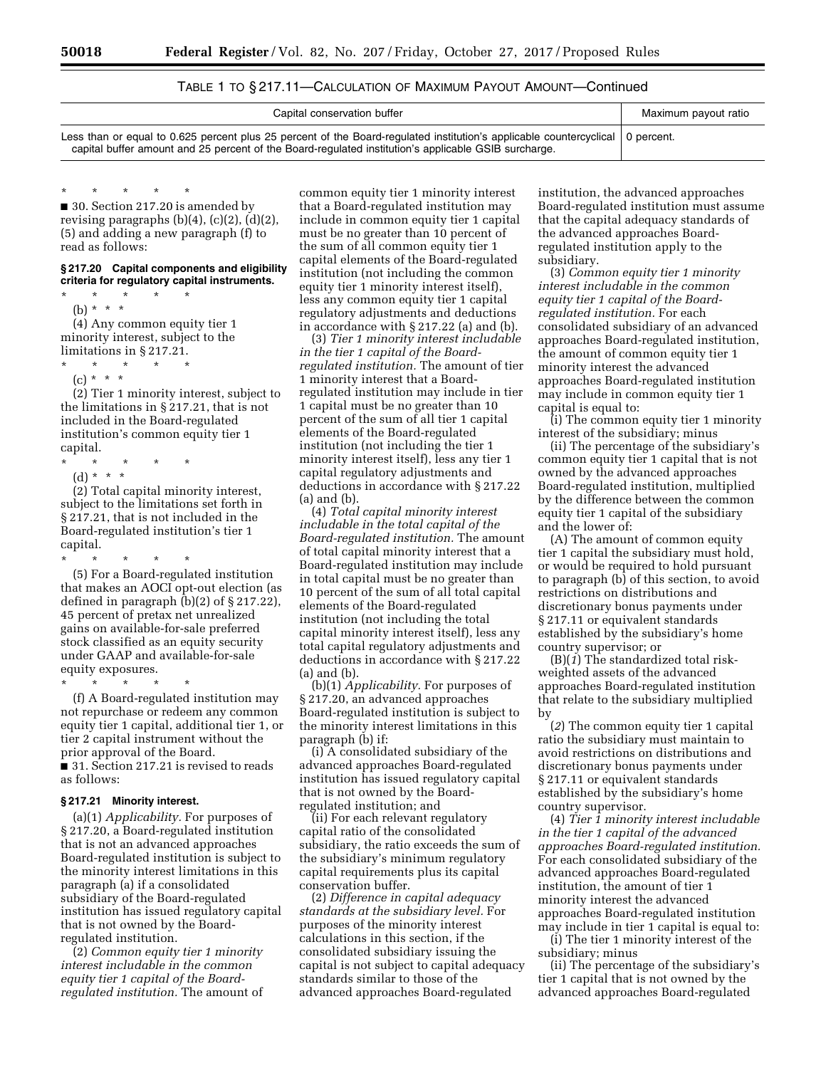TABLE 1 TO § 217.11—CALCULATION OF MAXIMUM PAYOUT AMOUNT—Continued

| Capital conservation buffer | Maximum payout ratio |
| --- | --- |
| Less than or equal to 0.625 percent plus 25 percent of the Board-regulated institution's applicable countercyclical capital buffer amount and 25 percent of the Board-regulated institution's applicable GSIB surcharge. | 0 percent. |

\* \* \* \* \*

■ 30. Section 217.20 is amended by revising paragraphs (b)(4), (c)(2), (d)(2), (5) and adding a new paragraph (f) to read as follows:

**§ 217.20 Capital components and eligibility criteria for regulatory capital instruments.**

\* \* \* \* \*

(b) \* \* \*

(4) Any common equity tier 1 minority interest, subject to the limitations in § 217.21.

\* \* \* \* \*

(c) \* \* \*

(2) Tier 1 minority interest, subject to the limitations in § 217.21, that is not included in the Board-regulated institution's common equity tier 1 capital.

\* \* \* \* \*

(d) \* \* \*

(2) Total capital minority interest, subject to the limitations set forth in § 217.21, that is not included in the Board-regulated institution's tier 1 capital.

\* \* \* \* \*

(5) For a Board-regulated institution that makes an AOCI opt-out election (as defined in paragraph (b)(2) of § 217.22), 45 percent of pretax net unrealized gains on available-for-sale preferred stock classified as an equity security under GAAP and available-for-sale equity exposures.

\* \* \* \* \*

(f) A Board-regulated institution may not repurchase or redeem any common equity tier 1 capital, additional tier 1, or tier 2 capital instrument without the prior approval of the Board.

■ 31. Section 217.21 is revised to reads as follows:

**§ 217.21 Minority interest.**

(a)(1) *Applicability.* For purposes of § 217.20, a Board-regulated institution that is not an advanced approaches Board-regulated institution is subject to the minority interest limitations in this paragraph (a) if a consolidated subsidiary of the Board-regulated institution has issued regulatory capital that is not owned by the Board-regulated institution.

(2) *Common equity tier 1 minority interest includable in the common equity tier 1 capital of the Board-regulated institution.* The amount of common equity tier 1 minority interest that a Board-regulated institution may include in common equity tier 1 capital must be no greater than 10 percent of the sum of all common equity tier 1 capital elements of the Board-regulated institution (not including the common equity tier 1 minority interest itself), less any common equity tier 1 capital regulatory adjustments and deductions in accordance with § 217.22 (a) and (b).

(3) *Tier 1 minority interest includable in the tier 1 capital of the Board-regulated institution.* The amount of tier 1 minority interest that a Board-regulated institution may include in tier 1 capital must be no greater than 10 percent of the sum of all tier 1 capital elements of the Board-regulated institution (not including the tier 1 minority interest itself), less any tier 1 capital regulatory adjustments and deductions in accordance with § 217.22 (a) and (b).

(4) *Total capital minority interest includable in the total capital of the Board-regulated institution.* The amount of total capital minority interest that a Board-regulated institution may include in total capital must be no greater than 10 percent of the sum of all total capital elements of the Board-regulated institution (not including the total capital minority interest itself), less any total capital regulatory adjustments and deductions in accordance with § 217.22 (a) and (b).

(b)(1) *Applicability.* For purposes of § 217.20, an advanced approaches Board-regulated institution is subject to the minority interest limitations in this paragraph (b) if:

(i) A consolidated subsidiary of the advanced approaches Board-regulated institution has issued regulatory capital that is not owned by the Board-regulated institution; and

(ii) For each relevant regulatory capital ratio of the consolidated subsidiary, the ratio exceeds the sum of the subsidiary's minimum regulatory capital requirements plus its capital conservation buffer.

(2) *Difference in capital adequacy standards at the subsidiary level.* For purposes of the minority interest calculations in this section, if the consolidated subsidiary issuing the capital is not subject to capital adequacy standards similar to those of the advanced approaches Board-regulated institution, the advanced approaches Board-regulated institution must assume that the capital adequacy standards of the advanced approaches Board-regulated institution apply to the subsidiary.

(3) *Common equity tier 1 minority interest includable in the common equity tier 1 capital of the Board-regulated institution.* For each consolidated subsidiary of an advanced approaches Board-regulated institution, the amount of common equity tier 1 minority interest the advanced approaches Board-regulated institution may include in common equity tier 1 capital is equal to:

(i) The common equity tier 1 minority interest of the subsidiary; minus

(ii) The percentage of the subsidiary's common equity tier 1 capital that is not owned by the advanced approaches Board-regulated institution, multiplied by the difference between the common equity tier 1 capital of the subsidiary and the lower of:

(A) The amount of common equity tier 1 capital the subsidiary must hold, or would be required to hold pursuant to paragraph (b) of this section, to avoid restrictions on distributions and discretionary bonus payments under § 217.11 or equivalent standards established by the subsidiary's home country supervisor; or

(B)(*1*) The standardized total risk-weighted assets of the advanced approaches Board-regulated institution that relate to the subsidiary multiplied by

(*2*) The common equity tier 1 capital ratio the subsidiary must maintain to avoid restrictions on distributions and discretionary bonus payments under § 217.11 or equivalent standards established by the subsidiary's home country supervisor.

(4) *Tier 1 minority interest includable in the tier 1 capital of the advanced approaches Board-regulated institution.* For each consolidated subsidiary of the advanced approaches Board-regulated institution, the amount of tier 1 minority interest the advanced approaches Board-regulated institution may include in tier 1 capital is equal to:

(i) The tier 1 minority interest of the subsidiary; minus

(ii) The percentage of the subsidiary's tier 1 capital that is not owned by the advanced approaches Board-regulated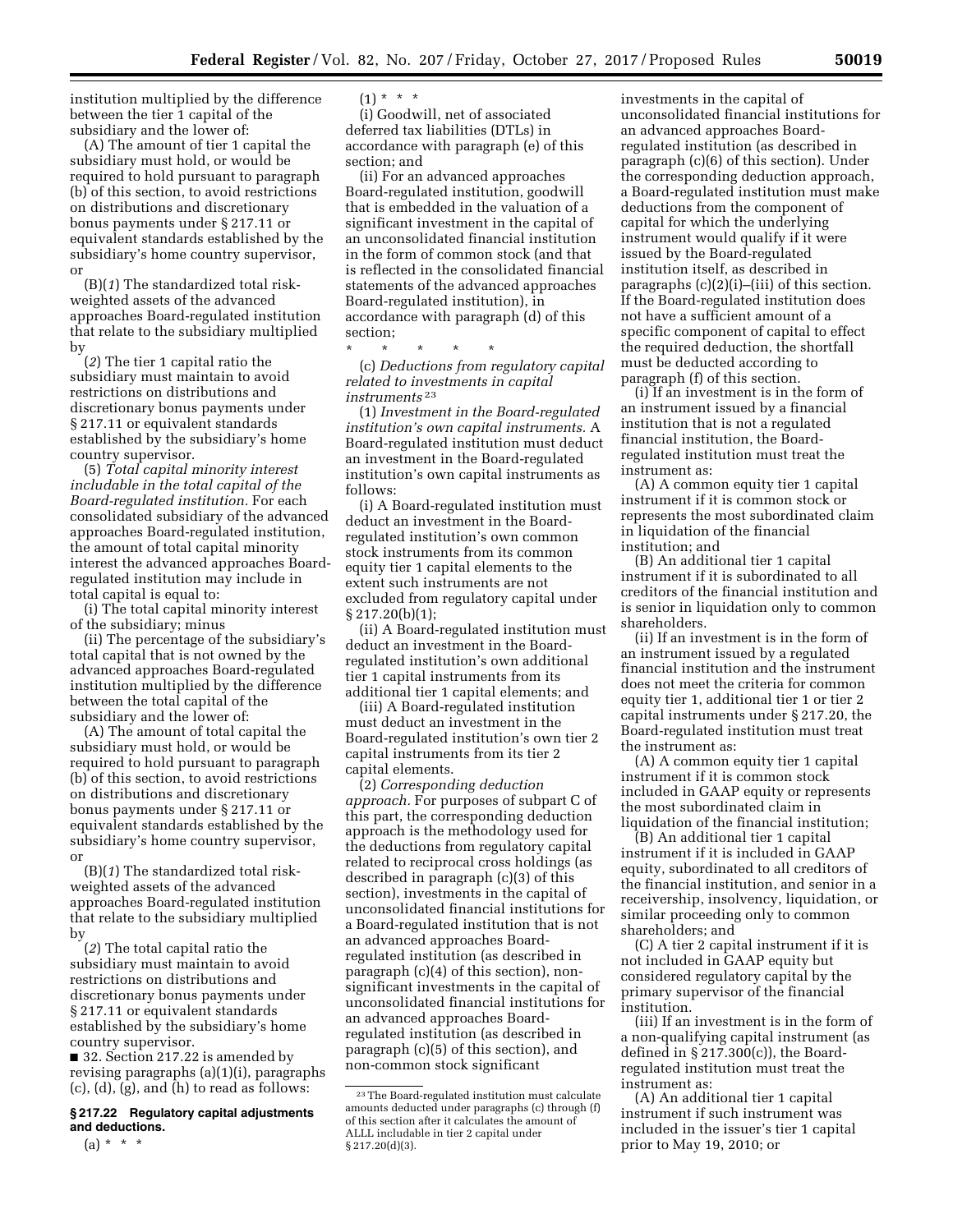institution multiplied by the difference between the tier 1 capital of the subsidiary and the lower of:

(A) The amount of tier 1 capital the subsidiary must hold, or would be required to hold pursuant to paragraph (b) of this section, to avoid restrictions on distributions and discretionary bonus payments under § 217.11 or equivalent standards established by the subsidiary's home country supervisor, or

(B)(*1*) The standardized total risk-weighted assets of the advanced approaches Board-regulated institution that relate to the subsidiary multiplied by

(*2*) The tier 1 capital ratio the subsidiary must maintain to avoid restrictions on distributions and discretionary bonus payments under § 217.11 or equivalent standards established by the subsidiary's home country supervisor.

(5) *Total capital minority interest includable in the total capital of the Board-regulated institution.* For each consolidated subsidiary of the advanced approaches Board-regulated institution, the amount of total capital minority interest the advanced approaches Board-regulated institution may include in total capital is equal to:

(i) The total capital minority interest of the subsidiary; minus

(ii) The percentage of the subsidiary's total capital that is not owned by the advanced approaches Board-regulated institution multiplied by the difference between the total capital of the subsidiary and the lower of:

(A) The amount of total capital the subsidiary must hold, or would be required to hold pursuant to paragraph (b) of this section, to avoid restrictions on distributions and discretionary bonus payments under § 217.11 or equivalent standards established by the subsidiary's home country supervisor, or

(B)(*1*) The standardized total risk-weighted assets of the advanced approaches Board-regulated institution that relate to the subsidiary multiplied by

(*2*) The total capital ratio the subsidiary must maintain to avoid restrictions on distributions and discretionary bonus payments under § 217.11 or equivalent standards established by the subsidiary's home country supervisor.

■ 32. Section 217.22 is amended by revising paragraphs (a)(1)(i), paragraphs (c), (d), (g), and (h) to read as follows:

**§ 217.22 Regulatory capital adjustments and deductions.**

(a) * * *

(1) * * *

(i) Goodwill, net of associated deferred tax liabilities (DTLs) in accordance with paragraph (e) of this section; and

(ii) For an advanced approaches Board-regulated institution, goodwill that is embedded in the valuation of a significant investment in the capital of an unconsolidated financial institution in the form of common stock (and that is reflected in the consolidated financial statements of the advanced approaches Board-regulated institution), in accordance with paragraph (d) of this section;

\* \* \* \* \*

(c) *Deductions from regulatory capital related to investments in capital instruments* [23]

(1) *Investment in the Board-regulated institution's own capital instruments.* A Board-regulated institution must deduct an investment in the Board-regulated institution's own capital instruments as follows:

(i) A Board-regulated institution must deduct an investment in the Board-regulated institution's own common stock instruments from its common equity tier 1 capital elements to the extent such instruments are not excluded from regulatory capital under § 217.20(b)(1);

(ii) A Board-regulated institution must deduct an investment in the Board-regulated institution's own additional tier 1 capital instruments from its additional tier 1 capital elements; and

(iii) A Board-regulated institution must deduct an investment in the Board-regulated institution's own tier 2 capital instruments from its tier 2 capital elements.

(2) *Corresponding deduction approach.* For purposes of subpart C of this part, the corresponding deduction approach is the methodology used for the deductions from regulatory capital related to reciprocal cross holdings (as described in paragraph (c)(3) of this section), investments in the capital of unconsolidated financial institutions for a Board-regulated institution that is not an advanced approaches Board-regulated institution (as described in paragraph (c)(4) of this section), non-significant investments in the capital of unconsolidated financial institutions for an advanced approaches Board-regulated institution (as described in paragraph (c)(5) of this section), and non-common stock significant investments in the capital of unconsolidated financial institutions for an advanced approaches Board-regulated institution (as described in paragraph (c)(6) of this section). Under the corresponding deduction approach, a Board-regulated institution must make deductions from the component of capital for which the underlying instrument would qualify if it were issued by the Board-regulated institution itself, as described in paragraphs (c)(2)(i)–(iii) of this section. If the Board-regulated institution does not have a sufficient amount of a specific component of capital to effect the required deduction, the shortfall must be deducted according to paragraph (f) of this section.

(i) If an investment is in the form of an instrument issued by a financial institution that is not a regulated financial institution, the Board-regulated institution must treat the instrument as:

(A) A common equity tier 1 capital instrument if it is common stock or represents the most subordinated claim in liquidation of the financial institution; and

(B) An additional tier 1 capital instrument if it is subordinated to all creditors of the financial institution and is senior in liquidation only to common shareholders.

(ii) If an investment is in the form of an instrument issued by a regulated financial institution and the instrument does not meet the criteria for common equity tier 1, additional tier 1 or tier 2 capital instruments under § 217.20, the Board-regulated institution must treat the instrument as:

(A) A common equity tier 1 capital instrument if it is common stock included in GAAP equity or represents the most subordinated claim in liquidation of the financial institution;

(B) An additional tier 1 capital instrument if it is included in GAAP equity, subordinated to all creditors of the financial institution, and senior in a receivership, insolvency, liquidation, or similar proceeding only to common shareholders; and

(C) A tier 2 capital instrument if it is not included in GAAP equity but considered regulatory capital by the primary supervisor of the financial institution.

(iii) If an investment is in the form of a non-qualifying capital instrument (as defined in § 217.300(c)), the Board-regulated institution must treat the instrument as:

(A) An additional tier 1 capital instrument if such instrument was included in the issuer's tier 1 capital prior to May 19, 2010; or

---

[23] The Board-regulated institution must calculate amounts deducted under paragraphs (c) through (f) of this section after it calculates the amount of ALLL includable in tier 2 capital under § 217.20(d)(3).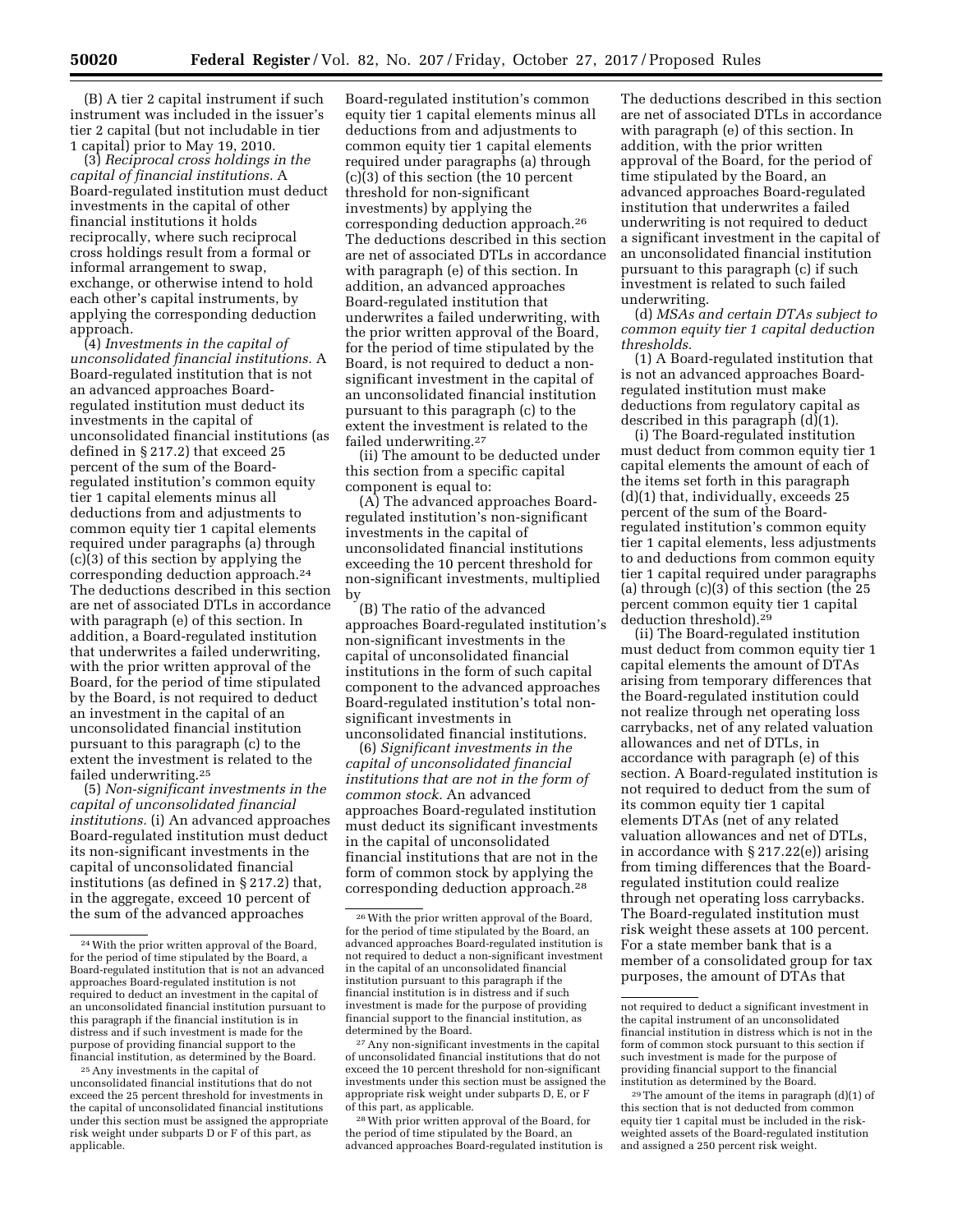(B) A tier 2 capital instrument if such instrument was included in the issuer's tier 2 capital (but not includable in tier 1 capital) prior to May 19, 2010.

(3) *Reciprocal cross holdings in the capital of financial institutions.* A Board-regulated institution must deduct investments in the capital of other financial institutions it holds reciprocally, where such reciprocal cross holdings result from a formal or informal arrangement to swap, exchange, or otherwise intend to hold each other's capital instruments, by applying the corresponding deduction approach.

(4) *Investments in the capital of unconsolidated financial institutions.* A Board-regulated institution that is not an advanced approaches Board-regulated institution must deduct its investments in the capital of unconsolidated financial institutions (as defined in § 217.2) that exceed 25 percent of the sum of the Board-regulated institution's common equity tier 1 capital elements minus all deductions from and adjustments to common equity tier 1 capital elements required under paragraphs (a) through (c)(3) of this section by applying the corresponding deduction approach.[24] The deductions described in this section are net of associated DTLs in accordance with paragraph (e) of this section. In addition, a Board-regulated institution that underwrites a failed underwriting, with the prior written approval of the Board, for the period of time stipulated by the Board, is not required to deduct an investment in the capital of an unconsolidated financial institution pursuant to this paragraph (c) to the extent the investment is related to the failed underwriting.[25]

(5) *Non-significant investments in the capital of unconsolidated financial institutions.* (i) An advanced approaches Board-regulated institution must deduct its non-significant investments in the capital of unconsolidated financial institutions (as defined in § 217.2) that, in the aggregate, exceed 10 percent of the sum of the advanced approaches Board-regulated institution's common equity tier 1 capital elements minus all deductions from and adjustments to common equity tier 1 capital elements required under paragraphs (a) through (c)(3) of this section (the 10 percent threshold for non-significant investments) by applying the corresponding deduction approach.[26] The deductions described in this section are net of associated DTLs in accordance with paragraph (e) of this section. In addition, an advanced approaches Board-regulated institution that underwrites a failed underwriting, with the prior written approval of the Board, for the period of time stipulated by the Board, is not required to deduct a non-significant investment in the capital of an unconsolidated financial institution pursuant to this paragraph (c) to the extent the investment is related to the failed underwriting.[27]

(ii) The amount to be deducted under this section from a specific capital component is equal to:

(A) The advanced approaches Board-regulated institution's non-significant investments in the capital of unconsolidated financial institutions exceeding the 10 percent threshold for non-significant investments, multiplied by

(B) The ratio of the advanced approaches Board-regulated institution's non-significant investments in the capital of unconsolidated financial institutions in the form of such capital component to the advanced approaches Board-regulated institution's total non-significant investments in unconsolidated financial institutions.

(6) *Significant investments in the capital of unconsolidated financial institutions that are not in the form of common stock.* An advanced approaches Board-regulated institution must deduct its significant investments in the capital of unconsolidated financial institutions that are not in the form of common stock by applying the corresponding deduction approach.[28] The deductions described in this section are net of associated DTLs in accordance with paragraph (e) of this section. In addition, with the prior written approval of the Board, for the period of time stipulated by the Board, an advanced approaches Board-regulated institution that underwrites a failed underwriting is not required to deduct a significant investment in the capital of an unconsolidated financial institution pursuant to this paragraph (c) if such investment is related to such failed underwriting.

(d) *MSAs and certain DTAs subject to common equity tier 1 capital deduction thresholds.*

(1) A Board-regulated institution that is not an advanced approaches Board-regulated institution must make deductions from regulatory capital as described in this paragraph (d)(1).

(i) The Board-regulated institution must deduct from common equity tier 1 capital elements the amount of each of the items set forth in this paragraph (d)(1) that, individually, exceeds 25 percent of the sum of the Board-regulated institution's common equity tier 1 capital elements, less adjustments to and deductions from common equity tier 1 capital required under paragraphs (a) through (c)(3) of this section (the 25 percent common equity tier 1 capital deduction threshold).[29]

(ii) The Board-regulated institution must deduct from common equity tier 1 capital elements the amount of DTAs arising from temporary differences that the Board-regulated institution could not realize through net operating loss carrybacks, net of any related valuation allowances and net of DTLs, in accordance with paragraph (e) of this section. A Board-regulated institution is not required to deduct from the sum of its common equity tier 1 capital elements DTAs (net of any related valuation allowances and net of DTLs, in accordance with § 217.22(e)) arising from timing differences that the Board-regulated institution could realize through net operating loss carrybacks. The Board-regulated institution must risk weight these assets at 100 percent. For a state member bank that is a member of a consolidated group for tax purposes, the amount of DTAs that

---

[24] With the prior written approval of the Board, for the period of time stipulated by the Board, a Board-regulated institution that is not an advanced approaches Board-regulated institution is not required to deduct an investment in the capital of an unconsolidated financial institution pursuant to this paragraph if the financial institution is in distress and if such investment is made for the purpose of providing financial support to the financial institution, as determined by the Board.

[25] Any investments in the capital of unconsolidated financial institutions that do not exceed the 25 percent threshold for investments in the capital of unconsolidated financial institutions under this section must be assigned the appropriate risk weight under subparts D or F of this part, as applicable.

[26] With the prior written approval of the Board, for the period of time stipulated by the Board, an advanced approaches Board-regulated institution is not required to deduct a non-significant investment in the capital of an unconsolidated financial institution pursuant to this paragraph if the financial institution is in distress and if such investment is made for the purpose of providing financial support to the financial institution, as determined by the Board.

[27] Any non-significant investments in the capital of unconsolidated financial institutions that do not exceed the 10 percent threshold for non-significant investments under this section must be assigned the appropriate risk weight under subparts D, E, or F of this part, as applicable.

[28] With prior written approval of the Board, for the period of time stipulated by the Board, an advanced approaches Board-regulated institution is not required to deduct a significant investment in the capital instrument of an unconsolidated financial institution in distress which is not in the form of common stock pursuant to this section if such investment is made for the purpose of providing financial support to the financial institution as determined by the Board.

[29] The amount of the items in paragraph (d)(1) of this section that is not deducted from common equity tier 1 capital must be included in the risk-weighted assets of the Board-regulated institution and assigned a 250 percent risk weight.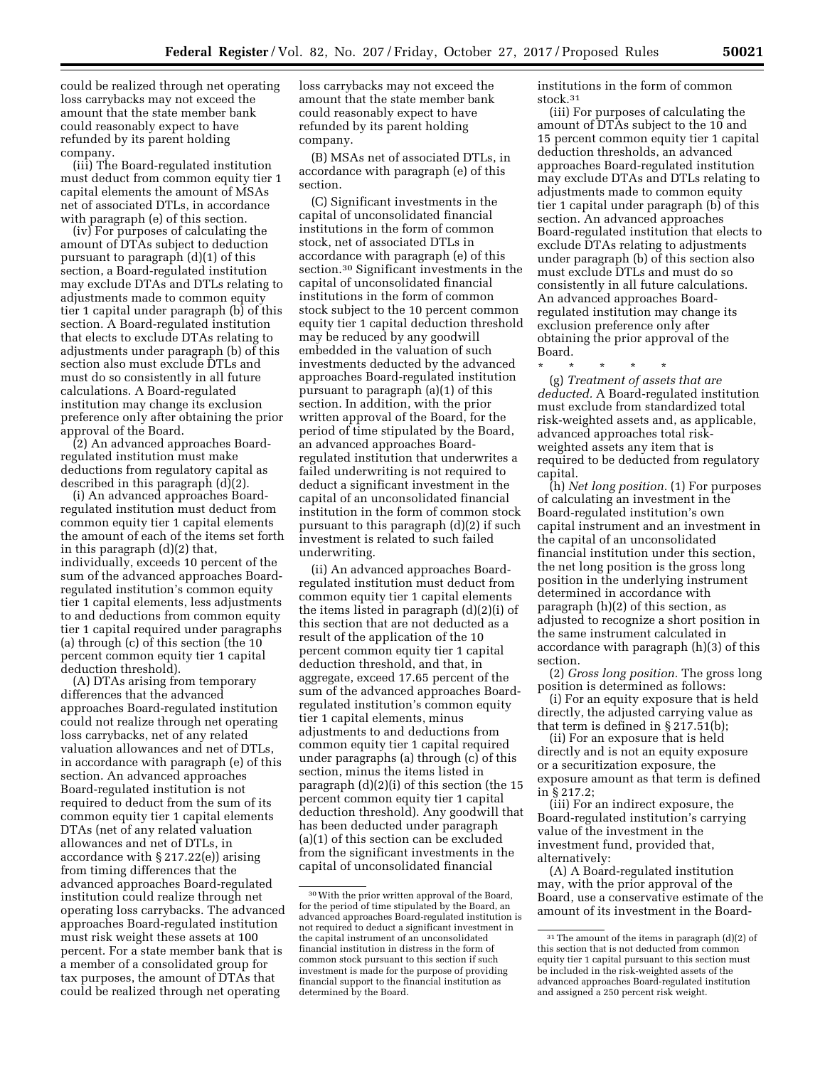could be realized through net operating loss carrybacks may not exceed the amount that the state member bank could reasonably expect to have refunded by its parent holding company.

(iii) The Board-regulated institution must deduct from common equity tier 1 capital elements the amount of MSAs net of associated DTLs, in accordance with paragraph (e) of this section.

(iv) For purposes of calculating the amount of DTAs subject to deduction pursuant to paragraph (d)(1) of this section, a Board-regulated institution may exclude DTAs and DTLs relating to adjustments made to common equity tier 1 capital under paragraph (b) of this section. A Board-regulated institution that elects to exclude DTAs relating to adjustments under paragraph (b) of this section also must exclude DTLs and must do so consistently in all future calculations. A Board-regulated institution may change its exclusion preference only after obtaining the prior approval of the Board.

(2) An advanced approaches Board-regulated institution must make deductions from regulatory capital as described in this paragraph (d)(2).

(i) An advanced approaches Board-regulated institution must deduct from common equity tier 1 capital elements the amount of each of the items set forth in this paragraph (d)(2) that, individually, exceeds 10 percent of the sum of the advanced approaches Board-regulated institution's common equity tier 1 capital elements, less adjustments to and deductions from common equity tier 1 capital required under paragraphs (a) through (c) of this section (the 10 percent common equity tier 1 capital deduction threshold).

(A) DTAs arising from temporary differences that the advanced approaches Board-regulated institution could not realize through net operating loss carrybacks, net of any related valuation allowances and net of DTLs, in accordance with paragraph (e) of this section. An advanced approaches Board-regulated institution is not required to deduct from the sum of its common equity tier 1 capital elements DTAs (net of any related valuation allowances and net of DTLs, in accordance with § 217.22(e)) arising from timing differences that the advanced approaches Board-regulated institution could realize through net operating loss carrybacks. The advanced approaches Board-regulated institution must risk weight these assets at 100 percent. For a state member bank that is a member of a consolidated group for tax purposes, the amount of DTAs that could be realized through net operating loss carrybacks may not exceed the amount that the state member bank could reasonably expect to have refunded by its parent holding company.

(B) MSAs net of associated DTLs, in accordance with paragraph (e) of this section.

(C) Significant investments in the capital of unconsolidated financial institutions in the form of common stock, net of associated DTLs in accordance with paragraph (e) of this section.[30] Significant investments in the capital of unconsolidated financial institutions in the form of common stock subject to the 10 percent common equity tier 1 capital deduction threshold may be reduced by any goodwill embedded in the valuation of such investments deducted by the advanced approaches Board-regulated institution pursuant to paragraph (a)(1) of this section. In addition, with the prior written approval of the Board, for the period of time stipulated by the Board, an advanced approaches Board-regulated institution that underwrites a failed underwriting is not required to deduct a significant investment in the capital of an unconsolidated financial institution in the form of common stock pursuant to this paragraph (d)(2) if such investment is related to such failed underwriting.

(ii) An advanced approaches Board-regulated institution must deduct from common equity tier 1 capital elements the items listed in paragraph (d)(2)(i) of this section that are not deducted as a result of the application of the 10 percent common equity tier 1 capital deduction threshold, and that, in aggregate, exceed 17.65 percent of the sum of the advanced approaches Board-regulated institution's common equity tier 1 capital elements, minus adjustments to and deductions from common equity tier 1 capital required under paragraphs (a) through (c) of this section, minus the items listed in paragraph (d)(2)(i) of this section (the 15 percent common equity tier 1 capital deduction threshold). Any goodwill that has been deducted under paragraph (a)(1) of this section can be excluded from the significant investments in the capital of unconsolidated financial institutions in the form of common stock.[31]

(iii) For purposes of calculating the amount of DTAs subject to the 10 and 15 percent common equity tier 1 capital deduction thresholds, an advanced approaches Board-regulated institution may exclude DTAs and DTLs relating to adjustments made to common equity tier 1 capital under paragraph (b) of this section. An advanced approaches Board-regulated institution that elects to exclude DTAs relating to adjustments under paragraph (b) of this section also must exclude DTLs and must do so consistently in all future calculations. An advanced approaches Board-regulated institution may change its exclusion preference only after obtaining the prior approval of the Board.

\* \* \* \* \*

(g) *Treatment of assets that are deducted.* A Board-regulated institution must exclude from standardized total risk-weighted assets and, as applicable, advanced approaches total risk-weighted assets any item that is required to be deducted from regulatory capital.

(h) *Net long position.* (1) For purposes of calculating an investment in the Board-regulated institution's own capital instrument and an investment in the capital of an unconsolidated financial institution under this section, the net long position is the gross long position in the underlying instrument determined in accordance with paragraph (h)(2) of this section, as adjusted to recognize a short position in the same instrument calculated in accordance with paragraph (h)(3) of this section.

(2) *Gross long position.* The gross long position is determined as follows:

(i) For an equity exposure that is held directly, the adjusted carrying value as that term is defined in § 217.51(b);

(ii) For an exposure that is held directly and is not an equity exposure or a securitization exposure, the exposure amount as that term is defined in § 217.2;

(iii) For an indirect exposure, the Board-regulated institution's carrying value of the investment in the investment fund, provided that, alternatively:

(A) A Board-regulated institution may, with the prior approval of the Board, use a conservative estimate of the amount of its investment in the Board-

---

[30] With the prior written approval of the Board, for the period of time stipulated by the Board, an advanced approaches Board-regulated institution is not required to deduct a significant investment in the capital instrument of an unconsolidated financial institution in distress in the form of common stock pursuant to this section if such investment is made for the purpose of providing financial support to the financial institution as determined by the Board.

[31] The amount of the items in paragraph (d)(2) of this section that is not deducted from common equity tier 1 capital pursuant to this section must be included in the risk-weighted assets of the advanced approaches Board-regulated institution and assigned a 250 percent risk weight.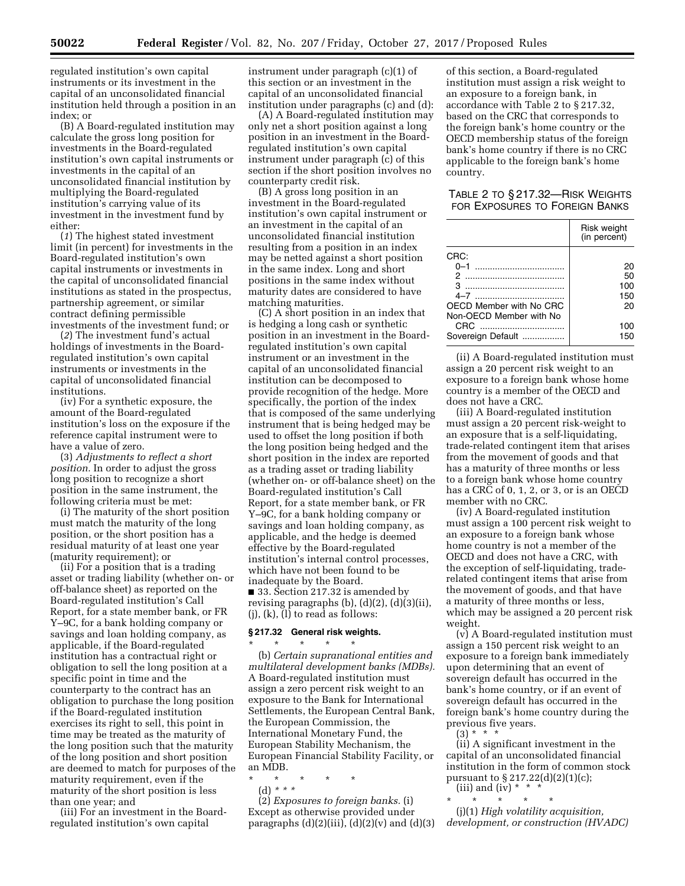regulated institution's own capital instruments or its investment in the capital of an unconsolidated financial institution held through a position in an index; or

(B) A Board-regulated institution may calculate the gross long position for investments in the Board-regulated institution's own capital instruments or investments in the capital of an unconsolidated financial institution by multiplying the Board-regulated institution's carrying value of its investment in the investment fund by either:

(*1*) The highest stated investment limit (in percent) for investments in the Board-regulated institution's own capital instruments or investments in the capital of unconsolidated financial institutions as stated in the prospectus, partnership agreement, or similar contract defining permissible investments of the investment fund; or

(*2*) The investment fund's actual holdings of investments in the Board-regulated institution's own capital instruments or investments in the capital of unconsolidated financial institutions.

(iv) For a synthetic exposure, the amount of the Board-regulated institution's loss on the exposure if the reference capital instrument were to have a value of zero.

(3) *Adjustments to reflect a short position.* In order to adjust the gross long position to recognize a short position in the same instrument, the following criteria must be met:

(i) The maturity of the short position must match the maturity of the long position, or the short position has a residual maturity of at least one year (maturity requirement); or

(ii) For a position that is a trading asset or trading liability (whether on- or off-balance sheet) as reported on the Board-regulated institution's Call Report, for a state member bank, or FR Y–9C, for a bank holding company or savings and loan holding company, as applicable, if the Board-regulated institution has a contractual right or obligation to sell the long position at a specific point in time and the counterparty to the contract has an obligation to purchase the long position if the Board-regulated institution exercises its right to sell, this point in time may be treated as the maturity of the long position such that the maturity of the long position and short position are deemed to match for purposes of the maturity requirement, even if the maturity of the short position is less than one year; and

(iii) For an investment in the Board-regulated institution's own capital instrument under paragraph (c)(1) of this section or an investment in the capital of an unconsolidated financial institution under paragraphs (c) and (d):

(A) A Board-regulated institution may only net a short position against a long position in an investment in the Board-regulated institution's own capital instrument under paragraph (c) of this section if the short position involves no counterparty credit risk.

(B) A gross long position in an investment in the Board-regulated institution's own capital instrument or an investment in the capital of an unconsolidated financial institution resulting from a position in an index may be netted against a short position in the same index. Long and short positions in the same index without maturity dates are considered to have matching maturities.

(C) A short position in an index that is hedging a long cash or synthetic position in an investment in the Board-regulated institution's own capital instrument or an investment in the capital of an unconsolidated financial institution can be decomposed to provide recognition of the hedge. More specifically, the portion of the index that is composed of the same underlying instrument that is being hedged may be used to offset the long position if both the long position being hedged and the short position in the index are reported as a trading asset or trading liability (whether on- or off-balance sheet) on the Board-regulated institution's Call Report, for a state member bank, or FR Y–9C, for a bank holding company or savings and loan holding company, as applicable, and the hedge is deemed effective by the Board-regulated institution's internal control processes, which have not been found to be inadequate by the Board.

■ 33. Section 217.32 is amended by revising paragraphs (b), (d)(2), (d)(3)(ii), (j), (k), (l) to read as follows:

### § 217.32 General risk weights.

\* \* \* \* \*

(b) *Certain supranational entities and multilateral development banks (MDBs).* A Board-regulated institution must assign a zero percent risk weight to an exposure to the Bank for International Settlements, the European Central Bank, the European Commission, the International Monetary Fund, the European Stability Mechanism, the European Financial Stability Facility, or an MDB.

\* \* \* \* \*

(d) \* \* \*

(2) *Exposures to foreign banks.* (i) Except as otherwise provided under paragraphs (d)(2)(iii), (d)(2)(v) and (d)(3) of this section, a Board-regulated institution must assign a risk weight to an exposure to a foreign bank, in accordance with Table 2 to § 217.32, based on the CRC that corresponds to the foreign bank's home country or the OECD membership status of the foreign bank's home country if there is no CRC applicable to the foreign bank's home country.

TABLE 2 TO § 217.32—RISK WEIGHTS FOR EXPOSURES TO FOREIGN BANKS

| | Risk weight (in percent) |
|---|---|
| CRC: | |
| 0–1 | 20 |
| 2 | 50 |
| 3 | 100 |
| 4–7 | 150 |
| OECD Member with No CRC | 20 |
| Non-OECD Member with No CRC | 100 |
| Sovereign Default | 150 |

(ii) A Board-regulated institution must assign a 20 percent risk weight to an exposure to a foreign bank whose home country is a member of the OECD and does not have a CRC.

(iii) A Board-regulated institution must assign a 20 percent risk-weight to an exposure that is a self-liquidating, trade-related contingent item that arises from the movement of goods and that has a maturity of three months or less to a foreign bank whose home country has a CRC of 0, 1, 2, or 3, or is an OECD member with no CRC.

(iv) A Board-regulated institution must assign a 100 percent risk weight to an exposure to a foreign bank whose home country is not a member of the OECD and does not have a CRC, with the exception of self-liquidating, trade-related contingent items that arise from the movement of goods, and that have a maturity of three months or less, which may be assigned a 20 percent risk weight.

(v) A Board-regulated institution must assign a 150 percent risk weight to an exposure to a foreign bank immediately upon determining that an event of sovereign default has occurred in the bank's home country, or if an event of sovereign default has occurred in the foreign bank's home country during the previous five years.

(3) \* \* \*

(ii) A significant investment in the capital of an unconsolidated financial institution in the form of common stock pursuant to § 217.22(d)(2)(1)(c);

(iii) and (iv) \* \* \*

\* \* \* \* \*

(j)(1) *High volatility acquisition, development, or construction (HVADC)*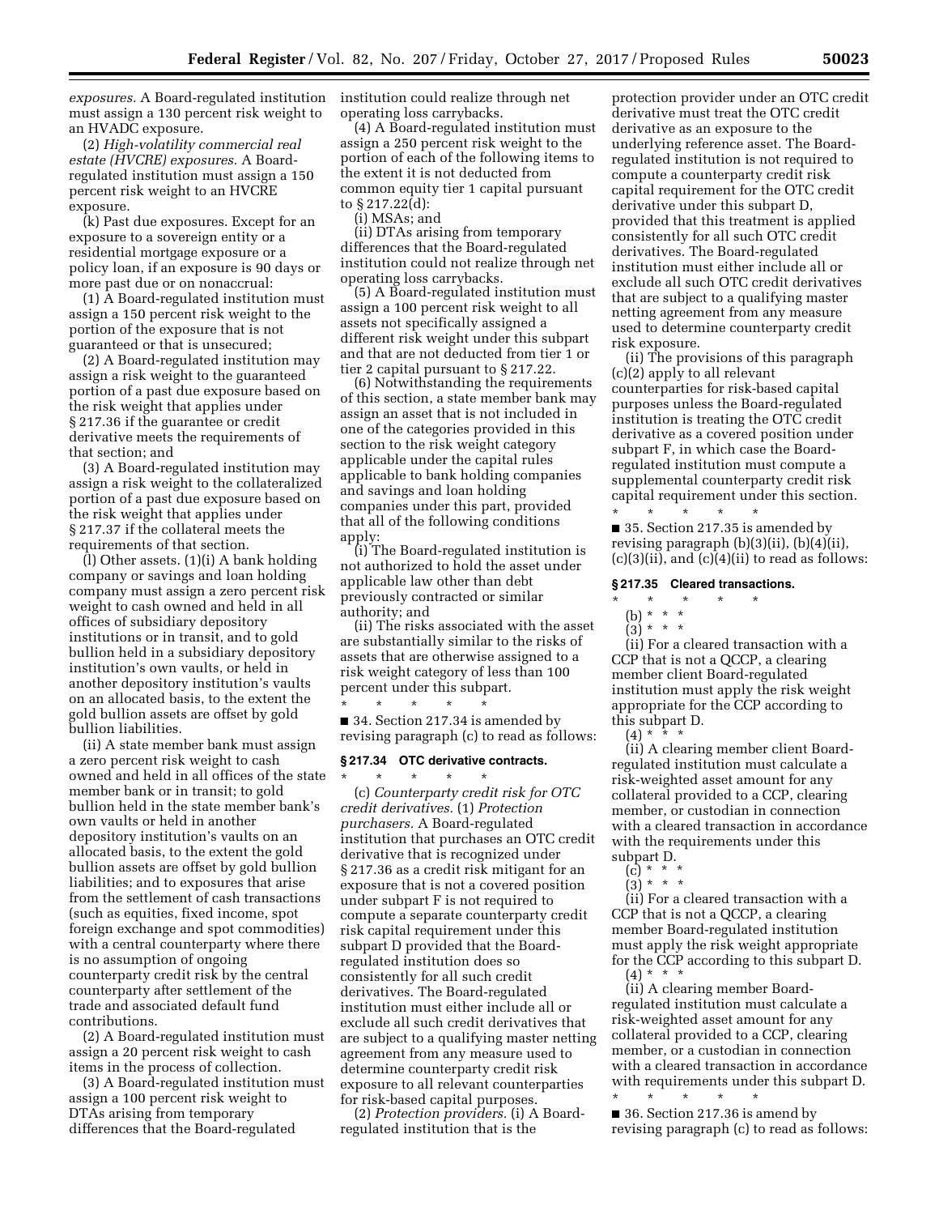*exposures.* A Board-regulated institution must assign a 130 percent risk weight to an HVADC exposure.

(2) *High-volatility commercial real estate (HVCRE) exposures.* A Board-regulated institution must assign a 150 percent risk weight to an HVCRE exposure.

(k) Past due exposures. Except for an exposure to a sovereign entity or a residential mortgage exposure or a policy loan, if an exposure is 90 days or more past due or on nonaccrual:

(1) A Board-regulated institution must assign a 150 percent risk weight to the portion of the exposure that is not guaranteed or that is unsecured;

(2) A Board-regulated institution may assign a risk weight to the guaranteed portion of a past due exposure based on the risk weight that applies under § 217.36 if the guarantee or credit derivative meets the requirements of that section; and

(3) A Board-regulated institution may assign a risk weight to the collateralized portion of a past due exposure based on the risk weight that applies under § 217.37 if the collateral meets the requirements of that section.

(l) Other assets. (1)(i) A bank holding company or savings and loan holding company must assign a zero percent risk weight to cash owned and held in all offices of subsidiary depository institutions or in transit, and to gold bullion held in a subsidiary depository institution's own vaults, or held in another depository institution's vaults on an allocated basis, to the extent the gold bullion assets are offset by gold bullion liabilities.

(ii) A state member bank must assign a zero percent risk weight to cash owned and held in all offices of the state member bank or in transit; to gold bullion held in the state member bank's own vaults or held in another depository institution's vaults on an allocated basis, to the extent the gold bullion assets are offset by gold bullion liabilities; and to exposures that arise from the settlement of cash transactions (such as equities, fixed income, spot foreign exchange and spot commodities) with a central counterparty where there is no assumption of ongoing counterparty credit risk by the central counterparty after settlement of the trade and associated default fund contributions.

(2) A Board-regulated institution must assign a 20 percent risk weight to cash items in the process of collection.

(3) A Board-regulated institution must assign a 100 percent risk weight to DTAs arising from temporary differences that the Board-regulated institution could realize through net operating loss carrybacks.

(4) A Board-regulated institution must assign a 250 percent risk weight to the portion of each of the following items to the extent it is not deducted from common equity tier 1 capital pursuant to § 217.22(d):

(i) MSAs; and

(ii) DTAs arising from temporary differences that the Board-regulated institution could not realize through net operating loss carrybacks.

(5) A Board-regulated institution must assign a 100 percent risk weight to all assets not specifically assigned a different risk weight under this subpart and that are not deducted from tier 1 or tier 2 capital pursuant to § 217.22.

(6) Notwithstanding the requirements of this section, a state member bank may assign an asset that is not included in one of the categories provided in this section to the risk weight category applicable under the capital rules applicable to bank holding companies and savings and loan holding companies under this part, provided that all of the following conditions apply:

(i) The Board-regulated institution is not authorized to hold the asset under applicable law other than debt previously contracted or similar authority; and

(ii) The risks associated with the asset are substantially similar to the risks of assets that are otherwise assigned to a risk weight category of less than 100 percent under this subpart.

\* \* \* \* \*

■ 34. Section 217.34 is amended by revising paragraph (c) to read as follows:

### § 217.34 OTC derivative contracts.

\* \* \* \* \*

(c) *Counterparty credit risk for OTC credit derivatives.* (1) *Protection purchasers.* A Board-regulated institution that purchases an OTC credit derivative that is recognized under § 217.36 as a credit risk mitigant for an exposure that is not a covered position under subpart F is not required to compute a separate counterparty credit risk capital requirement under this subpart D provided that the Board-regulated institution does so consistently for all such credit derivatives. The Board-regulated institution must either include all or exclude all such credit derivatives that are subject to a qualifying master netting agreement from any measure used to determine counterparty credit risk exposure to all relevant counterparties for risk-based capital purposes.

(2) *Protection providers.* (i) A Board-regulated institution that is the protection provider under an OTC credit derivative must treat the OTC credit derivative as an exposure to the underlying reference asset. The Board-regulated institution is not required to compute a counterparty credit risk capital requirement for the OTC credit derivative under this subpart D, provided that this treatment is applied consistently for all such OTC credit derivatives. The Board-regulated institution must either include all or exclude all such OTC credit derivatives that are subject to a qualifying master netting agreement from any measure used to determine counterparty credit risk exposure.

(ii) The provisions of this paragraph (c)(2) apply to all relevant counterparties for risk-based capital purposes unless the Board-regulated institution is treating the OTC credit derivative as a covered position under subpart F, in which case the Board-regulated institution must compute a supplemental counterparty credit risk capital requirement under this section.

\* \* \* \* \*

■ 35. Section 217.35 is amended by revising paragraph (b)(3)(ii), (b)(4)(ii), (c)(3)(ii), and (c)(4)(ii) to read as follows:

### § 217.35 Cleared transactions.

\* \* \* \* \*

(b) \* \* \*

(3) \* \* \*

(ii) For a cleared transaction with a CCP that is not a QCCP, a clearing member client Board-regulated institution must apply the risk weight appropriate for the CCP according to this subpart D.

(4) \* \* \*

(ii) A clearing member client Board-regulated institution must calculate a risk-weighted asset amount for any collateral provided to a CCP, clearing member, or custodian in connection with a cleared transaction in accordance with the requirements under this subpart D.

(c) \* \* \*

(3) \* \* \*

(ii) For a cleared transaction with a CCP that is not a QCCP, a clearing member Board-regulated institution must apply the risk weight appropriate for the CCP according to this subpart D.

(4) \* \* \*

(ii) A clearing member Board-regulated institution must calculate a risk-weighted asset amount for any collateral provided to a CCP, clearing member, or a custodian in connection with a cleared transaction in accordance with requirements under this subpart D.

\* \* \* \* \*

■ 36. Section 217.36 is amend by revising paragraph (c) to read as follows: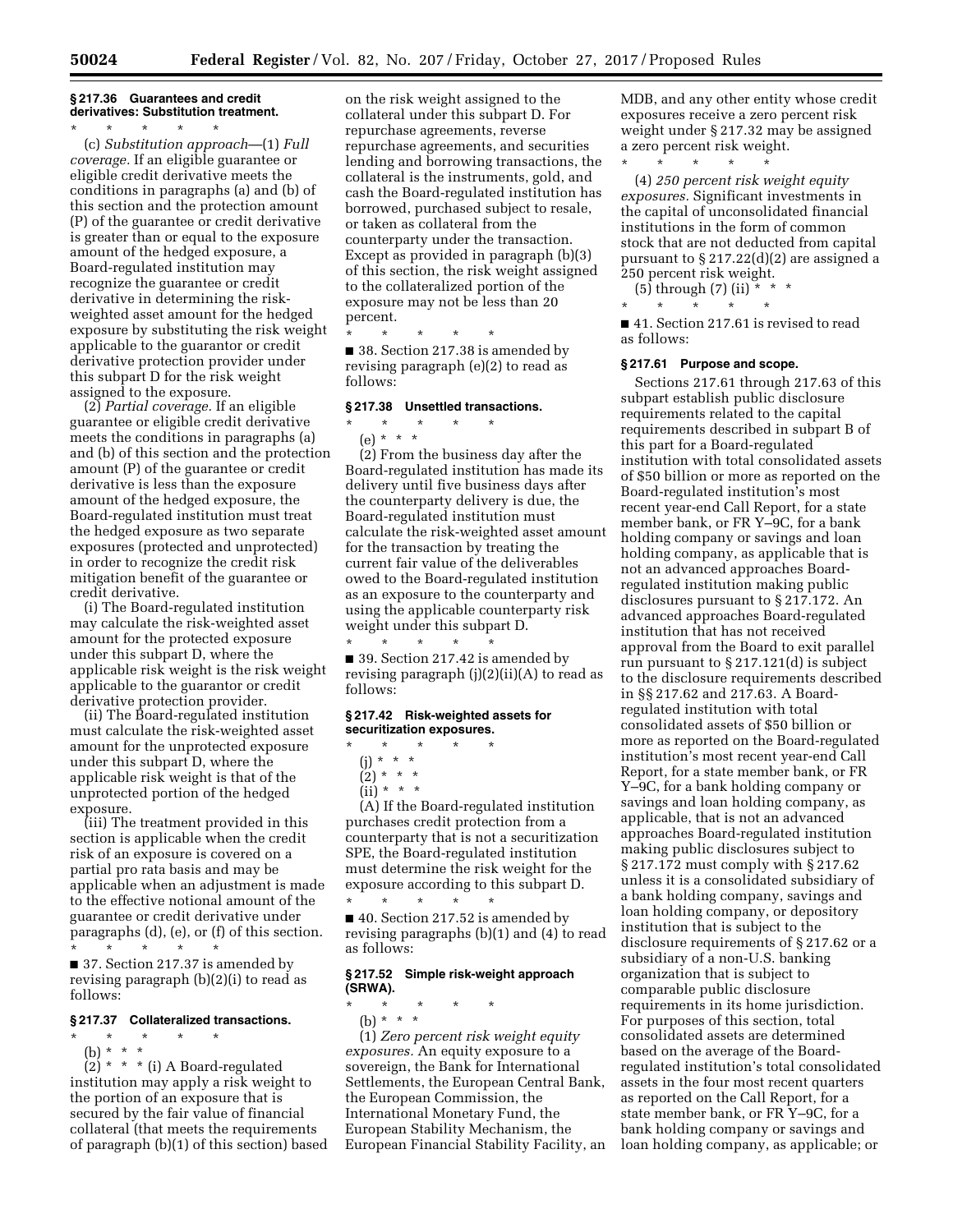**§ 217.36 Guarantees and credit derivatives: Substitution treatment.**

\* \* \* \* \*

(c) *Substitution approach*—(1) *Full coverage.* If an eligible guarantee or eligible credit derivative meets the conditions in paragraphs (a) and (b) of this section and the protection amount (P) of the guarantee or credit derivative is greater than or equal to the exposure amount of the hedged exposure, a Board-regulated institution may recognize the guarantee or credit derivative in determining the risk-weighted asset amount for the hedged exposure by substituting the risk weight applicable to the guarantor or credit derivative protection provider under this subpart D for the risk weight assigned to the exposure.

(2) *Partial coverage.* If an eligible guarantee or eligible credit derivative meets the conditions in paragraphs (a) and (b) of this section and the protection amount (P) of the guarantee or credit derivative is less than the exposure amount of the hedged exposure, the Board-regulated institution must treat the hedged exposure as two separate exposures (protected and unprotected) in order to recognize the credit risk mitigation benefit of the guarantee or credit derivative.

(i) The Board-regulated institution may calculate the risk-weighted asset amount for the protected exposure under this subpart D, where the applicable risk weight is the risk weight applicable to the guarantor or credit derivative protection provider.

(ii) The Board-regulated institution must calculate the risk-weighted asset amount for the unprotected exposure under this subpart D, where the applicable risk weight is that of the unprotected portion of the hedged exposure.

(iii) The treatment provided in this section is applicable when the credit risk of an exposure is covered on a partial pro rata basis and may be applicable when an adjustment is made to the effective notional amount of the guarantee or credit derivative under paragraphs (d), (e), or (f) of this section.

\* \* \* \* \*

■ 37. Section 217.37 is amended by revising paragraph (b)(2)(i) to read as follows:

**§ 217.37 Collateralized transactions.**

\* \* \* \* \*

(b) \* \* \*

(2) \* \* \* (i) A Board-regulated institution may apply a risk weight to the portion of an exposure that is secured by the fair value of financial collateral (that meets the requirements of paragraph (b)(1) of this section) based on the risk weight assigned to the collateral under this subpart D. For repurchase agreements, reverse repurchase agreements, and securities lending and borrowing transactions, the collateral is the instruments, gold, and cash the Board-regulated institution has borrowed, purchased subject to resale, or taken as collateral from the counterparty under the transaction. Except as provided in paragraph (b)(3) of this section, the risk weight assigned to the collateralized portion of the exposure may not be less than 20 percent.

\* \* \* \* \*

■ 38. Section 217.38 is amended by revising paragraph (e)(2) to read as follows:

**§ 217.38 Unsettled transactions.**

\* \* \* \* \*

(e) \* \* \*

(2) From the business day after the Board-regulated institution has made its delivery until five business days after the counterparty delivery is due, the Board-regulated institution must calculate the risk-weighted asset amount for the transaction by treating the current fair value of the deliverables owed to the Board-regulated institution as an exposure to the counterparty and using the applicable counterparty risk weight under this subpart D.

\* \* \* \* \*

■ 39. Section 217.42 is amended by revising paragraph (j)(2)(ii)(A) to read as follows:

**§ 217.42 Risk-weighted assets for securitization exposures.**

\* \* \* \* \*

(j) \* \* \*

(2) \* \* \*

(ii) \* \* \*

(A) If the Board-regulated institution purchases credit protection from a counterparty that is not a securitization SPE, the Board-regulated institution must determine the risk weight for the exposure according to this subpart D.

\* \* \* \* \*

■ 40. Section 217.52 is amended by revising paragraphs (b)(1) and (4) to read as follows:

**§ 217.52 Simple risk-weight approach (SRWA).**

\* \* \* \* \*

(b) \* \* \*

(1) *Zero percent risk weight equity exposures.* An equity exposure to a sovereign, the Bank for International Settlements, the European Central Bank, the European Commission, the International Monetary Fund, the European Stability Mechanism, the European Financial Stability Facility, an MDB, and any other entity whose credit exposures receive a zero percent risk weight under § 217.32 may be assigned a zero percent risk weight.

\* \* \* \* \*

(4) *250 percent risk weight equity exposures.* Significant investments in the capital of unconsolidated financial institutions in the form of common stock that are not deducted from capital pursuant to § 217.22(d)(2) are assigned a 250 percent risk weight.

(5) through (7) (ii) \* \* \*

\* \* \* \* \*

■ 41. Section 217.61 is revised to read as follows:

**§ 217.61 Purpose and scope.**

Sections 217.61 through 217.63 of this subpart establish public disclosure requirements related to the capital requirements described in subpart B of this part for a Board-regulated institution with total consolidated assets of $50 billion or more as reported on the Board-regulated institution's most recent year-end Call Report, for a state member bank, or FR Y–9C, for a bank holding company or savings and loan holding company, as applicable that is not an advanced approaches Board-regulated institution making public disclosures pursuant to § 217.172. An advanced approaches Board-regulated institution that has not received approval from the Board to exit parallel run pursuant to § 217.121(d) is subject to the disclosure requirements described in §§ 217.62 and 217.63. A Board-regulated institution with total consolidated assets of $50 billion or more as reported on the Board-regulated institution's most recent year-end Call Report, for a state member bank, or FR Y–9C, for a bank holding company or savings and loan holding company, as applicable, that is not an advanced approaches Board-regulated institution making public disclosures subject to § 217.172 must comply with § 217.62 unless it is a consolidated subsidiary of a bank holding company, savings and loan holding company, or depository institution that is subject to the disclosure requirements of § 217.62 or a subsidiary of a non-U.S. banking organization that is subject to comparable public disclosure requirements in its home jurisdiction. For purposes of this section, total consolidated assets are determined based on the average of the Board-regulated institution's total consolidated assets in the four most recent quarters as reported on the Call Report, for a state member bank, or FR Y–9C, for a bank holding company or savings and loan holding company, as applicable; or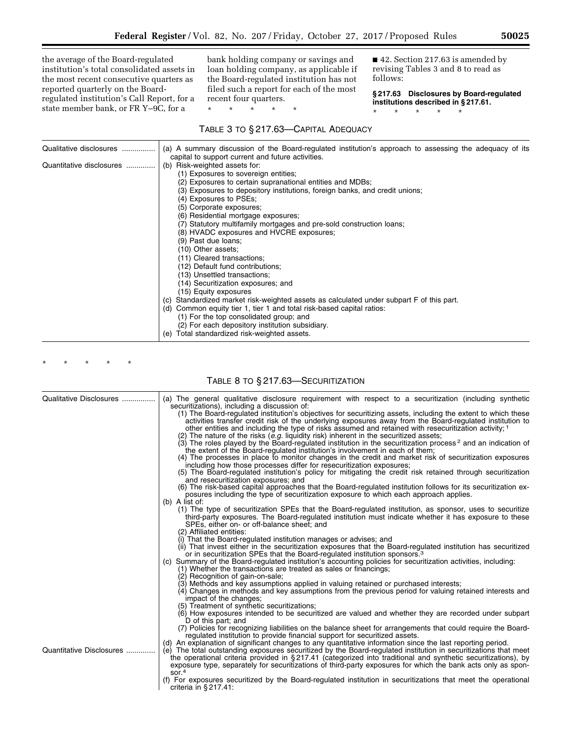the average of the Board-regulated institution's total consolidated assets in the most recent consecutive quarters as reported quarterly on the Board-regulated institution's Call Report, for a state member bank, or FR Y–9C, for a bank holding company or savings and loan holding company, as applicable if the Board-regulated institution has not filed such a report for each of the most recent four quarters.

\* \* \* \* \*

■ 42. Section 217.63 is amended by revising Tables 3 and 8 to read as follows:

**§ 217.63 Disclosures by Board-regulated institutions described in § 217.61.**

\* \* \* \* \*

TABLE 3 TO § 217.63—CAPITAL ADEQUACY

| | |
|---|---|
| Qualitative disclosures | (a) A summary discussion of the Board-regulated institution's approach to assessing the adequacy of its capital to support current and future activities. |
| Quantitative disclosures | (b) Risk-weighted assets for:<br>(1) Exposures to sovereign entities;<br>(2) Exposures to certain supranational entities and MDBs;<br>(3) Exposures to depository institutions, foreign banks, and credit unions;<br>(4) Exposures to PSEs;<br>(5) Corporate exposures;<br>(6) Residential mortgage exposures;<br>(7) Statutory multifamily mortgages and pre-sold construction loans;<br>(8) HVADC exposures and HVCRE exposures;<br>(9) Past due loans;<br>(10) Other assets;<br>(11) Cleared transactions;<br>(12) Default fund contributions;<br>(13) Unsettled transactions;<br>(14) Securitization exposures; and<br>(15) Equity exposures<br>(c) Standardized market risk-weighted assets as calculated under subpart F of this part.<br>(d) Common equity tier 1, tier 1 and total risk-based capital ratios:<br>(1) For the top consolidated group; and<br>(2) For each depository institution subsidiary.<br>(e) Total standardized risk-weighted assets. |

\* \* \* \* \*

TABLE 8 TO § 217.63—SECURITIZATION

| | |
|---|---|
| Qualitative Disclosures | (a) The general qualitative disclosure requirement with respect to a securitization (including synthetic securitizations), including a discussion of:<br>(1) The Board-regulated institution's objectives for securitizing assets, including the extent to which these activities transfer credit risk of the underlying exposures away from the Board-regulated institution to other entities and including the type of risks assumed and retained with resecuritization activity; [1]<br>(2) The nature of the risks (*e.g.* liquidity risk) inherent in the securitized assets;<br>(3) The roles played by the Board-regulated institution in the securitization process [2] and an indication of the extent of the Board-regulated institution's involvement in each of them;<br>(4) The processes in place to monitor changes in the credit and market risk of securitization exposures including how those processes differ for resecuritization exposures;<br>(5) The Board-regulated institution's policy for mitigating the credit risk retained through securitization and resecuritization exposures; and<br>(6) The risk-based capital approaches that the Board-regulated institution follows for its securitization exposures including the type of securitization exposure to which each approach applies.<br>(b) A list of:<br>(1) The type of securitization SPEs that the Board-regulated institution, as sponsor, uses to securitize third-party exposures. The Board-regulated institution must indicate whether it has exposure to these SPEs, either on- or off-balance sheet; and<br>(2) Affiliated entities:<br>(i) That the Board-regulated institution manages or advises; and<br>(ii) That invest either in the securitization exposures that the Board-regulated institution has securitized or in securitization SPEs that the Board-regulated institution sponsors.[3]<br>(c) Summary of the Board-regulated institution's accounting policies for securitization activities, including:<br>(1) Whether the transactions are treated as sales or financings;<br>(2) Recognition of gain-on-sale;<br>(3) Methods and key assumptions applied in valuing retained or purchased interests;<br>(4) Changes in methods and key assumptions from the previous period for valuing retained interests and impact of the changes;<br>(5) Treatment of synthetic securitizations;<br>(6) How exposures intended to be securitized are valued and whether they are recorded under subpart D of this part; and<br>(7) Policies for recognizing liabilities on the balance sheet for arrangements that could require the Board-regulated institution to provide financial support for securitized assets.<br>(d) An explanation of significant changes to any quantitative information since the last reporting period. |
| Quantitative Disclosures | (e) The total outstanding exposures securitized by the Board-regulated institution in securitizations that meet the operational criteria provided in § 217.41 (categorized into traditional and synthetic securitizations), by exposure type, separately for securitizations of third-party exposures for which the bank acts only as sponsor.[4]<br>(f) For exposures securitized by the Board-regulated institution in securitizations that meet the operational criteria in § 217.41: |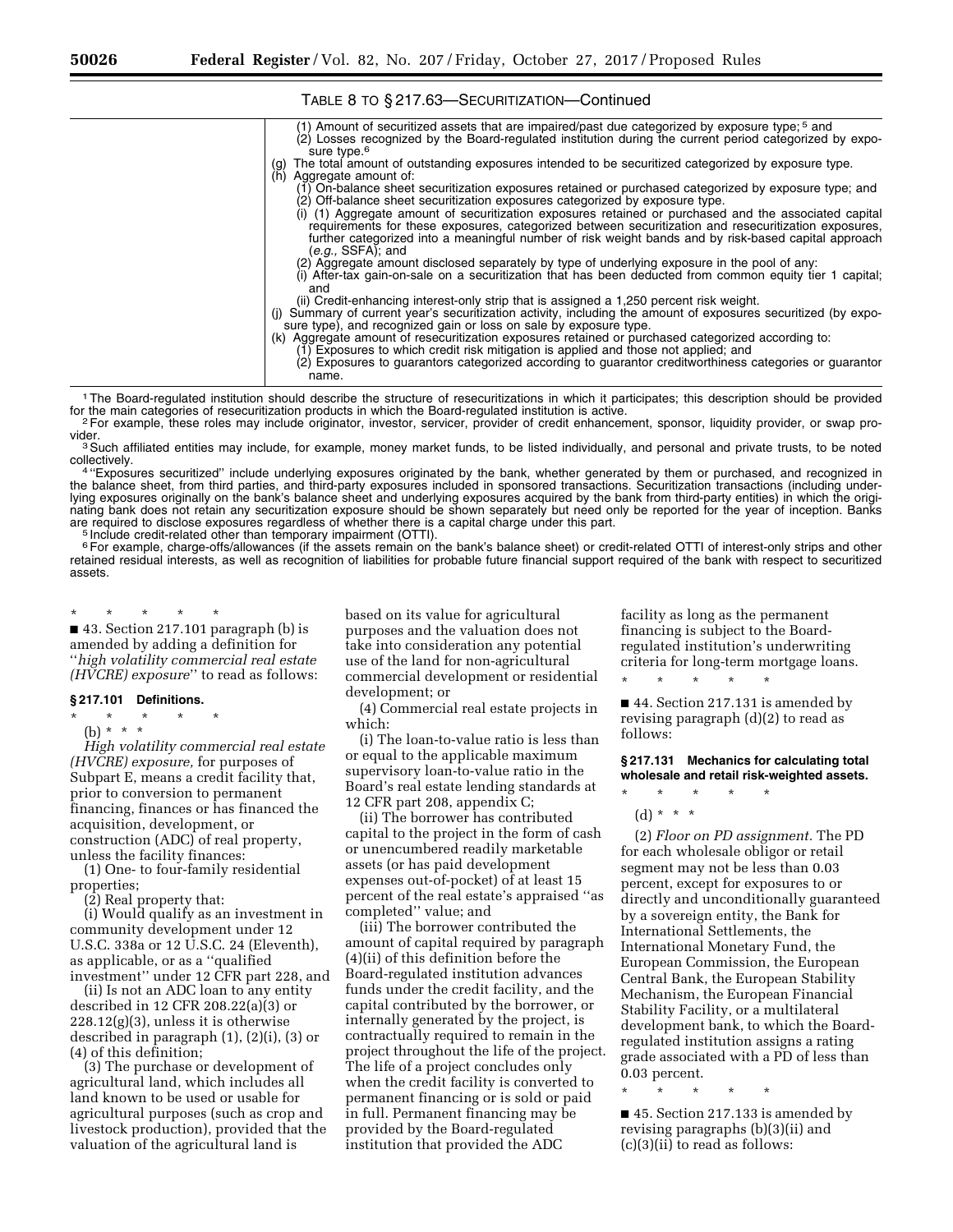TABLE 8 TO § 217.63—SECURITIZATION—Continued

| | |
|---|---|
| | (1) Amount of securitized assets that are impaired/past due categorized by exposure type; [5] and<br>(2) Losses recognized by the Board-regulated institution during the current period categorized by exposure type.[6]<br>(g) The total amount of outstanding exposures intended to be securitized categorized by exposure type.<br>(h) Aggregate amount of:<br>(1) On-balance sheet securitization exposures retained or purchased categorized by exposure type; and<br>(2) Off-balance sheet securitization exposures categorized by exposure type.<br>(i) (1) Aggregate amount of securitization exposures retained or purchased and the associated capital requirements for these exposures, categorized between securitization and resecuritization exposures, further categorized into a meaningful number of risk weight bands and by risk-based capital approach (*e.g.,* SSFA); and<br>(2) Aggregate amount disclosed separately by type of underlying exposure in the pool of any:<br>(i) After-tax gain-on-sale on a securitization that has been deducted from common equity tier 1 capital; and<br>(ii) Credit-enhancing interest-only strip that is assigned a 1,250 percent risk weight.<br>(j) Summary of current year's securitization activity, including the amount of exposures securitized (by exposure type), and recognized gain or loss on sale by exposure type.<br>(k) Aggregate amount of resecuritization exposures retained or purchased categorized according to:<br>(1) Exposures to which credit risk mitigation is applied and those not applied; and<br>(2) Exposures to guarantors categorized according to guarantor creditworthiness categories or guarantor name. |

[1] The Board-regulated institution should describe the structure of resecuritizations in which it participates; this description should be provided for the main categories of resecuritization products in which the Board-regulated institution is active.

[2] For example, these roles may include originator, investor, servicer, provider of credit enhancement, sponsor, liquidity provider, or swap provider.

[3] Such affiliated entities may include, for example, money market funds, to be listed individually, and personal and private trusts, to be noted collectively.

[4] "Exposures securitized" include underlying exposures originated by the bank, whether generated by them or purchased, and recognized in the balance sheet, from third parties, and third-party exposures included in sponsored transactions. Securitization transactions (including underlying exposures originally on the bank's balance sheet and underlying exposures acquired by the bank from third-party entities) in which the originating bank does not retain any securitization exposure should be shown separately but need only be reported for the year of inception. Banks are required to disclose exposures regardless of whether there is a capital charge under this part.

[5] Include credit-related other than temporary impairment (OTTI).

[6] For example, charge-offs/allowances (if the assets remain on the bank's balance sheet) or credit-related OTTI of interest-only strips and other retained residual interests, as well as recognition of liabilities for probable future financial support required of the bank with respect to securitized assets.

\* \* \* \* \*

■ 43. Section 217.101 paragraph (b) is amended by adding a definition for "*high volatility commercial real estate (HVCRE) exposure*" to read as follows:

## § 217.101 Definitions.

\* \* \* \* \*

(b) \* \* \*

*High volatility commercial real estate (HVCRE) exposure,* for purposes of Subpart E, means a credit facility that, prior to conversion to permanent financing, finances or has financed the acquisition, development, or construction (ADC) of real property, unless the facility finances:

(1) One- to four-family residential properties;

(2) Real property that:

(i) Would qualify as an investment in community development under 12 U.S.C. 338a or 12 U.S.C. 24 (Eleventh), as applicable, or as a "qualified investment" under 12 CFR part 228, and

(ii) Is not an ADC loan to any entity described in 12 CFR 208.22(a)(3) or 228.12(g)(3), unless it is otherwise described in paragraph (1), (2)(i), (3) or (4) of this definition;

(3) The purchase or development of agricultural land, which includes all land known to be used or usable for agricultural purposes (such as crop and livestock production), provided that the valuation of the agricultural land is based on its value for agricultural purposes and the valuation does not take into consideration any potential use of the land for non-agricultural commercial development or residential development; or

(4) Commercial real estate projects in which:

(i) The loan-to-value ratio is less than or equal to the applicable maximum supervisory loan-to-value ratio in the Board's real estate lending standards at 12 CFR part 208, appendix C;

(ii) The borrower has contributed capital to the project in the form of cash or unencumbered readily marketable assets (or has paid development expenses out-of-pocket) of at least 15 percent of the real estate's appraised "as completed" value; and

(iii) The borrower contributed the amount of capital required by paragraph (4)(ii) of this definition before the Board-regulated institution advances funds under the credit facility, and the capital contributed by the borrower, or internally generated by the project, is contractually required to remain in the project throughout the life of the project. The life of a project concludes only when the credit facility is converted to permanent financing or is sold or paid in full. Permanent financing may be provided by the Board-regulated institution that provided the ADC facility as long as the permanent financing is subject to the Board-regulated institution's underwriting criteria for long-term mortgage loans.

\* \* \* \* \*

■ 44. Section 217.131 is amended by revising paragraph (d)(2) to read as follows:

## § 217.131 Mechanics for calculating total wholesale and retail risk-weighted assets.

\* \* \* \* \*

(d) \* \* \*

(2) *Floor on PD assignment.* The PD for each wholesale obligor or retail segment may not be less than 0.03 percent, except for exposures to or directly and unconditionally guaranteed by a sovereign entity, the Bank for International Settlements, the International Monetary Fund, the European Commission, the European Central Bank, the European Stability Mechanism, the European Financial Stability Facility, or a multilateral development bank, to which the Board-regulated institution assigns a rating grade associated with a PD of less than 0.03 percent.

\* \* \* \* \*

■ 45. Section 217.133 is amended by revising paragraphs (b)(3)(ii) and (c)(3)(ii) to read as follows: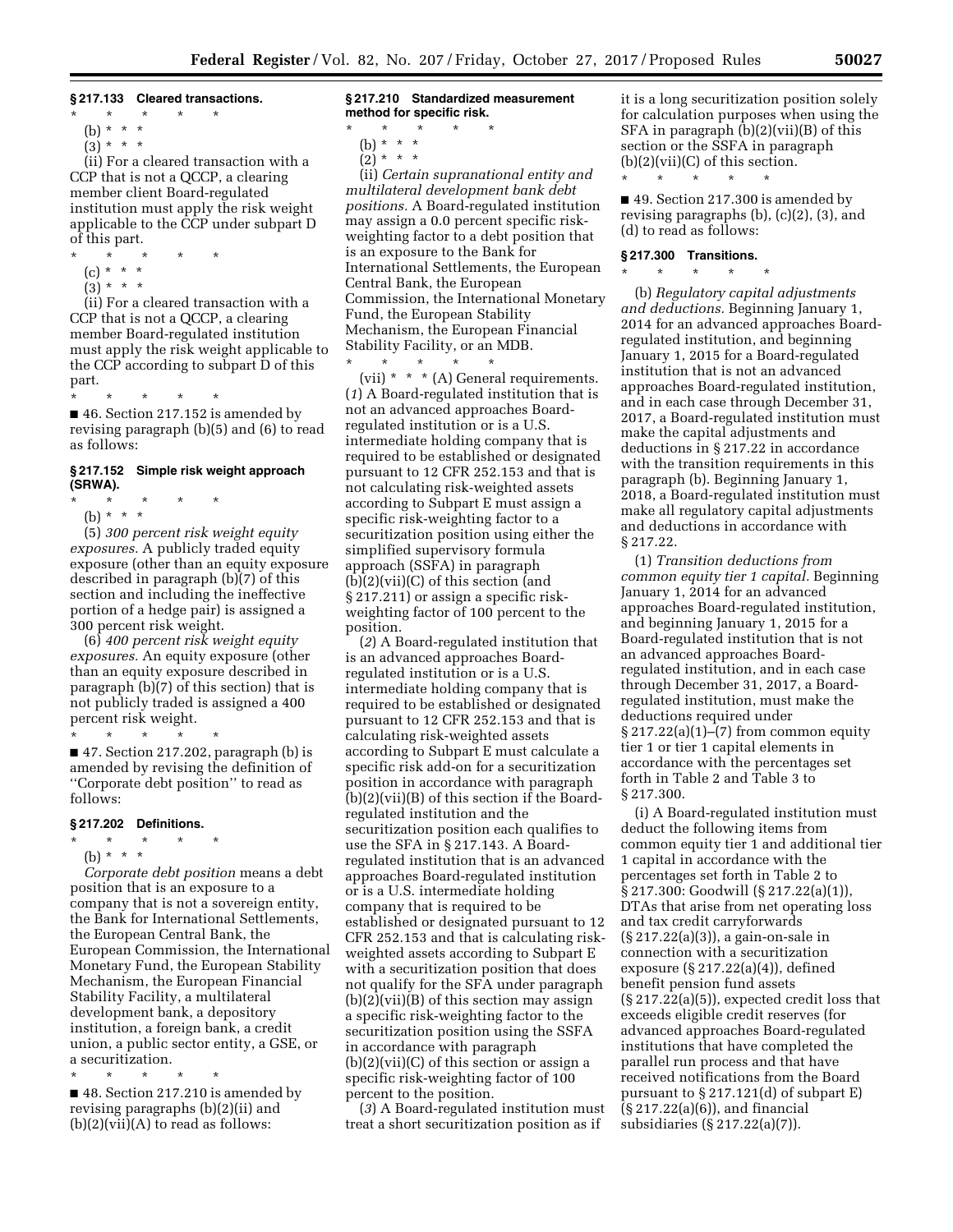**§ 217.133 Cleared transactions.**

\* \* \* \* \*

(b) \* \* \*

(3) \* \* \*

(ii) For a cleared transaction with a CCP that is not a QCCP, a clearing member client Board-regulated institution must apply the risk weight applicable to the CCP under subpart D of this part.

\* \* \* \* \*

(c) \* \* \*

(3) \* \* \*

(ii) For a cleared transaction with a CCP that is not a QCCP, a clearing member Board-regulated institution must apply the risk weight applicable to the CCP according to subpart D of this part.

\* \* \* \* \*

■ 46. Section 217.152 is amended by revising paragraph (b)(5) and (6) to read as follows:

**§ 217.152 Simple risk weight approach (SRWA).**

\* \* \* \* \*

(b) \* \* \*

(5) *300 percent risk weight equity exposures.* A publicly traded equity exposure (other than an equity exposure described in paragraph (b)(7) of this section and including the ineffective portion of a hedge pair) is assigned a 300 percent risk weight.

(6) *400 percent risk weight equity exposures.* An equity exposure (other than an equity exposure described in paragraph (b)(7) of this section) that is not publicly traded is assigned a 400 percent risk weight.

\* \* \* \* \*

■ 47. Section 217.202, paragraph (b) is amended by revising the definition of ''Corporate debt position'' to read as follows:

**§ 217.202 Definitions.**

\* \* \* \* \*

(b) \* \* \*

*Corporate debt position* means a debt position that is an exposure to a company that is not a sovereign entity, the Bank for International Settlements, the European Central Bank, the European Commission, the International Monetary Fund, the European Stability Mechanism, the European Financial Stability Facility, a multilateral development bank, a depository institution, a foreign bank, a credit union, a public sector entity, a GSE, or a securitization.

\* \* \* \* \*

■ 48. Section 217.210 is amended by revising paragraphs (b)(2)(ii) and (b)(2)(vii)(A) to read as follows:

**§ 217.210 Standardized measurement method for specific risk.**

\* \* \* \* \*

(b) \* \* \*

(2) \* \* \*

(ii) *Certain supranational entity and multilateral development bank debt positions.* A Board-regulated institution may assign a 0.0 percent specific risk-weighting factor to a debt position that is an exposure to the Bank for International Settlements, the European Central Bank, the European Commission, the International Monetary Fund, the European Stability Mechanism, the European Financial Stability Facility, or an MDB.

\* \* \* \* \*

(vii) \* \* \* (A) General requirements. (*1*) A Board-regulated institution that is not an advanced approaches Board-regulated institution or is a U.S. intermediate holding company that is required to be established or designated pursuant to 12 CFR 252.153 and that is not calculating risk-weighted assets according to Subpart E must assign a specific risk-weighting factor to a securitization position using either the simplified supervisory formula approach (SSFA) in paragraph (b)(2)(vii)(C) of this section (and § 217.211) or assign a specific risk-weighting factor of 100 percent to the position.

(*2*) A Board-regulated institution that is an advanced approaches Board-regulated institution or is a U.S. intermediate holding company that is required to be established or designated pursuant to 12 CFR 252.153 and that is calculating risk-weighted assets according to Subpart E must calculate a specific risk add-on for a securitization position in accordance with paragraph (b)(2)(vii)(B) of this section if the Board-regulated institution and the securitization position each qualifies to use the SFA in § 217.143. A Board-regulated institution that is an advanced approaches Board-regulated institution or is a U.S. intermediate holding company that is required to be established or designated pursuant to 12 CFR 252.153 and that is calculating risk-weighted assets according to Subpart E with a securitization position that does not qualify for the SFA under paragraph (b)(2)(vii)(B) of this section may assign a specific risk-weighting factor to the securitization position using the SSFA in accordance with paragraph (b)(2)(vii)(C) of this section or assign a specific risk-weighting factor of 100 percent to the position.

(*3*) A Board-regulated institution must treat a short securitization position as if it is a long securitization position solely for calculation purposes when using the SFA in paragraph (b)(2)(vii)(B) of this section or the SSFA in paragraph (b)(2)(vii)(C) of this section.

\* \* \* \* \*

■ 49. Section 217.300 is amended by revising paragraphs (b), (c)(2), (3), and (d) to read as follows:

**§ 217.300 Transitions.**

\* \* \* \* \*

(b) *Regulatory capital adjustments and deductions.* Beginning January 1, 2014 for an advanced approaches Board-regulated institution, and beginning January 1, 2015 for a Board-regulated institution that is not an advanced approaches Board-regulated institution, and in each case through December 31, 2017, a Board-regulated institution must make the capital adjustments and deductions in § 217.22 in accordance with the transition requirements in this paragraph (b). Beginning January 1, 2018, a Board-regulated institution must make all regulatory capital adjustments and deductions in accordance with § 217.22.

(1) *Transition deductions from common equity tier 1 capital.* Beginning January 1, 2014 for an advanced approaches Board-regulated institution, and beginning January 1, 2015 for a Board-regulated institution that is not an advanced approaches Board-regulated institution, and in each case through December 31, 2017, a Board-regulated institution, must make the deductions required under § 217.22(a)(1)–(7) from common equity tier 1 or tier 1 capital elements in accordance with the percentages set forth in Table 2 and Table 3 to § 217.300.

(i) A Board-regulated institution must deduct the following items from common equity tier 1 and additional tier 1 capital in accordance with the percentages set forth in Table 2 to § 217.300: Goodwill (§ 217.22(a)(1)), DTAs that arise from net operating loss and tax credit carryforwards (§ 217.22(a)(3)), a gain-on-sale in connection with a securitization exposure (§ 217.22(a)(4)), defined benefit pension fund assets (§ 217.22(a)(5)), expected credit loss that exceeds eligible credit reserves (for advanced approaches Board-regulated institutions that have completed the parallel run process and that have received notifications from the Board pursuant to § 217.121(d) of subpart E) (§ 217.22(a)(6)), and financial subsidiaries (§ 217.22(a)(7)).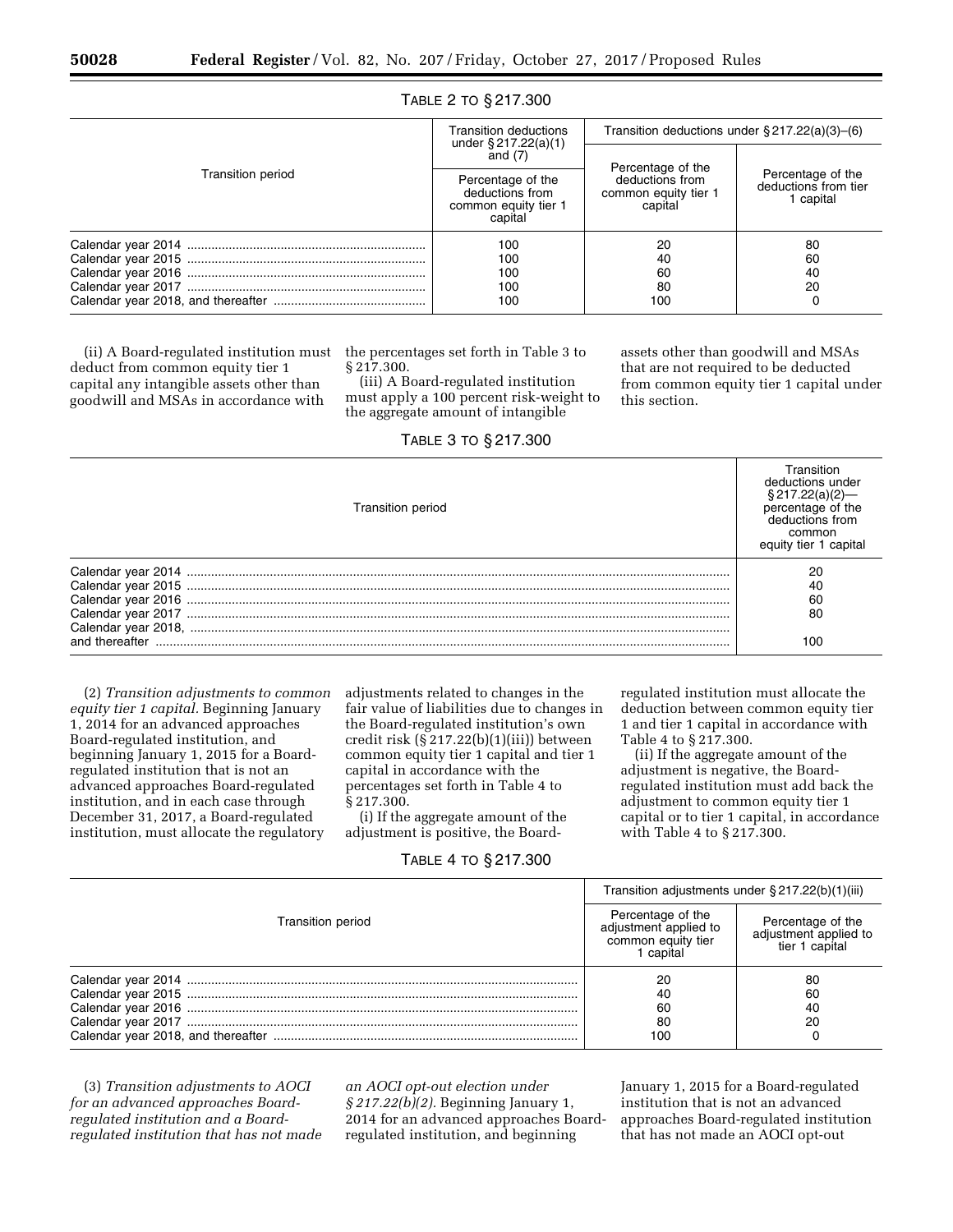TABLE 2 TO § 217.300

| Transition period | Transition deductions under § 217.22(a)(1) and (7) | Transition deductions under § 217.22(a)(3)–(6) | |
|---|---|---|---|
| | Percentage of the deductions from common equity tier 1 capital | Percentage of the deductions from common equity tier 1 capital | Percentage of the deductions from tier 1 capital |
| Calendar year 2014 | 100 | 20 | 80 |
| Calendar year 2015 | 100 | 40 | 60 |
| Calendar year 2016 | 100 | 60 | 40 |
| Calendar year 2017 | 100 | 80 | 20 |
| Calendar year 2018, and thereafter | 100 | 100 | 0 |

(ii) A Board-regulated institution must deduct from common equity tier 1 capital any intangible assets other than goodwill and MSAs in accordance with the percentages set forth in Table 3 to § 217.300.

(iii) A Board-regulated institution must apply a 100 percent risk-weight to the aggregate amount of intangible assets other than goodwill and MSAs that are not required to be deducted from common equity tier 1 capital under this section.

TABLE 3 TO § 217.300

| Transition period | Transition deductions under § 217.22(a)(2)—percentage of the deductions from common equity tier 1 capital |
|---|---|
| Calendar year 2014 | 20 |
| Calendar year 2015 | 40 |
| Calendar year 2016 | 60 |
| Calendar year 2017 | 80 |
| Calendar year 2018, and thereafter | 100 |

(2) *Transition adjustments to common equity tier 1 capital.* Beginning January 1, 2014 for an advanced approaches Board-regulated institution, and beginning January 1, 2015 for a Board-regulated institution that is not an advanced approaches Board-regulated institution, and in each case through December 31, 2017, a Board-regulated institution, must allocate the regulatory adjustments related to changes in the fair value of liabilities due to changes in the Board-regulated institution's own credit risk (§ 217.22(b)(1)(iii)) between common equity tier 1 capital and tier 1 capital in accordance with the percentages set forth in Table 4 to § 217.300.

(i) If the aggregate amount of the adjustment is positive, the Board-regulated institution must allocate the deduction between common equity tier 1 and tier 1 capital in accordance with Table 4 to § 217.300.

(ii) If the aggregate amount of the adjustment is negative, the Board-regulated institution must add back the adjustment to common equity tier 1 capital or to tier 1 capital, in accordance with Table 4 to § 217.300.

TABLE 4 TO § 217.300

| Transition period | Transition adjustments under § 217.22(b)(1)(iii) | |
|---|---|---|
| | Percentage of the adjustment applied to common equity tier 1 capital | Percentage of the adjustment applied to tier 1 capital |
| Calendar year 2014 | 20 | 80 |
| Calendar year 2015 | 40 | 60 |
| Calendar year 2016 | 60 | 40 |
| Calendar year 2017 | 80 | 20 |
| Calendar year 2018, and thereafter | 100 | 0 |

(3) *Transition adjustments to AOCI for an advanced approaches Board-regulated institution and a Board-regulated institution that has not made an AOCI opt-out election under § 217.22(b)(2).* Beginning January 1, 2014 for an advanced approaches Board-regulated institution, and beginning January 1, 2015 for a Board-regulated institution that is not an advanced approaches Board-regulated institution that has not made an AOCI opt-out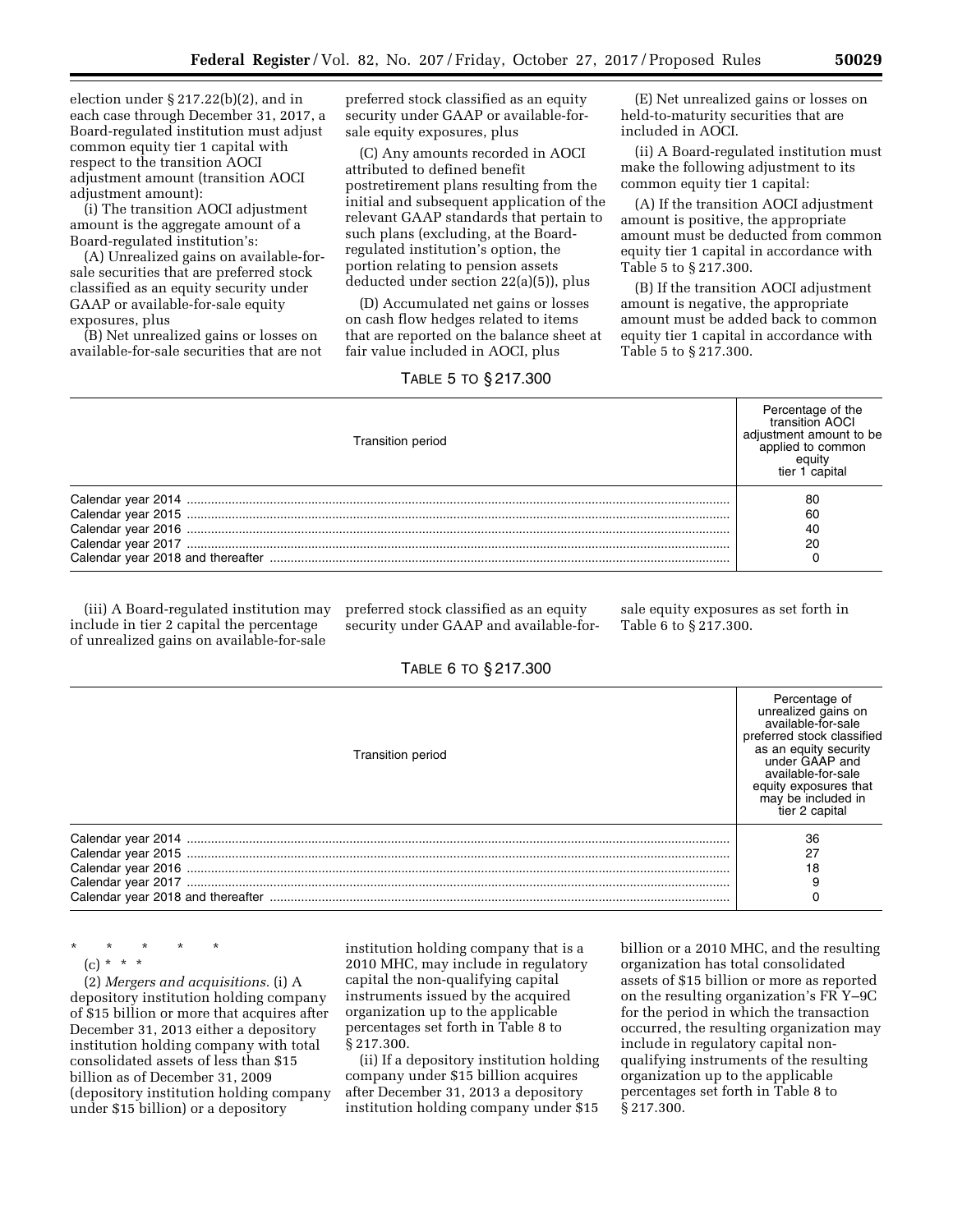election under § 217.22(b)(2), and in each case through December 31, 2017, a Board-regulated institution must adjust common equity tier 1 capital with respect to the transition AOCI adjustment amount (transition AOCI adjustment amount):

(i) The transition AOCI adjustment amount is the aggregate amount of a Board-regulated institution's:

(A) Unrealized gains on available-for-sale securities that are preferred stock classified as an equity security under GAAP or available-for-sale equity exposures, plus

(B) Net unrealized gains or losses on available-for-sale securities that are not preferred stock classified as an equity security under GAAP or available-for-sale equity exposures, plus

(C) Any amounts recorded in AOCI attributed to defined benefit postretirement plans resulting from the initial and subsequent application of the relevant GAAP standards that pertain to such plans (excluding, at the Board-regulated institution's option, the portion relating to pension assets deducted under section 22(a)(5)), plus

(D) Accumulated net gains or losses on cash flow hedges related to items that are reported on the balance sheet at fair value included in AOCI, plus

(E) Net unrealized gains or losses on held-to-maturity securities that are included in AOCI.

(ii) A Board-regulated institution must make the following adjustment to its common equity tier 1 capital:

(A) If the transition AOCI adjustment amount is positive, the appropriate amount must be deducted from common equity tier 1 capital in accordance with Table 5 to § 217.300.

(B) If the transition AOCI adjustment amount is negative, the appropriate amount must be added back to common equity tier 1 capital in accordance with Table 5 to § 217.300.

TABLE 5 TO § 217.300

| Transition period | Percentage of the transition AOCI adjustment amount to be applied to common equity tier 1 capital |
|---|---|
| Calendar year 2014 | 80 |
| Calendar year 2015 | 60 |
| Calendar year 2016 | 40 |
| Calendar year 2017 | 20 |
| Calendar year 2018 and thereafter | 0 |

(iii) A Board-regulated institution may include in tier 2 capital the percentage of unrealized gains on available-for-sale preferred stock classified as an equity security under GAAP and available-for-sale equity exposures as set forth in Table 6 to § 217.300.

TABLE 6 TO § 217.300

| Transition period | Percentage of unrealized gains on available-for-sale preferred stock classified as an equity security under GAAP and available-for-sale equity exposures that may be included in tier 2 capital |
|---|---|
| Calendar year 2014 | 36 |
| Calendar year 2015 | 27 |
| Calendar year 2016 | 18 |
| Calendar year 2017 | 9 |
| Calendar year 2018 and thereafter | 0 |

\* \* \* \* \*

(c) \* \* \*

(2) *Mergers and acquisitions.* (i) A depository institution holding company of $15 billion or more that acquires after December 31, 2013 either a depository institution holding company with total consolidated assets of less than $15 billion as of December 31, 2009 (depository institution holding company under $15 billion) or a depository institution holding company that is a 2010 MHC, may include in regulatory capital the non-qualifying capital instruments issued by the acquired organization up to the applicable percentages set forth in Table 8 to § 217.300.

(ii) If a depository institution holding company under $15 billion acquires after December 31, 2013 a depository institution holding company under $15 billion or a 2010 MHC, and the resulting organization has total consolidated assets of $15 billion or more as reported on the resulting organization's FR Y–9C for the period in which the transaction occurred, the resulting organization may include in regulatory capital non-qualifying instruments of the resulting organization up to the applicable percentages set forth in Table 8 to § 217.300.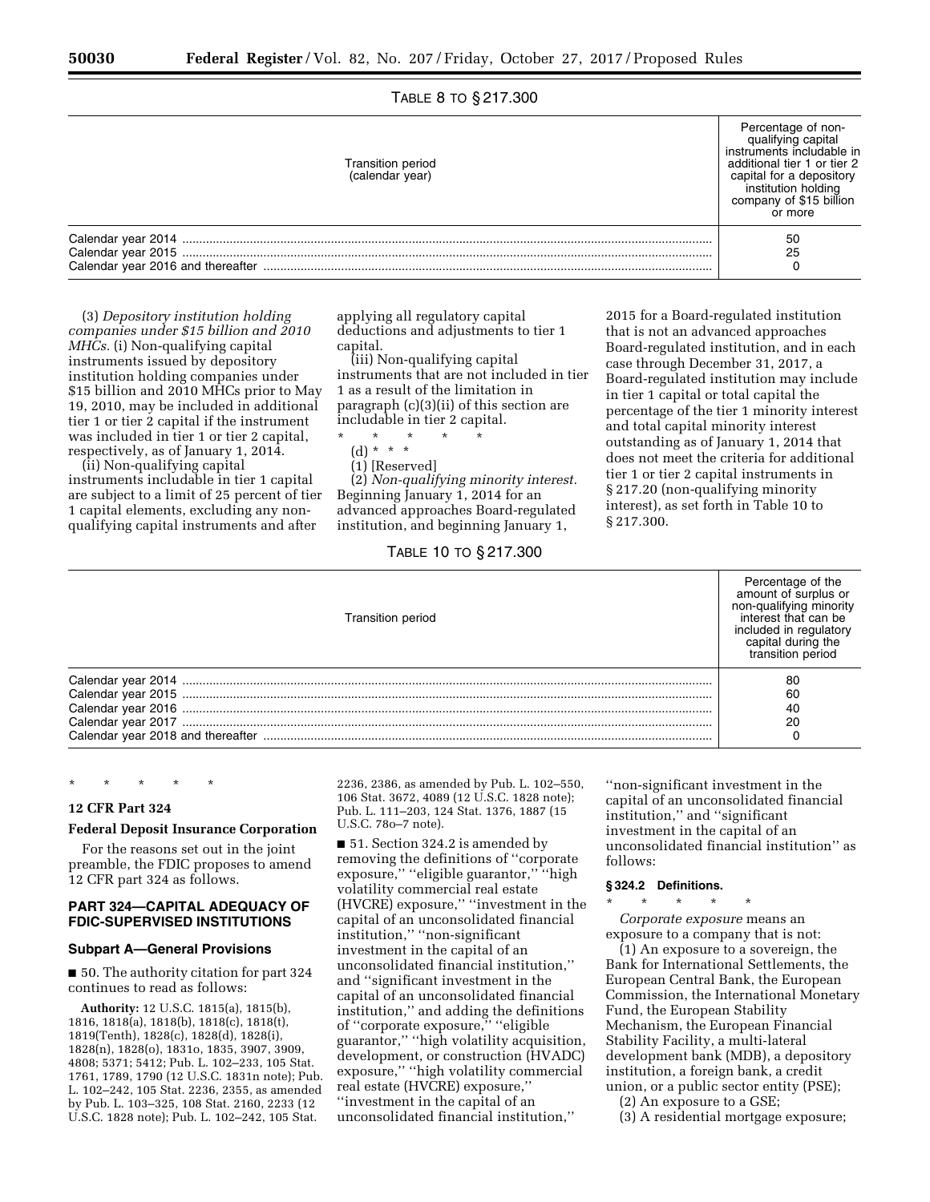TABLE 8 TO § 217.300

| Transition period (calendar year) | Percentage of non-qualifying capital instruments includable in additional tier 1 or tier 2 capital for a depository institution holding company of $15 billion or more |
|---|---|
| Calendar year 2014 | 50 |
| Calendar year 2015 | 25 |
| Calendar year 2016 and thereafter | 0 |

(3) *Depository institution holding companies under $15 billion and 2010 MHCs.* (i) Non-qualifying capital instruments issued by depository institution holding companies under $15 billion and 2010 MHCs prior to May 19, 2010, may be included in additional tier 1 or tier 2 capital if the instrument was included in tier 1 or tier 2 capital, respectively, as of January 1, 2014.

(ii) Non-qualifying capital instruments includable in tier 1 capital are subject to a limit of 25 percent of tier 1 capital elements, excluding any non-qualifying capital instruments and after applying all regulatory capital deductions and adjustments to tier 1 capital.

(iii) Non-qualifying capital instruments that are not included in tier 1 as a result of the limitation in paragraph (c)(3)(ii) of this section are includable in tier 2 capital.

\* \* \* \* \*

(d) \* \* \*

(1) [Reserved]

(2) *Non-qualifying minority interest.* Beginning January 1, 2014 for an advanced approaches Board-regulated institution, and beginning January 1, 2015 for a Board-regulated institution that is not an advanced approaches Board-regulated institution, and in each case through December 31, 2017, a Board-regulated institution may include in tier 1 capital or total capital the percentage of the tier 1 minority interest and total capital minority interest outstanding as of January 1, 2014 that does not meet the criteria for additional tier 1 or tier 2 capital instruments in § 217.20 (non-qualifying minority interest), as set forth in Table 10 to § 217.300.

TABLE 10 TO § 217.300

| Transition period | Percentage of the amount of surplus or non-qualifying minority interest that can be included in regulatory capital during the transition period |
|---|---|
| Calendar year 2014 | 80 |
| Calendar year 2015 | 60 |
| Calendar year 2016 | 40 |
| Calendar year 2017 | 20 |
| Calendar year 2018 and thereafter | 0 |

\* \* \* \* \*

## 12 CFR Part 324

### Federal Deposit Insurance Corporation

For the reasons set out in the joint preamble, the FDIC proposes to amend 12 CFR part 324 as follows.

## PART 324—CAPITAL ADEQUACY OF FDIC-SUPERVISED INSTITUTIONS

### Subpart A—General Provisions

■ 50. The authority citation for part 324 continues to read as follows:

**Authority:** 12 U.S.C. 1815(a), 1815(b), 1816, 1818(a), 1818(b), 1818(c), 1818(t), 1819(Tenth), 1828(c), 1828(d), 1828(i), 1828(n), 1828(o), 1831o, 1835, 3907, 3909, 4808; 5371; 5412; Pub. L. 102–233, 105 Stat. 1761, 1789, 1790 (12 U.S.C. 1831n note); Pub. L. 102–242, 105 Stat. 2236, 2355, as amended by Pub. L. 103–325, 108 Stat. 2160, 2233 (12 U.S.C. 1828 note); Pub. L. 102–242, 105 Stat. 2236, 2386, as amended by Pub. L. 102–550, 106 Stat. 3672, 4089 (12 U.S.C. 1828 note); Pub. L. 111–203, 124 Stat. 1376, 1887 (15 U.S.C. 78o–7 note).

■ 51. Section 324.2 is amended by removing the definitions of "corporate exposure," "eligible guarantor," "high volatility commercial real estate (HVCRE) exposure," "investment in the capital of an unconsolidated financial institution," "non-significant investment in the capital of an unconsolidated financial institution," and "significant investment in the capital of an unconsolidated financial institution," and adding the definitions of "corporate exposure," "eligible guarantor," "high volatility acquisition, development, or construction (HVADC) exposure," "high volatility commercial real estate (HVCRE) exposure," "investment in the capital of an unconsolidated financial institution," "non-significant investment in the capital of an unconsolidated financial institution," and "significant investment in the capital of an unconsolidated financial institution" as follows:

### § 324.2 Definitions.

\* \* \* \* \*

*Corporate exposure* means an exposure to a company that is not:

(1) An exposure to a sovereign, the Bank for International Settlements, the European Central Bank, the European Commission, the International Monetary Fund, the European Stability Mechanism, the European Financial Stability Facility, a multi-lateral development bank (MDB), a depository institution, a foreign bank, a credit union, or a public sector entity (PSE);

(2) An exposure to a GSE;

(3) A residential mortgage exposure;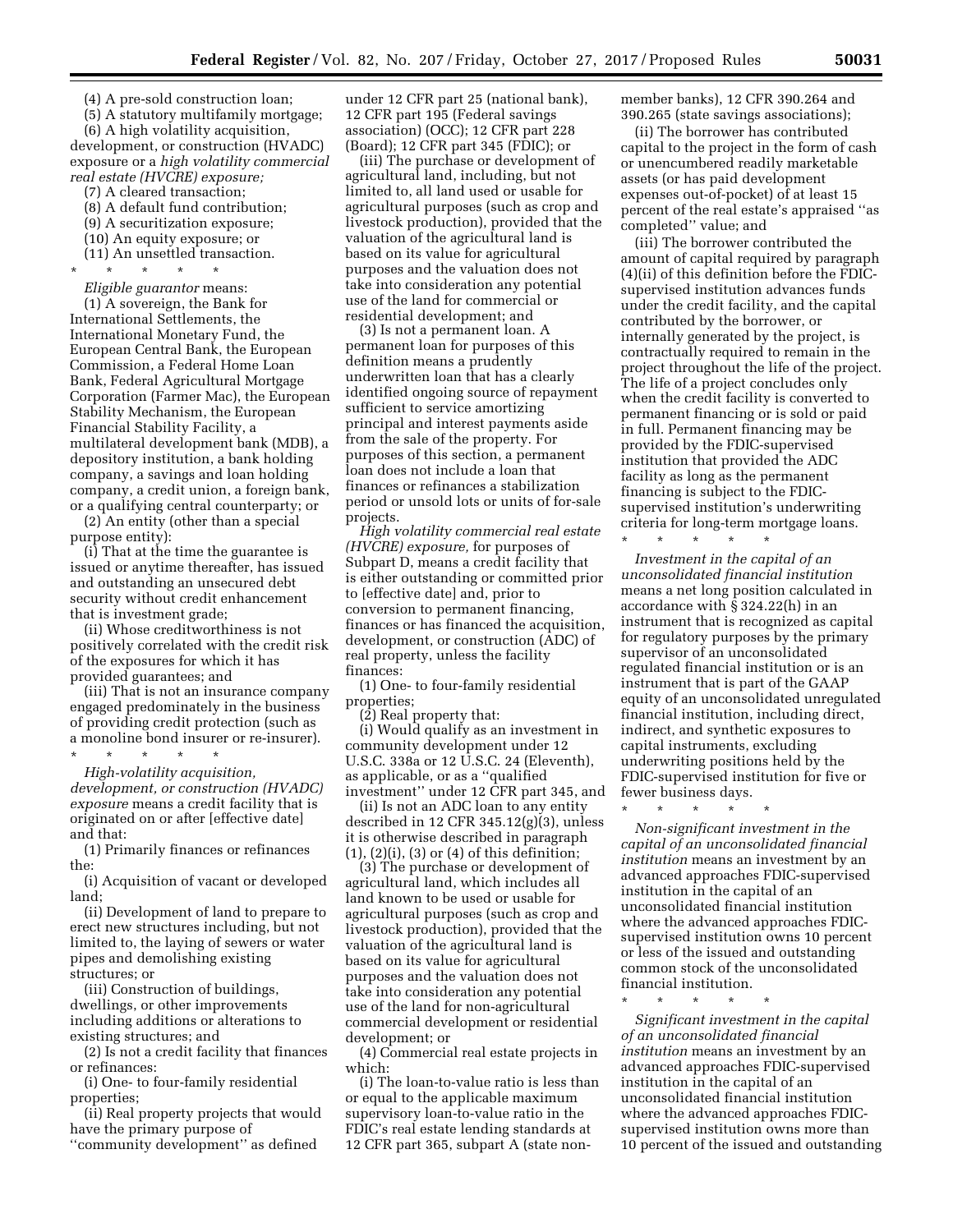(4) A pre-sold construction loan;

(5) A statutory multifamily mortgage;

(6) A high volatility acquisition, development, or construction (HVADC) exposure or a *high volatility commercial real estate (HVCRE) exposure;*

(7) A cleared transaction;

(8) A default fund contribution;

(9) A securitization exposure;

(10) An equity exposure; or

(11) An unsettled transaction.

\* \* \* \* \*

*Eligible guarantor* means:

(1) A sovereign, the Bank for International Settlements, the International Monetary Fund, the European Central Bank, the European Commission, a Federal Home Loan Bank, Federal Agricultural Mortgage Corporation (Farmer Mac), the European Stability Mechanism, the European Financial Stability Facility, a multilateral development bank (MDB), a depository institution, a bank holding company, a savings and loan holding company, a credit union, a foreign bank, or a qualifying central counterparty; or

(2) An entity (other than a special purpose entity):

(i) That at the time the guarantee is issued or anytime thereafter, has issued and outstanding an unsecured debt security without credit enhancement that is investment grade;

(ii) Whose creditworthiness is not positively correlated with the credit risk of the exposures for which it has provided guarantees; and

(iii) That is not an insurance company engaged predominately in the business of providing credit protection (such as a monoline bond insurer or re-insurer).

\* \* \* \* \*

*High-volatility acquisition, development, or construction (HVADC) exposure* means a credit facility that is originated on or after [effective date] and that:

(1) Primarily finances or refinances the:

(i) Acquisition of vacant or developed land;

(ii) Development of land to prepare to erect new structures including, but not limited to, the laying of sewers or water pipes and demolishing existing structures; or

(iii) Construction of buildings, dwellings, or other improvements including additions or alterations to existing structures; and

(2) Is not a credit facility that finances or refinances:

(i) One- to four-family residential properties;

(ii) Real property projects that would have the primary purpose of ''community development'' as defined under 12 CFR part 25 (national bank), 12 CFR part 195 (Federal savings association) (OCC); 12 CFR part 228 (Board); 12 CFR part 345 (FDIC); or

(iii) The purchase or development of agricultural land, including, but not limited to, all land used or usable for agricultural purposes (such as crop and livestock production), provided that the valuation of the agricultural land is based on its value for agricultural purposes and the valuation does not take into consideration any potential use of the land for commercial or residential development; and

(3) Is not a permanent loan. A permanent loan for purposes of this definition means a prudently underwritten loan that has a clearly identified ongoing source of repayment sufficient to service amortizing principal and interest payments aside from the sale of the property. For purposes of this section, a permanent loan does not include a loan that finances or refinances a stabilization period or unsold lots or units of for-sale projects.

*High volatility commercial real estate (HVCRE) exposure,* for purposes of Subpart D, means a credit facility that is either outstanding or committed prior to [effective date] and, prior to conversion to permanent financing, finances or has financed the acquisition, development, or construction (ADC) of real property, unless the facility finances:

(1) One- to four-family residential properties;

(2) Real property that:

(i) Would qualify as an investment in community development under 12 U.S.C. 338a or 12 U.S.C. 24 (Eleventh), as applicable, or as a ''qualified investment'' under 12 CFR part 345, and

(ii) Is not an ADC loan to any entity described in 12 CFR 345.12(g)(3), unless it is otherwise described in paragraph (1), (2)(i), (3) or (4) of this definition;

(3) The purchase or development of agricultural land, which includes all land known to be used or usable for agricultural purposes (such as crop and livestock production), provided that the valuation of the agricultural land is based on its value for agricultural purposes and the valuation does not take into consideration any potential use of the land for non-agricultural commercial development or residential development; or

(4) Commercial real estate projects in which:

(i) The loan-to-value ratio is less than or equal to the applicable maximum supervisory loan-to-value ratio in the FDIC's real estate lending standards at 12 CFR part 365, subpart A (state non-member banks), 12 CFR 390.264 and 390.265 (state savings associations);

(ii) The borrower has contributed capital to the project in the form of cash or unencumbered readily marketable assets (or has paid development expenses out-of-pocket) of at least 15 percent of the real estate's appraised ''as completed'' value; and

(iii) The borrower contributed the amount of capital required by paragraph (4)(ii) of this definition before the FDIC-supervised institution advances funds under the credit facility, and the capital contributed by the borrower, or internally generated by the project, is contractually required to remain in the project throughout the life of the project. The life of a project concludes only when the credit facility is converted to permanent financing or is sold or paid in full. Permanent financing may be provided by the FDIC-supervised institution that provided the ADC facility as long as the permanent financing is subject to the FDIC-supervised institution's underwriting criteria for long-term mortgage loans.

\* \* \* \* \*

*Investment in the capital of an unconsolidated financial institution* means a net long position calculated in accordance with § 324.22(h) in an instrument that is recognized as capital for regulatory purposes by the primary supervisor of an unconsolidated regulated financial institution or is an instrument that is part of the GAAP equity of an unconsolidated unregulated financial institution, including direct, indirect, and synthetic exposures to capital instruments, excluding underwriting positions held by the FDIC-supervised institution for five or fewer business days.

\* \* \* \* \*

*Non-significant investment in the capital of an unconsolidated financial institution* means an investment by an advanced approaches FDIC-supervised institution in the capital of an unconsolidated financial institution where the advanced approaches FDIC-supervised institution owns 10 percent or less of the issued and outstanding common stock of the unconsolidated financial institution.

\* \* \* \* \*

*Significant investment in the capital of an unconsolidated financial institution* means an investment by an advanced approaches FDIC-supervised institution in the capital of an unconsolidated financial institution where the advanced approaches FDIC-supervised institution owns more than 10 percent of the issued and outstanding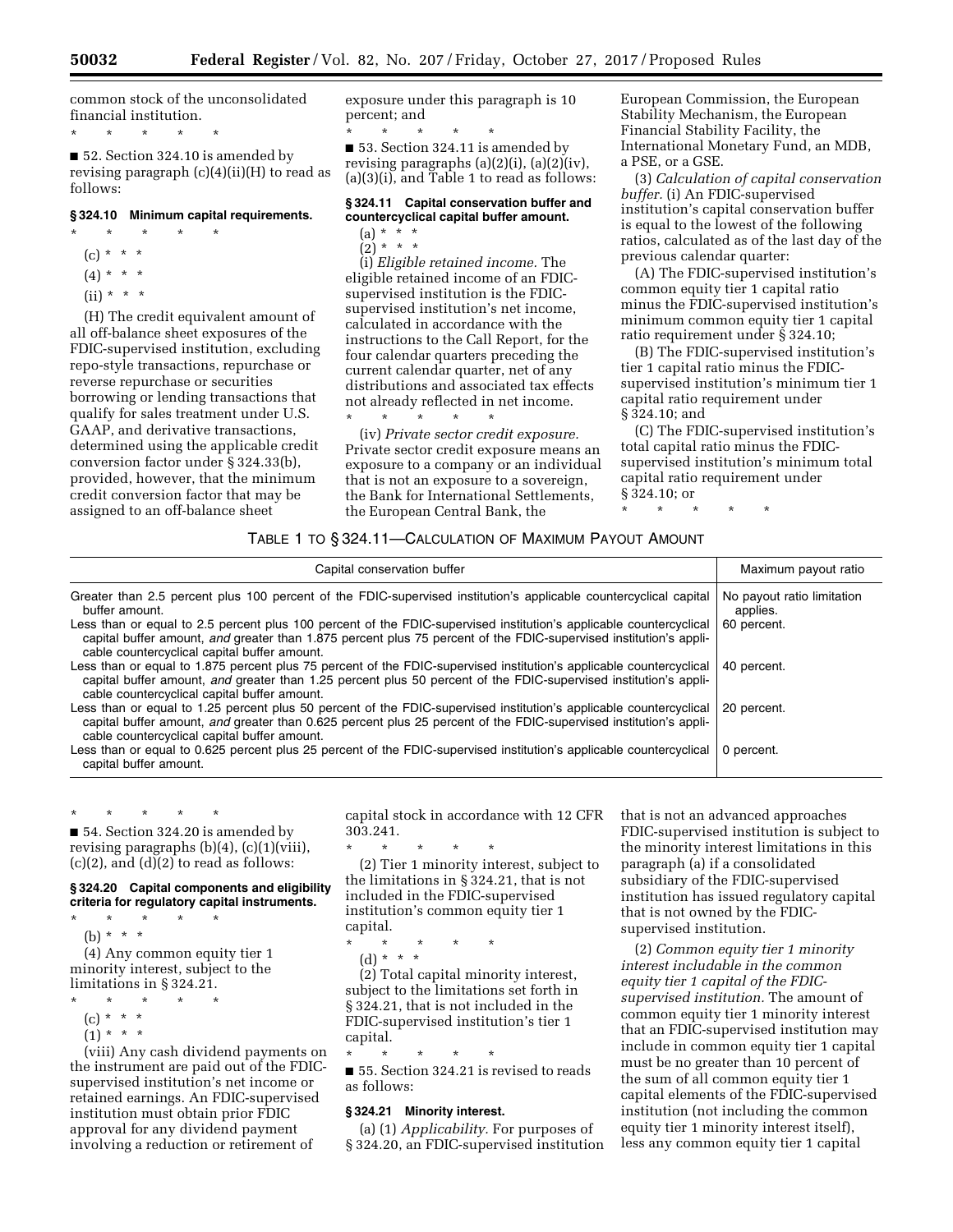common stock of the unconsolidated financial institution.

\* \* \* \* \*

■ 52. Section 324.10 is amended by revising paragraph (c)(4)(ii)(H) to read as follows:

### § 324.10 Minimum capital requirements.

\* \* \* \* \*

(c) \* \* \*

(4) \* \* \*

(ii) \* \* \*

(H) The credit equivalent amount of all off-balance sheet exposures of the FDIC-supervised institution, excluding repo-style transactions, repurchase or reverse repurchase or securities borrowing or lending transactions that qualify for sales treatment under U.S. GAAP, and derivative transactions, determined using the applicable credit conversion factor under § 324.33(b), provided, however, that the minimum credit conversion factor that may be assigned to an off-balance sheet exposure under this paragraph is 10 percent; and

\* \* \* \* \*

■ 53. Section 324.11 is amended by revising paragraphs (a)(2)(i), (a)(2)(iv), (a)(3)(i), and Table 1 to read as follows:

### § 324.11 Capital conservation buffer and countercyclical capital buffer amount.

(a) \* \* \*

(2) \* \* \*

(i) *Eligible retained income.* The eligible retained income of an FDIC-supervised institution is the FDIC-supervised institution's net income, calculated in accordance with the instructions to the Call Report, for the four calendar quarters preceding the current calendar quarter, net of any distributions and associated tax effects not already reflected in net income.

\* \* \* \* \*

(iv) *Private sector credit exposure.* Private sector credit exposure means an exposure to a company or an individual that is not an exposure to a sovereign, the Bank for International Settlements, the European Central Bank, the European Commission, the European Stability Mechanism, the European Financial Stability Facility, the International Monetary Fund, an MDB, a PSE, or a GSE.

(3) *Calculation of capital conservation buffer.* (i) An FDIC-supervised institution's capital conservation buffer is equal to the lowest of the following ratios, calculated as of the last day of the previous calendar quarter:

(A) The FDIC-supervised institution's common equity tier 1 capital ratio minus the FDIC-supervised institution's minimum common equity tier 1 capital ratio requirement under § 324.10;

(B) The FDIC-supervised institution's tier 1 capital ratio minus the FDIC-supervised institution's minimum tier 1 capital ratio requirement under § 324.10; and

(C) The FDIC-supervised institution's total capital ratio minus the FDIC-supervised institution's minimum total capital ratio requirement under § 324.10; or

\* \* \* \* \*

TABLE 1 TO § 324.11—CALCULATION OF MAXIMUM PAYOUT AMOUNT

| Capital conservation buffer | Maximum payout ratio |
|---|---|
| Greater than 2.5 percent plus 100 percent of the FDIC-supervised institution's applicable countercyclical capital buffer amount. | No payout ratio limitation applies. |
| Less than or equal to 2.5 percent plus 100 percent of the FDIC-supervised institution's applicable countercyclical capital buffer amount, *and* greater than 1.875 percent plus 75 percent of the FDIC-supervised institution's applicable countercyclical capital buffer amount. | 60 percent. |
| Less than or equal to 1.875 percent plus 75 percent of the FDIC-supervised institution's applicable countercyclical capital buffer amount, *and* greater than 1.25 percent plus 50 percent of the FDIC-supervised institution's applicable countercyclical capital buffer amount. | 40 percent. |
| Less than or equal to 1.25 percent plus 50 percent of the FDIC-supervised institution's applicable countercyclical capital buffer amount, *and* greater than 0.625 percent plus 25 percent of the FDIC-supervised institution's applicable countercyclical capital buffer amount. | 20 percent. |
| Less than or equal to 0.625 percent plus 25 percent of the FDIC-supervised institution's applicable countercyclical capital buffer amount. | 0 percent. |

\* \* \* \* \*

■ 54. Section 324.20 is amended by revising paragraphs (b)(4), (c)(1)(viii), (c)(2), and (d)(2) to read as follows:

### § 324.20 Capital components and eligibility criteria for regulatory capital instruments.

\* \* \* \* \*

(b) \* \* \*

(4) Any common equity tier 1 minority interest, subject to the limitations in § 324.21.

\* \* \* \* \*

(c) \* \* \*

(1) \* \* \*

(viii) Any cash dividend payments on the instrument are paid out of the FDIC-supervised institution's net income or retained earnings. An FDIC-supervised institution must obtain prior FDIC approval for any dividend payment involving a reduction or retirement of capital stock in accordance with 12 CFR 303.241.

\* \* \* \* \*

(2) Tier 1 minority interest, subject to the limitations in § 324.21, that is not included in the FDIC-supervised institution's common equity tier 1 capital.

\* \* \* \* \*

(d) \* \* \*

(2) Total capital minority interest, subject to the limitations set forth in § 324.21, that is not included in the FDIC-supervised institution's tier 1 capital.

\* \* \* \* \*

■ 55. Section 324.21 is revised to reads as follows:

### § 324.21 Minority interest.

(a) (1) *Applicability.* For purposes of § 324.20, an FDIC-supervised institution that is not an advanced approaches FDIC-supervised institution is subject to the minority interest limitations in this paragraph (a) if a consolidated subsidiary of the FDIC-supervised institution has issued regulatory capital that is not owned by the FDIC-supervised institution.

(2) *Common equity tier 1 minority interest includable in the common equity tier 1 capital of the FDIC-supervised institution.* The amount of common equity tier 1 minority interest that an FDIC-supervised institution may include in common equity tier 1 capital must be no greater than 10 percent of the sum of all common equity tier 1 capital elements of the FDIC-supervised institution (not including the common equity tier 1 minority interest itself), less any common equity tier 1 capital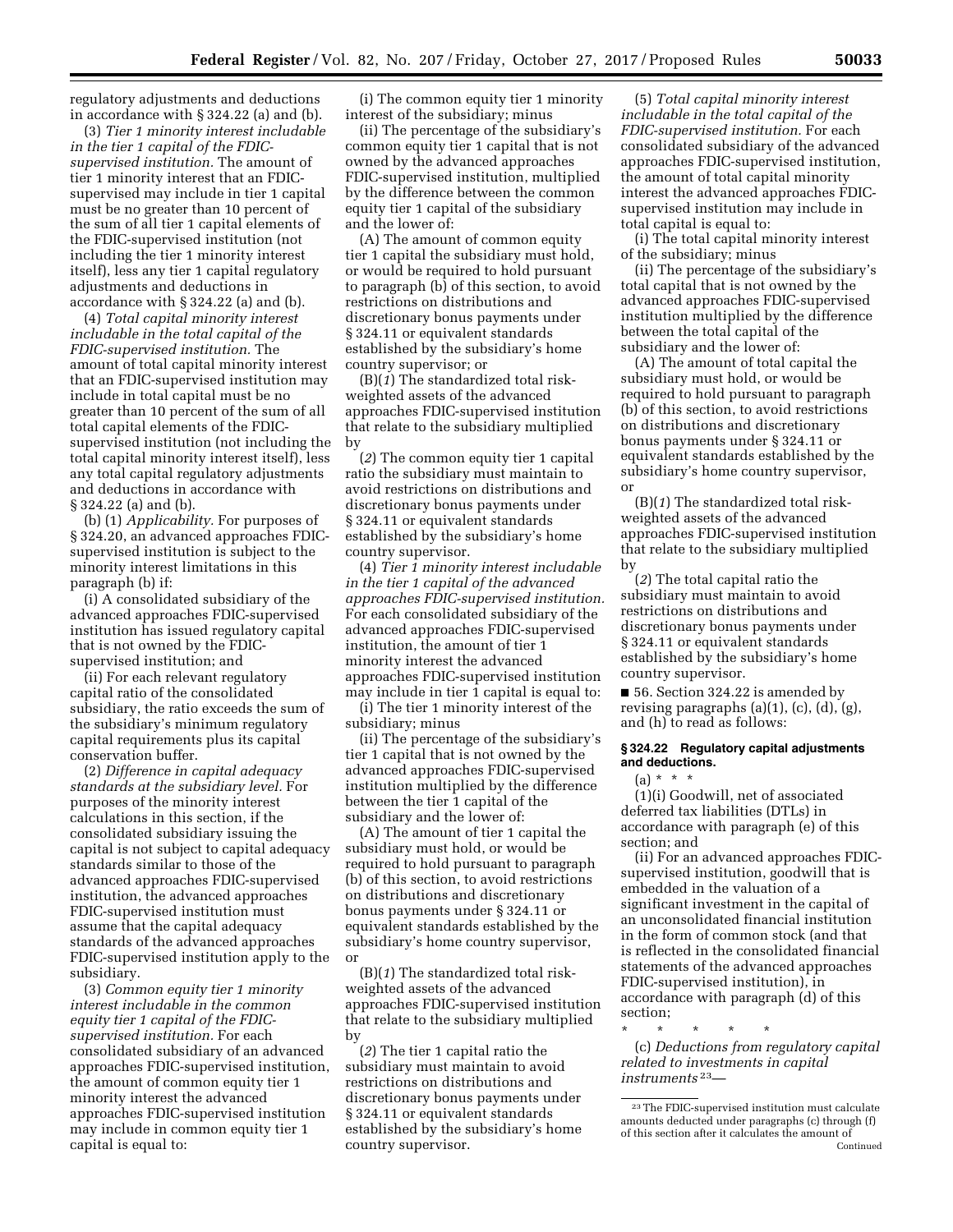regulatory adjustments and deductions in accordance with § 324.22 (a) and (b).

(3) *Tier 1 minority interest includable in the tier 1 capital of the FDIC-supervised institution.* The amount of tier 1 minority interest that an FDIC-supervised may include in tier 1 capital must be no greater than 10 percent of the sum of all tier 1 capital elements of the FDIC-supervised institution (not including the tier 1 minority interest itself), less any tier 1 capital regulatory adjustments and deductions in accordance with § 324.22 (a) and (b).

(4) *Total capital minority interest includable in the total capital of the FDIC-supervised institution.* The amount of total capital minority interest that an FDIC-supervised institution may include in total capital must be no greater than 10 percent of the sum of all total capital elements of the FDIC-supervised institution (not including the total capital minority interest itself), less any total capital regulatory adjustments and deductions in accordance with § 324.22 (a) and (b).

(b) (1) *Applicability.* For purposes of § 324.20, an advanced approaches FDIC-supervised institution is subject to the minority interest limitations in this paragraph (b) if:

(i) A consolidated subsidiary of the advanced approaches FDIC-supervised institution has issued regulatory capital that is not owned by the FDIC-supervised institution; and

(ii) For each relevant regulatory capital ratio of the consolidated subsidiary, the ratio exceeds the sum of the subsidiary's minimum regulatory capital requirements plus its capital conservation buffer.

(2) *Difference in capital adequacy standards at the subsidiary level.* For purposes of the minority interest calculations in this section, if the consolidated subsidiary issuing the capital is not subject to capital adequacy standards similar to those of the advanced approaches FDIC-supervised institution, the advanced approaches FDIC-supervised institution must assume that the capital adequacy standards of the advanced approaches FDIC-supervised institution apply to the subsidiary.

(3) *Common equity tier 1 minority interest includable in the common equity tier 1 capital of the FDIC-supervised institution.* For each consolidated subsidiary of an advanced approaches FDIC-supervised institution, the amount of common equity tier 1 minority interest the advanced approaches FDIC-supervised institution may include in common equity tier 1 capital is equal to:

(i) The common equity tier 1 minority interest of the subsidiary; minus

(ii) The percentage of the subsidiary's common equity tier 1 capital that is not owned by the advanced approaches FDIC-supervised institution, multiplied by the difference between the common equity tier 1 capital of the subsidiary and the lower of:

(A) The amount of common equity tier 1 capital the subsidiary must hold, or would be required to hold pursuant to paragraph (b) of this section, to avoid restrictions on distributions and discretionary bonus payments under § 324.11 or equivalent standards established by the subsidiary's home country supervisor; or

(B)(*1*) The standardized total risk-weighted assets of the advanced approaches FDIC-supervised institution that relate to the subsidiary multiplied by

(*2*) The common equity tier 1 capital ratio the subsidiary must maintain to avoid restrictions on distributions and discretionary bonus payments under § 324.11 or equivalent standards established by the subsidiary's home country supervisor.

(4) *Tier 1 minority interest includable in the tier 1 capital of the advanced approaches FDIC-supervised institution.* For each consolidated subsidiary of the advanced approaches FDIC-supervised institution, the amount of tier 1 minority interest the advanced approaches FDIC-supervised institution may include in tier 1 capital is equal to:

(i) The tier 1 minority interest of the subsidiary; minus

(ii) The percentage of the subsidiary's tier 1 capital that is not owned by the advanced approaches FDIC-supervised institution multiplied by the difference between the tier 1 capital of the subsidiary and the lower of:

(A) The amount of tier 1 capital the subsidiary must hold, or would be required to hold pursuant to paragraph (b) of this section, to avoid restrictions on distributions and discretionary bonus payments under § 324.11 or equivalent standards established by the subsidiary's home country supervisor, or

(B)(*1*) The standardized total risk-weighted assets of the advanced approaches FDIC-supervised institution that relate to the subsidiary multiplied by

(*2*) The tier 1 capital ratio the subsidiary must maintain to avoid restrictions on distributions and discretionary bonus payments under § 324.11 or equivalent standards established by the subsidiary's home country supervisor.

(5) *Total capital minority interest includable in the total capital of the FDIC-supervised institution.* For each consolidated subsidiary of the advanced approaches FDIC-supervised institution, the amount of total capital minority interest the advanced approaches FDIC-supervised institution may include in total capital is equal to:

(i) The total capital minority interest of the subsidiary; minus

(ii) The percentage of the subsidiary's total capital that is not owned by the advanced approaches FDIC-supervised institution multiplied by the difference between the total capital of the subsidiary and the lower of:

(A) The amount of total capital the subsidiary must hold, or would be required to hold pursuant to paragraph (b) of this section, to avoid restrictions on distributions and discretionary bonus payments under § 324.11 or equivalent standards established by the subsidiary's home country supervisor, or

(B)(*1*) The standardized total risk-weighted assets of the advanced approaches FDIC-supervised institution that relate to the subsidiary multiplied by

(*2*) The total capital ratio the subsidiary must maintain to avoid restrictions on distributions and discretionary bonus payments under § 324.11 or equivalent standards established by the subsidiary's home country supervisor.

■ 56. Section 324.22 is amended by revising paragraphs (a)(1), (c), (d), (g), and (h) to read as follows:

**§ 324.22 Regulatory capital adjustments and deductions.**

(a) * * *

(1)(i) Goodwill, net of associated deferred tax liabilities (DTLs) in accordance with paragraph (e) of this section; and

(ii) For an advanced approaches FDIC-supervised institution, goodwill that is embedded in the valuation of a significant investment in the capital of an unconsolidated financial institution in the form of common stock (and that is reflected in the consolidated financial statements of the advanced approaches FDIC-supervised institution), in accordance with paragraph (d) of this section;

\* \* \* \* \*

(c) *Deductions from regulatory capital related to investments in capital instruments* [23]—

[23] The FDIC-supervised institution must calculate amounts deducted under paragraphs (c) through (f) of this section after it calculates the amount of Continued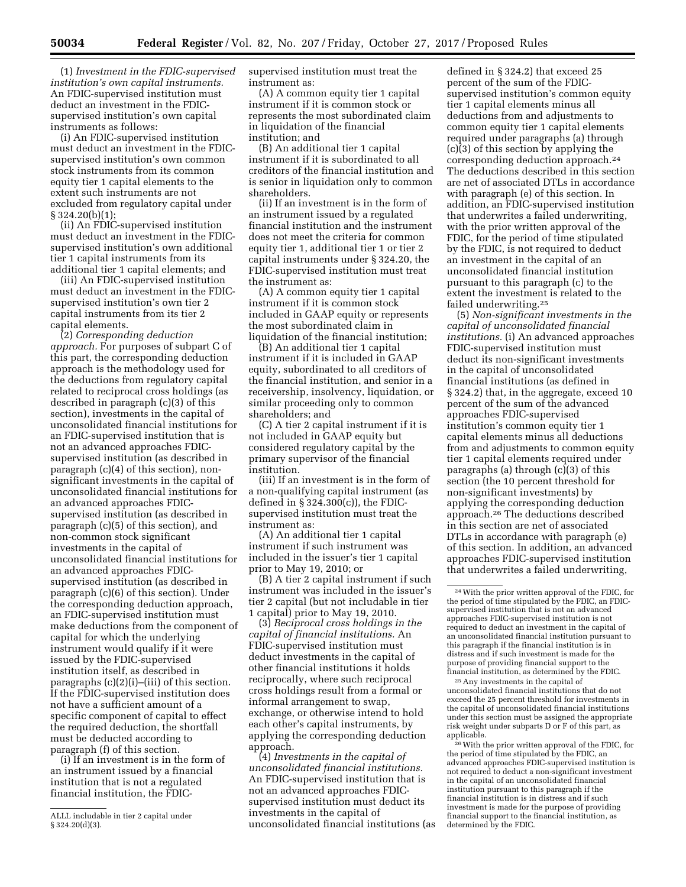(1) *Investment in the FDIC-supervised institution's own capital instruments.* An FDIC-supervised institution must deduct an investment in the FDIC-supervised institution's own capital instruments as follows:

(i) An FDIC-supervised institution must deduct an investment in the FDIC-supervised institution's own common stock instruments from its common equity tier 1 capital elements to the extent such instruments are not excluded from regulatory capital under § 324.20(b)(1);

(ii) An FDIC-supervised institution must deduct an investment in the FDIC-supervised institution's own additional tier 1 capital instruments from its additional tier 1 capital elements; and

(iii) An FDIC-supervised institution must deduct an investment in the FDIC-supervised institution's own tier 2 capital instruments from its tier 2 capital elements.

(2) *Corresponding deduction approach.* For purposes of subpart C of this part, the corresponding deduction approach is the methodology used for the deductions from regulatory capital related to reciprocal cross holdings (as described in paragraph (c)(3) of this section), investments in the capital of unconsolidated financial institutions for an FDIC-supervised institution that is not an advanced approaches FDIC-supervised institution (as described in paragraph (c)(4) of this section), non-significant investments in the capital of unconsolidated financial institutions for an advanced approaches FDIC-supervised institution (as described in paragraph (c)(5) of this section), and non-common stock significant investments in the capital of unconsolidated financial institutions for an advanced approaches FDIC-supervised institution (as described in paragraph (c)(6) of this section). Under the corresponding deduction approach, an FDIC-supervised institution must make deductions from the component of capital for which the underlying instrument would qualify if it were issued by the FDIC-supervised institution itself, as described in paragraphs (c)(2)(i)–(iii) of this section. If the FDIC-supervised institution does not have a sufficient amount of a specific component of capital to effect the required deduction, the shortfall must be deducted according to paragraph (f) of this section.

(i) If an investment is in the form of an instrument issued by a financial institution that is not a regulated financial institution, the FDIC-supervised institution must treat the instrument as:

(A) A common equity tier 1 capital instrument if it is common stock or represents the most subordinated claim in liquidation of the financial institution; and

(B) An additional tier 1 capital instrument if it is subordinated to all creditors of the financial institution and is senior in liquidation only to common shareholders.

(ii) If an investment is in the form of an instrument issued by a regulated financial institution and the instrument does not meet the criteria for common equity tier 1, additional tier 1 or tier 2 capital instruments under § 324.20, the FDIC-supervised institution must treat the instrument as:

(A) A common equity tier 1 capital instrument if it is common stock included in GAAP equity or represents the most subordinated claim in liquidation of the financial institution;

(B) An additional tier 1 capital instrument if it is included in GAAP equity, subordinated to all creditors of the financial institution, and senior in a receivership, insolvency, liquidation, or similar proceeding only to common shareholders; and

(C) A tier 2 capital instrument if it is not included in GAAP equity but considered regulatory capital by the primary supervisor of the financial institution.

(iii) If an investment is in the form of a non-qualifying capital instrument (as defined in § 324.300(c)), the FDIC-supervised institution must treat the instrument as:

(A) An additional tier 1 capital instrument if such instrument was included in the issuer's tier 1 capital prior to May 19, 2010; or

(B) A tier 2 capital instrument if such instrument was included in the issuer's tier 2 capital (but not includable in tier 1 capital) prior to May 19, 2010.

(3) *Reciprocal cross holdings in the capital of financial institutions.* An FDIC-supervised institution must deduct investments in the capital of other financial institutions it holds reciprocally, where such reciprocal cross holdings result from a formal or informal arrangement to swap, exchange, or otherwise intend to hold each other's capital instruments, by applying the corresponding deduction approach.

(4) *Investments in the capital of unconsolidated financial institutions.* An FDIC-supervised institution that is not an advanced approaches FDIC-supervised institution must deduct its investments in the capital of unconsolidated financial institutions (as defined in § 324.2) that exceed 25 percent of the sum of the FDIC-supervised institution's common equity tier 1 capital elements minus all deductions from and adjustments to common equity tier 1 capital elements required under paragraphs (a) through (c)(3) of this section by applying the corresponding deduction approach.[24] The deductions described in this section are net of associated DTLs in accordance with paragraph (e) of this section. In addition, an FDIC-supervised institution that underwrites a failed underwriting, with the prior written approval of the FDIC, for the period of time stipulated by the FDIC, is not required to deduct an investment in the capital of an unconsolidated financial institution pursuant to this paragraph (c) to the extent the investment is related to the failed underwriting.[25]

(5) *Non-significant investments in the capital of unconsolidated financial institutions.* (i) An advanced approaches FDIC-supervised institution must deduct its non-significant investments in the capital of unconsolidated financial institutions (as defined in § 324.2) that, in the aggregate, exceed 10 percent of the sum of the advanced approaches FDIC-supervised institution's common equity tier 1 capital elements minus all deductions from and adjustments to common equity tier 1 capital elements required under paragraphs (a) through (c)(3) of this section (the 10 percent threshold for non-significant investments) by applying the corresponding deduction approach.[26] The deductions described in this section are net of associated DTLs in accordance with paragraph (e) of this section. In addition, an advanced approaches FDIC-supervised institution that underwrites a failed underwriting,

---

ALLL includable in tier 2 capital under § 324.20(d)(3).

[24] With the prior written approval of the FDIC, for the period of time stipulated by the FDIC, an FDIC-supervised institution that is not an advanced approaches FDIC-supervised institution is not required to deduct an investment in the capital of an unconsolidated financial institution pursuant to this paragraph if the financial institution is in distress and if such investment is made for the purpose of providing financial support to the financial institution, as determined by the FDIC.

[25] Any investments in the capital of unconsolidated financial institutions that do not exceed the 25 percent threshold for investments in the capital of unconsolidated financial institutions under this section must be assigned the appropriate risk weight under subparts D or F of this part, as applicable.

[26] With the prior written approval of the FDIC, for the period of time stipulated by the FDIC, an advanced approaches FDIC-supervised institution is not required to deduct a non-significant investment in the capital of an unconsolidated financial institution pursuant to this paragraph if the financial institution is in distress and if such investment is made for the purpose of providing financial support to the financial institution, as determined by the FDIC.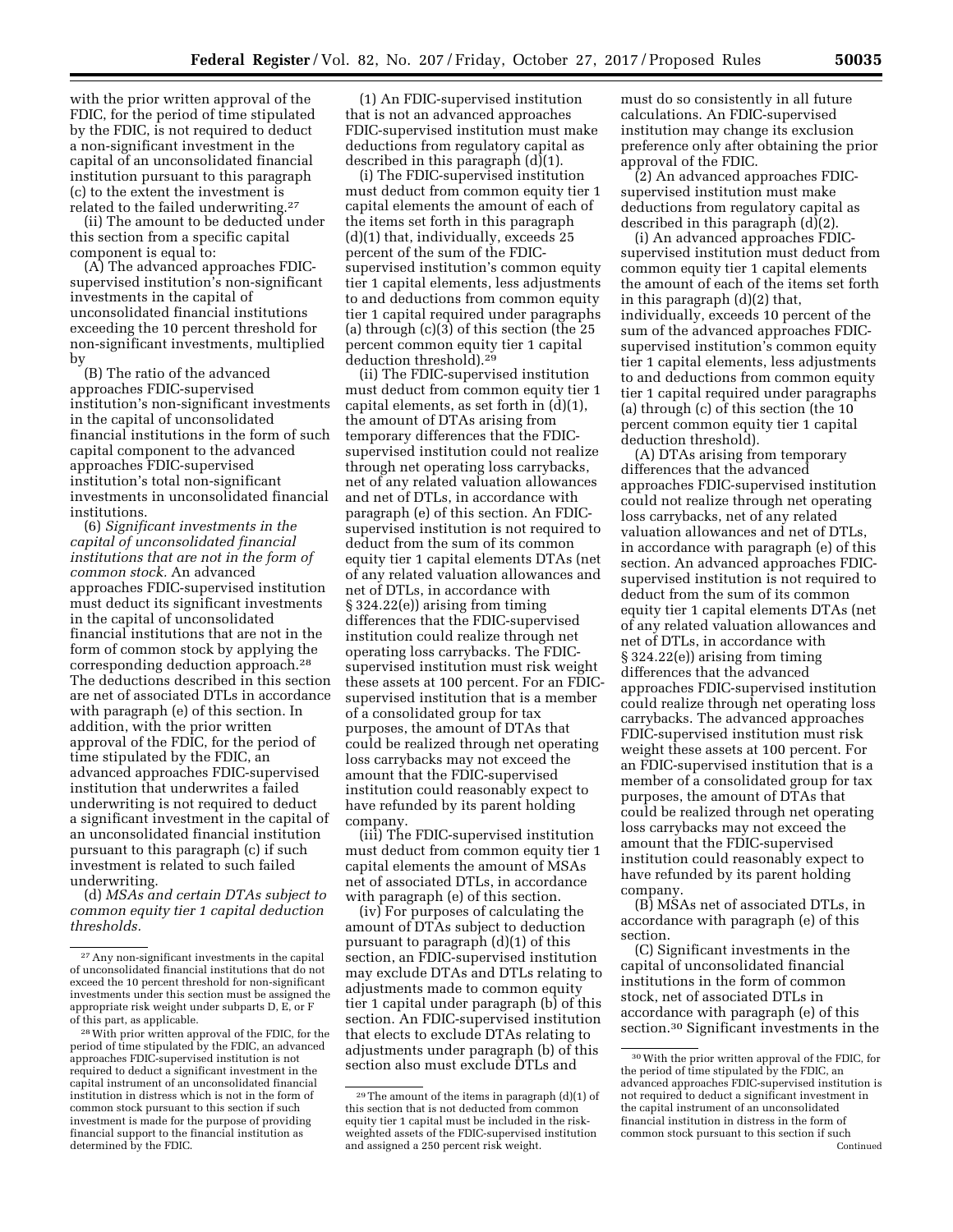with the prior written approval of the FDIC, for the period of time stipulated by the FDIC, is not required to deduct a non-significant investment in the capital of an unconsolidated financial institution pursuant to this paragraph (c) to the extent the investment is related to the failed underwriting.[27]

(ii) The amount to be deducted under this section from a specific capital component is equal to:

(A) The advanced approaches FDIC-supervised institution's non-significant investments in the capital of unconsolidated financial institutions exceeding the 10 percent threshold for non-significant investments, multiplied by

(B) The ratio of the advanced approaches FDIC-supervised institution's non-significant investments in the capital of unconsolidated financial institutions in the form of such capital component to the advanced approaches FDIC-supervised institution's total non-significant investments in unconsolidated financial institutions.

(6) *Significant investments in the capital of unconsolidated financial institutions that are not in the form of common stock.* An advanced approaches FDIC-supervised institution must deduct its significant investments in the capital of unconsolidated financial institutions that are not in the form of common stock by applying the corresponding deduction approach.[28] The deductions described in this section are net of associated DTLs in accordance with paragraph (e) of this section. In addition, with the prior written approval of the FDIC, for the period of time stipulated by the FDIC, an advanced approaches FDIC-supervised institution that underwrites a failed underwriting is not required to deduct a significant investment in the capital of an unconsolidated financial institution pursuant to this paragraph (c) if such investment is related to such failed underwriting.

(d) *MSAs and certain DTAs subject to common equity tier 1 capital deduction thresholds.*

(1) An FDIC-supervised institution that is not an advanced approaches FDIC-supervised institution must make deductions from regulatory capital as described in this paragraph (d)(1).

(i) The FDIC-supervised institution must deduct from common equity tier 1 capital elements the amount of each of the items set forth in this paragraph (d)(1) that, individually, exceeds 25 percent of the sum of the FDIC-supervised institution's common equity tier 1 capital elements, less adjustments to and deductions from common equity tier 1 capital required under paragraphs (a) through (c)(3) of this section (the 25 percent common equity tier 1 capital deduction threshold).[29]

(ii) The FDIC-supervised institution must deduct from common equity tier 1 capital elements, as set forth in (d)(1), the amount of DTAs arising from temporary differences that the FDIC-supervised institution could not realize through net operating loss carrybacks, net of any related valuation allowances and net of DTLs, in accordance with paragraph (e) of this section. An FDIC-supervised institution is not required to deduct from the sum of its common equity tier 1 capital elements DTAs (net of any related valuation allowances and net of DTLs, in accordance with § 324.22(e)) arising from timing differences that the FDIC-supervised institution could realize through net operating loss carrybacks. The FDIC-supervised institution must risk weight these assets at 100 percent. For an FDIC-supervised institution that is a member of a consolidated group for tax purposes, the amount of DTAs that could be realized through net operating loss carrybacks may not exceed the amount that the FDIC-supervised institution could reasonably expect to have refunded by its parent holding company.

(iii) The FDIC-supervised institution must deduct from common equity tier 1 capital elements the amount of MSAs net of associated DTLs, in accordance with paragraph (e) of this section.

(iv) For purposes of calculating the amount of DTAs subject to deduction pursuant to paragraph (d)(1) of this section, an FDIC-supervised institution may exclude DTAs and DTLs relating to adjustments made to common equity tier 1 capital under paragraph (b) of this section. An FDIC-supervised institution that elects to exclude DTAs relating to adjustments under paragraph (b) of this section also must exclude DTLs and must do so consistently in all future calculations. An FDIC-supervised institution may change its exclusion preference only after obtaining the prior approval of the FDIC.

(2) An advanced approaches FDIC-supervised institution must make deductions from regulatory capital as described in this paragraph (d)(2).

(i) An advanced approaches FDIC-supervised institution must deduct from common equity tier 1 capital elements the amount of each of the items set forth in this paragraph (d)(2) that, individually, exceeds 10 percent of the sum of the advanced approaches FDIC-supervised institution's common equity tier 1 capital elements, less adjustments to and deductions from common equity tier 1 capital required under paragraphs (a) through (c) of this section (the 10 percent common equity tier 1 capital deduction threshold).

(A) DTAs arising from temporary differences that the advanced approaches FDIC-supervised institution could not realize through net operating loss carrybacks, net of any related valuation allowances and net of DTLs, in accordance with paragraph (e) of this section. An advanced approaches FDIC-supervised institution is not required to deduct from the sum of its common equity tier 1 capital elements DTAs (net of any related valuation allowances and net of DTLs, in accordance with § 324.22(e)) arising from timing differences that the advanced approaches FDIC-supervised institution could realize through net operating loss carrybacks. The advanced approaches FDIC-supervised institution must risk weight these assets at 100 percent. For an FDIC-supervised institution that is a member of a consolidated group for tax purposes, the amount of DTAs that could be realized through net operating loss carrybacks may not exceed the amount that the FDIC-supervised institution could reasonably expect to have refunded by its parent holding company.

(B) MSAs net of associated DTLs, in accordance with paragraph (e) of this section.

(C) Significant investments in the capital of unconsolidated financial institutions in the form of common stock, net of associated DTLs in accordance with paragraph (e) of this section.[30] Significant investments in the

---

[27] Any non-significant investments in the capital of unconsolidated financial institutions that do not exceed the 10 percent threshold for non-significant investments under this section must be assigned the appropriate risk weight under subparts D, E, or F of this part, as applicable.

[28] With prior written approval of the FDIC, for the period of time stipulated by the FDIC, an advanced approaches FDIC-supervised institution is not required to deduct a significant investment in the capital instrument of an unconsolidated financial institution in distress which is not in the form of common stock pursuant to this section if such investment is made for the purpose of providing financial support to the financial institution as determined by the FDIC.

[29] The amount of the items in paragraph (d)(1) of this section that is not deducted from common equity tier 1 capital must be included in the risk-weighted assets of the FDIC-supervised institution and assigned a 250 percent risk weight.

[30] With the prior written approval of the FDIC, for the period of time stipulated by the FDIC, an advanced approaches FDIC-supervised institution is not required to deduct a significant investment in the capital instrument of an unconsolidated financial institution in distress in the form of common stock pursuant to this section if such

Continued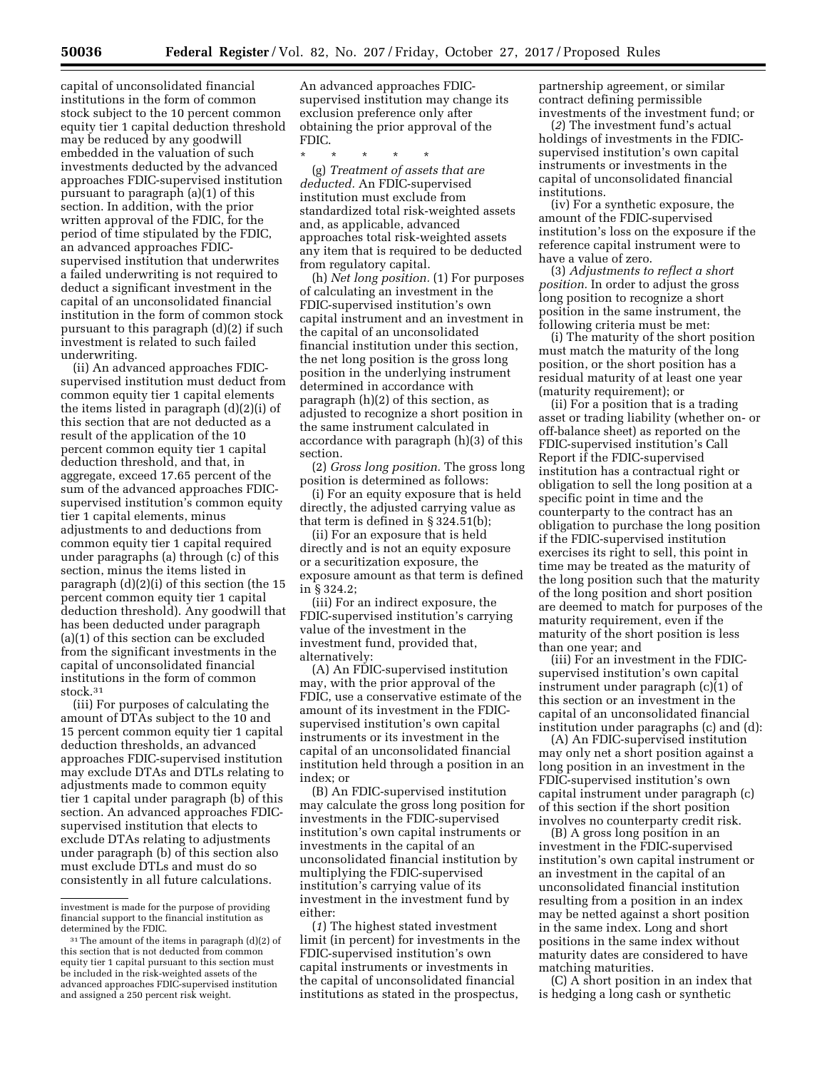capital of unconsolidated financial institutions in the form of common stock subject to the 10 percent common equity tier 1 capital deduction threshold may be reduced by any goodwill embedded in the valuation of such investments deducted by the advanced approaches FDIC-supervised institution pursuant to paragraph (a)(1) of this section. In addition, with the prior written approval of the FDIC, for the period of time stipulated by the FDIC, an advanced approaches FDIC-supervised institution that underwrites a failed underwriting is not required to deduct a significant investment in the capital of an unconsolidated financial institution in the form of common stock pursuant to this paragraph (d)(2) if such investment is related to such failed underwriting.

(ii) An advanced approaches FDIC-supervised institution must deduct from common equity tier 1 capital elements the items listed in paragraph (d)(2)(i) of this section that are not deducted as a result of the application of the 10 percent common equity tier 1 capital deduction threshold, and that, in aggregate, exceed 17.65 percent of the sum of the advanced approaches FDIC-supervised institution's common equity tier 1 capital elements, minus adjustments to and deductions from common equity tier 1 capital required under paragraphs (a) through (c) of this section, minus the items listed in paragraph (d)(2)(i) of this section (the 15 percent common equity tier 1 capital deduction threshold). Any goodwill that has been deducted under paragraph (a)(1) of this section can be excluded from the significant investments in the capital of unconsolidated financial institutions in the form of common stock.[31]

(iii) For purposes of calculating the amount of DTAs subject to the 10 and 15 percent common equity tier 1 capital deduction thresholds, an advanced approaches FDIC-supervised institution may exclude DTAs and DTLs relating to adjustments made to common equity tier 1 capital under paragraph (b) of this section. An advanced approaches FDIC-supervised institution that elects to exclude DTAs relating to adjustments under paragraph (b) of this section also must exclude DTLs and must do so consistently in all future calculations. An advanced approaches FDIC-supervised institution may change its exclusion preference only after obtaining the prior approval of the FDIC.

\* \* \* \* \*

(g) *Treatment of assets that are deducted.* An FDIC-supervised institution must exclude from standardized total risk-weighted assets and, as applicable, advanced approaches total risk-weighted assets any item that is required to be deducted from regulatory capital.

(h) *Net long position.* (1) For purposes of calculating an investment in the FDIC-supervised institution's own capital instrument and an investment in the capital of an unconsolidated financial institution under this section, the net long position is the gross long position in the underlying instrument determined in accordance with paragraph (h)(2) of this section, as adjusted to recognize a short position in the same instrument calculated in accordance with paragraph (h)(3) of this section.

(2) *Gross long position.* The gross long position is determined as follows:

(i) For an equity exposure that is held directly, the adjusted carrying value as that term is defined in § 324.51(b);

(ii) For an exposure that is held directly and is not an equity exposure or a securitization exposure, the exposure amount as that term is defined in § 324.2;

(iii) For an indirect exposure, the FDIC-supervised institution's carrying value of the investment in the investment fund, provided that, alternatively:

(A) An FDIC-supervised institution may, with the prior approval of the FDIC, use a conservative estimate of the amount of its investment in the FDIC-supervised institution's own capital instruments or its investment in the capital of an unconsolidated financial institution held through a position in an index; or

(B) An FDIC-supervised institution may calculate the gross long position for investments in the FDIC-supervised institution's own capital instruments or investments in the capital of an unconsolidated financial institution by multiplying the FDIC-supervised institution's carrying value of its investment in the investment fund by either:

(*1*) The highest stated investment limit (in percent) for investments in the FDIC-supervised institution's own capital instruments or investments in the capital of unconsolidated financial institutions as stated in the prospectus, partnership agreement, or similar contract defining permissible investments of the investment fund; or

(*2*) The investment fund's actual holdings of investments in the FDIC-supervised institution's own capital instruments or investments in the capital of unconsolidated financial institutions.

(iv) For a synthetic exposure, the amount of the FDIC-supervised institution's loss on the exposure if the reference capital instrument were to have a value of zero.

(3) *Adjustments to reflect a short position.* In order to adjust the gross long position to recognize a short position in the same instrument, the following criteria must be met:

(i) The maturity of the short position must match the maturity of the long position, or the short position has a residual maturity of at least one year (maturity requirement); or

(ii) For a position that is a trading asset or trading liability (whether on- or off-balance sheet) as reported on the FDIC-supervised institution's Call Report if the FDIC-supervised institution has a contractual right or obligation to sell the long position at a specific point in time and the counterparty to the contract has an obligation to purchase the long position if the FDIC-supervised institution exercises its right to sell, this point in time may be treated as the maturity of the long position such that the maturity of the long position and short position are deemed to match for purposes of the maturity requirement, even if the maturity of the short position is less than one year; and

(iii) For an investment in the FDIC-supervised institution's own capital instrument under paragraph (c)(1) of this section or an investment in the capital of an unconsolidated financial institution under paragraphs (c) and (d):

(A) An FDIC-supervised institution may only net a short position against a long position in an investment in the FDIC-supervised institution's own capital instrument under paragraph (c) of this section if the short position involves no counterparty credit risk.

(B) A gross long position in an investment in the FDIC-supervised institution's own capital instrument or an investment in the capital of an unconsolidated financial institution resulting from a position in an index may be netted against a short position in the same index. Long and short positions in the same index without maturity dates are considered to have matching maturities.

(C) A short position in an index that is hedging a long cash or synthetic

---

investment is made for the purpose of providing financial support to the financial institution as determined by the FDIC.

[31] The amount of the items in paragraph (d)(2) of this section that is not deducted from common equity tier 1 capital pursuant to this section must be included in the risk-weighted assets of the advanced approaches FDIC-supervised institution and assigned a 250 percent risk weight.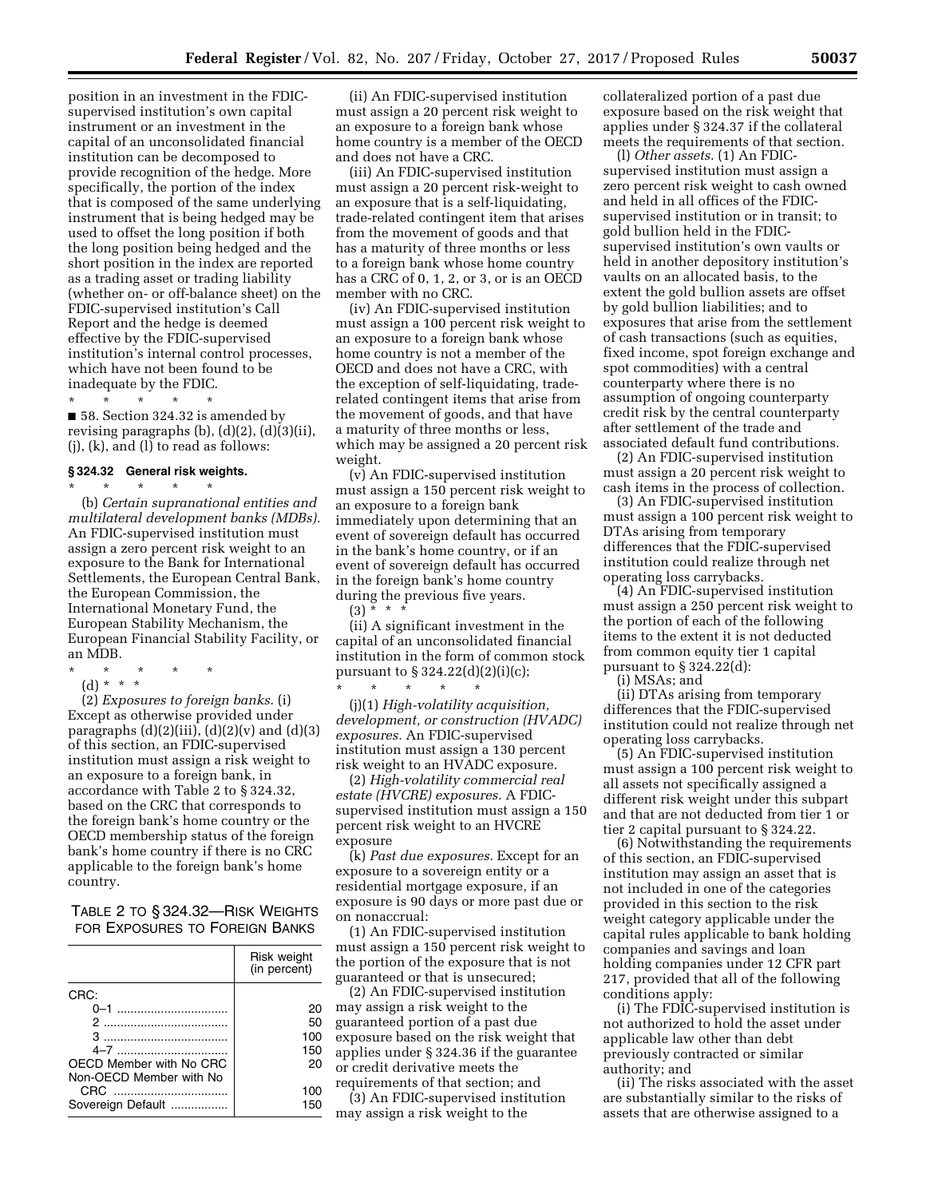position in an investment in the FDIC-supervised institution's own capital instrument or an investment in the capital of an unconsolidated financial institution can be decomposed to provide recognition of the hedge. More specifically, the portion of the index that is composed of the same underlying instrument that is being hedged may be used to offset the long position if both the long position being hedged and the short position in the index are reported as a trading asset or trading liability (whether on- or off-balance sheet) on the FDIC-supervised institution's Call Report and the hedge is deemed effective by the FDIC-supervised institution's internal control processes, which have not been found to be inadequate by the FDIC.

\* \* \* \* \*

■ 58. Section 324.32 is amended by revising paragraphs (b), (d)(2), (d)(3)(ii), (j), (k), and (l) to read as follows:

### § 324.32 General risk weights.

\* \* \* \* \*

(b) *Certain supranational entities and multilateral development banks (MDBs).* An FDIC-supervised institution must assign a zero percent risk weight to an exposure to the Bank for International Settlements, the European Central Bank, the European Commission, the International Monetary Fund, the European Stability Mechanism, the European Financial Stability Facility, or an MDB.

\* \* \* \* \*

(d) \* \* \*

(2) *Exposures to foreign banks.* (i) Except as otherwise provided under paragraphs (d)(2)(iii), (d)(2)(v) and (d)(3) of this section, an FDIC-supervised institution must assign a risk weight to an exposure to a foreign bank, in accordance with Table 2 to § 324.32, based on the CRC that corresponds to the foreign bank's home country or the OECD membership status of the foreign bank's home country if there is no CRC applicable to the foreign bank's home country.

TABLE 2 TO § 324.32—RISK WEIGHTS FOR EXPOSURES TO FOREIGN BANKS

| | Risk weight (in percent) |
|---|---|
| CRC: | |
| 0–1 | 20 |
| 2 | 50 |
| 3 | 100 |
| 4–7 | 150 |
| OECD Member with No CRC | 20 |
| Non-OECD Member with No CRC | 100 |
| Sovereign Default | 150 |

(ii) An FDIC-supervised institution must assign a 20 percent risk weight to an exposure to a foreign bank whose home country is a member of the OECD and does not have a CRC.

(iii) An FDIC-supervised institution must assign a 20 percent risk-weight to an exposure that is a self-liquidating, trade-related contingent item that arises from the movement of goods and that has a maturity of three months or less to a foreign bank whose home country has a CRC of 0, 1, 2, or 3, or is an OECD member with no CRC.

(iv) An FDIC-supervised institution must assign a 100 percent risk weight to an exposure to a foreign bank whose home country is not a member of the OECD and does not have a CRC, with the exception of self-liquidating, trade-related contingent items that arise from the movement of goods, and that have a maturity of three months or less, which may be assigned a 20 percent risk weight.

(v) An FDIC-supervised institution must assign a 150 percent risk weight to an exposure to a foreign bank immediately upon determining that an event of sovereign default has occurred in the bank's home country, or if an event of sovereign default has occurred in the foreign bank's home country during the previous five years.

(3) \* \* \*

(ii) A significant investment in the capital of an unconsolidated financial institution in the form of common stock pursuant to § 324.22(d)(2)(i)(c);

\* \* \* \* \*

(j)(1) *High-volatility acquisition, development, or construction (HVADC) exposures.* An FDIC-supervised institution must assign a 130 percent risk weight to an HVADC exposure.

(2) *High-volatility commercial real estate (HVCRE) exposures.* A FDIC-supervised institution must assign a 150 percent risk weight to an HVCRE exposure

(k) *Past due exposures.* Except for an exposure to a sovereign entity or a residential mortgage exposure, if an exposure is 90 days or more past due or on nonaccrual:

(1) An FDIC-supervised institution must assign a 150 percent risk weight to the portion of the exposure that is not guaranteed or that is unsecured;

(2) An FDIC-supervised institution may assign a risk weight to the guaranteed portion of a past due exposure based on the risk weight that applies under § 324.36 if the guarantee or credit derivative meets the requirements of that section; and

(3) An FDIC-supervised institution may assign a risk weight to the collateralized portion of a past due exposure based on the risk weight that applies under § 324.37 if the collateral meets the requirements of that section.

(l) *Other assets.* (1) An FDIC-supervised institution must assign a zero percent risk weight to cash owned and held in all offices of the FDIC-supervised institution or in transit; to gold bullion held in the FDIC-supervised institution's own vaults or held in another depository institution's vaults on an allocated basis, to the extent the gold bullion assets are offset by gold bullion liabilities; and to exposures that arise from the settlement of cash transactions (such as equities, fixed income, spot foreign exchange and spot commodities) with a central counterparty where there is no assumption of ongoing counterparty credit risk by the central counterparty after settlement of the trade and associated default fund contributions.

(2) An FDIC-supervised institution must assign a 20 percent risk weight to cash items in the process of collection.

(3) An FDIC-supervised institution must assign a 100 percent risk weight to DTAs arising from temporary differences that the FDIC-supervised institution could realize through net operating loss carrybacks.

(4) An FDIC-supervised institution must assign a 250 percent risk weight to the portion of each of the following items to the extent it is not deducted from common equity tier 1 capital pursuant to § 324.22(d):

(i) MSAs; and

(ii) DTAs arising from temporary differences that the FDIC-supervised institution could not realize through net operating loss carrybacks.

(5) An FDIC-supervised institution must assign a 100 percent risk weight to all assets not specifically assigned a different risk weight under this subpart and that are not deducted from tier 1 or tier 2 capital pursuant to § 324.22.

(6) Notwithstanding the requirements of this section, an FDIC-supervised institution may assign an asset that is not included in one of the categories provided in this section to the risk weight category applicable under the capital rules applicable to bank holding companies and savings and loan holding companies under 12 CFR part 217, provided that all of the following conditions apply:

(i) The FDIC-supervised institution is not authorized to hold the asset under applicable law other than debt previously contracted or similar authority; and

(ii) The risks associated with the asset are substantially similar to the risks of assets that are otherwise assigned to a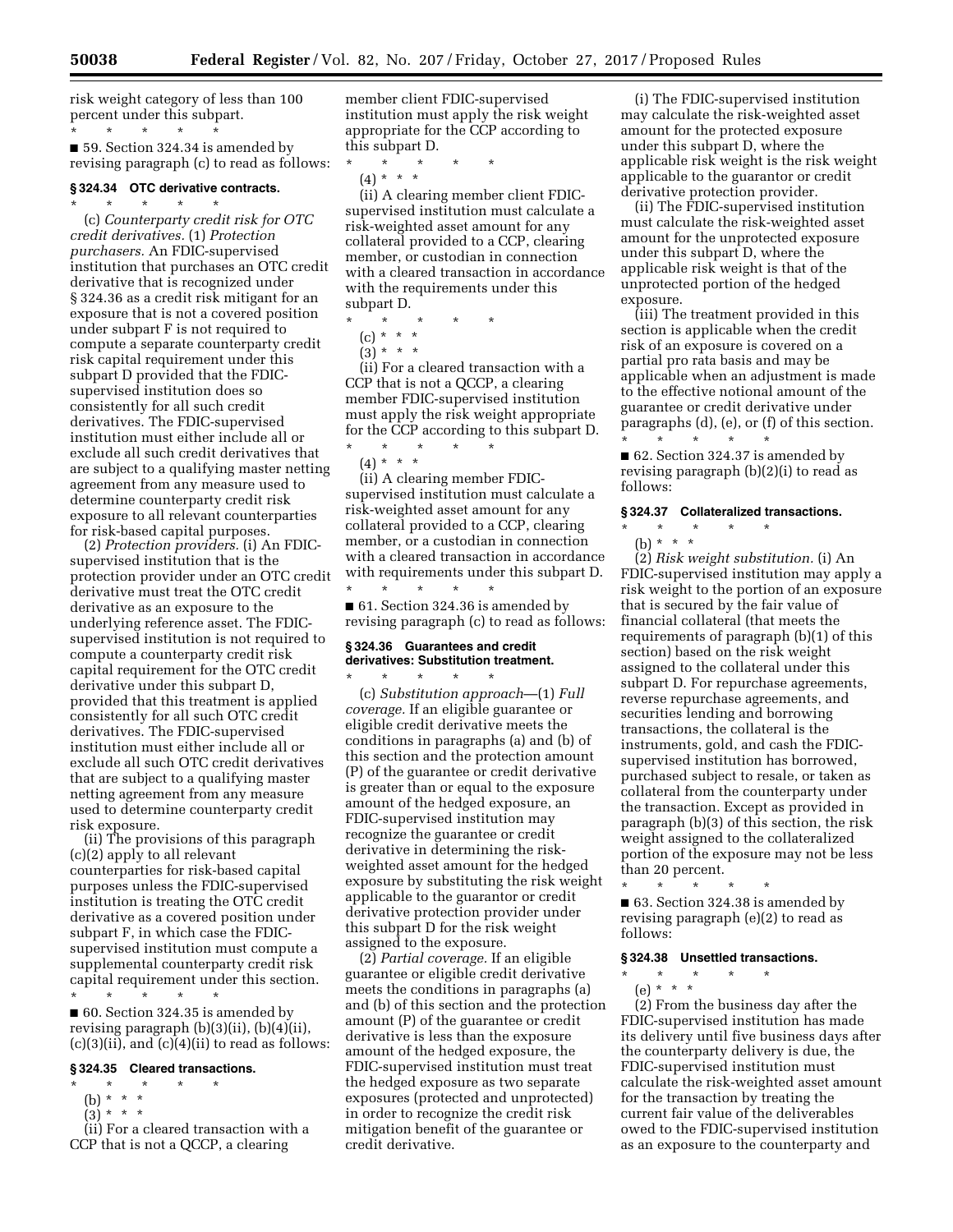risk weight category of less than 100 percent under this subpart.

\* \* \* \* \*

■ 59. Section 324.34 is amended by revising paragraph (c) to read as follows:

### § 324.34 OTC derivative contracts.

\* \* \* \* \*

(c) *Counterparty credit risk for OTC credit derivatives.* (1) *Protection purchasers.* An FDIC-supervised institution that purchases an OTC credit derivative that is recognized under § 324.36 as a credit risk mitigant for an exposure that is not a covered position under subpart F is not required to compute a separate counterparty credit risk capital requirement under this subpart D provided that the FDIC-supervised institution does so consistently for all such credit derivatives. The FDIC-supervised institution must either include all or exclude all such credit derivatives that are subject to a qualifying master netting agreement from any measure used to determine counterparty credit risk exposure to all relevant counterparties for risk-based capital purposes.

(2) *Protection providers.* (i) An FDIC-supervised institution that is the protection provider under an OTC credit derivative must treat the OTC credit derivative as an exposure to the underlying reference asset. The FDIC-supervised institution is not required to compute a counterparty credit risk capital requirement for the OTC credit derivative under this subpart D, provided that this treatment is applied consistently for all such OTC credit derivatives. The FDIC-supervised institution must either include all or exclude all such OTC credit derivatives that are subject to a qualifying master netting agreement from any measure used to determine counterparty credit risk exposure.

(ii) The provisions of this paragraph (c)(2) apply to all relevant counterparties for risk-based capital purposes unless the FDIC-supervised institution is treating the OTC credit derivative as a covered position under subpart F, in which case the FDIC-supervised institution must compute a supplemental counterparty credit risk capital requirement under this section.

\* \* \* \* \*

■ 60. Section 324.35 is amended by revising paragraph (b)(3)(ii), (b)(4)(ii), (c)(3)(ii), and (c)(4)(ii) to read as follows:

### § 324.35 Cleared transactions.

\* \* \* \* \*

(b) \* \* \*

(3) \* \* \*

(ii) For a cleared transaction with a CCP that is not a QCCP, a clearing member client FDIC-supervised institution must apply the risk weight appropriate for the CCP according to this subpart D.

\* \* \* \* \*

(4) \* \* \*

(ii) A clearing member client FDIC-supervised institution must calculate a risk-weighted asset amount for any collateral provided to a CCP, clearing member, or custodian in connection with a cleared transaction in accordance with the requirements under this subpart D.

\* \* \* \* \*

(c) \* \* \*

(3) \* \* \*

(ii) For a cleared transaction with a CCP that is not a QCCP, a clearing member FDIC-supervised institution must apply the risk weight appropriate for the CCP according to this subpart D.

\* \* \* \* \*

(4) \* \* \*

(ii) A clearing member FDIC-supervised institution must calculate a risk-weighted asset amount for any collateral provided to a CCP, clearing member, or a custodian in connection with a cleared transaction in accordance with requirements under this subpart D.

\* \* \* \* \*

■ 61. Section 324.36 is amended by revising paragraph (c) to read as follows:

### § 324.36 Guarantees and credit derivatives: Substitution treatment.

\* \* \* \* \*

(c) *Substitution approach*—(1) *Full coverage.* If an eligible guarantee or eligible credit derivative meets the conditions in paragraphs (a) and (b) of this section and the protection amount (P) of the guarantee or credit derivative is greater than or equal to the exposure amount of the hedged exposure, an FDIC-supervised institution may recognize the guarantee or credit derivative in determining the risk-weighted asset amount for the hedged exposure by substituting the risk weight applicable to the guarantor or credit derivative protection provider under this subpart D for the risk weight assigned to the exposure.

(2) *Partial coverage.* If an eligible guarantee or eligible credit derivative meets the conditions in paragraphs (a) and (b) of this section and the protection amount (P) of the guarantee or credit derivative is less than the exposure amount of the hedged exposure, the FDIC-supervised institution must treat the hedged exposure as two separate exposures (protected and unprotected) in order to recognize the credit risk mitigation benefit of the guarantee or credit derivative.

(i) The FDIC-supervised institution may calculate the risk-weighted asset amount for the protected exposure under this subpart D, where the applicable risk weight is the risk weight applicable to the guarantor or credit derivative protection provider.

(ii) The FDIC-supervised institution must calculate the risk-weighted asset amount for the unprotected exposure under this subpart D, where the applicable risk weight is that of the unprotected portion of the hedged exposure.

(iii) The treatment provided in this section is applicable when the credit risk of an exposure is covered on a partial pro rata basis and may be applicable when an adjustment is made to the effective notional amount of the guarantee or credit derivative under paragraphs (d), (e), or (f) of this section.

\* \* \* \* \*

■ 62. Section 324.37 is amended by revising paragraph (b)(2)(i) to read as follows:

### § 324.37 Collateralized transactions.

\* \* \* \* \*

(b) \* \* \*

(2) *Risk weight substitution.* (i) An FDIC-supervised institution may apply a risk weight to the portion of an exposure that is secured by the fair value of financial collateral (that meets the requirements of paragraph (b)(1) of this section) based on the risk weight assigned to the collateral under this subpart D. For repurchase agreements, reverse repurchase agreements, and securities lending and borrowing transactions, the collateral is the instruments, gold, and cash the FDIC-supervised institution has borrowed, purchased subject to resale, or taken as collateral from the counterparty under the transaction. Except as provided in paragraph (b)(3) of this section, the risk weight assigned to the collateralized portion of the exposure may not be less than 20 percent.

\* \* \* \* \*

■ 63. Section 324.38 is amended by revising paragraph (e)(2) to read as follows:

### § 324.38 Unsettled transactions.

\* \* \* \* \*

(e) \* \* \*

(2) From the business day after the FDIC-supervised institution has made its delivery until five business days after the counterparty delivery is due, the FDIC-supervised institution must calculate the risk-weighted asset amount for the transaction by treating the current fair value of the deliverables owed to the FDIC-supervised institution as an exposure to the counterparty and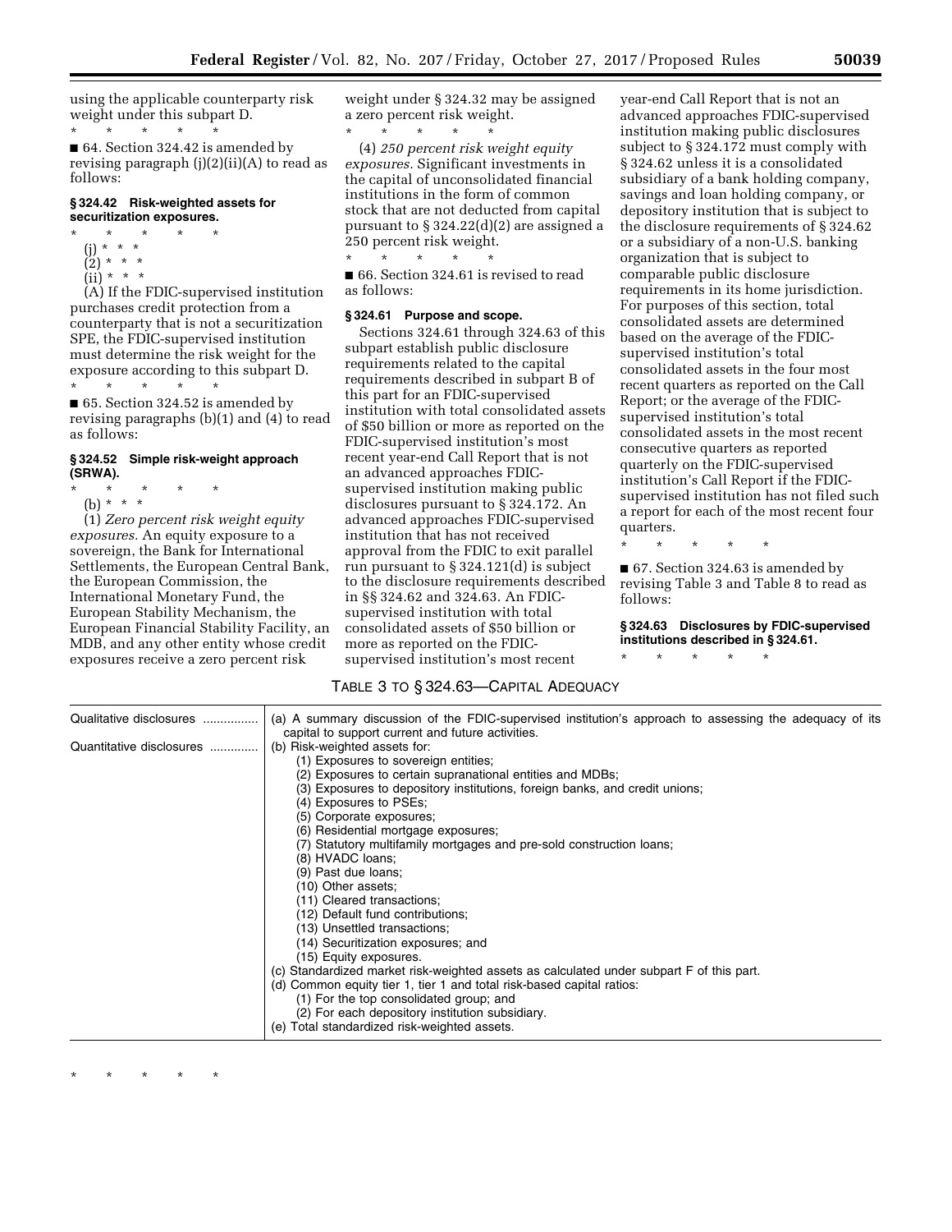using the applicable counterparty risk weight under this subpart D.

\* \* \* \* \*

■ 64. Section 324.42 is amended by revising paragraph (j)(2)(ii)(A) to read as follows:

**§ 324.42 Risk-weighted assets for securitization exposures.**

\* \* \* \* \*

(j) \* \* \*

(2) \* \* \*

(ii) \* \* \*

(A) If the FDIC-supervised institution purchases credit protection from a counterparty that is not a securitization SPE, the FDIC-supervised institution must determine the risk weight for the exposure according to this subpart D.

\* \* \* \* \*

■ 65. Section 324.52 is amended by revising paragraphs (b)(1) and (4) to read as follows:

**§ 324.52 Simple risk-weight approach (SRWA).**

\* \* \* \* \*

(b) \* \* \*

(1) *Zero percent risk weight equity exposures.* An equity exposure to a sovereign, the Bank for International Settlements, the European Central Bank, the European Commission, the International Monetary Fund, the European Stability Mechanism, the European Financial Stability Facility, an MDB, and any other entity whose credit exposures receive a zero percent risk weight under § 324.32 may be assigned a zero percent risk weight.

\* \* \* \* \*

(4) *250 percent risk weight equity exposures.* Significant investments in the capital of unconsolidated financial institutions in the form of common stock that are not deducted from capital pursuant to § 324.22(d)(2) are assigned a 250 percent risk weight.

\* \* \* \* \*

■ 66. Section 324.61 is revised to read as follows:

**§ 324.61 Purpose and scope.**

Sections 324.61 through 324.63 of this subpart establish public disclosure requirements related to the capital requirements described in subpart B of this part for an FDIC-supervised institution with total consolidated assets of $50 billion or more as reported on the FDIC-supervised institution's most recent year-end Call Report that is not an advanced approaches FDIC-supervised institution making public disclosures pursuant to § 324.172. An advanced approaches FDIC-supervised institution that has not received approval from the FDIC to exit parallel run pursuant to § 324.121(d) is subject to the disclosure requirements described in §§ 324.62 and 324.63. An FDIC-supervised institution with total consolidated assets of $50 billion or more as reported on the FDIC-supervised institution's most recent year-end Call Report that is not an advanced approaches FDIC-supervised institution making public disclosures subject to § 324.172 must comply with § 324.62 unless it is a consolidated subsidiary of a bank holding company, savings and loan holding company, or depository institution that is subject to the disclosure requirements of § 324.62 or a subsidiary of a non-U.S. banking organization that is subject to comparable public disclosure requirements in its home jurisdiction. For purposes of this section, total consolidated assets are determined based on the average of the FDIC-supervised institution's total consolidated assets in the four most recent quarters as reported on the Call Report; or the average of the FDIC-supervised institution's total consolidated assets in the most recent consecutive quarters as reported quarterly on the FDIC-supervised institution's Call Report if the FDIC-supervised institution has not filed such a report for each of the most recent four quarters.

\* \* \* \* \*

■ 67. Section 324.63 is amended by revising Table 3 and Table 8 to read as follows:

**§ 324.63 Disclosures by FDIC-supervised institutions described in § 324.61.**

\* \* \* \* \*

TABLE 3 TO § 324.63—CAPITAL ADEQUACY

| | |
|---|---|
| Qualitative disclosures | (a) A summary discussion of the FDIC-supervised institution's approach to assessing the adequacy of its capital to support current and future activities. |
| Quantitative disclosures | (b) Risk-weighted assets for:<br>(1) Exposures to sovereign entities;<br>(2) Exposures to certain supranational entities and MDBs;<br>(3) Exposures to depository institutions, foreign banks, and credit unions;<br>(4) Exposures to PSEs;<br>(5) Corporate exposures;<br>(6) Residential mortgage exposures;<br>(7) Statutory multifamily mortgages and pre-sold construction loans;<br>(8) HVADC loans;<br>(9) Past due loans;<br>(10) Other assets;<br>(11) Cleared transactions;<br>(12) Default fund contributions;<br>(13) Unsettled transactions;<br>(14) Securitization exposures; and<br>(15) Equity exposures.<br>(c) Standardized market risk-weighted assets as calculated under subpart F of this part.<br>(d) Common equity tier 1, tier 1 and total risk-based capital ratios:<br>(1) For the top consolidated group; and<br>(2) For each depository institution subsidiary.<br>(e) Total standardized risk-weighted assets. |

\* \* \* \* \*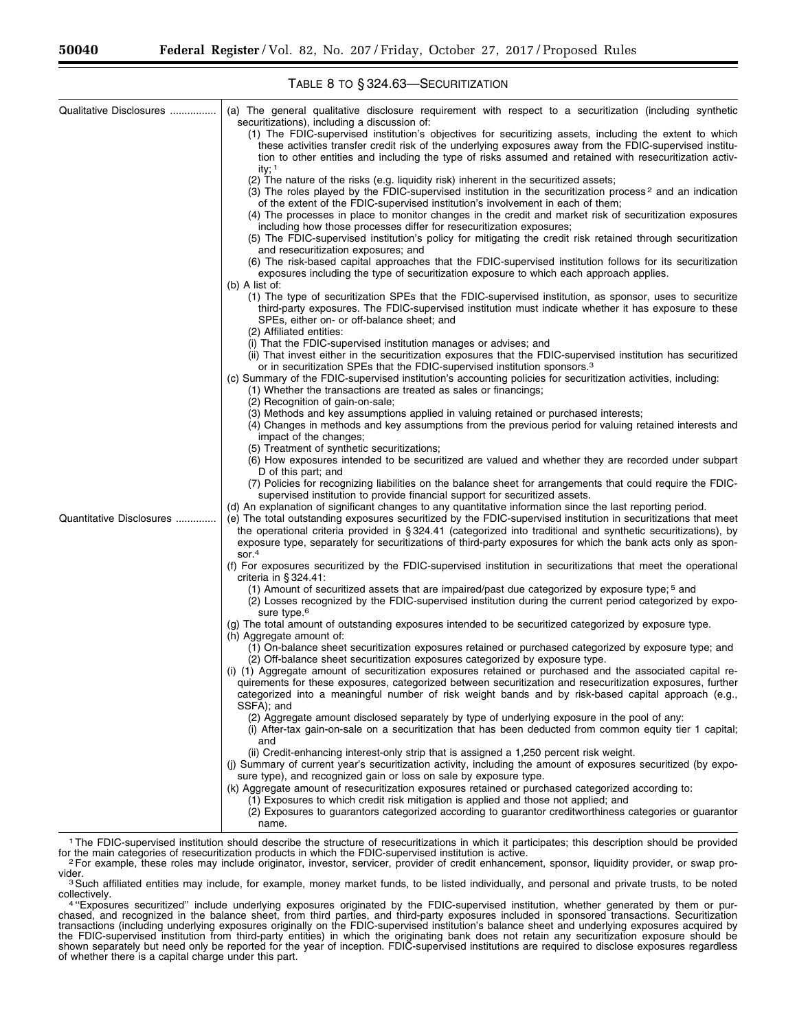## TABLE 8 TO § 324.63—SECURITIZATION

| | |
|---|---|
| Qualitative Disclosures | (a) The general qualitative disclosure requirement with respect to a securitization (including synthetic securitizations), including a discussion of:<br>(1) The FDIC-supervised institution's objectives for securitizing assets, including the extent to which these activities transfer credit risk of the underlying exposures away from the FDIC-supervised institution to other entities and including the type of risks assumed and retained with resecuritization activity; [1]<br>(2) The nature of the risks (e.g. liquidity risk) inherent in the securitized assets;<br>(3) The roles played by the FDIC-supervised institution in the securitization process [2] and an indication of the extent of the FDIC-supervised institution's involvement in each of them;<br>(4) The processes in place to monitor changes in the credit and market risk of securitization exposures including how those processes differ for resecuritization exposures;<br>(5) The FDIC-supervised institution's policy for mitigating the credit risk retained through securitization and resecuritization exposures; and<br>(6) The risk-based capital approaches that the FDIC-supervised institution follows for its securitization exposures including the type of securitization exposure to which each approach applies.<br>(b) A list of:<br>(1) The type of securitization SPEs that the FDIC-supervised institution, as sponsor, uses to securitize third-party exposures. The FDIC-supervised institution must indicate whether it has exposure to these SPEs, either on- or off-balance sheet; and<br>(2) Affiliated entities:<br>(i) That the FDIC-supervised institution manages or advises; and<br>(ii) That invest either in the securitization exposures that the FDIC-supervised institution has securitized or in securitization SPEs that the FDIC-supervised institution sponsors.[3]<br>(c) Summary of the FDIC-supervised institution's accounting policies for securitization activities, including:<br>(1) Whether the transactions are treated as sales or financings;<br>(2) Recognition of gain-on-sale;<br>(3) Methods and key assumptions applied in valuing retained or purchased interests;<br>(4) Changes in methods and key assumptions from the previous period for valuing retained interests and impact of the changes;<br>(5) Treatment of synthetic securitizations;<br>(6) How exposures intended to be securitized are valued and whether they are recorded under subpart D of this part; and<br>(7) Policies for recognizing liabilities on the balance sheet for arrangements that could require the FDIC-supervised institution to provide financial support for securitized assets.<br>(d) An explanation of significant changes to any quantitative information since the last reporting period. |
| Quantitative Disclosures | (e) The total outstanding exposures securitized by the FDIC-supervised institution in securitizations that meet the operational criteria provided in § 324.41 (categorized into traditional and synthetic securitizations), by exposure type, separately for securitizations of third-party exposures for which the bank acts only as sponsor.[4]<br>(f) For exposures securitized by the FDIC-supervised institution in securitizations that meet the operational criteria in § 324.41:<br>(1) Amount of securitized assets that are impaired/past due categorized by exposure type; [5] and<br>(2) Losses recognized by the FDIC-supervised institution during the current period categorized by exposure type.[6]<br>(g) The total amount of outstanding exposures intended to be securitized categorized by exposure type.<br>(h) Aggregate amount of:<br>(1) On-balance sheet securitization exposures retained or purchased categorized by exposure type; and<br>(2) Off-balance sheet securitization exposures categorized by exposure type.<br>(i) (1) Aggregate amount of securitization exposures retained or purchased and the associated capital requirements for these exposures, categorized between securitization and resecuritization exposures, further categorized into a meaningful number of risk weight bands and by risk-based capital approach (e.g., SSFA); and<br>(2) Aggregate amount disclosed separately by type of underlying exposure in the pool of any:<br>(i) After-tax gain-on-sale on a securitization that has been deducted from common equity tier 1 capital; and<br>(ii) Credit-enhancing interest-only strip that is assigned a 1,250 percent risk weight.<br>(j) Summary of current year's securitization activity, including the amount of exposures securitized (by exposure type), and recognized gain or loss on sale by exposure type.<br>(k) Aggregate amount of resecuritization exposures retained or purchased categorized according to:<br>(1) Exposures to which credit risk mitigation is applied and those not applied; and<br>(2) Exposures to guarantors categorized according to guarantor creditworthiness categories or guarantor name. |

[1] The FDIC-supervised institution should describe the structure of resecuritizations in which it participates; this description should be provided for the main categories of resecuritization products in which the FDIC-supervised institution is active.

[2] For example, these roles may include originator, investor, servicer, provider of credit enhancement, sponsor, liquidity provider, or swap provider.

[3] Such affiliated entities may include, for example, money market funds, to be listed individually, and personal and private trusts, to be noted collectively.

[4] "Exposures securitized" include underlying exposures originated by the FDIC-supervised institution, whether generated by them or purchased, and recognized in the balance sheet, from third parties, and third-party exposures included in sponsored transactions. Securitization transactions (including underlying exposures originally on the FDIC-supervised institution's balance sheet and underlying exposures acquired by the FDIC-supervised institution from third-party entities) in which the originating bank does not retain any securitization exposure should be shown separately but need only be reported for the year of inception. FDIC-supervised institutions are required to disclose exposures regardless of whether there is a capital charge under this part.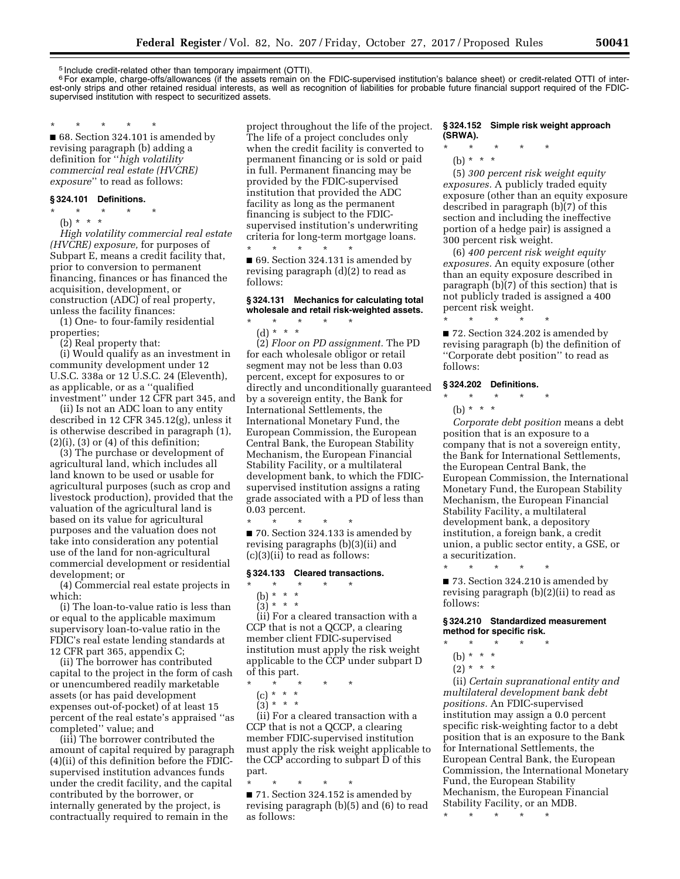[5] Include credit-related other than temporary impairment (OTTI).

[6] For example, charge-offs/allowances (if the assets remain on the FDIC-supervised institution's balance sheet) or credit-related OTTI of interest-only strips and other retained residual interests, as well as recognition of liabilities for probable future financial support required of the FDIC-supervised institution with respect to securitized assets.

\* \* \* \* \*

■ 68. Section 324.101 is amended by revising paragraph (b) adding a definition for ''*high volatility commercial real estate (HVCRE) exposure*'' to read as follows:

### § 324.101 Definitions.

\* \* \* \* \*

(b) \* \* \*

*High volatility commercial real estate (HVCRE) exposure,* for purposes of Subpart E, means a credit facility that, prior to conversion to permanent financing, finances or has financed the acquisition, development, or construction (ADC) of real property, unless the facility finances:

(1) One- to four-family residential properties;

(2) Real property that:

(i) Would qualify as an investment in community development under 12 U.S.C. 338a or 12 U.S.C. 24 (Eleventh), as applicable, or as a ''qualified investment'' under 12 CFR part 345, and

(ii) Is not an ADC loan to any entity described in 12 CFR 345.12(g), unless it is otherwise described in paragraph (1), (2)(i), (3) or (4) of this definition;

(3) The purchase or development of agricultural land, which includes all land known to be used or usable for agricultural purposes (such as crop and livestock production), provided that the valuation of the agricultural land is based on its value for agricultural purposes and the valuation does not take into consideration any potential use of the land for non-agricultural commercial development or residential development; or

(4) Commercial real estate projects in which:

(i) The loan-to-value ratio is less than or equal to the applicable maximum supervisory loan-to-value ratio in the FDIC's real estate lending standards at 12 CFR part 365, appendix C;

(ii) The borrower has contributed capital to the project in the form of cash or unencumbered readily marketable assets (or has paid development expenses out-of-pocket) of at least 15 percent of the real estate's appraised ''as completed'' value; and

(iii) The borrower contributed the amount of capital required by paragraph (4)(ii) of this definition before the FDIC-supervised institution advances funds under the credit facility, and the capital contributed by the borrower, or internally generated by the project, is contractually required to remain in the project throughout the life of the project. The life of a project concludes only when the credit facility is converted to permanent financing or is sold or paid in full. Permanent financing may be provided by the FDIC-supervised institution that provided the ADC facility as long as the permanent financing is subject to the FDIC-supervised institution's underwriting criteria for long-term mortgage loans.

\* \* \* \* \*

■ 69. Section 324.131 is amended by revising paragraph (d)(2) to read as follows:

### § 324.131 Mechanics for calculating total wholesale and retail risk-weighted assets.

\* \* \* \* \*

(d) \* \* \*

(2) *Floor on PD assignment.* The PD for each wholesale obligor or retail segment may not be less than 0.03 percent, except for exposures to or directly and unconditionally guaranteed by a sovereign entity, the Bank for International Settlements, the International Monetary Fund, the European Commission, the European Central Bank, the European Stability Mechanism, the European Financial Stability Facility, or a multilateral development bank, to which the FDIC-supervised institution assigns a rating grade associated with a PD of less than 0.03 percent.

\* \* \* \* \*

■ 70. Section 324.133 is amended by revising paragraphs (b)(3)(ii) and (c)(3)(ii) to read as follows:

### § 324.133 Cleared transactions.

\* \* \* \* \*

(b) \* \* \*

(3) \* \* \*

(ii) For a cleared transaction with a CCP that is not a QCCP, a clearing member client FDIC-supervised institution must apply the risk weight applicable to the CCP under subpart D of this part.

\* \* \* \* \*

(c) \* \* \*

(3) \* \* \*

(ii) For a cleared transaction with a CCP that is not a QCCP, a clearing member FDIC-supervised institution must apply the risk weight applicable to the CCP according to subpart D of this part.

\* \* \* \* \*

■ 71. Section 324.152 is amended by revising paragraph (b)(5) and (6) to read as follows:

### § 324.152 Simple risk weight approach (SRWA).

\* \* \* \* \*

(b) \* \* \*

(5) *300 percent risk weight equity exposures.* A publicly traded equity exposure (other than an equity exposure described in paragraph (b)(7) of this section and including the ineffective portion of a hedge pair) is assigned a 300 percent risk weight.

(6) *400 percent risk weight equity exposures.* An equity exposure (other than an equity exposure described in paragraph (b)(7) of this section) that is not publicly traded is assigned a 400 percent risk weight.

\* \* \* \* \*

■ 72. Section 324.202 is amended by revising paragraph (b) the definition of ''Corporate debt position'' to read as follows:

### § 324.202 Definitions.

\* \* \* \* \*

(b) \* \* \*

*Corporate debt position* means a debt position that is an exposure to a company that is not a sovereign entity, the Bank for International Settlements, the European Central Bank, the European Commission, the International Monetary Fund, the European Stability Mechanism, the European Financial Stability Facility, a multilateral development bank, a depository institution, a foreign bank, a credit union, a public sector entity, a GSE, or a securitization.

\* \* \* \* \*

■ 73. Section 324.210 is amended by revising paragraph (b)(2)(ii) to read as follows:

### § 324.210 Standardized measurement method for specific risk.

\* \* \* \* \*

(b) \* \* \*

(2) \* \* \*

(ii) *Certain supranational entity and multilateral development bank debt positions.* An FDIC-supervised institution may assign a 0.0 percent specific risk-weighting factor to a debt position that is an exposure to the Bank for International Settlements, the European Central Bank, the European Commission, the International Monetary Fund, the European Stability Mechanism, the European Financial Stability Facility, or an MDB.

\* \* \* \* \*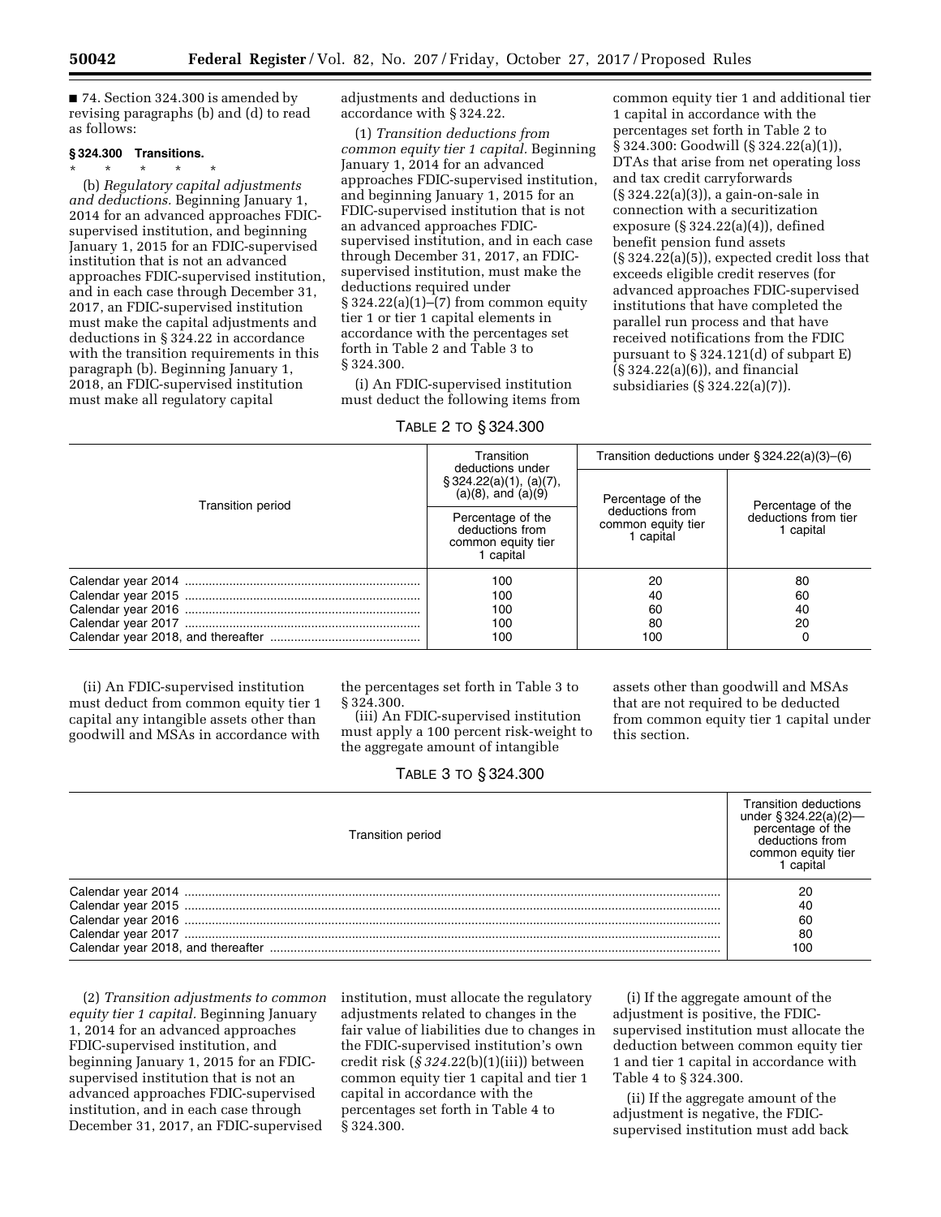■ 74. Section 324.300 is amended by revising paragraphs (b) and (d) to read as follows:

**§ 324.300 Transitions.**

\* \* \* \* \*

(b) *Regulatory capital adjustments and deductions.* Beginning January 1, 2014 for an advanced approaches FDIC-supervised institution, and beginning January 1, 2015 for an FDIC-supervised institution that is not an advanced approaches FDIC-supervised institution, and in each case through December 31, 2017, an FDIC-supervised institution must make the capital adjustments and deductions in § 324.22 in accordance with the transition requirements in this paragraph (b). Beginning January 1, 2018, an FDIC-supervised institution must make all regulatory capital adjustments and deductions in accordance with § 324.22.

(1) *Transition deductions from common equity tier 1 capital.* Beginning January 1, 2014 for an advanced approaches FDIC-supervised institution, and beginning January 1, 2015 for an FDIC-supervised institution that is not an advanced approaches FDIC-supervised institution, and in each case through December 31, 2017, an FDIC-supervised institution, must make the deductions required under § 324.22(a)(1)–(7) from common equity tier 1 or tier 1 capital elements in accordance with the percentages set forth in Table 2 and Table 3 to § 324.300.

(i) An FDIC-supervised institution must deduct the following items from common equity tier 1 and additional tier 1 capital in accordance with the percentages set forth in Table 2 to § 324.300: Goodwill (§ 324.22(a)(1)), DTAs that arise from net operating loss and tax credit carryforwards (§ 324.22(a)(3)), a gain-on-sale in connection with a securitization exposure (§ 324.22(a)(4)), defined benefit pension fund assets (§ 324.22(a)(5)), expected credit loss that exceeds eligible credit reserves (for advanced approaches FDIC-supervised institutions that have completed the parallel run process and that have received notifications from the FDIC pursuant to § 324.121(d) of subpart E) (§ 324.22(a)(6)), and financial subsidiaries (§ 324.22(a)(7)).

TABLE 2 TO § 324.300

| Transition period | Transition deductions under § 324.22(a)(1), (a)(7), (a)(8), and (a)(9) | Transition deductions under § 324.22(a)(3)–(6) | |
|---|---|---|---|
| | Percentage of the deductions from common equity tier 1 capital | Percentage of the deductions from common equity tier 1 capital | Percentage of the deductions from tier 1 capital |
| Calendar year 2014 | 100 | 20 | 80 |
| Calendar year 2015 | 100 | 40 | 60 |
| Calendar year 2016 | 100 | 60 | 40 |
| Calendar year 2017 | 100 | 80 | 20 |
| Calendar year 2018, and thereafter | 100 | 100 | 0 |

(ii) An FDIC-supervised institution must deduct from common equity tier 1 capital any intangible assets other than goodwill and MSAs in accordance with the percentages set forth in Table 3 to § 324.300.

(iii) An FDIC-supervised institution must apply a 100 percent risk-weight to the aggregate amount of intangible assets other than goodwill and MSAs that are not required to be deducted from common equity tier 1 capital under this section.

TABLE 3 TO § 324.300

| Transition period | Transition deductions under § 324.22(a)(2)—percentage of the deductions from common equity tier 1 capital |
|---|---|
| Calendar year 2014 | 20 |
| Calendar year 2015 | 40 |
| Calendar year 2016 | 60 |
| Calendar year 2017 | 80 |
| Calendar year 2018, and thereafter | 100 |

(2) *Transition adjustments to common equity tier 1 capital.* Beginning January 1, 2014 for an advanced approaches FDIC-supervised institution, and beginning January 1, 2015 for an FDIC-supervised institution that is not an advanced approaches FDIC-supervised institution, and in each case through December 31, 2017, an FDIC-supervised institution, must allocate the regulatory adjustments related to changes in the fair value of liabilities due to changes in the FDIC-supervised institution's own credit risk (*§ 324.*22(b)(1)(iii)) between common equity tier 1 capital and tier 1 capital in accordance with the percentages set forth in Table 4 to § 324.300.

(i) If the aggregate amount of the adjustment is positive, the FDIC-supervised institution must allocate the deduction between common equity tier 1 and tier 1 capital in accordance with Table 4 to § 324.300.

(ii) If the aggregate amount of the adjustment is negative, the FDIC-supervised institution must add back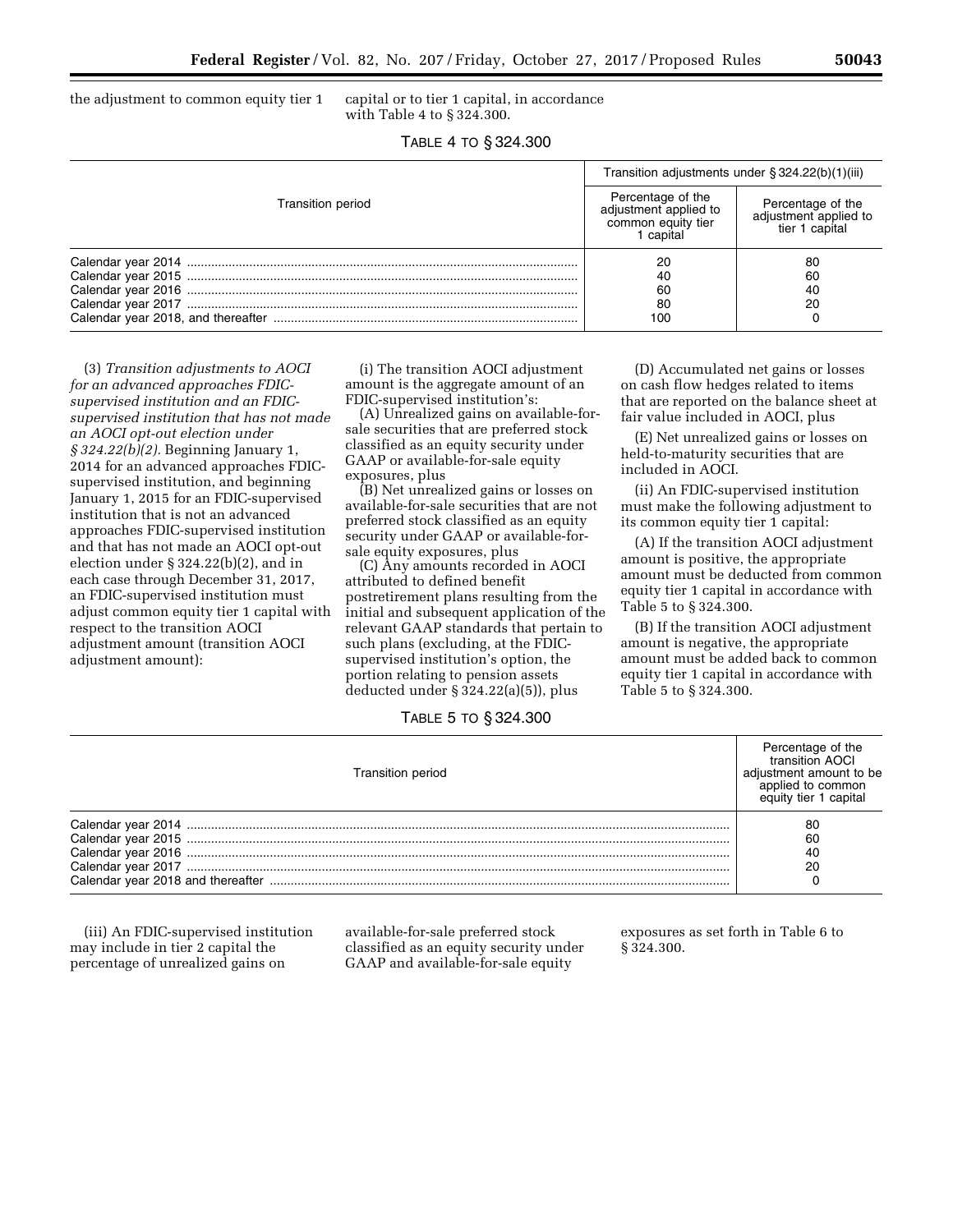the adjustment to common equity tier 1 capital or to tier 1 capital, in accordance with Table 4 to § 324.300.

TABLE 4 TO § 324.300

| Transition period | Transition adjustments under § 324.22(b)(1)(iii) | |
|---|---|---|
| | Percentage of the adjustment applied to common equity tier 1 capital | Percentage of the adjustment applied to tier 1 capital |
| Calendar year 2014 | 20 | 80 |
| Calendar year 2015 | 40 | 60 |
| Calendar year 2016 | 60 | 40 |
| Calendar year 2017 | 80 | 20 |
| Calendar year 2018, and thereafter | 100 | 0 |

(3) *Transition adjustments to AOCI for an advanced approaches FDIC-supervised institution and an FDIC-supervised institution that has not made an AOCI opt-out election under § 324.22(b)(2).* Beginning January 1, 2014 for an advanced approaches FDIC-supervised institution, and beginning January 1, 2015 for an FDIC-supervised institution that is not an advanced approaches FDIC-supervised institution and that has not made an AOCI opt-out election under § 324.22(b)(2), and in each case through December 31, 2017, an FDIC-supervised institution must adjust common equity tier 1 capital with respect to the transition AOCI adjustment amount (transition AOCI adjustment amount):

(i) The transition AOCI adjustment amount is the aggregate amount of an FDIC-supervised institution's:

(A) Unrealized gains on available-for-sale securities that are preferred stock classified as an equity security under GAAP or available-for-sale equity exposures, plus

(B) Net unrealized gains or losses on available-for-sale securities that are not preferred stock classified as an equity security under GAAP or available-for-sale equity exposures, plus

(C) Any amounts recorded in AOCI attributed to defined benefit postretirement plans resulting from the initial and subsequent application of the relevant GAAP standards that pertain to such plans (excluding, at the FDIC-supervised institution's option, the portion relating to pension assets deducted under § 324.22(a)(5)), plus

(D) Accumulated net gains or losses on cash flow hedges related to items that are reported on the balance sheet at fair value included in AOCI, plus

(E) Net unrealized gains or losses on held-to-maturity securities that are included in AOCI.

(ii) An FDIC-supervised institution must make the following adjustment to its common equity tier 1 capital:

(A) If the transition AOCI adjustment amount is positive, the appropriate amount must be deducted from common equity tier 1 capital in accordance with Table 5 to § 324.300.

(B) If the transition AOCI adjustment amount is negative, the appropriate amount must be added back to common equity tier 1 capital in accordance with Table 5 to § 324.300.

TABLE 5 TO § 324.300

| Transition period | Percentage of the transition AOCI adjustment amount to be applied to common equity tier 1 capital |
|---|---|
| Calendar year 2014 | 80 |
| Calendar year 2015 | 60 |
| Calendar year 2016 | 40 |
| Calendar year 2017 | 20 |
| Calendar year 2018 and thereafter | 0 |

(iii) An FDIC-supervised institution may include in tier 2 capital the percentage of unrealized gains on available-for-sale preferred stock classified as an equity security under GAAP and available-for-sale equity exposures as set forth in Table 6 to § 324.300.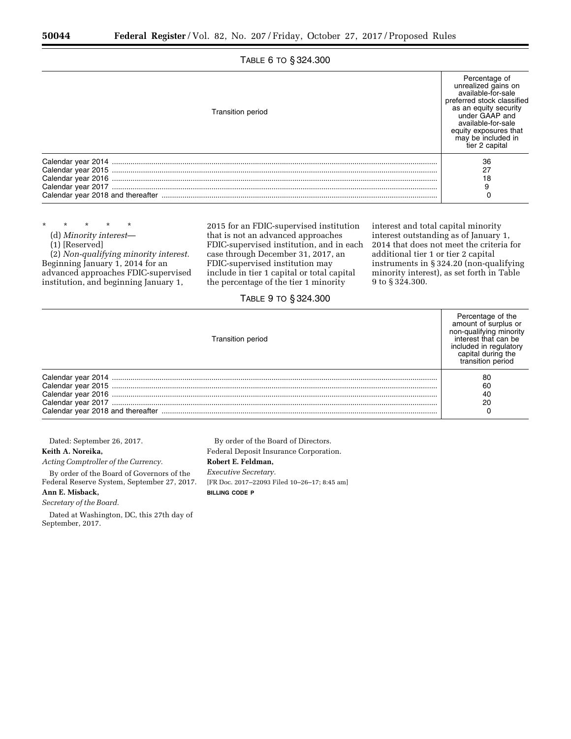TABLE 6 TO § 324.300

| Transition period | Percentage of unrealized gains on available-for-sale preferred stock classified as an equity security under GAAP and available-for-sale equity exposures that may be included in tier 2 capital |
| --- | --- |
| Calendar year 2014 | 36 |
| Calendar year 2015 | 27 |
| Calendar year 2016 | 18 |
| Calendar year 2017 | 9 |
| Calendar year 2018 and thereafter | 0 |

\* \* \* \* \*

(d) *Minority interest*—

(1) [Reserved]

(2) *Non-qualifying minority interest.* Beginning January 1, 2014 for an advanced approaches FDIC-supervised institution, and beginning January 1, 2015 for an FDIC-supervised institution that is not an advanced approaches FDIC-supervised institution, and in each case through December 31, 2017, an FDIC-supervised institution may include in tier 1 capital or total capital the percentage of the tier 1 minority interest and total capital minority interest outstanding as of January 1, 2014 that does not meet the criteria for additional tier 1 or tier 2 capital instruments in § 324.20 (non-qualifying minority interest), as set forth in Table 9 to § 324.300.

TABLE 9 TO § 324.300

| Transition period | Percentage of the amount of surplus or non-qualifying minority interest that can be included in regulatory capital during the transition period |
| --- | --- |
| Calendar year 2014 | 80 |
| Calendar year 2015 | 60 |
| Calendar year 2016 | 40 |
| Calendar year 2017 | 20 |
| Calendar year 2018 and thereafter | 0 |

Dated: September 26, 2017.

**Keith A. Noreika,**

*Acting Comptroller of the Currency.*

By order of the Board of Governors of the Federal Reserve System, September 27, 2017.

**Ann E. Misback,**

*Secretary of the Board.*

Dated at Washington, DC, this 27th day of September, 2017.

By order of the Board of Directors.

Federal Deposit Insurance Corporation.

**Robert E. Feldman,**

*Executive Secretary.*

[FR Doc. 2017–22093 Filed 10–26–17; 8:45 am]

**BILLING CODE P**